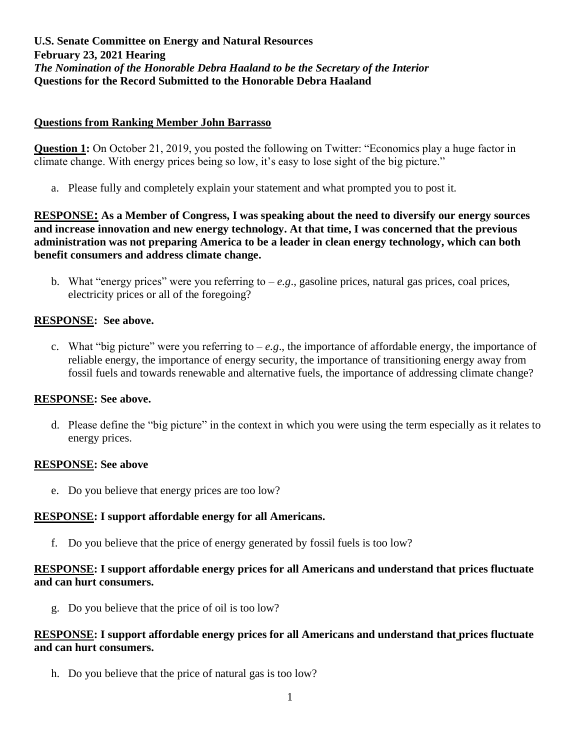**U.S. Senate Committee on Energy and Natural Resources**
**February 23, 2021 Hearing**
***The Nomination of the Honorable Debra Haaland to be the Secretary of the Interior***
**Questions for the Record Submitted to the Honorable Debra Haaland**

## Questions from Ranking Member John Barrasso

**Question 1:** On October 21, 2019, you posted the following on Twitter: "Economics play a huge factor in climate change. With energy prices being so low, it's easy to lose sight of the big picture."

a. Please fully and completely explain your statement and what prompted you to post it.

**RESPONSE: As a Member of Congress, I was speaking about the need to diversify our energy sources and increase innovation and new energy technology. At that time, I was concerned that the previous administration was not preparing America to be a leader in clean energy technology, which can both benefit consumers and address climate change.**

b. What "energy prices" were you referring to – *e.g*., gasoline prices, natural gas prices, coal prices, electricity prices or all of the foregoing?

**RESPONSE: See above.**

c. What "big picture" were you referring to – *e.g*., the importance of affordable energy, the importance of reliable energy, the importance of energy security, the importance of transitioning energy away from fossil fuels and towards renewable and alternative fuels, the importance of addressing climate change?

**RESPONSE: See above.**

d. Please define the "big picture" in the context in which you were using the term especially as it relates to energy prices.

**RESPONSE: See above**

e. Do you believe that energy prices are too low?

**RESPONSE: I support affordable energy for all Americans.**

f. Do you believe that the price of energy generated by fossil fuels is too low?

**RESPONSE: I support affordable energy prices for all Americans and understand that prices fluctuate and can hurt consumers.**

g. Do you believe that the price of oil is too low?

**RESPONSE: I support affordable energy prices for all Americans and understand that prices fluctuate and can hurt consumers.**

h. Do you believe that the price of natural gas is too low?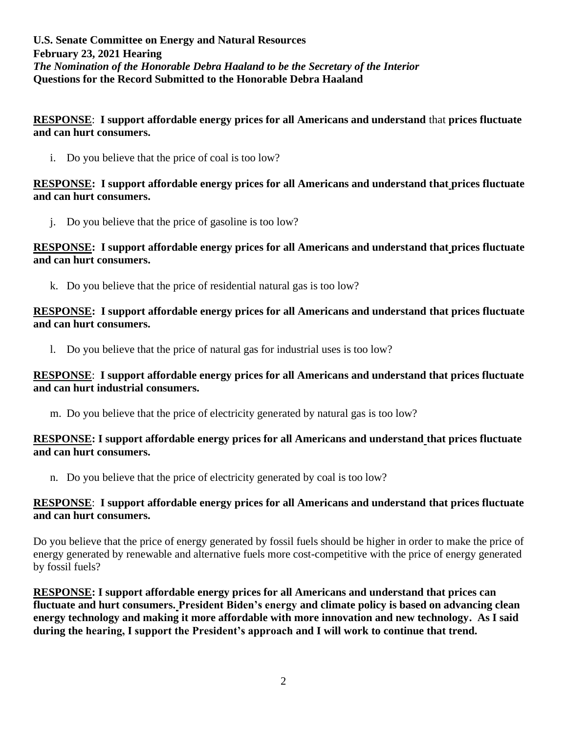**U.S. Senate Committee on Energy and Natural Resources**
**February 23, 2021 Hearing**
***The Nomination of the Honorable Debra Haaland to be the Secretary of the Interior***
**Questions for the Record Submitted to the Honorable Debra Haaland**

**RESPONSE**: **I support affordable energy prices for all Americans and understand** that **prices fluctuate and can hurt consumers.**

i. Do you believe that the price of coal is too low?

**RESPONSE: I support affordable energy prices for all Americans and understand that prices fluctuate and can hurt consumers.**

j. Do you believe that the price of gasoline is too low?

**RESPONSE: I support affordable energy prices for all Americans and understand that prices fluctuate and can hurt consumers.**

k. Do you believe that the price of residential natural gas is too low?

**RESPONSE: I support affordable energy prices for all Americans and understand that prices fluctuate and can hurt consumers.**

l. Do you believe that the price of natural gas for industrial uses is too low?

**RESPONSE**: **I support affordable energy prices for all Americans and understand that prices fluctuate and can hurt industrial consumers.**

m. Do you believe that the price of electricity generated by natural gas is too low?

**RESPONSE: I support affordable energy prices for all Americans and understand that prices fluctuate and can hurt consumers.**

n. Do you believe that the price of electricity generated by coal is too low?

**RESPONSE**: **I support affordable energy prices for all Americans and understand that prices fluctuate and can hurt consumers.**

Do you believe that the price of energy generated by fossil fuels should be higher in order to make the price of energy generated by renewable and alternative fuels more cost-competitive with the price of energy generated by fossil fuels?

**RESPONSE: I support affordable energy prices for all Americans and understand that prices can fluctuate and hurt consumers. President Biden's energy and climate policy is based on advancing clean energy technology and making it more affordable with more innovation and new technology. As I said during the hearing, I support the President's approach and I will work to continue that trend.**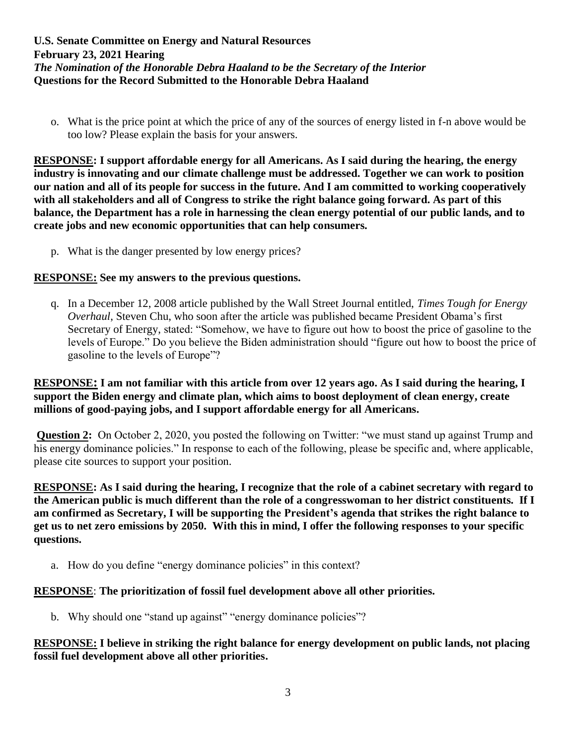o. What is the price point at which the price of any of the sources of energy listed in f-n above would be too low? Please explain the basis for your answers.

**<u>RESPONSE</u>: I support affordable energy for all Americans. As I said during the hearing, the energy industry is innovating and our climate challenge must be addressed. Together we can work to position our nation and all of its people for success in the future. And I am committed to working cooperatively with all stakeholders and all of Congress to strike the right balance going forward. As part of this balance, the Department has a role in harnessing the clean energy potential of our public lands, and to create jobs and new economic opportunities that can help consumers.**

p. What is the danger presented by low energy prices?

**<u>RESPONSE:</u> See my answers to the previous questions.**

q. In a December 12, 2008 article published by the Wall Street Journal entitled, *Times Tough for Energy Overhaul*, Steven Chu, who soon after the article was published became President Obama's first Secretary of Energy, stated: "Somehow, we have to figure out how to boost the price of gasoline to the levels of Europe." Do you believe the Biden administration should "figure out how to boost the price of gasoline to the levels of Europe"?

**<u>RESPONSE:</u> I am not familiar with this article from over 12 years ago. As I said during the hearing, I support the Biden energy and climate plan, which aims to boost deployment of clean energy, create millions of good-paying jobs, and I support affordable energy for all Americans.**

**<u>Question 2:</u>** On October 2, 2020, you posted the following on Twitter: "we must stand up against Trump and his energy dominance policies." In response to each of the following, please be specific and, where applicable, please cite sources to support your position.

**<u>RESPONSE</u>: As I said during the hearing, I recognize that the role of a cabinet secretary with regard to the American public is much different than the role of a congresswoman to her district constituents. If I am confirmed as Secretary, I will be supporting the President's agenda that strikes the right balance to get us to net zero emissions by 2050. With this in mind, I offer the following responses to your specific questions.**

a. How do you define "energy dominance policies" in this context?

**<u>RESPONSE</u>: The prioritization of fossil fuel development above all other priorities.**

b. Why should one "stand up against" "energy dominance policies"?

**<u>RESPONSE:</u> I believe in striking the right balance for energy development on public lands, not placing fossil fuel development above all other priorities.**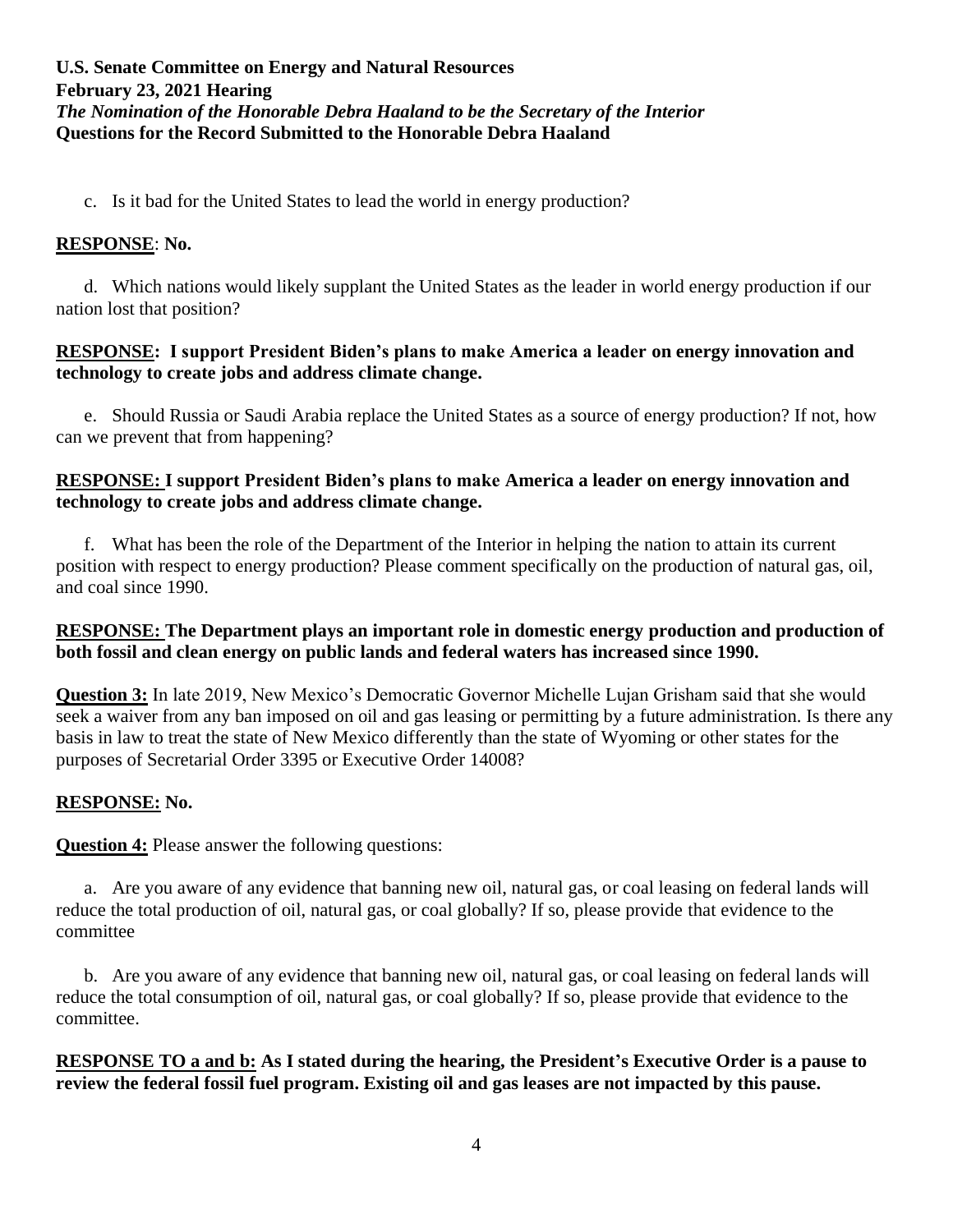c. Is it bad for the United States to lead the world in energy production?

**<u>RESPONSE</u>**: **No.**

d. Which nations would likely supplant the United States as the leader in world energy production if our nation lost that position?

**<u>RESPONSE:</u> I support President Biden's plans to make America a leader on energy innovation and technology to create jobs and address climate change.**

e. Should Russia or Saudi Arabia replace the United States as a source of energy production? If not, how can we prevent that from happening?

**<u>RESPONSE:</u> I support President Biden's plans to make America a leader on energy innovation and technology to create jobs and address climate change.**

f. What has been the role of the Department of the Interior in helping the nation to attain its current position with respect to energy production? Please comment specifically on the production of natural gas, oil, and coal since 1990.

**<u>RESPONSE:</u> The Department plays an important role in domestic energy production and production of both fossil and clean energy on public lands and federal waters has increased since 1990.**

**<u>Question 3:</u>** In late 2019, New Mexico's Democratic Governor Michelle Lujan Grisham said that she would seek a waiver from any ban imposed on oil and gas leasing or permitting by a future administration. Is there any basis in law to treat the state of New Mexico differently than the state of Wyoming or other states for the purposes of Secretarial Order 3395 or Executive Order 14008?

**<u>RESPONSE:</u> No.**

**<u>Question 4:</u>** Please answer the following questions:

a. Are you aware of any evidence that banning new oil, natural gas, or coal leasing on federal lands will reduce the total production of oil, natural gas, or coal globally? If so, please provide that evidence to the committee

b. Are you aware of any evidence that banning new oil, natural gas, or coal leasing on federal lands will reduce the total consumption of oil, natural gas, or coal globally? If so, please provide that evidence to the committee.

**<u>RESPONSE TO a and b:</u> As I stated during the hearing, the President's Executive Order is a pause to review the federal fossil fuel program. Existing oil and gas leases are not impacted by this pause.**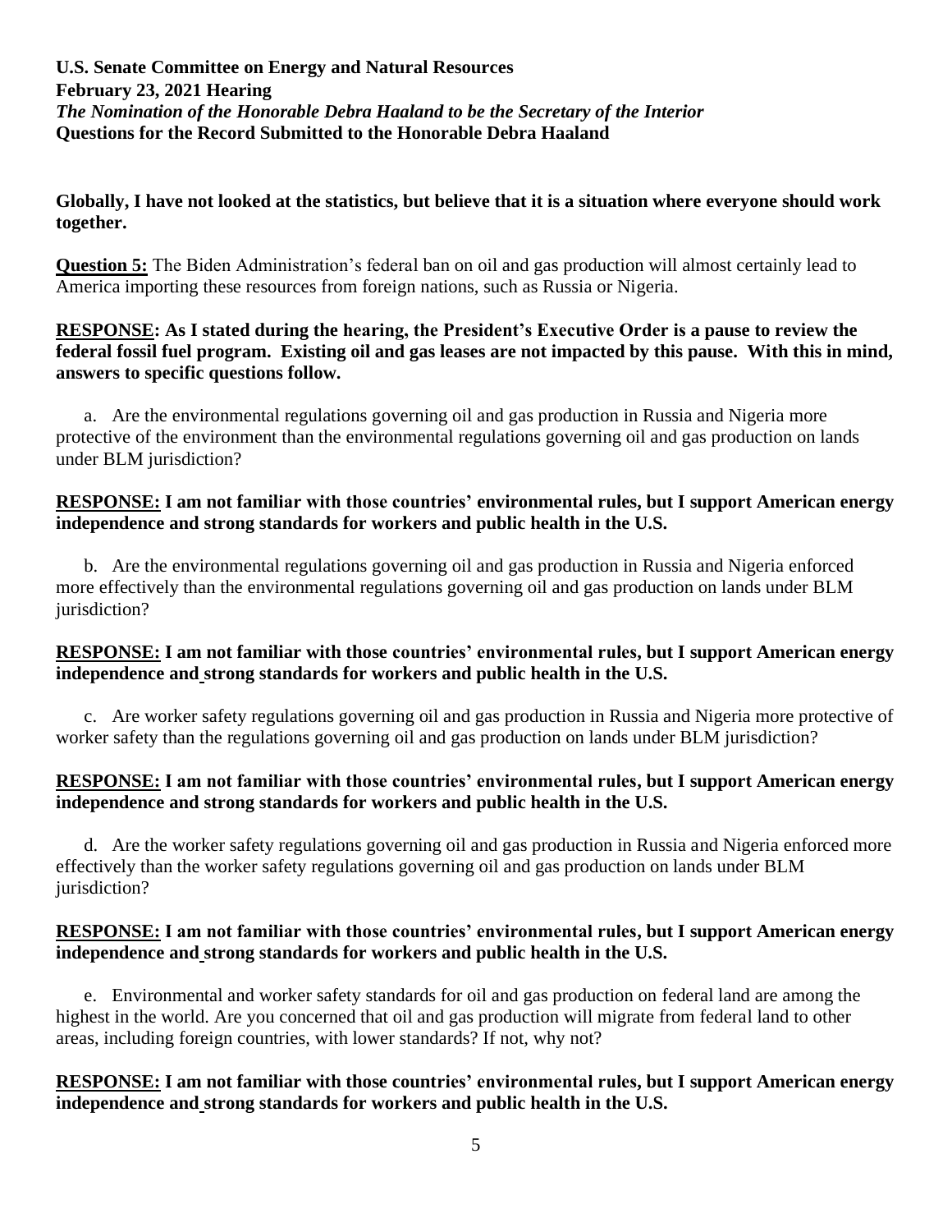**U.S. Senate Committee on Energy and Natural Resources**
**February 23, 2021 Hearing**
***The Nomination of the Honorable Debra Haaland to be the Secretary of the Interior***
**Questions for the Record Submitted to the Honorable Debra Haaland**

**Globally, I have not looked at the statistics, but believe that it is a situation where everyone should work together.**

**Question 5:** The Biden Administration's federal ban on oil and gas production will almost certainly lead to America importing these resources from foreign nations, such as Russia or Nigeria.

**RESPONSE: As I stated during the hearing, the President's Executive Order is a pause to review the federal fossil fuel program. Existing oil and gas leases are not impacted by this pause. With this in mind, answers to specific questions follow.**

a. Are the environmental regulations governing oil and gas production in Russia and Nigeria more protective of the environment than the environmental regulations governing oil and gas production on lands under BLM jurisdiction?

**RESPONSE: I am not familiar with those countries' environmental rules, but I support American energy independence and strong standards for workers and public health in the U.S.**

b. Are the environmental regulations governing oil and gas production in Russia and Nigeria enforced more effectively than the environmental regulations governing oil and gas production on lands under BLM jurisdiction?

**RESPONSE: I am not familiar with those countries' environmental rules, but I support American energy independence and strong standards for workers and public health in the U.S.**

c. Are worker safety regulations governing oil and gas production in Russia and Nigeria more protective of worker safety than the regulations governing oil and gas production on lands under BLM jurisdiction?

**RESPONSE: I am not familiar with those countries' environmental rules, but I support American energy independence and strong standards for workers and public health in the U.S.**

d. Are the worker safety regulations governing oil and gas production in Russia and Nigeria enforced more effectively than the worker safety regulations governing oil and gas production on lands under BLM jurisdiction?

**RESPONSE: I am not familiar with those countries' environmental rules, but I support American energy independence and strong standards for workers and public health in the U.S.**

e. Environmental and worker safety standards for oil and gas production on federal land are among the highest in the world. Are you concerned that oil and gas production will migrate from federal land to other areas, including foreign countries, with lower standards? If not, why not?

**RESPONSE: I am not familiar with those countries' environmental rules, but I support American energy independence and strong standards for workers and public health in the U.S.**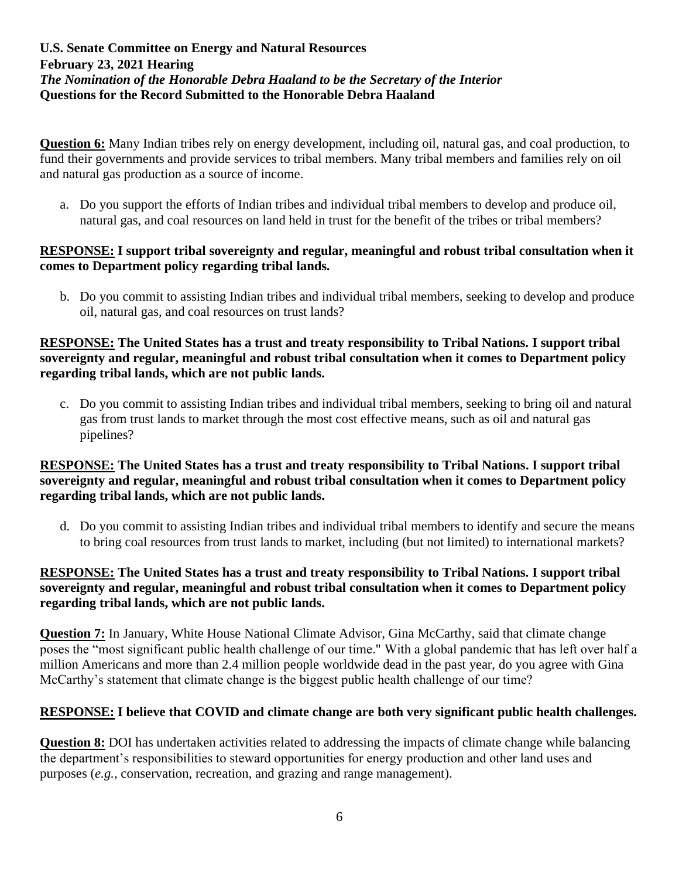**U.S. Senate Committee on Energy and Natural Resources**
**February 23, 2021 Hearing**
***The Nomination of the Honorable Debra Haaland to be the Secretary of the Interior***
**Questions for the Record Submitted to the Honorable Debra Haaland**

**Question 6:** Many Indian tribes rely on energy development, including oil, natural gas, and coal production, to fund their governments and provide services to tribal members. Many tribal members and families rely on oil and natural gas production as a source of income.

a. Do you support the efforts of Indian tribes and individual tribal members to develop and produce oil, natural gas, and coal resources on land held in trust for the benefit of the tribes or tribal members?

**RESPONSE: I support tribal sovereignty and regular, meaningful and robust tribal consultation when it comes to Department policy regarding tribal lands.**

b. Do you commit to assisting Indian tribes and individual tribal members, seeking to develop and produce oil, natural gas, and coal resources on trust lands?

**RESPONSE: The United States has a trust and treaty responsibility to Tribal Nations. I support tribal sovereignty and regular, meaningful and robust tribal consultation when it comes to Department policy regarding tribal lands, which are not public lands.**

c. Do you commit to assisting Indian tribes and individual tribal members, seeking to bring oil and natural gas from trust lands to market through the most cost effective means, such as oil and natural gas pipelines?

**RESPONSE: The United States has a trust and treaty responsibility to Tribal Nations. I support tribal sovereignty and regular, meaningful and robust tribal consultation when it comes to Department policy regarding tribal lands, which are not public lands.**

d. Do you commit to assisting Indian tribes and individual tribal members to identify and secure the means to bring coal resources from trust lands to market, including (but not limited) to international markets?

**RESPONSE: The United States has a trust and treaty responsibility to Tribal Nations. I support tribal sovereignty and regular, meaningful and robust tribal consultation when it comes to Department policy regarding tribal lands, which are not public lands.**

**Question 7:** In January, White House National Climate Advisor, Gina McCarthy, said that climate change poses the "most significant public health challenge of our time." With a global pandemic that has left over half a million Americans and more than 2.4 million people worldwide dead in the past year, do you agree with Gina McCarthy's statement that climate change is the biggest public health challenge of our time?

**RESPONSE: I believe that COVID and climate change are both very significant public health challenges.**

**Question 8:** DOI has undertaken activities related to addressing the impacts of climate change while balancing the department's responsibilities to steward opportunities for energy production and other land uses and purposes (*e.g.,* conservation, recreation, and grazing and range management).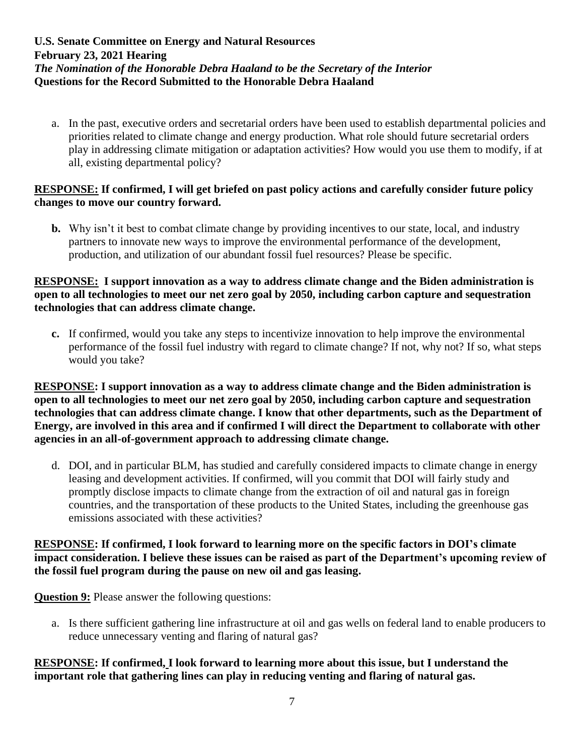**U.S. Senate Committee on Energy and Natural Resources**
**February 23, 2021 Hearing**
***The Nomination of the Honorable Debra Haaland to be the Secretary of the Interior***
**Questions for the Record Submitted to the Honorable Debra Haaland**

a. In the past, executive orders and secretarial orders have been used to establish departmental policies and priorities related to climate change and energy production. What role should future secretarial orders play in addressing climate mitigation or adaptation activities? How would you use them to modify, if at all, existing departmental policy?

**RESPONSE: If confirmed, I will get briefed on past policy actions and carefully consider future policy changes to move our country forward.**

**b.** Why isn't it best to combat climate change by providing incentives to our state, local, and industry partners to innovate new ways to improve the environmental performance of the development, production, and utilization of our abundant fossil fuel resources? Please be specific.

**RESPONSE: I support innovation as a way to address climate change and the Biden administration is open to all technologies to meet our net zero goal by 2050, including carbon capture and sequestration technologies that can address climate change.**

**c.** If confirmed, would you take any steps to incentivize innovation to help improve the environmental performance of the fossil fuel industry with regard to climate change? If not, why not? If so, what steps would you take?

**RESPONSE: I support innovation as a way to address climate change and the Biden administration is open to all technologies to meet our net zero goal by 2050, including carbon capture and sequestration technologies that can address climate change. I know that other departments, such as the Department of Energy, are involved in this area and if confirmed I will direct the Department to collaborate with other agencies in an all-of-government approach to addressing climate change.**

d. DOI, and in particular BLM, has studied and carefully considered impacts to climate change in energy leasing and development activities. If confirmed, will you commit that DOI will fairly study and promptly disclose impacts to climate change from the extraction of oil and natural gas in foreign countries, and the transportation of these products to the United States, including the greenhouse gas emissions associated with these activities?

**RESPONSE: If confirmed, I look forward to learning more on the specific factors in DOI's climate impact consideration. I believe these issues can be raised as part of the Department's upcoming review of the fossil fuel program during the pause on new oil and gas leasing.**

**Question 9:** Please answer the following questions:

a. Is there sufficient gathering line infrastructure at oil and gas wells on federal land to enable producers to reduce unnecessary venting and flaring of natural gas?

**RESPONSE: If confirmed, I look forward to learning more about this issue, but I understand the important role that gathering lines can play in reducing venting and flaring of natural gas.**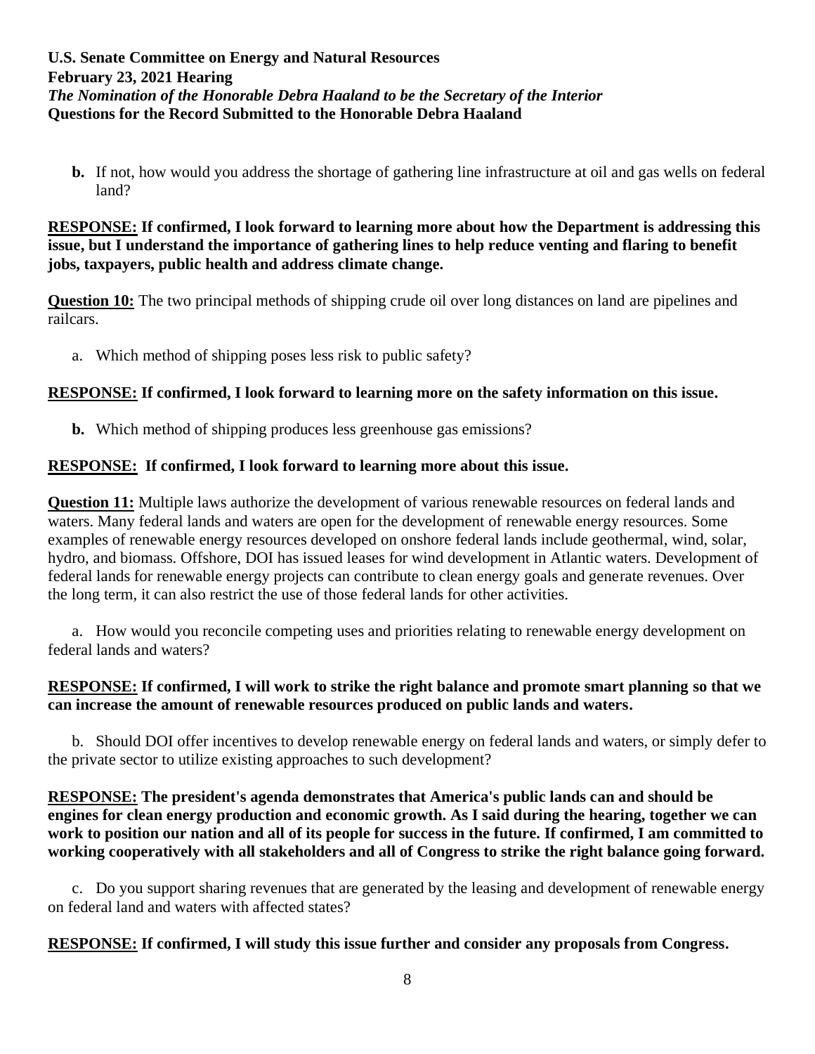**b.** If not, how would you address the shortage of gathering line infrastructure at oil and gas wells on federal land?

**RESPONSE: If confirmed, I look forward to learning more about how the Department is addressing this issue, but I understand the importance of gathering lines to help reduce venting and flaring to benefit jobs, taxpayers, public health and address climate change.**

**Question 10:** The two principal methods of shipping crude oil over long distances on land are pipelines and railcars.

a. Which method of shipping poses less risk to public safety?

**RESPONSE: If confirmed, I look forward to learning more on the safety information on this issue.**

**b.** Which method of shipping produces less greenhouse gas emissions?

**RESPONSE: If confirmed, I look forward to learning more about this issue.**

**Question 11:** Multiple laws authorize the development of various renewable resources on federal lands and waters. Many federal lands and waters are open for the development of renewable energy resources. Some examples of renewable energy resources developed on onshore federal lands include geothermal, wind, solar, hydro, and biomass. Offshore, DOI has issued leases for wind development in Atlantic waters. Development of federal lands for renewable energy projects can contribute to clean energy goals and generate revenues. Over the long term, it can also restrict the use of those federal lands for other activities.

a. How would you reconcile competing uses and priorities relating to renewable energy development on federal lands and waters?

**RESPONSE: If confirmed, I will work to strike the right balance and promote smart planning so that we can increase the amount of renewable resources produced on public lands and waters.**

b. Should DOI offer incentives to develop renewable energy on federal lands and waters, or simply defer to the private sector to utilize existing approaches to such development?

**RESPONSE: The president's agenda demonstrates that America's public lands can and should be engines for clean energy production and economic growth. As I said during the hearing, together we can work to position our nation and all of its people for success in the future. If confirmed, I am committed to working cooperatively with all stakeholders and all of Congress to strike the right balance going forward.**

c. Do you support sharing revenues that are generated by the leasing and development of renewable energy on federal land and waters with affected states?

**RESPONSE: If confirmed, I will study this issue further and consider any proposals from Congress.**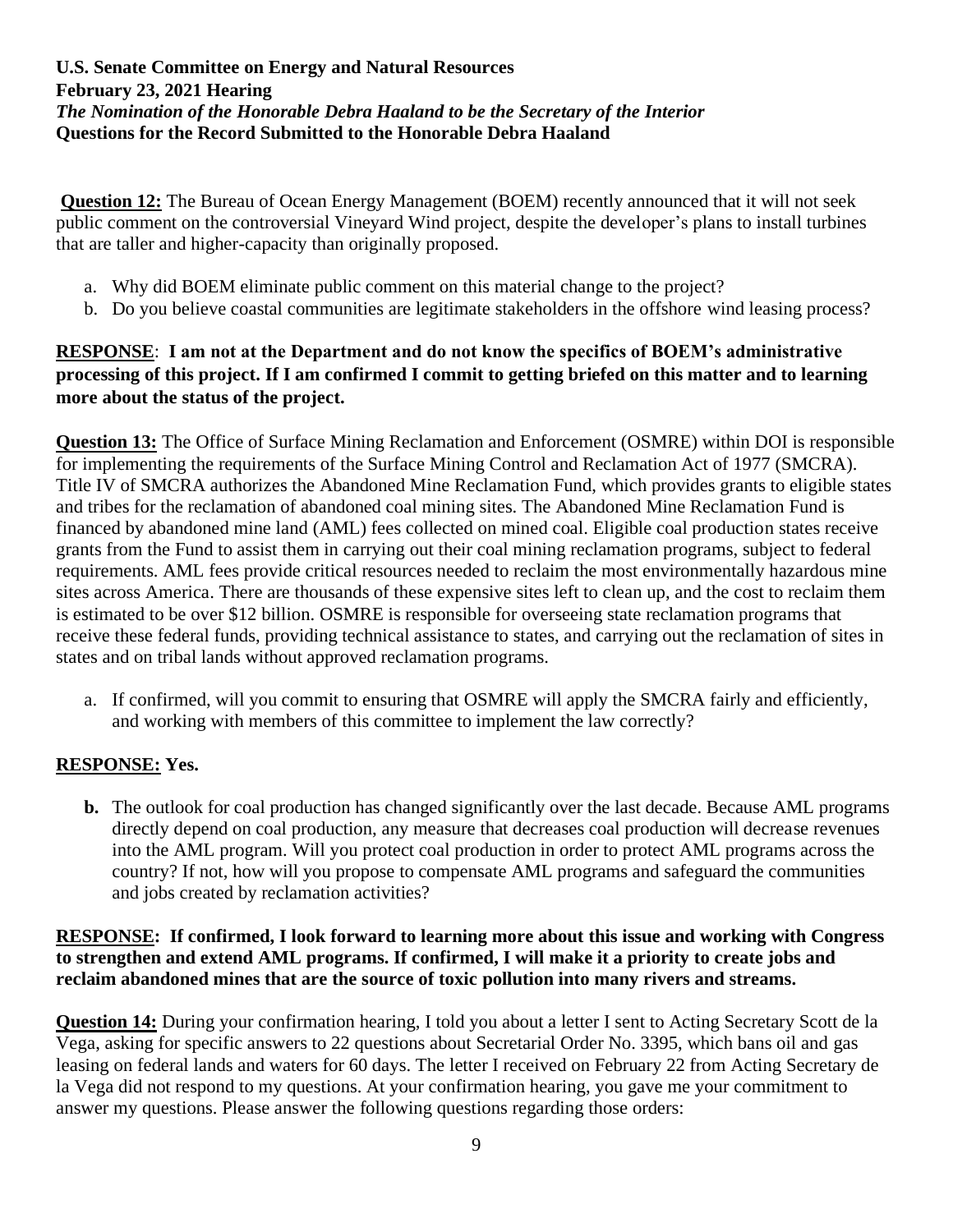**U.S. Senate Committee on Energy and Natural Resources**
**February 23, 2021 Hearing**
***The Nomination of the Honorable Debra Haaland to be the Secretary of the Interior***
**Questions for the Record Submitted to the Honorable Debra Haaland**

**Question 12:** The Bureau of Ocean Energy Management (BOEM) recently announced that it will not seek public comment on the controversial Vineyard Wind project, despite the developer's plans to install turbines that are taller and higher-capacity than originally proposed.

a. Why did BOEM eliminate public comment on this material change to the project?
b. Do you believe coastal communities are legitimate stakeholders in the offshore wind leasing process?

**RESPONSE**: **I am not at the Department and do not know the specifics of BOEM's administrative processing of this project. If I am confirmed I commit to getting briefed on this matter and to learning more about the status of the project.**

**Question 13:** The Office of Surface Mining Reclamation and Enforcement (OSMRE) within DOI is responsible for implementing the requirements of the Surface Mining Control and Reclamation Act of 1977 (SMCRA). Title IV of SMCRA authorizes the Abandoned Mine Reclamation Fund, which provides grants to eligible states and tribes for the reclamation of abandoned coal mining sites. The Abandoned Mine Reclamation Fund is financed by abandoned mine land (AML) fees collected on mined coal. Eligible coal production states receive grants from the Fund to assist them in carrying out their coal mining reclamation programs, subject to federal requirements. AML fees provide critical resources needed to reclaim the most environmentally hazardous mine sites across America. There are thousands of these expensive sites left to clean up, and the cost to reclaim them is estimated to be over $12 billion. OSMRE is responsible for overseeing state reclamation programs that receive these federal funds, providing technical assistance to states, and carrying out the reclamation of sites in states and on tribal lands without approved reclamation programs.

a. If confirmed, will you commit to ensuring that OSMRE will apply the SMCRA fairly and efficiently, and working with members of this committee to implement the law correctly?

**RESPONSE: Yes.**

**b.** The outlook for coal production has changed significantly over the last decade. Because AML programs directly depend on coal production, any measure that decreases coal production will decrease revenues into the AML program. Will you protect coal production in order to protect AML programs across the country? If not, how will you propose to compensate AML programs and safeguard the communities and jobs created by reclamation activities?

**RESPONSE: If confirmed, I look forward to learning more about this issue and working with Congress to strengthen and extend AML programs. If confirmed, I will make it a priority to create jobs and reclaim abandoned mines that are the source of toxic pollution into many rivers and streams.**

**Question 14:** During your confirmation hearing, I told you about a letter I sent to Acting Secretary Scott de la Vega, asking for specific answers to 22 questions about Secretarial Order No. 3395, which bans oil and gas leasing on federal lands and waters for 60 days. The letter I received on February 22 from Acting Secretary de la Vega did not respond to my questions. At your confirmation hearing, you gave me your commitment to answer my questions. Please answer the following questions regarding those orders: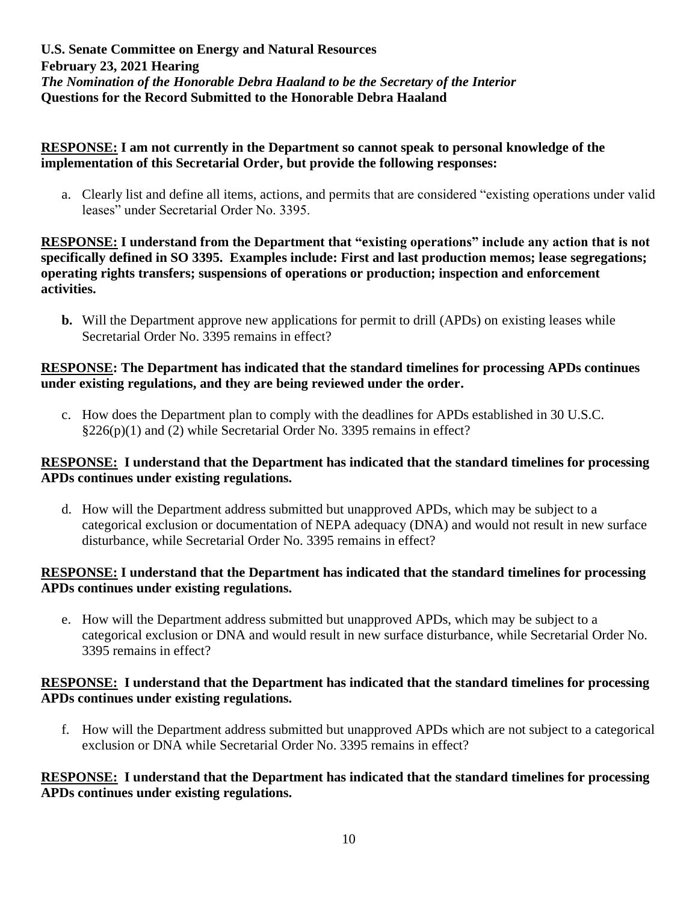**RESPONSE:** **I am not currently in the Department so cannot speak to personal knowledge of the implementation of this Secretarial Order, but provide the following responses:**

a. Clearly list and define all items, actions, and permits that are considered "existing operations under valid leases" under Secretarial Order No. 3395.

**RESPONSE:** **I understand from the Department that "existing operations" include any action that is not specifically defined in SO 3395. Examples include: First and last production memos; lease segregations; operating rights transfers; suspensions of operations or production; inspection and enforcement activities.**

b. Will the Department approve new applications for permit to drill (APDs) on existing leases while Secretarial Order No. 3395 remains in effect?

**RESPONSE:** **The Department has indicated that the standard timelines for processing APDs continues under existing regulations, and they are being reviewed under the order.**

c. How does the Department plan to comply with the deadlines for APDs established in 30 U.S.C. §226(p)(1) and (2) while Secretarial Order No. 3395 remains in effect?

**RESPONSE:** **I understand that the Department has indicated that the standard timelines for processing APDs continues under existing regulations.**

d. How will the Department address submitted but unapproved APDs, which may be subject to a categorical exclusion or documentation of NEPA adequacy (DNA) and would not result in new surface disturbance, while Secretarial Order No. 3395 remains in effect?

**RESPONSE:** **I understand that the Department has indicated that the standard timelines for processing APDs continues under existing regulations.**

e. How will the Department address submitted but unapproved APDs, which may be subject to a categorical exclusion or DNA and would result in new surface disturbance, while Secretarial Order No. 3395 remains in effect?

**RESPONSE:** **I understand that the Department has indicated that the standard timelines for processing APDs continues under existing regulations.**

f. How will the Department address submitted but unapproved APDs which are not subject to a categorical exclusion or DNA while Secretarial Order No. 3395 remains in effect?

**RESPONSE:** **I understand that the Department has indicated that the standard timelines for processing APDs continues under existing regulations.**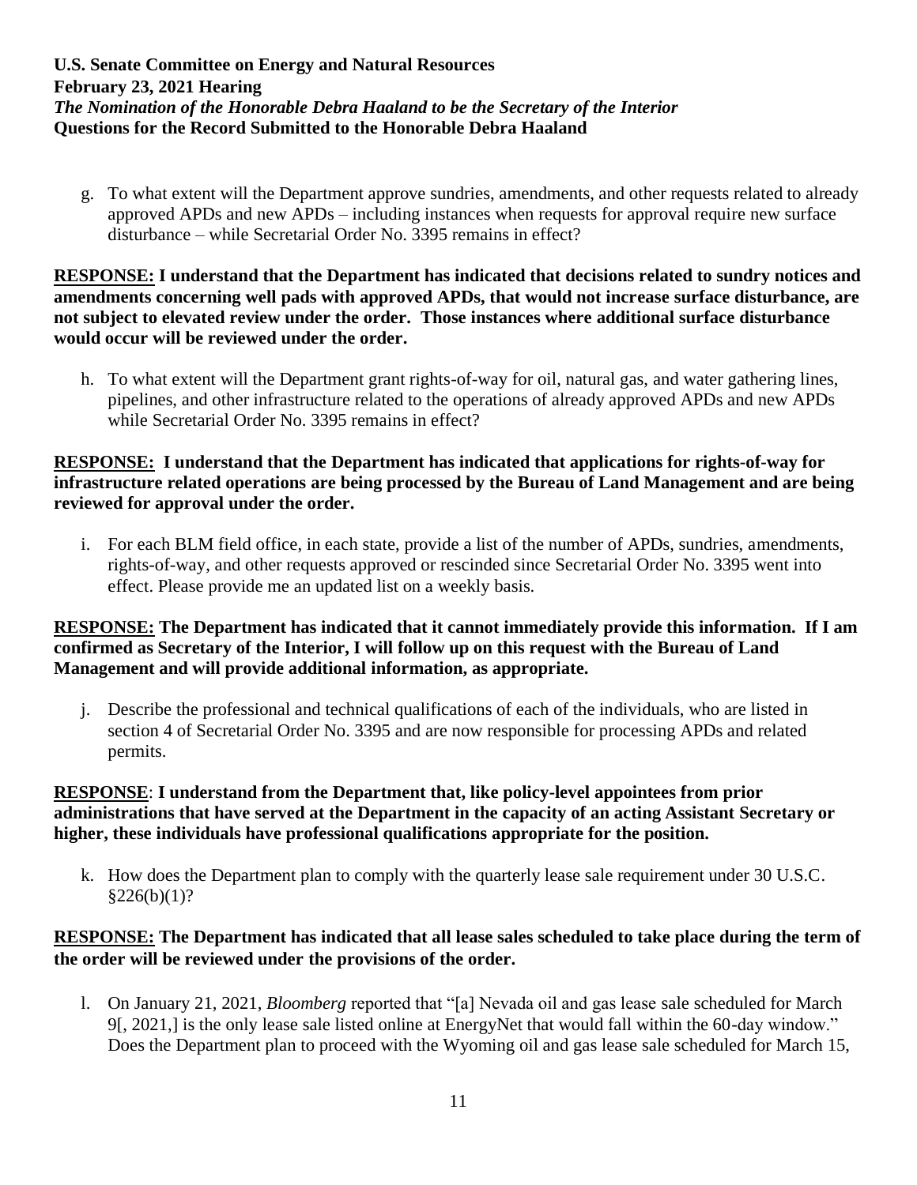g. To what extent will the Department approve sundries, amendments, and other requests related to already approved APDs and new APDs – including instances when requests for approval require new surface disturbance – while Secretarial Order No. 3395 remains in effect?

**RESPONSE: I understand that the Department has indicated that decisions related to sundry notices and amendments concerning well pads with approved APDs, that would not increase surface disturbance, are not subject to elevated review under the order. Those instances where additional surface disturbance would occur will be reviewed under the order.**

h. To what extent will the Department grant rights-of-way for oil, natural gas, and water gathering lines, pipelines, and other infrastructure related to the operations of already approved APDs and new APDs while Secretarial Order No. 3395 remains in effect?

**RESPONSE: I understand that the Department has indicated that applications for rights-of-way for infrastructure related operations are being processed by the Bureau of Land Management and are being reviewed for approval under the order.**

i. For each BLM field office, in each state, provide a list of the number of APDs, sundries, amendments, rights-of-way, and other requests approved or rescinded since Secretarial Order No. 3395 went into effect. Please provide me an updated list on a weekly basis.

**RESPONSE: The Department has indicated that it cannot immediately provide this information. If I am confirmed as Secretary of the Interior, I will follow up on this request with the Bureau of Land Management and will provide additional information, as appropriate.**

j. Describe the professional and technical qualifications of each of the individuals, who are listed in section 4 of Secretarial Order No. 3395 and are now responsible for processing APDs and related permits.

**RESPONSE**: **I understand from the Department that, like policy-level appointees from prior administrations that have served at the Department in the capacity of an acting Assistant Secretary or higher, these individuals have professional qualifications appropriate for the position.**

k. How does the Department plan to comply with the quarterly lease sale requirement under 30 U.S.C. §226(b)(1)?

**RESPONSE: The Department has indicated that all lease sales scheduled to take place during the term of the order will be reviewed under the provisions of the order.**

l. On January 21, 2021, *Bloomberg* reported that "[a] Nevada oil and gas lease sale scheduled for March 9[, 2021,] is the only lease sale listed online at EnergyNet that would fall within the 60-day window." Does the Department plan to proceed with the Wyoming oil and gas lease sale scheduled for March 15,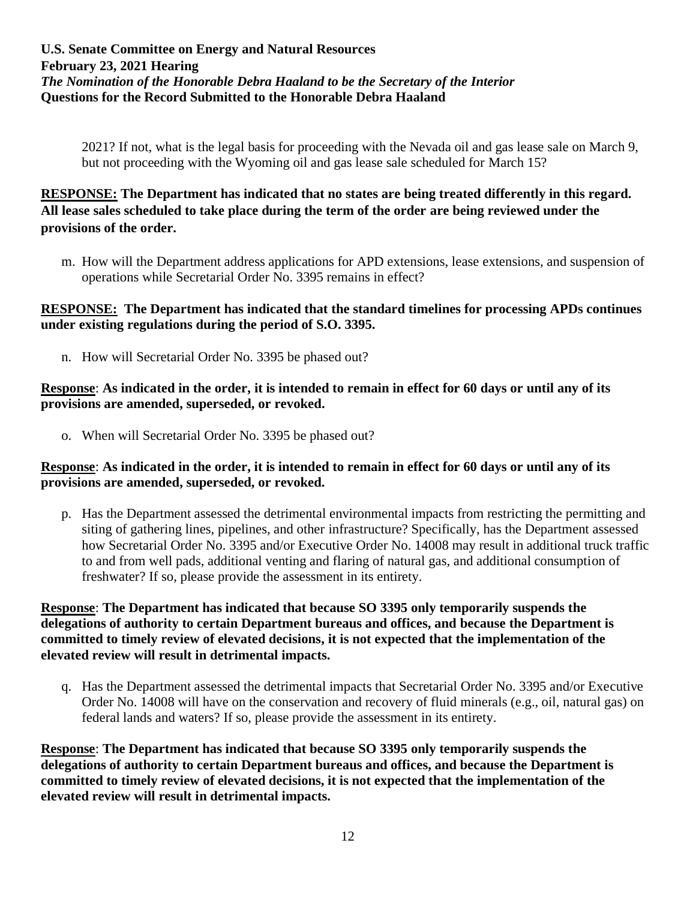2021? If not, what is the legal basis for proceeding with the Nevada oil and gas lease sale on March 9, but not proceeding with the Wyoming oil and gas lease sale scheduled for March 15?

**RESPONSE: The Department has indicated that no states are being treated differently in this regard. All lease sales scheduled to take place during the term of the order are being reviewed under the provisions of the order.**

m. How will the Department address applications for APD extensions, lease extensions, and suspension of operations while Secretarial Order No. 3395 remains in effect?

**RESPONSE: The Department has indicated that the standard timelines for processing APDs continues under existing regulations during the period of S.O. 3395.**

n. How will Secretarial Order No. 3395 be phased out?

**Response: As indicated in the order, it is intended to remain in effect for 60 days or until any of its provisions are amended, superseded, or revoked.**

o. When will Secretarial Order No. 3395 be phased out?

**Response: As indicated in the order, it is intended to remain in effect for 60 days or until any of its provisions are amended, superseded, or revoked.**

p. Has the Department assessed the detrimental environmental impacts from restricting the permitting and siting of gathering lines, pipelines, and other infrastructure? Specifically, has the Department assessed how Secretarial Order No. 3395 and/or Executive Order No. 14008 may result in additional truck traffic to and from well pads, additional venting and flaring of natural gas, and additional consumption of freshwater? If so, please provide the assessment in its entirety.

**Response: The Department has indicated that because SO 3395 only temporarily suspends the delegations of authority to certain Department bureaus and offices, and because the Department is committed to timely review of elevated decisions, it is not expected that the implementation of the elevated review will result in detrimental impacts.**

q. Has the Department assessed the detrimental impacts that Secretarial Order No. 3395 and/or Executive Order No. 14008 will have on the conservation and recovery of fluid minerals (e.g., oil, natural gas) on federal lands and waters? If so, please provide the assessment in its entirety.

**Response: The Department has indicated that because SO 3395 only temporarily suspends the delegations of authority to certain Department bureaus and offices, and because the Department is committed to timely review of elevated decisions, it is not expected that the implementation of the elevated review will result in detrimental impacts.**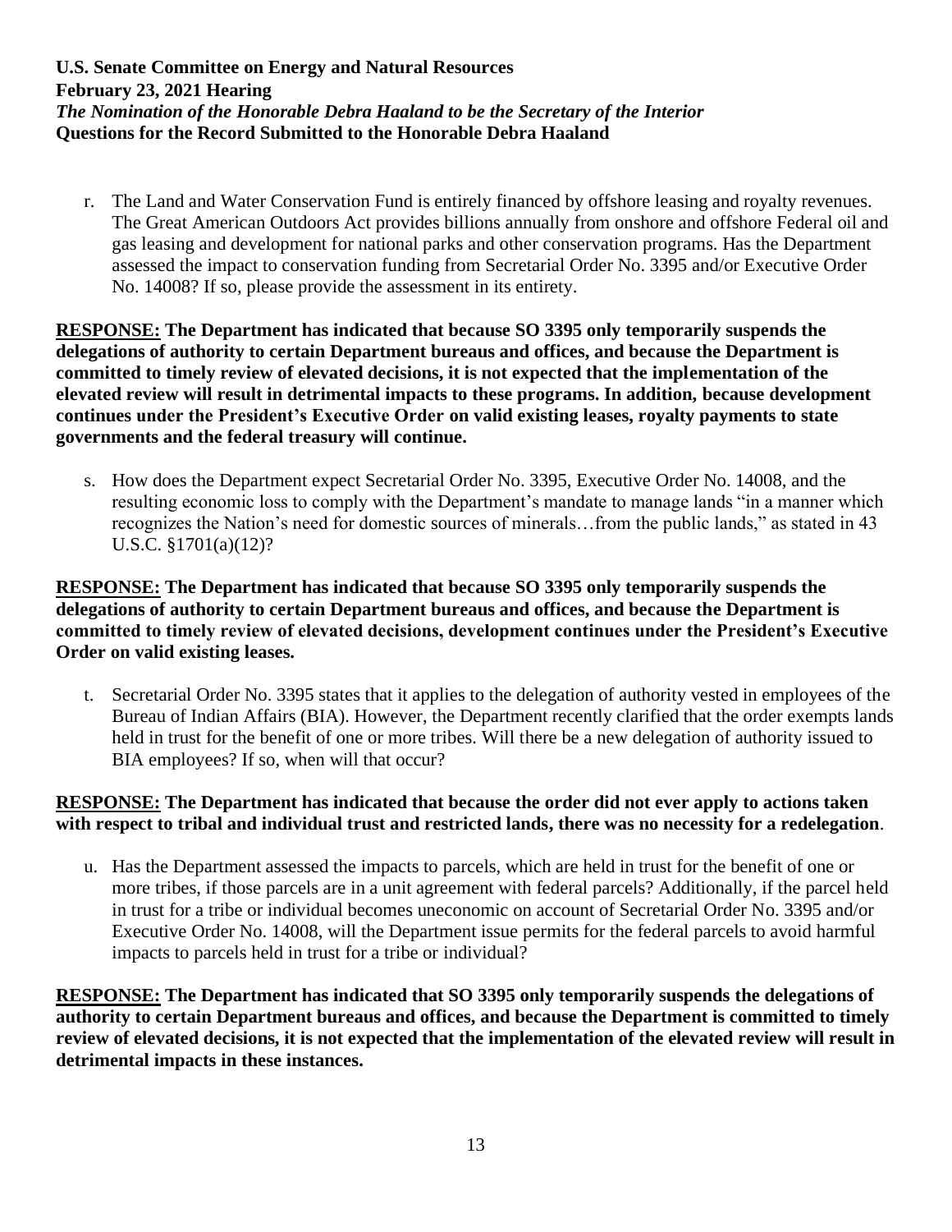r. The Land and Water Conservation Fund is entirely financed by offshore leasing and royalty revenues. The Great American Outdoors Act provides billions annually from onshore and offshore Federal oil and gas leasing and development for national parks and other conservation programs. Has the Department assessed the impact to conservation funding from Secretarial Order No. 3395 and/or Executive Order No. 14008? If so, please provide the assessment in its entirety.

**<u>RESPONSE:</u> The Department has indicated that because SO 3395 only temporarily suspends the delegations of authority to certain Department bureaus and offices, and because the Department is committed to timely review of elevated decisions, it is not expected that the implementation of the elevated review will result in detrimental impacts to these programs. In addition, because development continues under the President's Executive Order on valid existing leases, royalty payments to state governments and the federal treasury will continue.**

s. How does the Department expect Secretarial Order No. 3395, Executive Order No. 14008, and the resulting economic loss to comply with the Department's mandate to manage lands "in a manner which recognizes the Nation's need for domestic sources of minerals…from the public lands," as stated in 43 U.S.C. §1701(a)(12)?

**<u>RESPONSE:</u> The Department has indicated that because SO 3395 only temporarily suspends the delegations of authority to certain Department bureaus and offices, and because the Department is committed to timely review of elevated decisions, development continues under the President's Executive Order on valid existing leases.**

t. Secretarial Order No. 3395 states that it applies to the delegation of authority vested in employees of the Bureau of Indian Affairs (BIA). However, the Department recently clarified that the order exempts lands held in trust for the benefit of one or more tribes. Will there be a new delegation of authority issued to BIA employees? If so, when will that occur?

**<u>RESPONSE:</u> The Department has indicated that because the order did not ever apply to actions taken with respect to tribal and individual trust and restricted lands, there was no necessity for a redelegation**.

u. Has the Department assessed the impacts to parcels, which are held in trust for the benefit of one or more tribes, if those parcels are in a unit agreement with federal parcels? Additionally, if the parcel held in trust for a tribe or individual becomes uneconomic on account of Secretarial Order No. 3395 and/or Executive Order No. 14008, will the Department issue permits for the federal parcels to avoid harmful impacts to parcels held in trust for a tribe or individual?

**<u>RESPONSE:</u> The Department has indicated that SO 3395 only temporarily suspends the delegations of authority to certain Department bureaus and offices, and because the Department is committed to timely review of elevated decisions, it is not expected that the implementation of the elevated review will result in detrimental impacts in these instances.**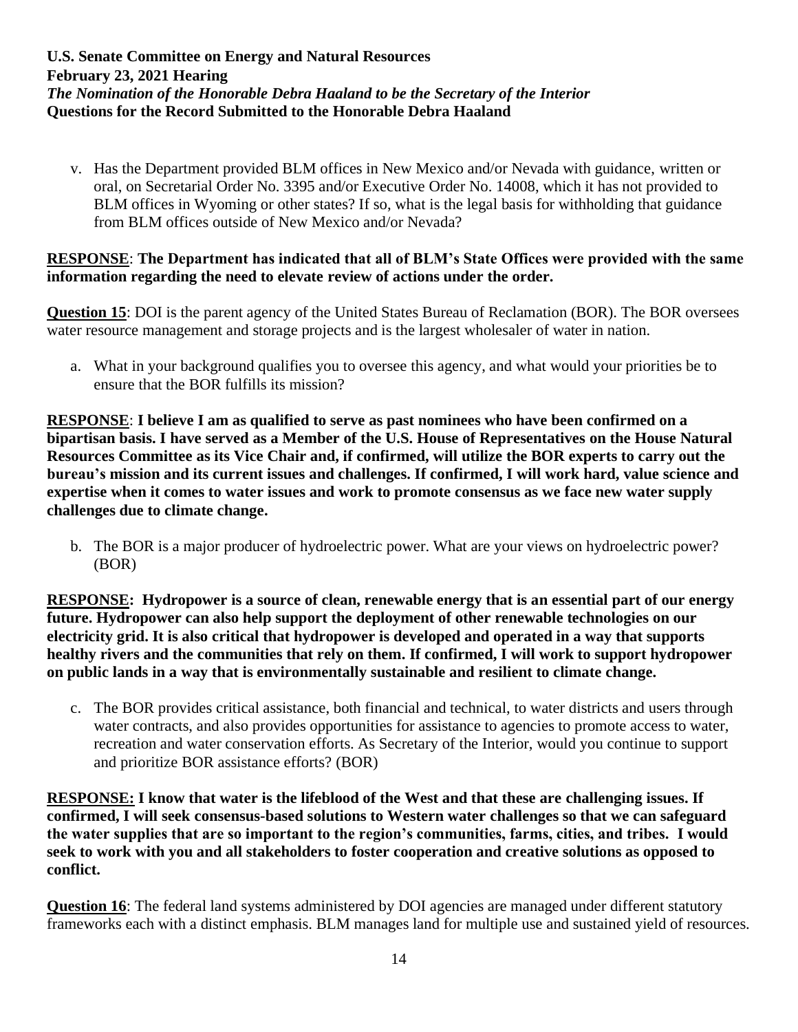v. Has the Department provided BLM offices in New Mexico and/or Nevada with guidance, written or oral, on Secretarial Order No. 3395 and/or Executive Order No. 14008, which it has not provided to BLM offices in Wyoming or other states? If so, what is the legal basis for withholding that guidance from BLM offices outside of New Mexico and/or Nevada?

**RESPONSE**: **The Department has indicated that all of BLM's State Offices were provided with the same information regarding the need to elevate review of actions under the order.**

**Question 15**: DOI is the parent agency of the United States Bureau of Reclamation (BOR). The BOR oversees water resource management and storage projects and is the largest wholesaler of water in nation.

a. What in your background qualifies you to oversee this agency, and what would your priorities be to ensure that the BOR fulfills its mission?

**RESPONSE**: **I believe I am as qualified to serve as past nominees who have been confirmed on a bipartisan basis. I have served as a Member of the U.S. House of Representatives on the House Natural Resources Committee as its Vice Chair and, if confirmed, will utilize the BOR experts to carry out the bureau's mission and its current issues and challenges. If confirmed, I will work hard, value science and expertise when it comes to water issues and work to promote consensus as we face new water supply challenges due to climate change.**

b. The BOR is a major producer of hydroelectric power. What are your views on hydroelectric power? (BOR)

**RESPONSE: Hydropower is a source of clean, renewable energy that is an essential part of our energy future. Hydropower can also help support the deployment of other renewable technologies on our electricity grid. It is also critical that hydropower is developed and operated in a way that supports healthy rivers and the communities that rely on them. If confirmed, I will work to support hydropower on public lands in a way that is environmentally sustainable and resilient to climate change.**

c. The BOR provides critical assistance, both financial and technical, to water districts and users through water contracts, and also provides opportunities for assistance to agencies to promote access to water, recreation and water conservation efforts. As Secretary of the Interior, would you continue to support and prioritize BOR assistance efforts? (BOR)

**RESPONSE: I know that water is the lifeblood of the West and that these are challenging issues. If confirmed, I will seek consensus-based solutions to Western water challenges so that we can safeguard the water supplies that are so important to the region's communities, farms, cities, and tribes. I would seek to work with you and all stakeholders to foster cooperation and creative solutions as opposed to conflict.**

**Question 16**: The federal land systems administered by DOI agencies are managed under different statutory frameworks each with a distinct emphasis. BLM manages land for multiple use and sustained yield of resources.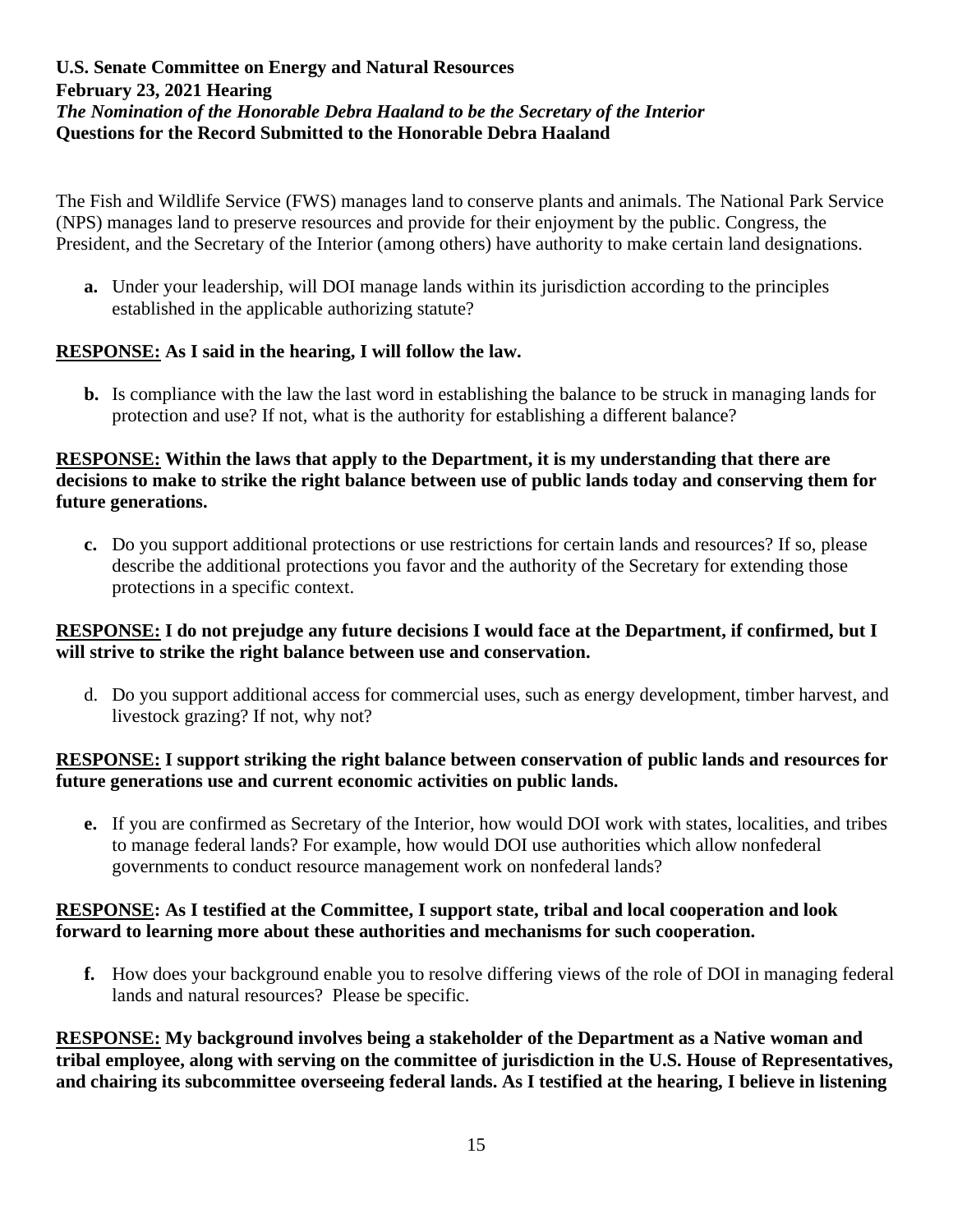**U.S. Senate Committee on Energy and Natural Resources**
**February 23, 2021 Hearing**
***The Nomination of the Honorable Debra Haaland to be the Secretary of the Interior***
**Questions for the Record Submitted to the Honorable Debra Haaland**

The Fish and Wildlife Service (FWS) manages land to conserve plants and animals. The National Park Service (NPS) manages land to preserve resources and provide for their enjoyment by the public. Congress, the President, and the Secretary of the Interior (among others) have authority to make certain land designations.

**a.** Under your leadership, will DOI manage lands within its jurisdiction according to the principles established in the applicable authorizing statute?

**RESPONSE: As I said in the hearing, I will follow the law.**

**b.** Is compliance with the law the last word in establishing the balance to be struck in managing lands for protection and use? If not, what is the authority for establishing a different balance?

**RESPONSE: Within the laws that apply to the Department, it is my understanding that there are decisions to make to strike the right balance between use of public lands today and conserving them for future generations.**

**c.** Do you support additional protections or use restrictions for certain lands and resources? If so, please describe the additional protections you favor and the authority of the Secretary for extending those protections in a specific context.

**RESPONSE: I do not prejudge any future decisions I would face at the Department, if confirmed, but I will strive to strike the right balance between use and conservation.**

d. Do you support additional access for commercial uses, such as energy development, timber harvest, and livestock grazing? If not, why not?

**RESPONSE: I support striking the right balance between conservation of public lands and resources for future generations use and current economic activities on public lands.**

**e.** If you are confirmed as Secretary of the Interior, how would DOI work with states, localities, and tribes to manage federal lands? For example, how would DOI use authorities which allow nonfederal governments to conduct resource management work on nonfederal lands?

**RESPONSE: As I testified at the Committee, I support state, tribal and local cooperation and look forward to learning more about these authorities and mechanisms for such cooperation.**

**f.** How does your background enable you to resolve differing views of the role of DOI in managing federal lands and natural resources? Please be specific.

**RESPONSE: My background involves being a stakeholder of the Department as a Native woman and tribal employee, along with serving on the committee of jurisdiction in the U.S. House of Representatives, and chairing its subcommittee overseeing federal lands. As I testified at the hearing, I believe in listening**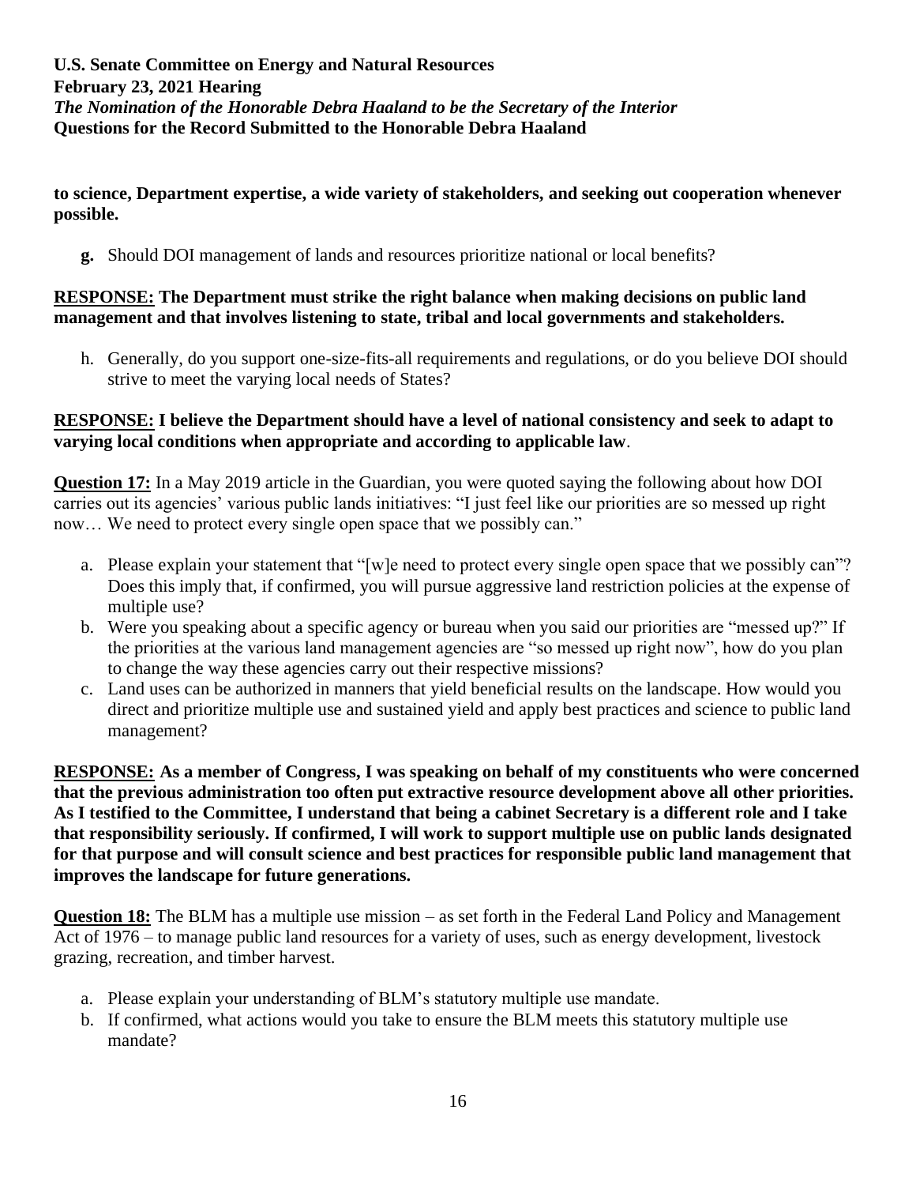**to science, Department expertise, a wide variety of stakeholders, and seeking out cooperation whenever possible.**

g. Should DOI management of lands and resources prioritize national or local benefits?

**RESPONSE: The Department must strike the right balance when making decisions on public land management and that involves listening to state, tribal and local governments and stakeholders.**

h. Generally, do you support one-size-fits-all requirements and regulations, or do you believe DOI should strive to meet the varying local needs of States?

**RESPONSE: I believe the Department should have a level of national consistency and seek to adapt to varying local conditions when appropriate and according to applicable law**.

**Question 17:** In a May 2019 article in the Guardian, you were quoted saying the following about how DOI carries out its agencies' various public lands initiatives: "I just feel like our priorities are so messed up right now… We need to protect every single open space that we possibly can."

a. Please explain your statement that "[w]e need to protect every single open space that we possibly can"? Does this imply that, if confirmed, you will pursue aggressive land restriction policies at the expense of multiple use?
b. Were you speaking about a specific agency or bureau when you said our priorities are "messed up?" If the priorities at the various land management agencies are "so messed up right now", how do you plan to change the way these agencies carry out their respective missions?
c. Land uses can be authorized in manners that yield beneficial results on the landscape. How would you direct and prioritize multiple use and sustained yield and apply best practices and science to public land management?

**RESPONSE: As a member of Congress, I was speaking on behalf of my constituents who were concerned that the previous administration too often put extractive resource development above all other priorities. As I testified to the Committee, I understand that being a cabinet Secretary is a different role and I take that responsibility seriously. If confirmed, I will work to support multiple use on public lands designated for that purpose and will consult science and best practices for responsible public land management that improves the landscape for future generations.**

**Question 18:** The BLM has a multiple use mission – as set forth in the Federal Land Policy and Management Act of 1976 – to manage public land resources for a variety of uses, such as energy development, livestock grazing, recreation, and timber harvest.

a. Please explain your understanding of BLM's statutory multiple use mandate.
b. If confirmed, what actions would you take to ensure the BLM meets this statutory multiple use mandate?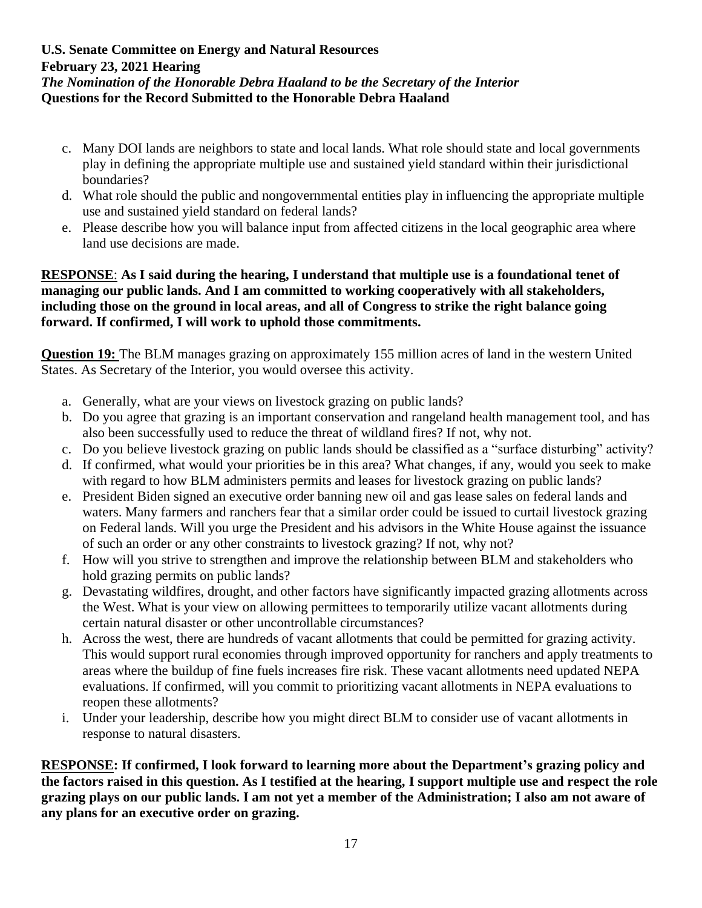c. Many DOI lands are neighbors to state and local lands. What role should state and local governments play in defining the appropriate multiple use and sustained yield standard within their jurisdictional boundaries?
d. What role should the public and nongovernmental entities play in influencing the appropriate multiple use and sustained yield standard on federal lands?
e. Please describe how you will balance input from affected citizens in the local geographic area where land use decisions are made.

**RESPONSE**: **As I said during the hearing, I understand that multiple use is a foundational tenet of managing our public lands. And I am committed to working cooperatively with all stakeholders, including those on the ground in local areas, and all of Congress to strike the right balance going forward. If confirmed, I will work to uphold those commitments.**

**Question 19:** The BLM manages grazing on approximately 155 million acres of land in the western United States. As Secretary of the Interior, you would oversee this activity.

a. Generally, what are your views on livestock grazing on public lands?
b. Do you agree that grazing is an important conservation and rangeland health management tool, and has also been successfully used to reduce the threat of wildland fires? If not, why not.
c. Do you believe livestock grazing on public lands should be classified as a "surface disturbing" activity?
d. If confirmed, what would your priorities be in this area? What changes, if any, would you seek to make with regard to how BLM administers permits and leases for livestock grazing on public lands?
e. President Biden signed an executive order banning new oil and gas lease sales on federal lands and waters. Many farmers and ranchers fear that a similar order could be issued to curtail livestock grazing on Federal lands. Will you urge the President and his advisors in the White House against the issuance of such an order or any other constraints to livestock grazing? If not, why not?
f. How will you strive to strengthen and improve the relationship between BLM and stakeholders who hold grazing permits on public lands?
g. Devastating wildfires, drought, and other factors have significantly impacted grazing allotments across the West. What is your view on allowing permittees to temporarily utilize vacant allotments during certain natural disaster or other uncontrollable circumstances?
h. Across the west, there are hundreds of vacant allotments that could be permitted for grazing activity. This would support rural economies through improved opportunity for ranchers and apply treatments to areas where the buildup of fine fuels increases fire risk. These vacant allotments need updated NEPA evaluations. If confirmed, will you commit to prioritizing vacant allotments in NEPA evaluations to reopen these allotments?
i. Under your leadership, describe how you might direct BLM to consider use of vacant allotments in response to natural disasters.

**RESPONSE: If confirmed, I look forward to learning more about the Department's grazing policy and the factors raised in this question. As I testified at the hearing, I support multiple use and respect the role grazing plays on our public lands. I am not yet a member of the Administration; I also am not aware of any plans for an executive order on grazing.**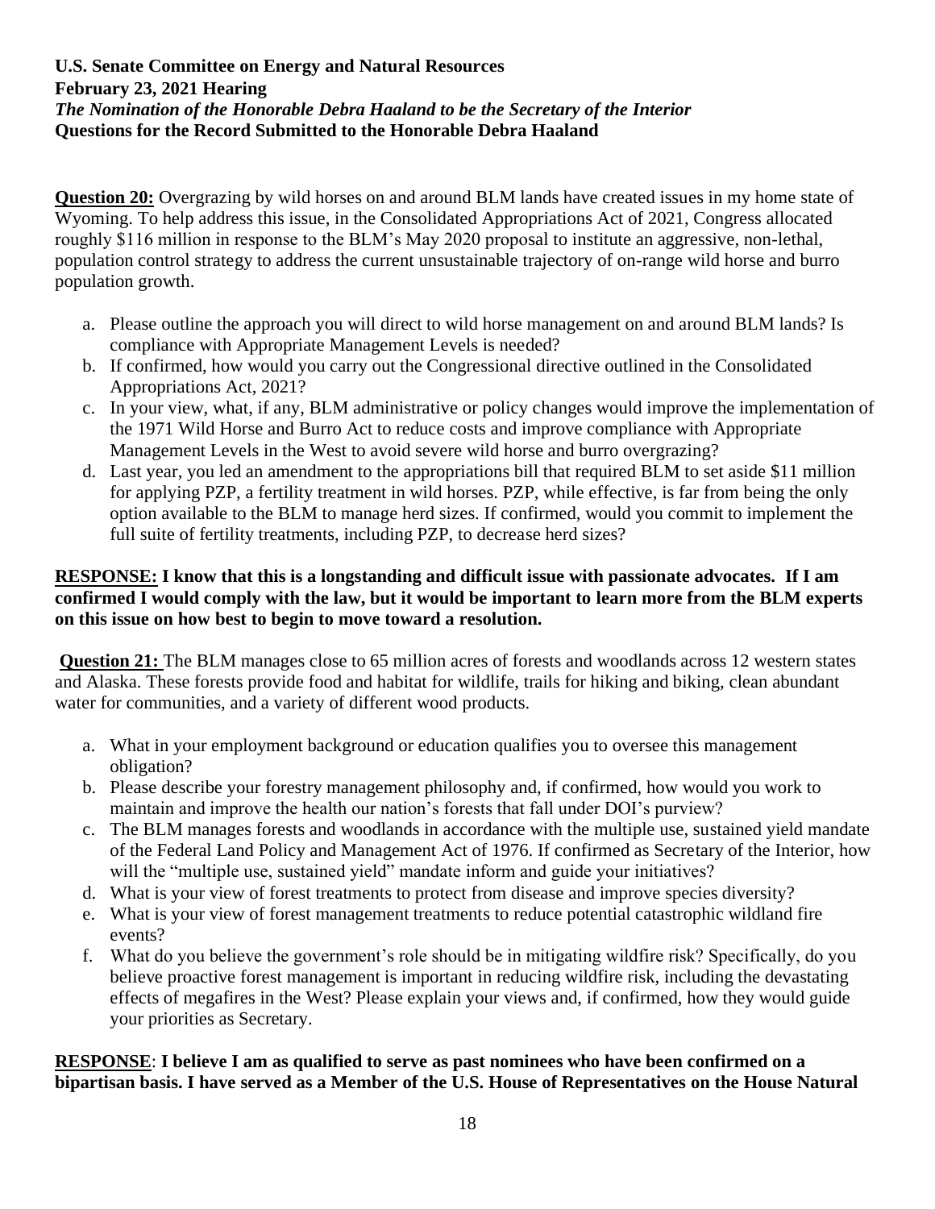**U.S. Senate Committee on Energy and Natural Resources**
**February 23, 2021 Hearing**
***The Nomination of the Honorable Debra Haaland to be the Secretary of the Interior***
**Questions for the Record Submitted to the Honorable Debra Haaland**

**Question 20:** Overgrazing by wild horses on and around BLM lands have created issues in my home state of Wyoming. To help address this issue, in the Consolidated Appropriations Act of 2021, Congress allocated roughly $116 million in response to the BLM's May 2020 proposal to institute an aggressive, non-lethal, population control strategy to address the current unsustainable trajectory of on-range wild horse and burro population growth.

a. Please outline the approach you will direct to wild horse management on and around BLM lands? Is compliance with Appropriate Management Levels is needed?
b. If confirmed, how would you carry out the Congressional directive outlined in the Consolidated Appropriations Act, 2021?
c. In your view, what, if any, BLM administrative or policy changes would improve the implementation of the 1971 Wild Horse and Burro Act to reduce costs and improve compliance with Appropriate Management Levels in the West to avoid severe wild horse and burro overgrazing?
d. Last year, you led an amendment to the appropriations bill that required BLM to set aside $11 million for applying PZP, a fertility treatment in wild horses. PZP, while effective, is far from being the only option available to the BLM to manage herd sizes. If confirmed, would you commit to implement the full suite of fertility treatments, including PZP, to decrease herd sizes?

**RESPONSE: I know that this is a longstanding and difficult issue with passionate advocates. If I am confirmed I would comply with the law, but it would be important to learn more from the BLM experts on this issue on how best to begin to move toward a resolution.**

**Question 21:** The BLM manages close to 65 million acres of forests and woodlands across 12 western states and Alaska. These forests provide food and habitat for wildlife, trails for hiking and biking, clean abundant water for communities, and a variety of different wood products.

a. What in your employment background or education qualifies you to oversee this management obligation?
b. Please describe your forestry management philosophy and, if confirmed, how would you work to maintain and improve the health our nation's forests that fall under DOI's purview?
c. The BLM manages forests and woodlands in accordance with the multiple use, sustained yield mandate of the Federal Land Policy and Management Act of 1976. If confirmed as Secretary of the Interior, how will the "multiple use, sustained yield" mandate inform and guide your initiatives?
d. What is your view of forest treatments to protect from disease and improve species diversity?
e. What is your view of forest management treatments to reduce potential catastrophic wildland fire events?
f. What do you believe the government's role should be in mitigating wildfire risk? Specifically, do you believe proactive forest management is important in reducing wildfire risk, including the devastating effects of megafires in the West? Please explain your views and, if confirmed, how they would guide your priorities as Secretary.

**RESPONSE**: **I believe I am as qualified to serve as past nominees who have been confirmed on a bipartisan basis. I have served as a Member of the U.S. House of Representatives on the House Natural**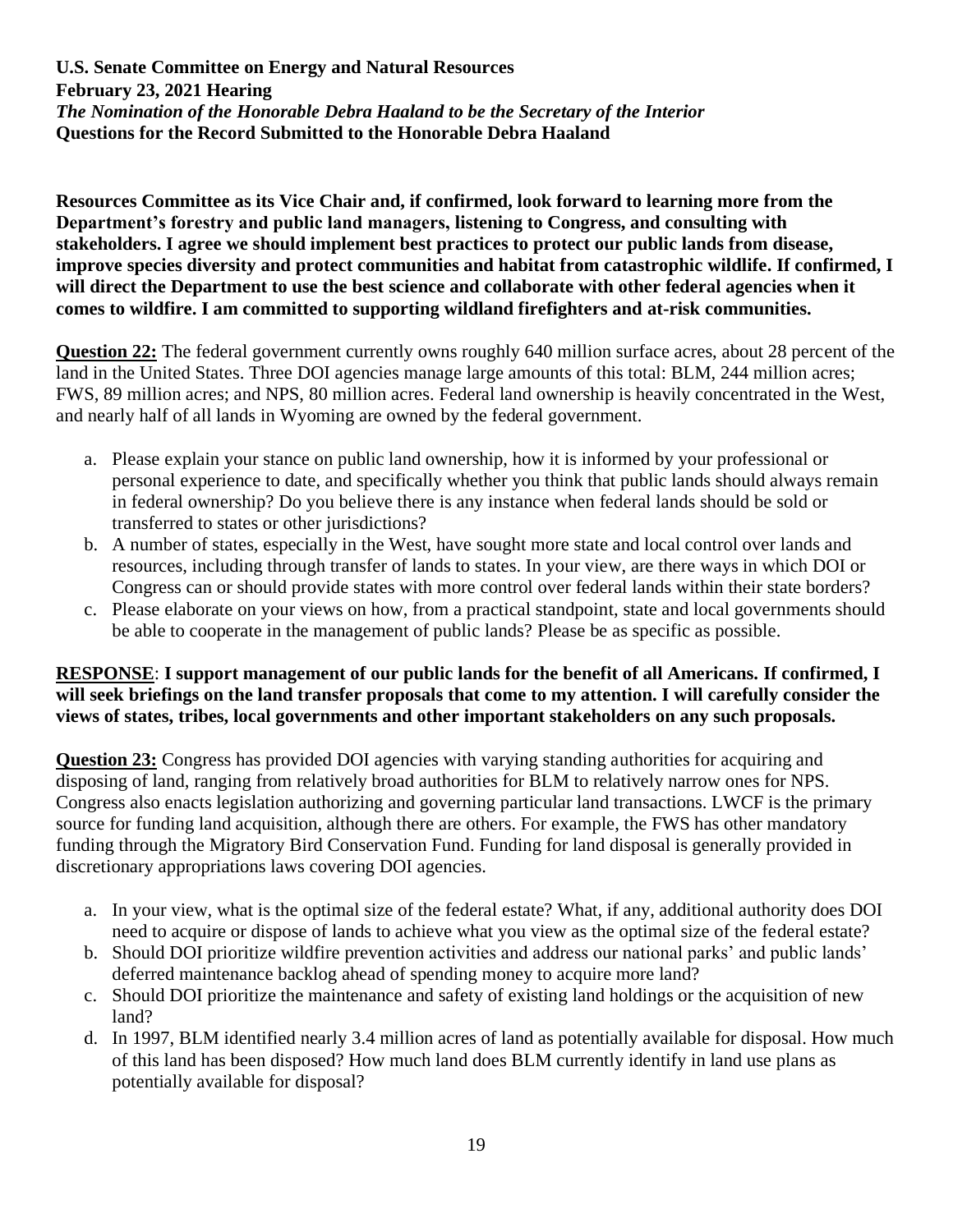**Resources Committee as its Vice Chair and, if confirmed, look forward to learning more from the Department's forestry and public land managers, listening to Congress, and consulting with stakeholders. I agree we should implement best practices to protect our public lands from disease, improve species diversity and protect communities and habitat from catastrophic wildlife. If confirmed, I will direct the Department to use the best science and collaborate with other federal agencies when it comes to wildfire. I am committed to supporting wildland firefighters and at-risk communities.**

**Question 22:** The federal government currently owns roughly 640 million surface acres, about 28 percent of the land in the United States. Three DOI agencies manage large amounts of this total: BLM, 244 million acres; FWS, 89 million acres; and NPS, 80 million acres. Federal land ownership is heavily concentrated in the West, and nearly half of all lands in Wyoming are owned by the federal government.

a. Please explain your stance on public land ownership, how it is informed by your professional or personal experience to date, and specifically whether you think that public lands should always remain in federal ownership? Do you believe there is any instance when federal lands should be sold or transferred to states or other jurisdictions?
b. A number of states, especially in the West, have sought more state and local control over lands and resources, including through transfer of lands to states. In your view, are there ways in which DOI or Congress can or should provide states with more control over federal lands within their state borders?
c. Please elaborate on your views on how, from a practical standpoint, state and local governments should be able to cooperate in the management of public lands? Please be as specific as possible.

**RESPONSE**: **I support management of our public lands for the benefit of all Americans. If confirmed, I will seek briefings on the land transfer proposals that come to my attention. I will carefully consider the views of states, tribes, local governments and other important stakeholders on any such proposals.**

**Question 23:** Congress has provided DOI agencies with varying standing authorities for acquiring and disposing of land, ranging from relatively broad authorities for BLM to relatively narrow ones for NPS. Congress also enacts legislation authorizing and governing particular land transactions. LWCF is the primary source for funding land acquisition, although there are others. For example, the FWS has other mandatory funding through the Migratory Bird Conservation Fund. Funding for land disposal is generally provided in discretionary appropriations laws covering DOI agencies.

a. In your view, what is the optimal size of the federal estate? What, if any, additional authority does DOI need to acquire or dispose of lands to achieve what you view as the optimal size of the federal estate?
b. Should DOI prioritize wildfire prevention activities and address our national parks' and public lands' deferred maintenance backlog ahead of spending money to acquire more land?
c. Should DOI prioritize the maintenance and safety of existing land holdings or the acquisition of new land?
d. In 1997, BLM identified nearly 3.4 million acres of land as potentially available for disposal. How much of this land has been disposed? How much land does BLM currently identify in land use plans as potentially available for disposal?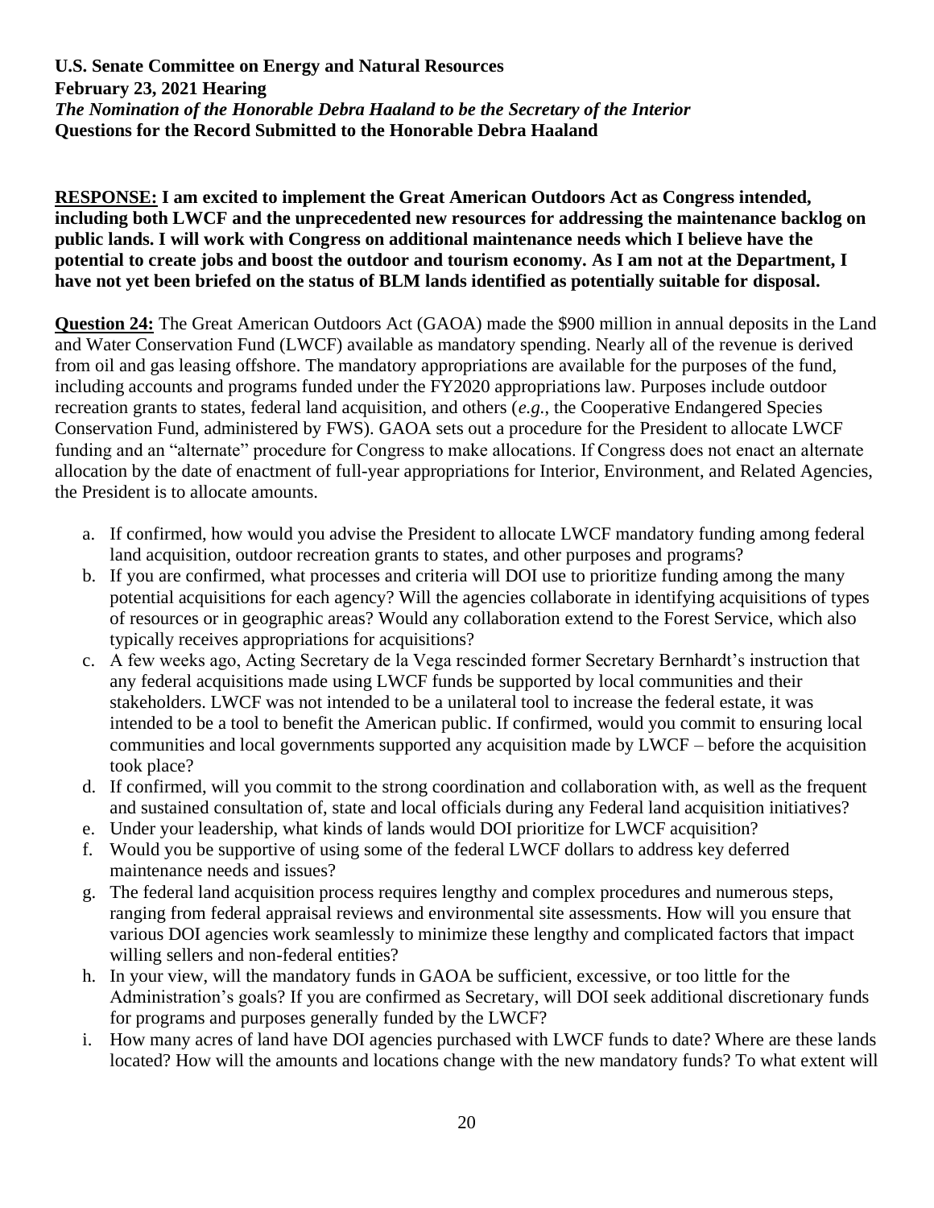**RESPONSE: I am excited to implement the Great American Outdoors Act as Congress intended, including both LWCF and the unprecedented new resources for addressing the maintenance backlog on public lands. I will work with Congress on additional maintenance needs which I believe have the potential to create jobs and boost the outdoor and tourism economy. As I am not at the Department, I have not yet been briefed on the status of BLM lands identified as potentially suitable for disposal.**

**Question 24:** The Great American Outdoors Act (GAOA) made the $900 million in annual deposits in the Land and Water Conservation Fund (LWCF) available as mandatory spending. Nearly all of the revenue is derived from oil and gas leasing offshore. The mandatory appropriations are available for the purposes of the fund, including accounts and programs funded under the FY2020 appropriations law. Purposes include outdoor recreation grants to states, federal land acquisition, and others (*e.g.*, the Cooperative Endangered Species Conservation Fund, administered by FWS). GAOA sets out a procedure for the President to allocate LWCF funding and an "alternate" procedure for Congress to make allocations. If Congress does not enact an alternate allocation by the date of enactment of full-year appropriations for Interior, Environment, and Related Agencies, the President is to allocate amounts.

a. If confirmed, how would you advise the President to allocate LWCF mandatory funding among federal land acquisition, outdoor recreation grants to states, and other purposes and programs?
b. If you are confirmed, what processes and criteria will DOI use to prioritize funding among the many potential acquisitions for each agency? Will the agencies collaborate in identifying acquisitions of types of resources or in geographic areas? Would any collaboration extend to the Forest Service, which also typically receives appropriations for acquisitions?
c. A few weeks ago, Acting Secretary de la Vega rescinded former Secretary Bernhardt's instruction that any federal acquisitions made using LWCF funds be supported by local communities and their stakeholders. LWCF was not intended to be a unilateral tool to increase the federal estate, it was intended to be a tool to benefit the American public. If confirmed, would you commit to ensuring local communities and local governments supported any acquisition made by LWCF – before the acquisition took place?
d. If confirmed, will you commit to the strong coordination and collaboration with, as well as the frequent and sustained consultation of, state and local officials during any Federal land acquisition initiatives?
e. Under your leadership, what kinds of lands would DOI prioritize for LWCF acquisition?
f. Would you be supportive of using some of the federal LWCF dollars to address key deferred maintenance needs and issues?
g. The federal land acquisition process requires lengthy and complex procedures and numerous steps, ranging from federal appraisal reviews and environmental site assessments. How will you ensure that various DOI agencies work seamlessly to minimize these lengthy and complicated factors that impact willing sellers and non-federal entities?
h. In your view, will the mandatory funds in GAOA be sufficient, excessive, or too little for the Administration's goals? If you are confirmed as Secretary, will DOI seek additional discretionary funds for programs and purposes generally funded by the LWCF?
i. How many acres of land have DOI agencies purchased with LWCF funds to date? Where are these lands located? How will the amounts and locations change with the new mandatory funds? To what extent will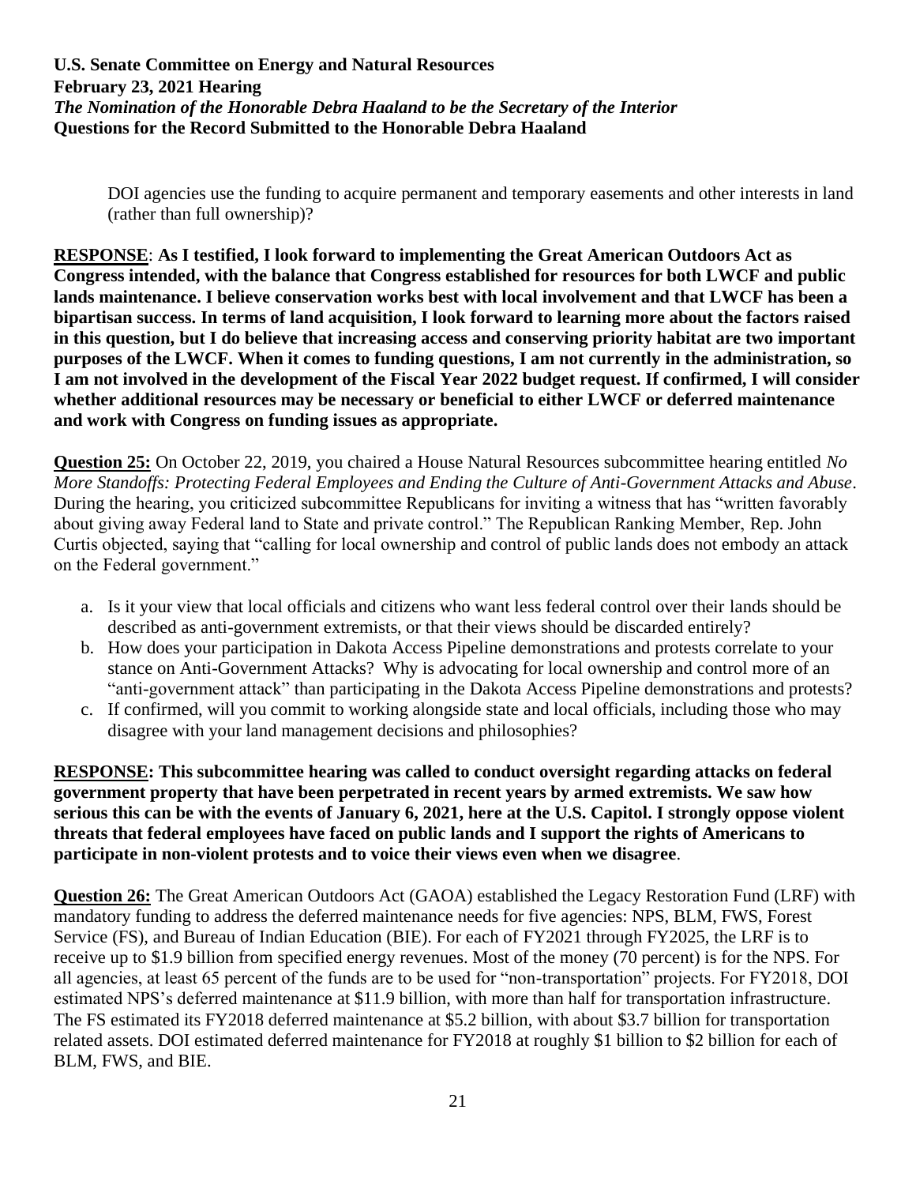DOI agencies use the funding to acquire permanent and temporary easements and other interests in land (rather than full ownership)?

**RESPONSE**: **As I testified, I look forward to implementing the Great American Outdoors Act as Congress intended, with the balance that Congress established for resources for both LWCF and public lands maintenance. I believe conservation works best with local involvement and that LWCF has been a bipartisan success. In terms of land acquisition, I look forward to learning more about the factors raised in this question, but I do believe that increasing access and conserving priority habitat are two important purposes of the LWCF. When it comes to funding questions, I am not currently in the administration, so I am not involved in the development of the Fiscal Year 2022 budget request. If confirmed, I will consider whether additional resources may be necessary or beneficial to either LWCF or deferred maintenance and work with Congress on funding issues as appropriate.**

**Question 25:** On October 22, 2019, you chaired a House Natural Resources subcommittee hearing entitled *No More Standoffs: Protecting Federal Employees and Ending the Culture of Anti-Government Attacks and Abuse*. During the hearing, you criticized subcommittee Republicans for inviting a witness that has "written favorably about giving away Federal land to State and private control." The Republican Ranking Member, Rep. John Curtis objected, saying that "calling for local ownership and control of public lands does not embody an attack on the Federal government."

a. Is it your view that local officials and citizens who want less federal control over their lands should be described as anti-government extremists, or that their views should be discarded entirely?
b. How does your participation in Dakota Access Pipeline demonstrations and protests correlate to your stance on Anti-Government Attacks? Why is advocating for local ownership and control more of an "anti-government attack" than participating in the Dakota Access Pipeline demonstrations and protests?
c. If confirmed, will you commit to working alongside state and local officials, including those who may disagree with your land management decisions and philosophies?

**RESPONSE: This subcommittee hearing was called to conduct oversight regarding attacks on federal government property that have been perpetrated in recent years by armed extremists. We saw how serious this can be with the events of January 6, 2021, here at the U.S. Capitol. I strongly oppose violent threats that federal employees have faced on public lands and I support the rights of Americans to participate in non-violent protests and to voice their views even when we disagree**.

**Question 26:** The Great American Outdoors Act (GAOA) established the Legacy Restoration Fund (LRF) with mandatory funding to address the deferred maintenance needs for five agencies: NPS, BLM, FWS, Forest Service (FS), and Bureau of Indian Education (BIE). For each of FY2021 through FY2025, the LRF is to receive up to $1.9 billion from specified energy revenues. Most of the money (70 percent) is for the NPS. For all agencies, at least 65 percent of the funds are to be used for "non-transportation" projects. For FY2018, DOI estimated NPS's deferred maintenance at $11.9 billion, with more than half for transportation infrastructure. The FS estimated its FY2018 deferred maintenance at $5.2 billion, with about $3.7 billion for transportation related assets. DOI estimated deferred maintenance for FY2018 at roughly $1 billion to $2 billion for each of BLM, FWS, and BIE.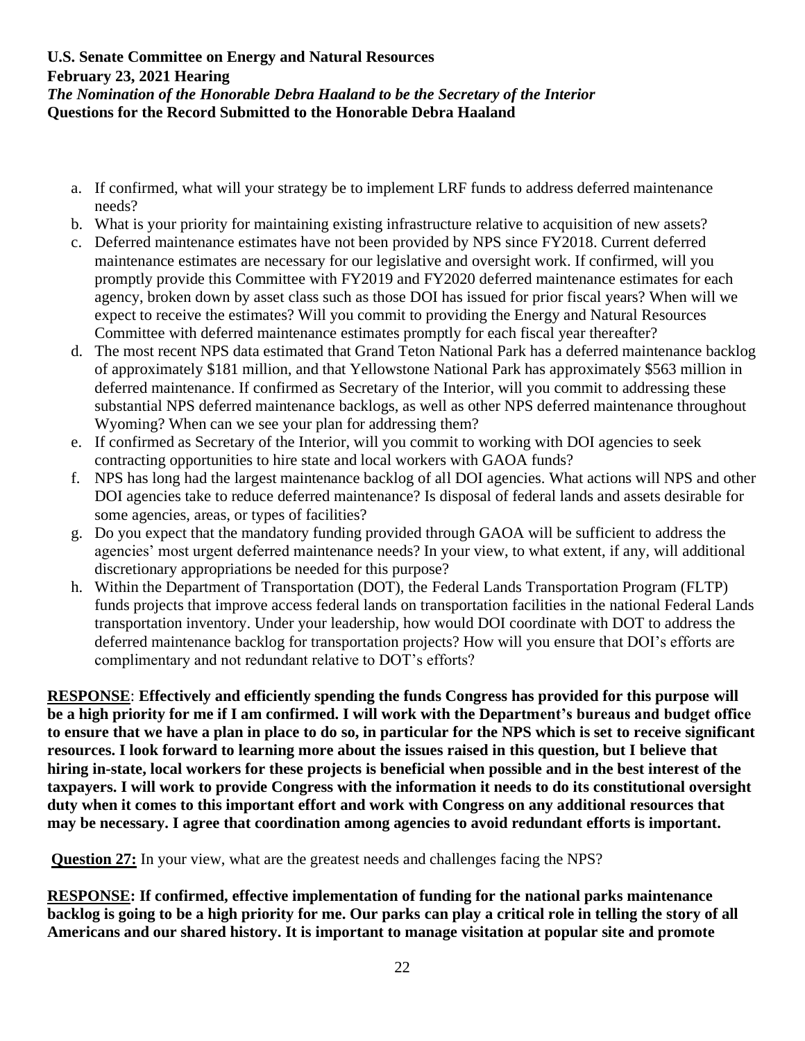a. If confirmed, what will your strategy be to implement LRF funds to address deferred maintenance needs?
b. What is your priority for maintaining existing infrastructure relative to acquisition of new assets?
c. Deferred maintenance estimates have not been provided by NPS since FY2018. Current deferred maintenance estimates are necessary for our legislative and oversight work. If confirmed, will you promptly provide this Committee with FY2019 and FY2020 deferred maintenance estimates for each agency, broken down by asset class such as those DOI has issued for prior fiscal years? When will we expect to receive the estimates? Will you commit to providing the Energy and Natural Resources Committee with deferred maintenance estimates promptly for each fiscal year thereafter?
d. The most recent NPS data estimated that Grand Teton National Park has a deferred maintenance backlog of approximately $181 million, and that Yellowstone National Park has approximately $563 million in deferred maintenance. If confirmed as Secretary of the Interior, will you commit to addressing these substantial NPS deferred maintenance backlogs, as well as other NPS deferred maintenance throughout Wyoming? When can we see your plan for addressing them?
e. If confirmed as Secretary of the Interior, will you commit to working with DOI agencies to seek contracting opportunities to hire state and local workers with GAOA funds?
f. NPS has long had the largest maintenance backlog of all DOI agencies. What actions will NPS and other DOI agencies take to reduce deferred maintenance? Is disposal of federal lands and assets desirable for some agencies, areas, or types of facilities?
g. Do you expect that the mandatory funding provided through GAOA will be sufficient to address the agencies' most urgent deferred maintenance needs? In your view, to what extent, if any, will additional discretionary appropriations be needed for this purpose?
h. Within the Department of Transportation (DOT), the Federal Lands Transportation Program (FLTP) funds projects that improve access federal lands on transportation facilities in the national Federal Lands transportation inventory. Under your leadership, how would DOI coordinate with DOT to address the deferred maintenance backlog for transportation projects? How will you ensure that DOI's efforts are complimentary and not redundant relative to DOT's efforts?

**<u>RESPONSE</u>: Effectively and efficiently spending the funds Congress has provided for this purpose will be a high priority for me if I am confirmed. I will work with the Department's bureaus and budget office to ensure that we have a plan in place to do so, in particular for the NPS which is set to receive significant resources. I look forward to learning more about the issues raised in this question, but I believe that hiring in-state, local workers for these projects is beneficial when possible and in the best interest of the taxpayers. I will work to provide Congress with the information it needs to do its constitutional oversight duty when it comes to this important effort and work with Congress on any additional resources that may be necessary. I agree that coordination among agencies to avoid redundant efforts is important.**

**<u>Question 27:</u>** In your view, what are the greatest needs and challenges facing the NPS?

**<u>RESPONSE:</u> If confirmed, effective implementation of funding for the national parks maintenance backlog is going to be a high priority for me. Our parks can play a critical role in telling the story of all Americans and our shared history. It is important to manage visitation at popular site and promote**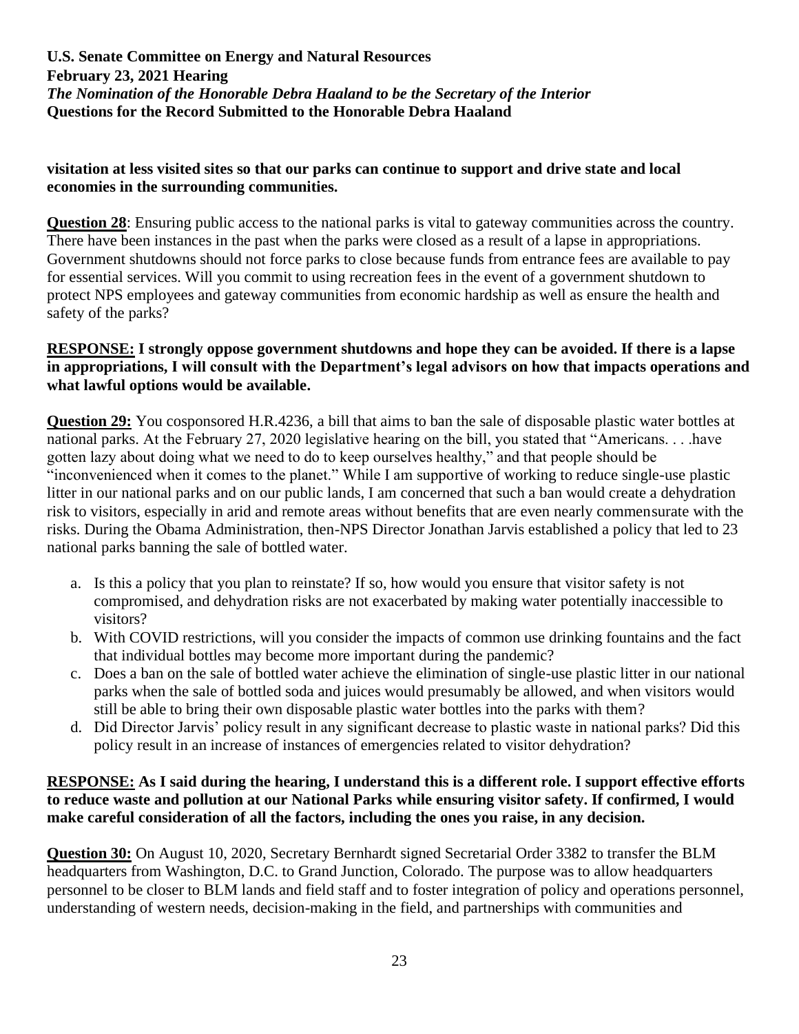**visitation at less visited sites so that our parks can continue to support and drive state and local economies in the surrounding communities.**

**Question 28**: Ensuring public access to the national parks is vital to gateway communities across the country. There have been instances in the past when the parks were closed as a result of a lapse in appropriations. Government shutdowns should not force parks to close because funds from entrance fees are available to pay for essential services. Will you commit to using recreation fees in the event of a government shutdown to protect NPS employees and gateway communities from economic hardship as well as ensure the health and safety of the parks?

**RESPONSE: I strongly oppose government shutdowns and hope they can be avoided. If there is a lapse in appropriations, I will consult with the Department's legal advisors on how that impacts operations and what lawful options would be available.**

**Question 29:** You cosponsored H.R.4236, a bill that aims to ban the sale of disposable plastic water bottles at national parks. At the February 27, 2020 legislative hearing on the bill, you stated that "Americans. . . .have gotten lazy about doing what we need to do to keep ourselves healthy," and that people should be "inconvenienced when it comes to the planet." While I am supportive of working to reduce single-use plastic litter in our national parks and on our public lands, I am concerned that such a ban would create a dehydration risk to visitors, especially in arid and remote areas without benefits that are even nearly commensurate with the risks. During the Obama Administration, then-NPS Director Jonathan Jarvis established a policy that led to 23 national parks banning the sale of bottled water.

a. Is this a policy that you plan to reinstate? If so, how would you ensure that visitor safety is not compromised, and dehydration risks are not exacerbated by making water potentially inaccessible to visitors?
b. With COVID restrictions, will you consider the impacts of common use drinking fountains and the fact that individual bottles may become more important during the pandemic?
c. Does a ban on the sale of bottled water achieve the elimination of single-use plastic litter in our national parks when the sale of bottled soda and juices would presumably be allowed, and when visitors would still be able to bring their own disposable plastic water bottles into the parks with them?
d. Did Director Jarvis' policy result in any significant decrease to plastic waste in national parks? Did this policy result in an increase of instances of emergencies related to visitor dehydration?

**RESPONSE: As I said during the hearing, I understand this is a different role. I support effective efforts to reduce waste and pollution at our National Parks while ensuring visitor safety. If confirmed, I would make careful consideration of all the factors, including the ones you raise, in any decision.**

**Question 30:** On August 10, 2020, Secretary Bernhardt signed Secretarial Order 3382 to transfer the BLM headquarters from Washington, D.C. to Grand Junction, Colorado. The purpose was to allow headquarters personnel to be closer to BLM lands and field staff and to foster integration of policy and operations personnel, understanding of western needs, decision-making in the field, and partnerships with communities and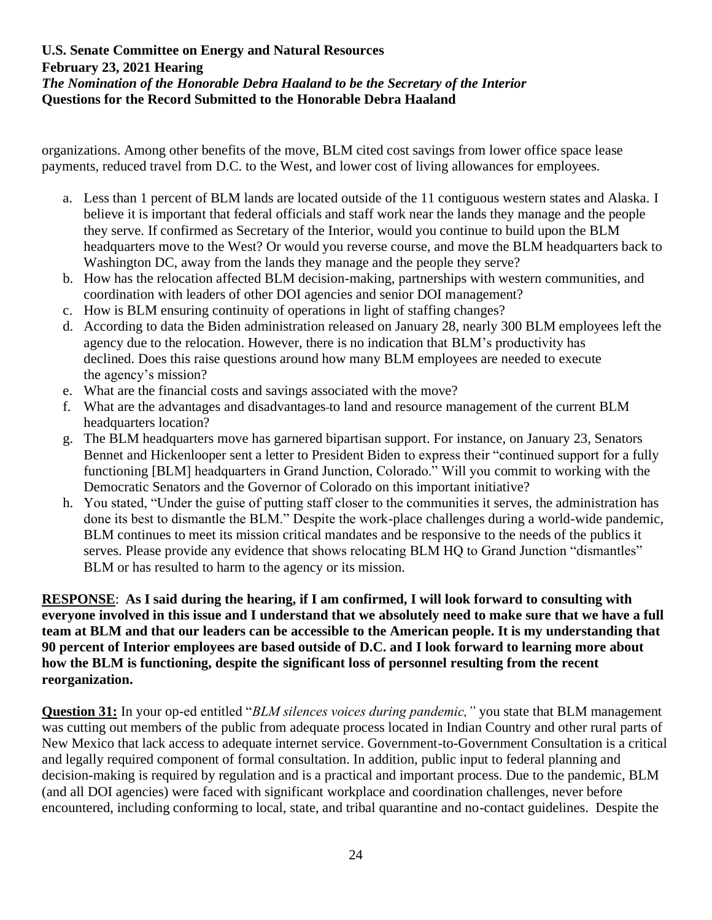organizations. Among other benefits of the move, BLM cited cost savings from lower office space lease payments, reduced travel from D.C. to the West, and lower cost of living allowances for employees.

a. Less than 1 percent of BLM lands are located outside of the 11 contiguous western states and Alaska. I believe it is important that federal officials and staff work near the lands they manage and the people they serve. If confirmed as Secretary of the Interior, would you continue to build upon the BLM headquarters move to the West? Or would you reverse course, and move the BLM headquarters back to Washington DC, away from the lands they manage and the people they serve?
b. How has the relocation affected BLM decision-making, partnerships with western communities, and coordination with leaders of other DOI agencies and senior DOI management?
c. How is BLM ensuring continuity of operations in light of staffing changes?
d. According to data the Biden administration released on January 28, nearly 300 BLM employees left the agency due to the relocation. However, there is no indication that BLM's productivity has declined. Does this raise questions around how many BLM employees are needed to execute the agency's mission?
e. What are the financial costs and savings associated with the move?
f. What are the advantages and disadvantages to land and resource management of the current BLM headquarters location?
g. The BLM headquarters move has garnered bipartisan support. For instance, on January 23, Senators Bennet and Hickenlooper sent a letter to President Biden to express their "continued support for a fully functioning [BLM] headquarters in Grand Junction, Colorado." Will you commit to working with the Democratic Senators and the Governor of Colorado on this important initiative?
h. You stated, "Under the guise of putting staff closer to the communities it serves, the administration has done its best to dismantle the BLM." Despite the work-place challenges during a world-wide pandemic, BLM continues to meet its mission critical mandates and be responsive to the needs of the publics it serves. Please provide any evidence that shows relocating BLM HQ to Grand Junction "dismantles" BLM or has resulted to harm to the agency or its mission.

**<u>RESPONSE</u>: As I said during the hearing, if I am confirmed, I will look forward to consulting with everyone involved in this issue and I understand that we absolutely need to make sure that we have a full team at BLM and that our leaders can be accessible to the American people. It is my understanding that 90 percent of Interior employees are based outside of D.C. and I look forward to learning more about how the BLM is functioning, despite the significant loss of personnel resulting from the recent reorganization.**

**<u>Question 31:</u>** In your op-ed entitled "*BLM silences voices during pandemic,"* you state that BLM management was cutting out members of the public from adequate process located in Indian Country and other rural parts of New Mexico that lack access to adequate internet service. Government-to-Government Consultation is a critical and legally required component of formal consultation. In addition, public input to federal planning and decision-making is required by regulation and is a practical and important process. Due to the pandemic, BLM (and all DOI agencies) were faced with significant workplace and coordination challenges, never before encountered, including conforming to local, state, and tribal quarantine and no-contact guidelines. Despite the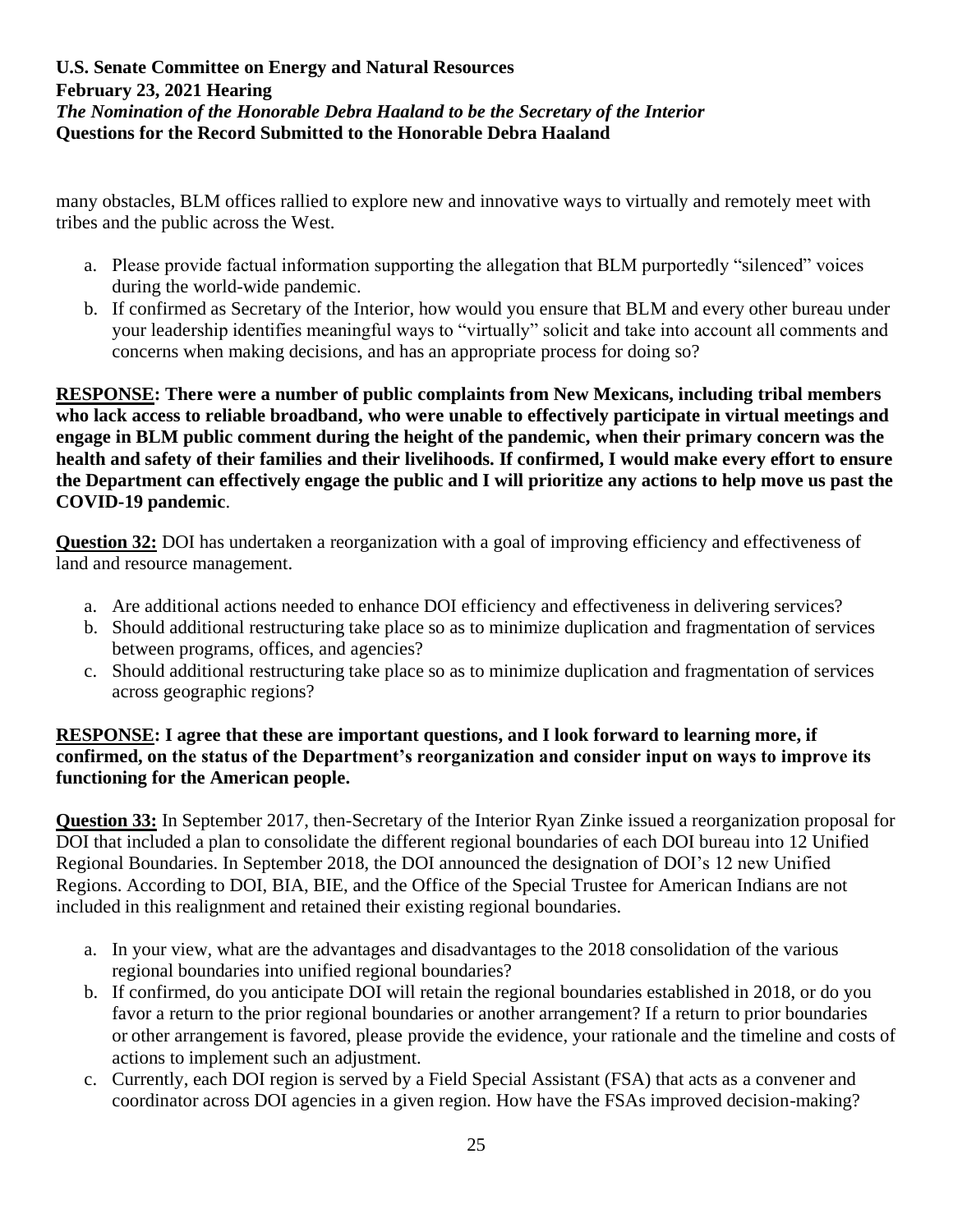many obstacles, BLM offices rallied to explore new and innovative ways to virtually and remotely meet with tribes and the public across the West.

a. Please provide factual information supporting the allegation that BLM purportedly "silenced" voices during the world-wide pandemic.
b. If confirmed as Secretary of the Interior, how would you ensure that BLM and every other bureau under your leadership identifies meaningful ways to "virtually" solicit and take into account all comments and concerns when making decisions, and has an appropriate process for doing so?

**RESPONSE: There were a number of public complaints from New Mexicans, including tribal members who lack access to reliable broadband, who were unable to effectively participate in virtual meetings and engage in BLM public comment during the height of the pandemic, when their primary concern was the health and safety of their families and their livelihoods. If confirmed, I would make every effort to ensure the Department can effectively engage the public and I will prioritize any actions to help move us past the COVID-19 pandemic**.

**Question 32:** DOI has undertaken a reorganization with a goal of improving efficiency and effectiveness of land and resource management.

a. Are additional actions needed to enhance DOI efficiency and effectiveness in delivering services?
b. Should additional restructuring take place so as to minimize duplication and fragmentation of services between programs, offices, and agencies?
c. Should additional restructuring take place so as to minimize duplication and fragmentation of services across geographic regions?

**RESPONSE: I agree that these are important questions, and I look forward to learning more, if confirmed, on the status of the Department's reorganization and consider input on ways to improve its functioning for the American people.**

**Question 33:** In September 2017, then-Secretary of the Interior Ryan Zinke issued a reorganization proposal for DOI that included a plan to consolidate the different regional boundaries of each DOI bureau into 12 Unified Regional Boundaries. In September 2018, the DOI announced the designation of DOI's 12 new Unified Regions. According to DOI, BIA, BIE, and the Office of the Special Trustee for American Indians are not included in this realignment and retained their existing regional boundaries.

a. In your view, what are the advantages and disadvantages to the 2018 consolidation of the various regional boundaries into unified regional boundaries?
b. If confirmed, do you anticipate DOI will retain the regional boundaries established in 2018, or do you favor a return to the prior regional boundaries or another arrangement? If a return to prior boundaries or other arrangement is favored, please provide the evidence, your rationale and the timeline and costs of actions to implement such an adjustment.
c. Currently, each DOI region is served by a Field Special Assistant (FSA) that acts as a convener and coordinator across DOI agencies in a given region. How have the FSAs improved decision-making?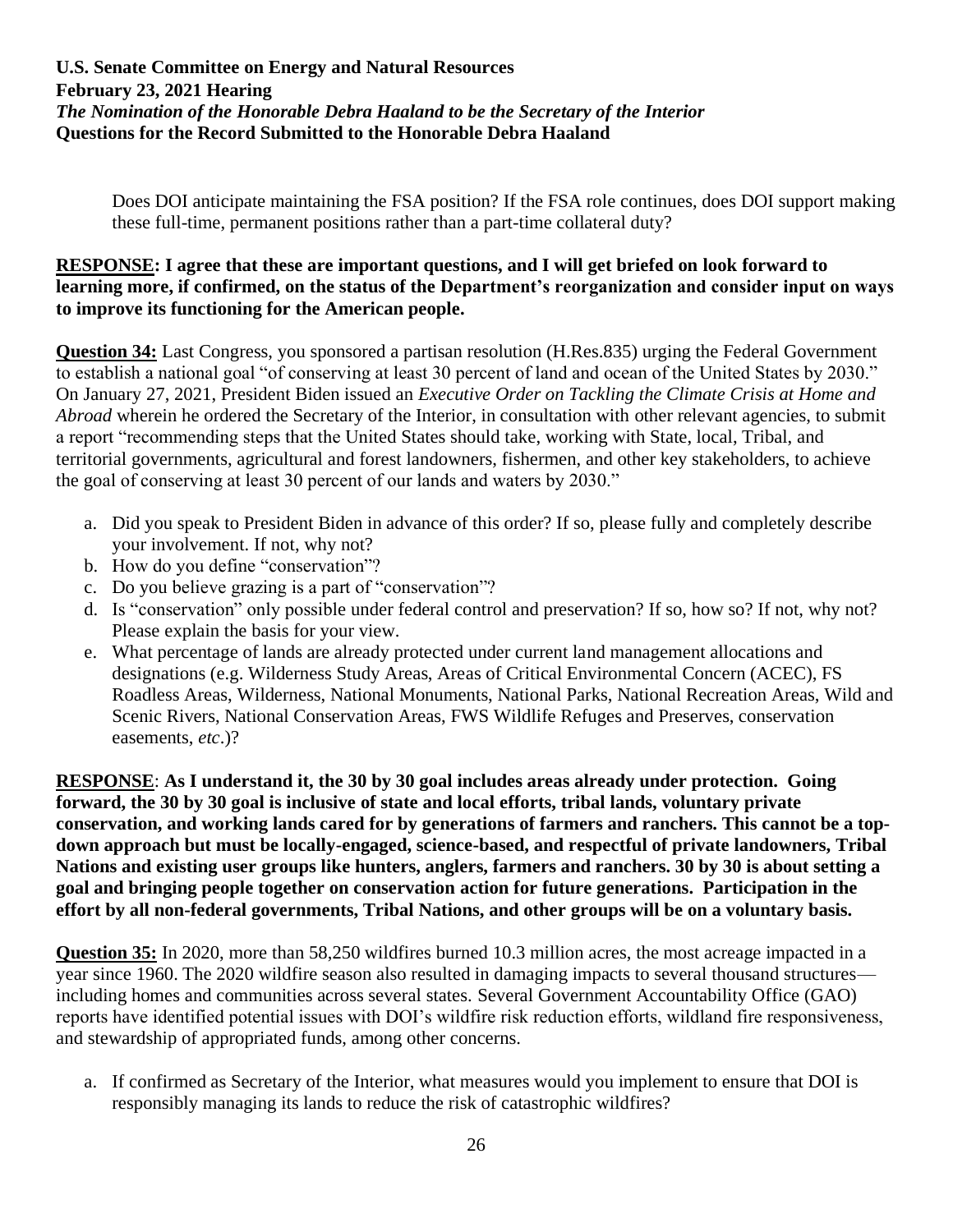Does DOI anticipate maintaining the FSA position? If the FSA role continues, does DOI support making these full-time, permanent positions rather than a part-time collateral duty?

**RESPONSE: I agree that these are important questions, and I will get briefed on look forward to learning more, if confirmed, on the status of the Department's reorganization and consider input on ways to improve its functioning for the American people.**

**Question 34:** Last Congress, you sponsored a partisan resolution (H.Res.835) urging the Federal Government to establish a national goal "of conserving at least 30 percent of land and ocean of the United States by 2030." On January 27, 2021, President Biden issued an *Executive Order on Tackling the Climate Crisis at Home and Abroad* wherein he ordered the Secretary of the Interior, in consultation with other relevant agencies, to submit a report "recommending steps that the United States should take, working with State, local, Tribal, and territorial governments, agricultural and forest landowners, fishermen, and other key stakeholders, to achieve the goal of conserving at least 30 percent of our lands and waters by 2030."

a. Did you speak to President Biden in advance of this order? If so, please fully and completely describe your involvement. If not, why not?
b. How do you define "conservation"?
c. Do you believe grazing is a part of "conservation"?
d. Is "conservation" only possible under federal control and preservation? If so, how so? If not, why not? Please explain the basis for your view.
e. What percentage of lands are already protected under current land management allocations and designations (e.g. Wilderness Study Areas, Areas of Critical Environmental Concern (ACEC), FS Roadless Areas, Wilderness, National Monuments, National Parks, National Recreation Areas, Wild and Scenic Rivers, National Conservation Areas, FWS Wildlife Refuges and Preserves, conservation easements, *etc*.)?

**RESPONSE**: **As I understand it, the 30 by 30 goal includes areas already under protection. Going forward, the 30 by 30 goal is inclusive of state and local efforts, tribal lands, voluntary private conservation, and working lands cared for by generations of farmers and ranchers. This cannot be a top-down approach but must be locally-engaged, science-based, and respectful of private landowners, Tribal Nations and existing user groups like hunters, anglers, farmers and ranchers. 30 by 30 is about setting a goal and bringing people together on conservation action for future generations. Participation in the effort by all non-federal governments, Tribal Nations, and other groups will be on a voluntary basis.**

**Question 35:** In 2020, more than 58,250 wildfires burned 10.3 million acres, the most acreage impacted in a year since 1960. The 2020 wildfire season also resulted in damaging impacts to several thousand structures—including homes and communities across several states. Several Government Accountability Office (GAO) reports have identified potential issues with DOI's wildfire risk reduction efforts, wildland fire responsiveness, and stewardship of appropriated funds, among other concerns.

a. If confirmed as Secretary of the Interior, what measures would you implement to ensure that DOI is responsibly managing its lands to reduce the risk of catastrophic wildfires?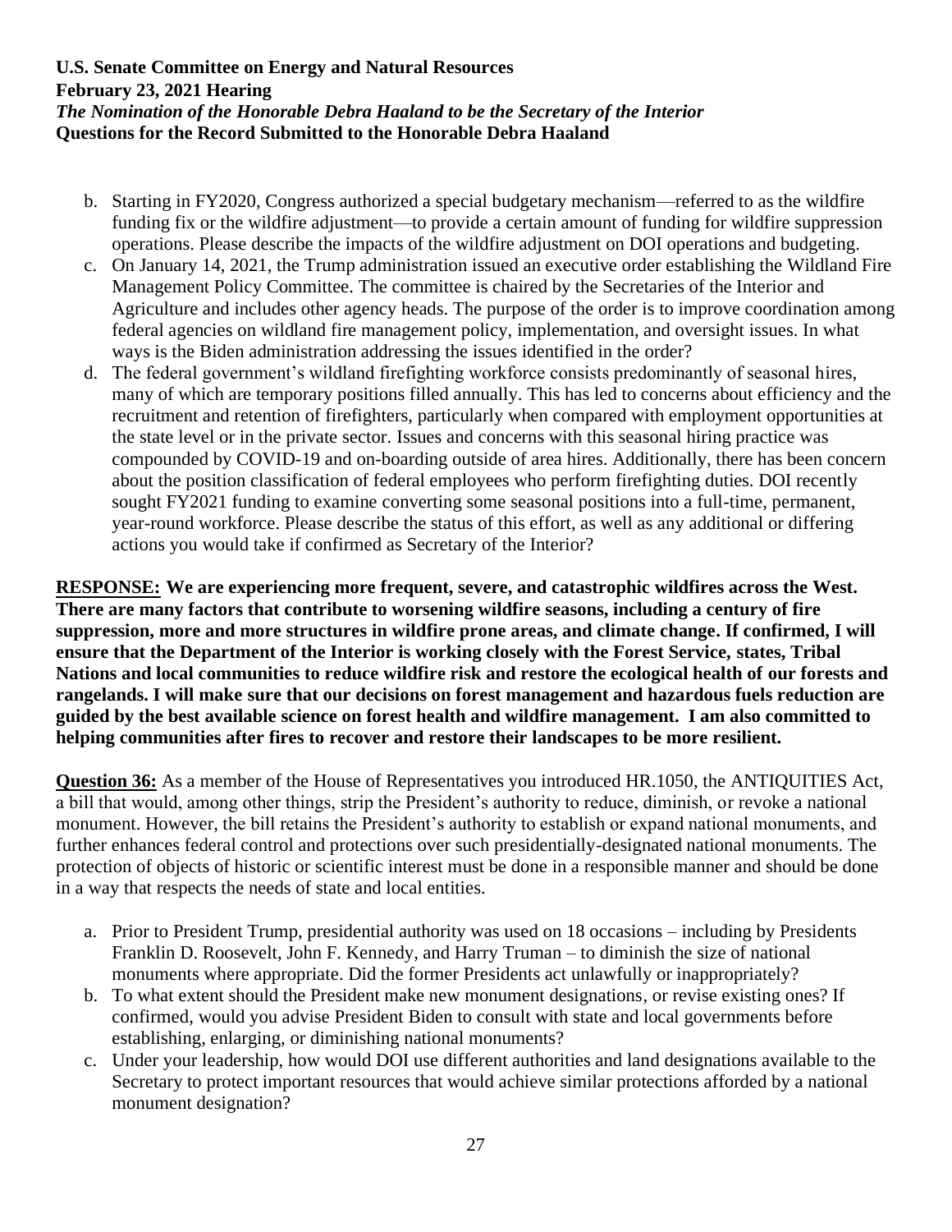b. Starting in FY2020, Congress authorized a special budgetary mechanism—referred to as the wildfire funding fix or the wildfire adjustment—to provide a certain amount of funding for wildfire suppression operations. Please describe the impacts of the wildfire adjustment on DOI operations and budgeting.

c. On January 14, 2021, the Trump administration issued an executive order establishing the Wildland Fire Management Policy Committee. The committee is chaired by the Secretaries of the Interior and Agriculture and includes other agency heads. The purpose of the order is to improve coordination among federal agencies on wildland fire management policy, implementation, and oversight issues. In what ways is the Biden administration addressing the issues identified in the order?

d. The federal government's wildland firefighting workforce consists predominantly of seasonal hires, many of which are temporary positions filled annually. This has led to concerns about efficiency and the recruitment and retention of firefighters, particularly when compared with employment opportunities at the state level or in the private sector. Issues and concerns with this seasonal hiring practice was compounded by COVID-19 and on-boarding outside of area hires. Additionally, there has been concern about the position classification of federal employees who perform firefighting duties. DOI recently sought FY2021 funding to examine converting some seasonal positions into a full-time, permanent, year-round workforce. Please describe the status of this effort, as well as any additional or differing actions you would take if confirmed as Secretary of the Interior?

**RESPONSE: We are experiencing more frequent, severe, and catastrophic wildfires across the West. There are many factors that contribute to worsening wildfire seasons, including a century of fire suppression, more and more structures in wildfire prone areas, and climate change. If confirmed, I will ensure that the Department of the Interior is working closely with the Forest Service, states, Tribal Nations and local communities to reduce wildfire risk and restore the ecological health of our forests and rangelands. I will make sure that our decisions on forest management and hazardous fuels reduction are guided by the best available science on forest health and wildfire management. I am also committed to helping communities after fires to recover and restore their landscapes to be more resilient.**

**Question 36:** As a member of the House of Representatives you introduced HR.1050, the ANTIQUITIES Act, a bill that would, among other things, strip the President's authority to reduce, diminish, or revoke a national monument. However, the bill retains the President's authority to establish or expand national monuments, and further enhances federal control and protections over such presidentially-designated national monuments. The protection of objects of historic or scientific interest must be done in a responsible manner and should be done in a way that respects the needs of state and local entities.

a. Prior to President Trump, presidential authority was used on 18 occasions – including by Presidents Franklin D. Roosevelt, John F. Kennedy, and Harry Truman – to diminish the size of national monuments where appropriate. Did the former Presidents act unlawfully or inappropriately?

b. To what extent should the President make new monument designations, or revise existing ones? If confirmed, would you advise President Biden to consult with state and local governments before establishing, enlarging, or diminishing national monuments?

c. Under your leadership, how would DOI use different authorities and land designations available to the Secretary to protect important resources that would achieve similar protections afforded by a national monument designation?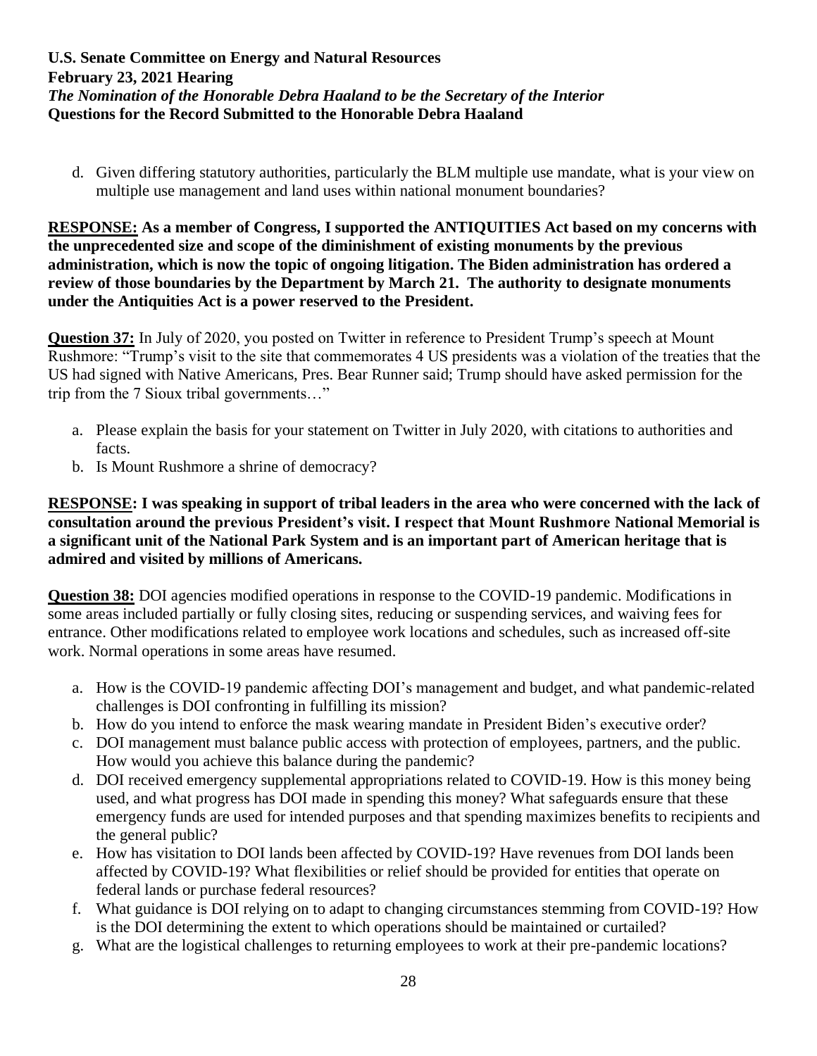d. Given differing statutory authorities, particularly the BLM multiple use mandate, what is your view on multiple use management and land uses within national monument boundaries?

**RESPONSE: As a member of Congress, I supported the ANTIQUITIES Act based on my concerns with the unprecedented size and scope of the diminishment of existing monuments by the previous administration, which is now the topic of ongoing litigation. The Biden administration has ordered a review of those boundaries by the Department by March 21. The authority to designate monuments under the Antiquities Act is a power reserved to the President.**

**Question 37:** In July of 2020, you posted on Twitter in reference to President Trump's speech at Mount Rushmore: "Trump's visit to the site that commemorates 4 US presidents was a violation of the treaties that the US had signed with Native Americans, Pres. Bear Runner said; Trump should have asked permission for the trip from the 7 Sioux tribal governments…"

a. Please explain the basis for your statement on Twitter in July 2020, with citations to authorities and facts.
b. Is Mount Rushmore a shrine of democracy?

**RESPONSE: I was speaking in support of tribal leaders in the area who were concerned with the lack of consultation around the previous President's visit. I respect that Mount Rushmore National Memorial is a significant unit of the National Park System and is an important part of American heritage that is admired and visited by millions of Americans.**

**Question 38:** DOI agencies modified operations in response to the COVID-19 pandemic. Modifications in some areas included partially or fully closing sites, reducing or suspending services, and waiving fees for entrance. Other modifications related to employee work locations and schedules, such as increased off-site work. Normal operations in some areas have resumed.

a. How is the COVID-19 pandemic affecting DOI's management and budget, and what pandemic-related challenges is DOI confronting in fulfilling its mission?
b. How do you intend to enforce the mask wearing mandate in President Biden's executive order?
c. DOI management must balance public access with protection of employees, partners, and the public. How would you achieve this balance during the pandemic?
d. DOI received emergency supplemental appropriations related to COVID-19. How is this money being used, and what progress has DOI made in spending this money? What safeguards ensure that these emergency funds are used for intended purposes and that spending maximizes benefits to recipients and the general public?
e. How has visitation to DOI lands been affected by COVID-19? Have revenues from DOI lands been affected by COVID-19? What flexibilities or relief should be provided for entities that operate on federal lands or purchase federal resources?
f. What guidance is DOI relying on to adapt to changing circumstances stemming from COVID-19? How is the DOI determining the extent to which operations should be maintained or curtailed?
g. What are the logistical challenges to returning employees to work at their pre-pandemic locations?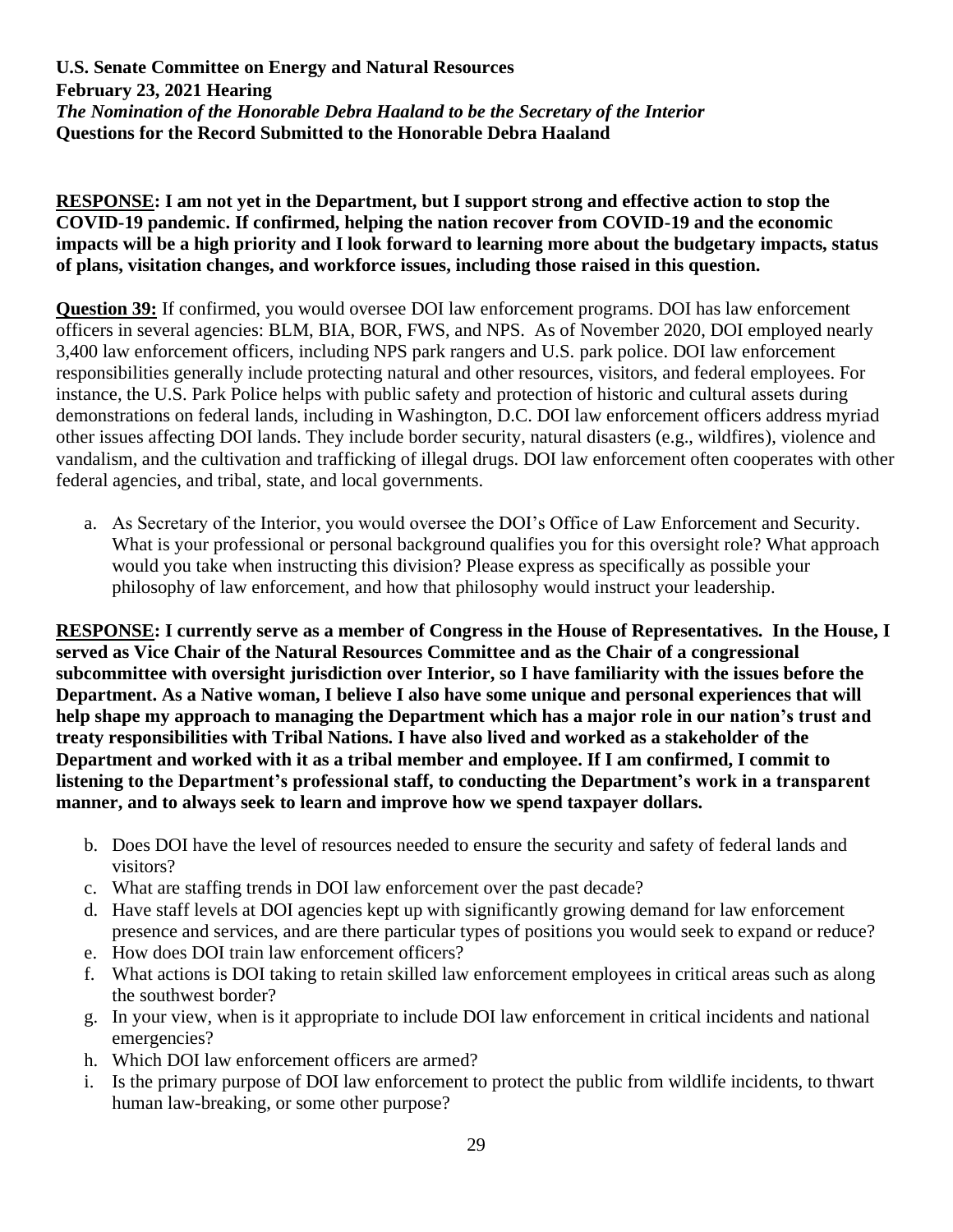**U.S. Senate Committee on Energy and Natural Resources**
**February 23, 2021 Hearing**
***The Nomination of the Honorable Debra Haaland to be the Secretary of the Interior***
**Questions for the Record Submitted to the Honorable Debra Haaland**

**RESPONSE: I am not yet in the Department, but I support strong and effective action to stop the COVID-19 pandemic. If confirmed, helping the nation recover from COVID-19 and the economic impacts will be a high priority and I look forward to learning more about the budgetary impacts, status of plans, visitation changes, and workforce issues, including those raised in this question.**

**Question 39:** If confirmed, you would oversee DOI law enforcement programs. DOI has law enforcement officers in several agencies: BLM, BIA, BOR, FWS, and NPS. As of November 2020, DOI employed nearly 3,400 law enforcement officers, including NPS park rangers and U.S. park police. DOI law enforcement responsibilities generally include protecting natural and other resources, visitors, and federal employees. For instance, the U.S. Park Police helps with public safety and protection of historic and cultural assets during demonstrations on federal lands, including in Washington, D.C. DOI law enforcement officers address myriad other issues affecting DOI lands. They include border security, natural disasters (e.g., wildfires), violence and vandalism, and the cultivation and trafficking of illegal drugs. DOI law enforcement often cooperates with other federal agencies, and tribal, state, and local governments.

a. As Secretary of the Interior, you would oversee the DOI's Office of Law Enforcement and Security. What is your professional or personal background qualifies you for this oversight role? What approach would you take when instructing this division? Please express as specifically as possible your philosophy of law enforcement, and how that philosophy would instruct your leadership.

**RESPONSE: I currently serve as a member of Congress in the House of Representatives. In the House, I served as Vice Chair of the Natural Resources Committee and as the Chair of a congressional subcommittee with oversight jurisdiction over Interior, so I have familiarity with the issues before the Department. As a Native woman, I believe I also have some unique and personal experiences that will help shape my approach to managing the Department which has a major role in our nation's trust and treaty responsibilities with Tribal Nations. I have also lived and worked as a stakeholder of the Department and worked with it as a tribal member and employee. If I am confirmed, I commit to listening to the Department's professional staff, to conducting the Department's work in a transparent manner, and to always seek to learn and improve how we spend taxpayer dollars.**

b. Does DOI have the level of resources needed to ensure the security and safety of federal lands and visitors?
c. What are staffing trends in DOI law enforcement over the past decade?
d. Have staff levels at DOI agencies kept up with significantly growing demand for law enforcement presence and services, and are there particular types of positions you would seek to expand or reduce?
e. How does DOI train law enforcement officers?
f. What actions is DOI taking to retain skilled law enforcement employees in critical areas such as along the southwest border?
g. In your view, when is it appropriate to include DOI law enforcement in critical incidents and national emergencies?
h. Which DOI law enforcement officers are armed?
i. Is the primary purpose of DOI law enforcement to protect the public from wildlife incidents, to thwart human law-breaking, or some other purpose?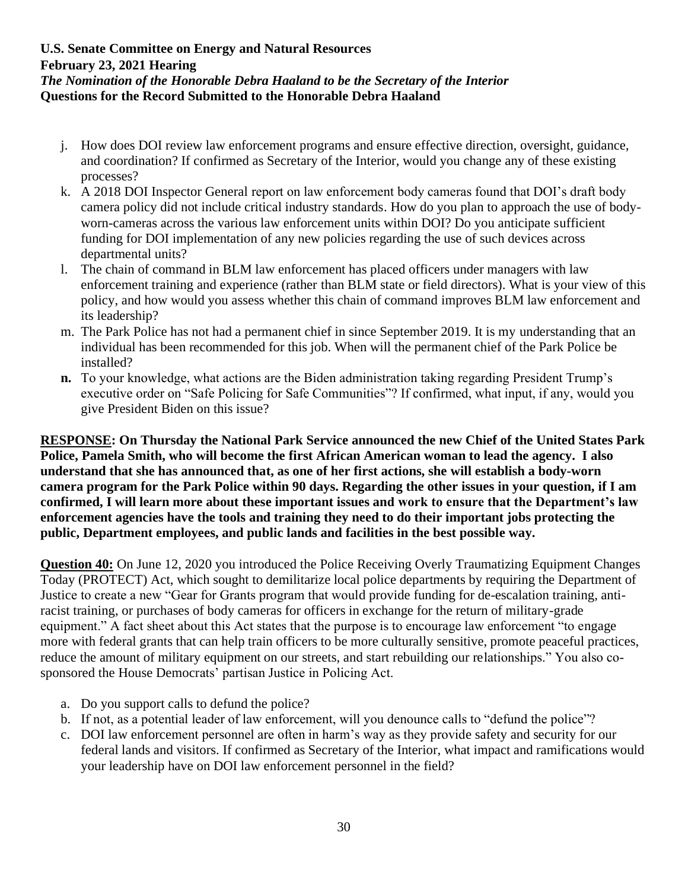j. How does DOI review law enforcement programs and ensure effective direction, oversight, guidance, and coordination? If confirmed as Secretary of the Interior, would you change any of these existing processes?
k. A 2018 DOI Inspector General report on law enforcement body cameras found that DOI's draft body camera policy did not include critical industry standards. How do you plan to approach the use of body-worn-cameras across the various law enforcement units within DOI? Do you anticipate sufficient funding for DOI implementation of any new policies regarding the use of such devices across departmental units?
l. The chain of command in BLM law enforcement has placed officers under managers with law enforcement training and experience (rather than BLM state or field directors). What is your view of this policy, and how would you assess whether this chain of command improves BLM law enforcement and its leadership?
m. The Park Police has not had a permanent chief in since September 2019. It is my understanding that an individual has been recommended for this job. When will the permanent chief of the Park Police be installed?
**n.** To your knowledge, what actions are the Biden administration taking regarding President Trump's executive order on "Safe Policing for Safe Communities"? If confirmed, what input, if any, would you give President Biden on this issue?

**<u>RESPONSE</u>: On Thursday the National Park Service announced the new Chief of the United States Park Police, Pamela Smith, who will become the first African American woman to lead the agency. I also understand that she has announced that, as one of her first actions, she will establish a body-worn camera program for the Park Police within 90 days. Regarding the other issues in your question, if I am confirmed, I will learn more about these important issues and work to ensure that the Department's law enforcement agencies have the tools and training they need to do their important jobs protecting the public, Department employees, and public lands and facilities in the best possible way.**

**<u>Question 40:</u>** On June 12, 2020 you introduced the Police Receiving Overly Traumatizing Equipment Changes Today (PROTECT) Act, which sought to demilitarize local police departments by requiring the Department of Justice to create a new "Gear for Grants program that would provide funding for de-escalation training, anti-racist training, or purchases of body cameras for officers in exchange for the return of military-grade equipment." A fact sheet about this Act states that the purpose is to encourage law enforcement "to engage more with federal grants that can help train officers to be more culturally sensitive, promote peaceful practices, reduce the amount of military equipment on our streets, and start rebuilding our relationships." You also co-sponsored the House Democrats' partisan Justice in Policing Act.

a. Do you support calls to defund the police?
b. If not, as a potential leader of law enforcement, will you denounce calls to "defund the police"?
c. DOI law enforcement personnel are often in harm's way as they provide safety and security for our federal lands and visitors. If confirmed as Secretary of the Interior, what impact and ramifications would your leadership have on DOI law enforcement personnel in the field?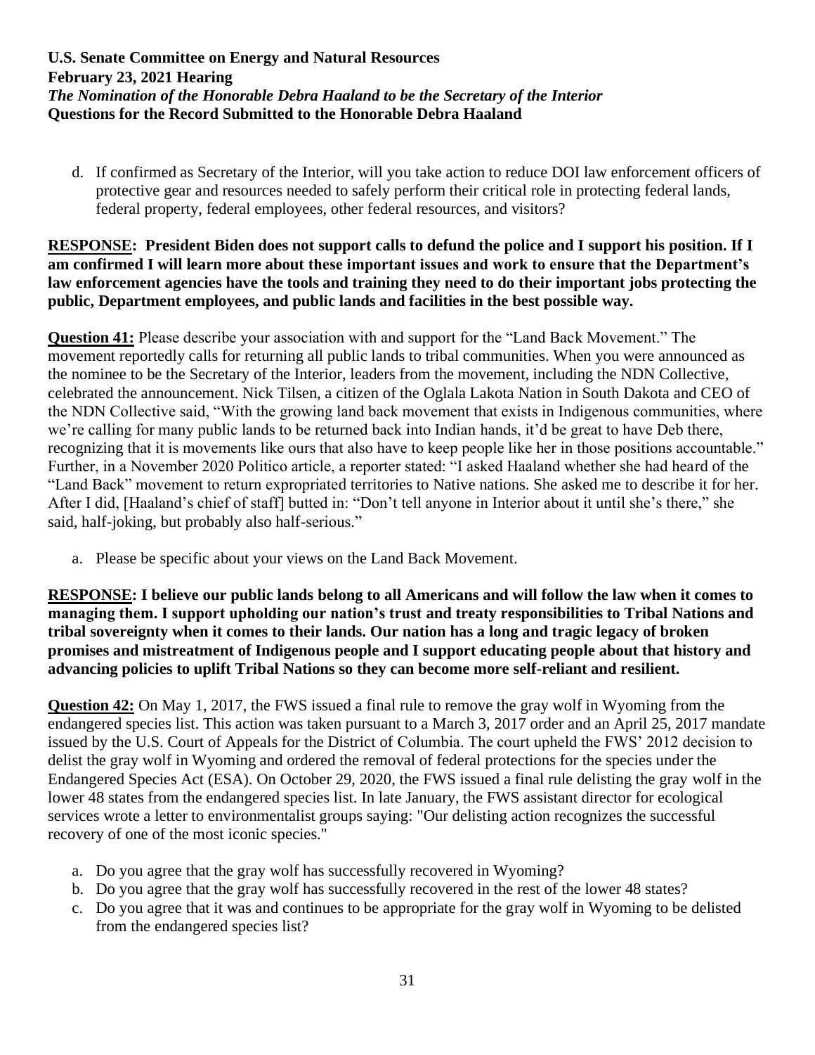d. If confirmed as Secretary of the Interior, will you take action to reduce DOI law enforcement officers of protective gear and resources needed to safely perform their critical role in protecting federal lands, federal property, federal employees, other federal resources, and visitors?

**RESPONSE: President Biden does not support calls to defund the police and I support his position. If I am confirmed I will learn more about these important issues and work to ensure that the Department's law enforcement agencies have the tools and training they need to do their important jobs protecting the public, Department employees, and public lands and facilities in the best possible way.**

**Question 41:** Please describe your association with and support for the "Land Back Movement." The movement reportedly calls for returning all public lands to tribal communities. When you were announced as the nominee to be the Secretary of the Interior, leaders from the movement, including the NDN Collective, celebrated the announcement. Nick Tilsen, a citizen of the Oglala Lakota Nation in South Dakota and CEO of the NDN Collective said, "With the growing land back movement that exists in Indigenous communities, where we're calling for many public lands to be returned back into Indian hands, it'd be great to have Deb there, recognizing that it is movements like ours that also have to keep people like her in those positions accountable." Further, in a November 2020 Politico article, a reporter stated: "I asked Haaland whether she had heard of the "Land Back" movement to return expropriated territories to Native nations. She asked me to describe it for her. After I did, [Haaland's chief of staff] butted in: "Don't tell anyone in Interior about it until she's there," she said, half-joking, but probably also half-serious."

a. Please be specific about your views on the Land Back Movement.

**RESPONSE: I believe our public lands belong to all Americans and will follow the law when it comes to managing them. I support upholding our nation's trust and treaty responsibilities to Tribal Nations and tribal sovereignty when it comes to their lands. Our nation has a long and tragic legacy of broken promises and mistreatment of Indigenous people and I support educating people about that history and advancing policies to uplift Tribal Nations so they can become more self-reliant and resilient.**

**Question 42:** On May 1, 2017, the FWS issued a final rule to remove the gray wolf in Wyoming from the endangered species list. This action was taken pursuant to a March 3, 2017 order and an April 25, 2017 mandate issued by the U.S. Court of Appeals for the District of Columbia. The court upheld the FWS' 2012 decision to delist the gray wolf in Wyoming and ordered the removal of federal protections for the species under the Endangered Species Act (ESA). On October 29, 2020, the FWS issued a final rule delisting the gray wolf in the lower 48 states from the endangered species list. In late January, the FWS assistant director for ecological services wrote a letter to environmentalist groups saying: "Our delisting action recognizes the successful recovery of one of the most iconic species."

a. Do you agree that the gray wolf has successfully recovered in Wyoming?
b. Do you agree that the gray wolf has successfully recovered in the rest of the lower 48 states?
c. Do you agree that it was and continues to be appropriate for the gray wolf in Wyoming to be delisted from the endangered species list?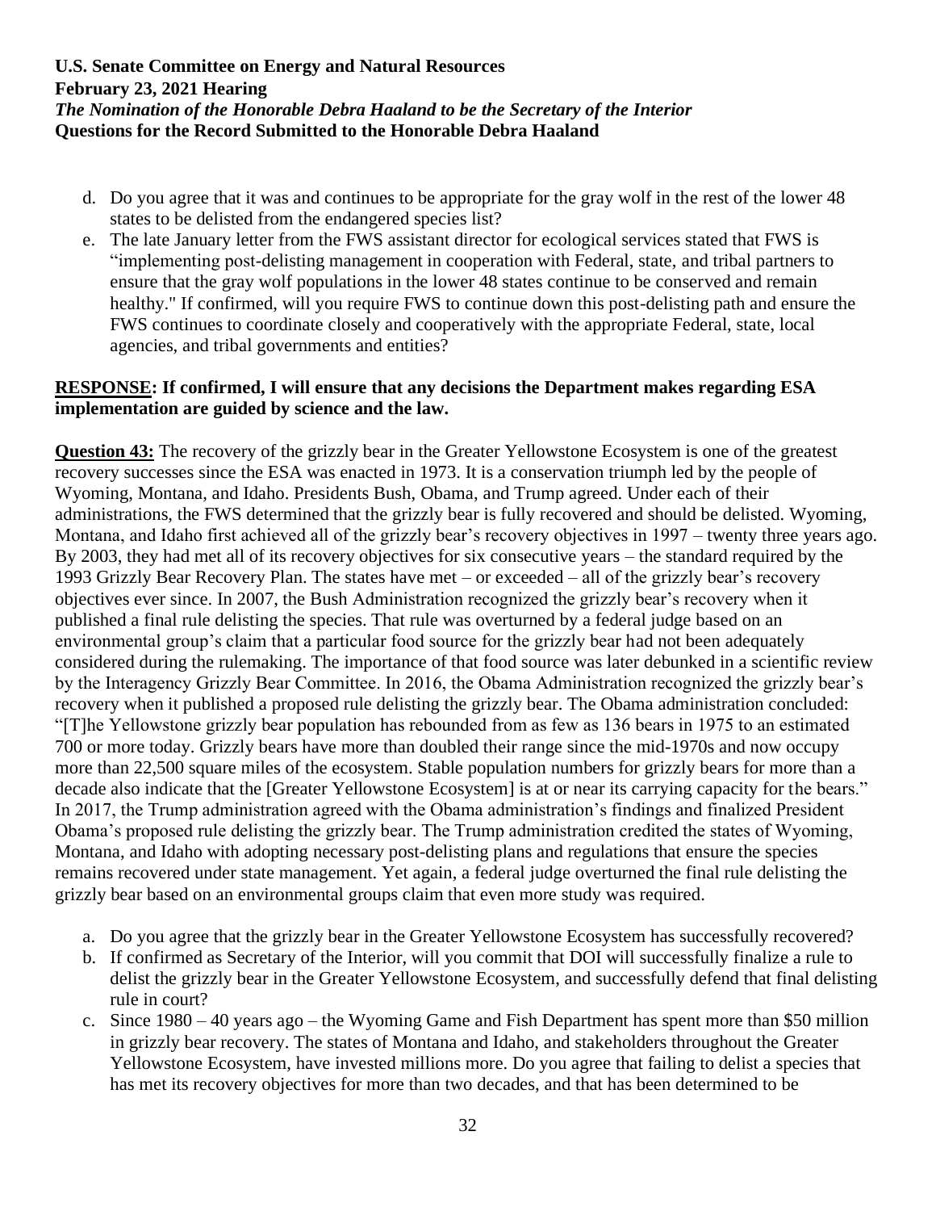d. Do you agree that it was and continues to be appropriate for the gray wolf in the rest of the lower 48 states to be delisted from the endangered species list?

e. The late January letter from the FWS assistant director for ecological services stated that FWS is "implementing post-delisting management in cooperation with Federal, state, and tribal partners to ensure that the gray wolf populations in the lower 48 states continue to be conserved and remain healthy." If confirmed, will you require FWS to continue down this post-delisting path and ensure the FWS continues to coordinate closely and cooperatively with the appropriate Federal, state, local agencies, and tribal governments and entities?

**RESPONSE: If confirmed, I will ensure that any decisions the Department makes regarding ESA implementation are guided by science and the law.**

**Question 43:** The recovery of the grizzly bear in the Greater Yellowstone Ecosystem is one of the greatest recovery successes since the ESA was enacted in 1973. It is a conservation triumph led by the people of Wyoming, Montana, and Idaho. Presidents Bush, Obama, and Trump agreed. Under each of their administrations, the FWS determined that the grizzly bear is fully recovered and should be delisted. Wyoming, Montana, and Idaho first achieved all of the grizzly bear's recovery objectives in 1997 – twenty three years ago. By 2003, they had met all of its recovery objectives for six consecutive years – the standard required by the 1993 Grizzly Bear Recovery Plan. The states have met – or exceeded – all of the grizzly bear's recovery objectives ever since. In 2007, the Bush Administration recognized the grizzly bear's recovery when it published a final rule delisting the species. That rule was overturned by a federal judge based on an environmental group's claim that a particular food source for the grizzly bear had not been adequately considered during the rulemaking. The importance of that food source was later debunked in a scientific review by the Interagency Grizzly Bear Committee. In 2016, the Obama Administration recognized the grizzly bear's recovery when it published a proposed rule delisting the grizzly bear. The Obama administration concluded: "[T]he Yellowstone grizzly bear population has rebounded from as few as 136 bears in 1975 to an estimated 700 or more today. Grizzly bears have more than doubled their range since the mid-1970s and now occupy more than 22,500 square miles of the ecosystem. Stable population numbers for grizzly bears for more than a decade also indicate that the [Greater Yellowstone Ecosystem] is at or near its carrying capacity for the bears." In 2017, the Trump administration agreed with the Obama administration's findings and finalized President Obama's proposed rule delisting the grizzly bear. The Trump administration credited the states of Wyoming, Montana, and Idaho with adopting necessary post-delisting plans and regulations that ensure the species remains recovered under state management. Yet again, a federal judge overturned the final rule delisting the grizzly bear based on an environmental groups claim that even more study was required.

a. Do you agree that the grizzly bear in the Greater Yellowstone Ecosystem has successfully recovered?

b. If confirmed as Secretary of the Interior, will you commit that DOI will successfully finalize a rule to delist the grizzly bear in the Greater Yellowstone Ecosystem, and successfully defend that final delisting rule in court?

c. Since 1980 – 40 years ago – the Wyoming Game and Fish Department has spent more than $50 million in grizzly bear recovery. The states of Montana and Idaho, and stakeholders throughout the Greater Yellowstone Ecosystem, have invested millions more. Do you agree that failing to delist a species that has met its recovery objectives for more than two decades, and that has been determined to be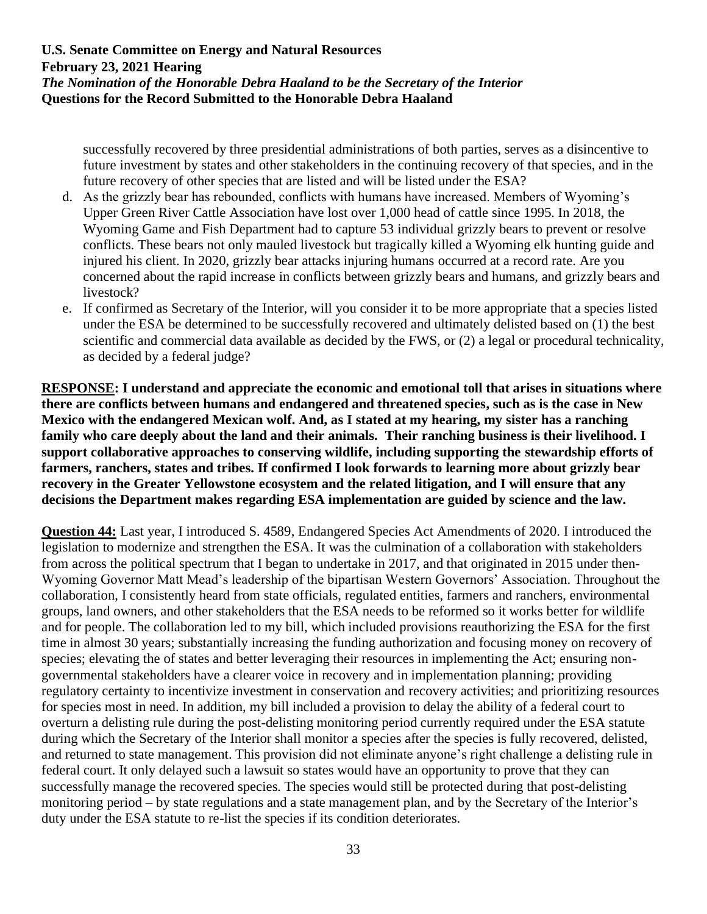successfully recovered by three presidential administrations of both parties, serves as a disincentive to future investment by states and other stakeholders in the continuing recovery of that species, and in the future recovery of other species that are listed and will be listed under the ESA?

d. As the grizzly bear has rebounded, conflicts with humans have increased. Members of Wyoming's Upper Green River Cattle Association have lost over 1,000 head of cattle since 1995. In 2018, the Wyoming Game and Fish Department had to capture 53 individual grizzly bears to prevent or resolve conflicts. These bears not only mauled livestock but tragically killed a Wyoming elk hunting guide and injured his client. In 2020, grizzly bear attacks injuring humans occurred at a record rate. Are you concerned about the rapid increase in conflicts between grizzly bears and humans, and grizzly bears and livestock?

e. If confirmed as Secretary of the Interior, will you consider it to be more appropriate that a species listed under the ESA be determined to be successfully recovered and ultimately delisted based on (1) the best scientific and commercial data available as decided by the FWS, or (2) a legal or procedural technicality, as decided by a federal judge?

**RESPONSE: I understand and appreciate the economic and emotional toll that arises in situations where there are conflicts between humans and endangered and threatened species, such as is the case in New Mexico with the endangered Mexican wolf. And, as I stated at my hearing, my sister has a ranching family who care deeply about the land and their animals. Their ranching business is their livelihood. I support collaborative approaches to conserving wildlife, including supporting the stewardship efforts of farmers, ranchers, states and tribes. If confirmed I look forwards to learning more about grizzly bear recovery in the Greater Yellowstone ecosystem and the related litigation, and I will ensure that any decisions the Department makes regarding ESA implementation are guided by science and the law.**

**Question 44:** Last year, I introduced S. 4589, Endangered Species Act Amendments of 2020. I introduced the legislation to modernize and strengthen the ESA. It was the culmination of a collaboration with stakeholders from across the political spectrum that I began to undertake in 2017, and that originated in 2015 under then-Wyoming Governor Matt Mead's leadership of the bipartisan Western Governors' Association. Throughout the collaboration, I consistently heard from state officials, regulated entities, farmers and ranchers, environmental groups, land owners, and other stakeholders that the ESA needs to be reformed so it works better for wildlife and for people. The collaboration led to my bill, which included provisions reauthorizing the ESA for the first time in almost 30 years; substantially increasing the funding authorization and focusing money on recovery of species; elevating the of states and better leveraging their resources in implementing the Act; ensuring non-governmental stakeholders have a clearer voice in recovery and in implementation planning; providing regulatory certainty to incentivize investment in conservation and recovery activities; and prioritizing resources for species most in need. In addition, my bill included a provision to delay the ability of a federal court to overturn a delisting rule during the post-delisting monitoring period currently required under the ESA statute during which the Secretary of the Interior shall monitor a species after the species is fully recovered, delisted, and returned to state management. This provision did not eliminate anyone's right challenge a delisting rule in federal court. It only delayed such a lawsuit so states would have an opportunity to prove that they can successfully manage the recovered species. The species would still be protected during that post-delisting monitoring period – by state regulations and a state management plan, and by the Secretary of the Interior's duty under the ESA statute to re-list the species if its condition deteriorates.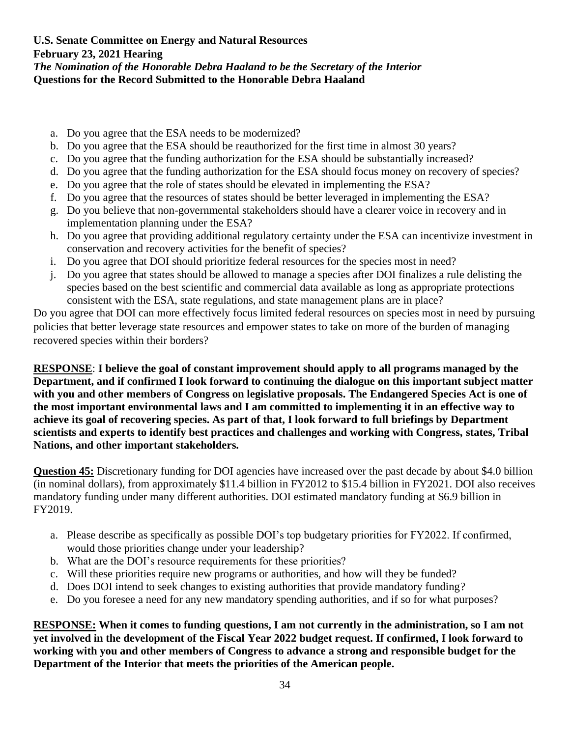a. Do you agree that the ESA needs to be modernized?
b. Do you agree that the ESA should be reauthorized for the first time in almost 30 years?
c. Do you agree that the funding authorization for the ESA should be substantially increased?
d. Do you agree that the funding authorization for the ESA should focus money on recovery of species?
e. Do you agree that the role of states should be elevated in implementing the ESA?
f. Do you agree that the resources of states should be better leveraged in implementing the ESA?
g. Do you believe that non-governmental stakeholders should have a clearer voice in recovery and in implementation planning under the ESA?
h. Do you agree that providing additional regulatory certainty under the ESA can incentivize investment in conservation and recovery activities for the benefit of species?
i. Do you agree that DOI should prioritize federal resources for the species most in need?
j. Do you agree that states should be allowed to manage a species after DOI finalizes a rule delisting the species based on the best scientific and commercial data available as long as appropriate protections consistent with the ESA, state regulations, and state management plans are in place?

Do you agree that DOI can more effectively focus limited federal resources on species most in need by pursuing policies that better leverage state resources and empower states to take on more of the burden of managing recovered species within their borders?

**RESPONSE**: **I believe the goal of constant improvement should apply to all programs managed by the Department, and if confirmed I look forward to continuing the dialogue on this important subject matter with you and other members of Congress on legislative proposals. The Endangered Species Act is one of the most important environmental laws and I am committed to implementing it in an effective way to achieve its goal of recovering species. As part of that, I look forward to full briefings by Department scientists and experts to identify best practices and challenges and working with Congress, states, Tribal Nations, and other important stakeholders.**

**Question 45:** Discretionary funding for DOI agencies have increased over the past decade by about $4.0 billion (in nominal dollars), from approximately $11.4 billion in FY2012 to $15.4 billion in FY2021. DOI also receives mandatory funding under many different authorities. DOI estimated mandatory funding at $6.9 billion in FY2019.

a. Please describe as specifically as possible DOI's top budgetary priorities for FY2022. If confirmed, would those priorities change under your leadership?
b. What are the DOI's resource requirements for these priorities?
c. Will these priorities require new programs or authorities, and how will they be funded?
d. Does DOI intend to seek changes to existing authorities that provide mandatory funding?
e. Do you foresee a need for any new mandatory spending authorities, and if so for what purposes?

**RESPONSE: When it comes to funding questions, I am not currently in the administration, so I am not yet involved in the development of the Fiscal Year 2022 budget request. If confirmed, I look forward to working with you and other members of Congress to advance a strong and responsible budget for the Department of the Interior that meets the priorities of the American people.**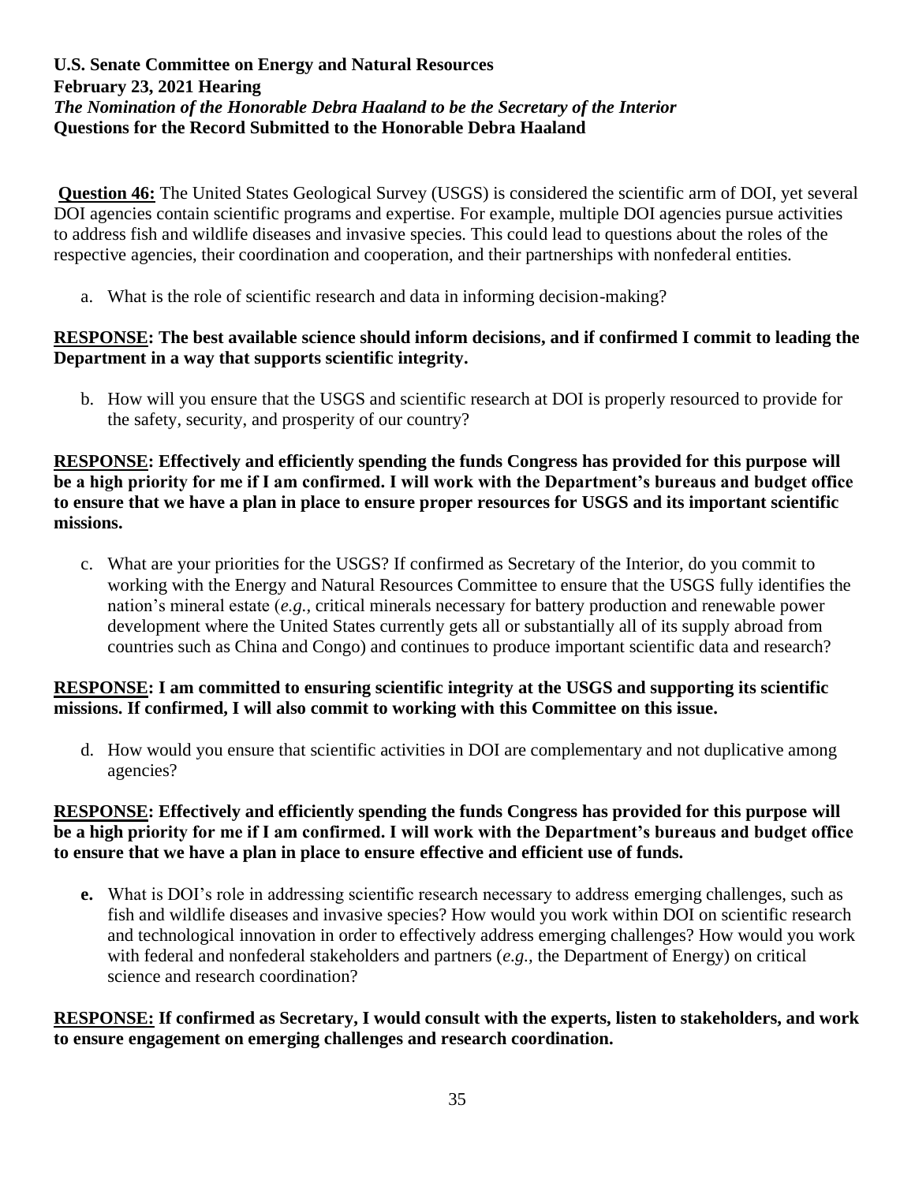**U.S. Senate Committee on Energy and Natural Resources**
**February 23, 2021 Hearing**
***The Nomination of the Honorable Debra Haaland to be the Secretary of the Interior***
**Questions for the Record Submitted to the Honorable Debra Haaland**

**Question 46:** The United States Geological Survey (USGS) is considered the scientific arm of DOI, yet several DOI agencies contain scientific programs and expertise. For example, multiple DOI agencies pursue activities to address fish and wildlife diseases and invasive species. This could lead to questions about the roles of the respective agencies, their coordination and cooperation, and their partnerships with nonfederal entities.

a. What is the role of scientific research and data in informing decision-making?

**RESPONSE: The best available science should inform decisions, and if confirmed I commit to leading the Department in a way that supports scientific integrity.**

b. How will you ensure that the USGS and scientific research at DOI is properly resourced to provide for the safety, security, and prosperity of our country?

**RESPONSE: Effectively and efficiently spending the funds Congress has provided for this purpose will be a high priority for me if I am confirmed. I will work with the Department's bureaus and budget office to ensure that we have a plan in place to ensure proper resources for USGS and its important scientific missions.**

c. What are your priorities for the USGS? If confirmed as Secretary of the Interior, do you commit to working with the Energy and Natural Resources Committee to ensure that the USGS fully identifies the nation's mineral estate (*e.g.*, critical minerals necessary for battery production and renewable power development where the United States currently gets all or substantially all of its supply abroad from countries such as China and Congo) and continues to produce important scientific data and research?

**RESPONSE: I am committed to ensuring scientific integrity at the USGS and supporting its scientific missions. If confirmed, I will also commit to working with this Committee on this issue.**

d. How would you ensure that scientific activities in DOI are complementary and not duplicative among agencies?

**RESPONSE: Effectively and efficiently spending the funds Congress has provided for this purpose will be a high priority for me if I am confirmed. I will work with the Department's bureaus and budget office to ensure that we have a plan in place to ensure effective and efficient use of funds.**

**e.** What is DOI's role in addressing scientific research necessary to address emerging challenges, such as fish and wildlife diseases and invasive species? How would you work within DOI on scientific research and technological innovation in order to effectively address emerging challenges? How would you work with federal and nonfederal stakeholders and partners (*e.g.*, the Department of Energy) on critical science and research coordination?

**RESPONSE: If confirmed as Secretary, I would consult with the experts, listen to stakeholders, and work to ensure engagement on emerging challenges and research coordination.**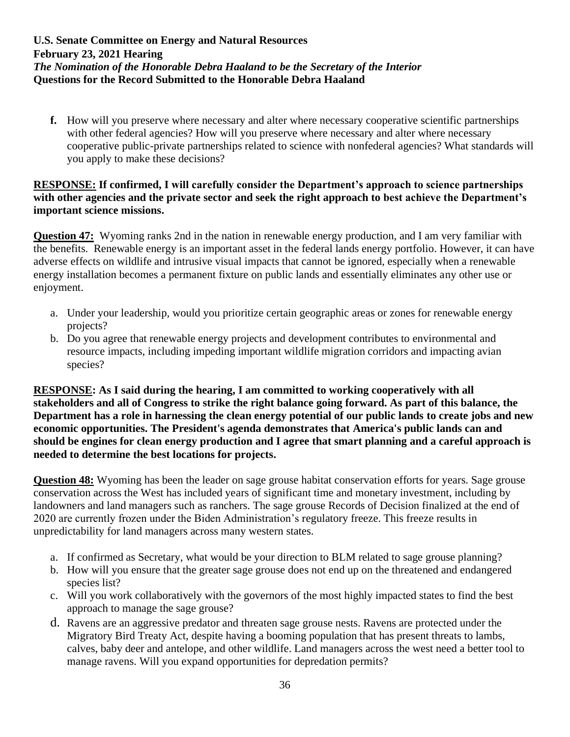f. How will you preserve where necessary and alter where necessary cooperative scientific partnerships with other federal agencies? How will you preserve where necessary and alter where necessary cooperative public-private partnerships related to science with nonfederal agencies? What standards will you apply to make these decisions?

**RESPONSE: If confirmed, I will carefully consider the Department's approach to science partnerships with other agencies and the private sector and seek the right approach to best achieve the Department's important science missions.**

**Question 47:** Wyoming ranks 2nd in the nation in renewable energy production, and I am very familiar with the benefits. Renewable energy is an important asset in the federal lands energy portfolio. However, it can have adverse effects on wildlife and intrusive visual impacts that cannot be ignored, especially when a renewable energy installation becomes a permanent fixture on public lands and essentially eliminates any other use or enjoyment.

a. Under your leadership, would you prioritize certain geographic areas or zones for renewable energy projects?
b. Do you agree that renewable energy projects and development contributes to environmental and resource impacts, including impeding important wildlife migration corridors and impacting avian species?

**RESPONSE: As I said during the hearing, I am committed to working cooperatively with all stakeholders and all of Congress to strike the right balance going forward. As part of this balance, the Department has a role in harnessing the clean energy potential of our public lands to create jobs and new economic opportunities. The President's agenda demonstrates that America's public lands can and should be engines for clean energy production and I agree that smart planning and a careful approach is needed to determine the best locations for projects.**

**Question 48:** Wyoming has been the leader on sage grouse habitat conservation efforts for years. Sage grouse conservation across the West has included years of significant time and monetary investment, including by landowners and land managers such as ranchers. The sage grouse Records of Decision finalized at the end of 2020 are currently frozen under the Biden Administration's regulatory freeze. This freeze results in unpredictability for land managers across many western states.

a. If confirmed as Secretary, what would be your direction to BLM related to sage grouse planning?
b. How will you ensure that the greater sage grouse does not end up on the threatened and endangered species list?
c. Will you work collaboratively with the governors of the most highly impacted states to find the best approach to manage the sage grouse?
d. Ravens are an aggressive predator and threaten sage grouse nests. Ravens are protected under the Migratory Bird Treaty Act, despite having a booming population that has present threats to lambs, calves, baby deer and antelope, and other wildlife. Land managers across the west need a better tool to manage ravens. Will you expand opportunities for depredation permits?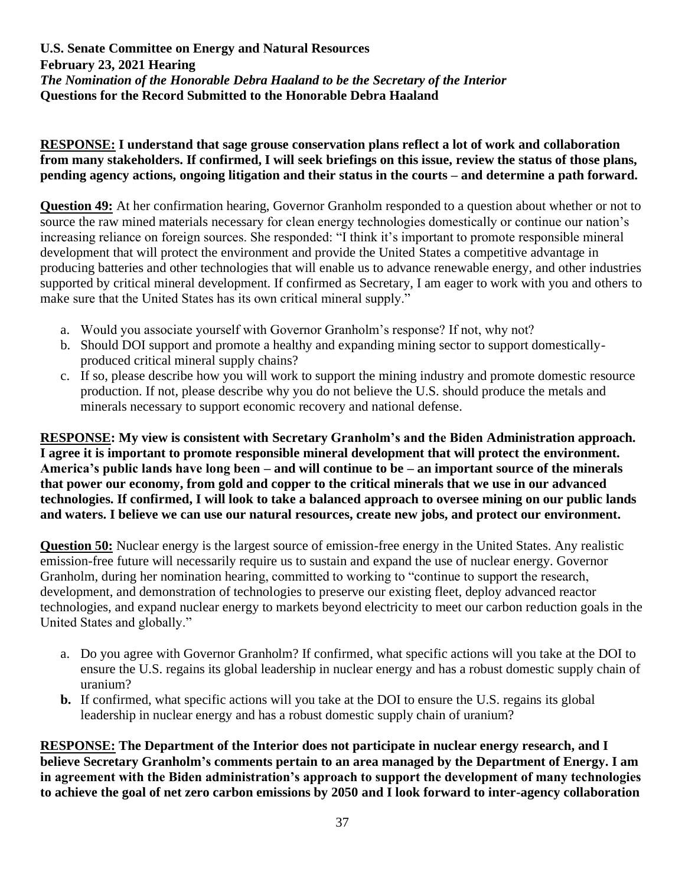**U.S. Senate Committee on Energy and Natural Resources**
**February 23, 2021 Hearing**
***The Nomination of the Honorable Debra Haaland to be the Secretary of the Interior***
**Questions for the Record Submitted to the Honorable Debra Haaland**

**RESPONSE: I understand that sage grouse conservation plans reflect a lot of work and collaboration from many stakeholders. If confirmed, I will seek briefings on this issue, review the status of those plans, pending agency actions, ongoing litigation and their status in the courts – and determine a path forward.**

**Question 49:** At her confirmation hearing, Governor Granholm responded to a question about whether or not to source the raw mined materials necessary for clean energy technologies domestically or continue our nation's increasing reliance on foreign sources. She responded: "I think it's important to promote responsible mineral development that will protect the environment and provide the United States a competitive advantage in producing batteries and other technologies that will enable us to advance renewable energy, and other industries supported by critical mineral development. If confirmed as Secretary, I am eager to work with you and others to make sure that the United States has its own critical mineral supply."

a. Would you associate yourself with Governor Granholm's response? If not, why not?
b. Should DOI support and promote a healthy and expanding mining sector to support domestically-produced critical mineral supply chains?
c. If so, please describe how you will work to support the mining industry and promote domestic resource production. If not, please describe why you do not believe the U.S. should produce the metals and minerals necessary to support economic recovery and national defense.

**RESPONSE: My view is consistent with Secretary Granholm's and the Biden Administration approach. I agree it is important to promote responsible mineral development that will protect the environment. America's public lands have long been – and will continue to be – an important source of the minerals that power our economy, from gold and copper to the critical minerals that we use in our advanced technologies. If confirmed, I will look to take a balanced approach to oversee mining on our public lands and waters. I believe we can use our natural resources, create new jobs, and protect our environment.**

**Question 50:** Nuclear energy is the largest source of emission-free energy in the United States. Any realistic emission-free future will necessarily require us to sustain and expand the use of nuclear energy. Governor Granholm, during her nomination hearing, committed to working to "continue to support the research, development, and demonstration of technologies to preserve our existing fleet, deploy advanced reactor technologies, and expand nuclear energy to markets beyond electricity to meet our carbon reduction goals in the United States and globally."

a. Do you agree with Governor Granholm? If confirmed, what specific actions will you take at the DOI to ensure the U.S. regains its global leadership in nuclear energy and has a robust domestic supply chain of uranium?
**b.** If confirmed, what specific actions will you take at the DOI to ensure the U.S. regains its global leadership in nuclear energy and has a robust domestic supply chain of uranium?

**RESPONSE: The Department of the Interior does not participate in nuclear energy research, and I believe Secretary Granholm's comments pertain to an area managed by the Department of Energy. I am in agreement with the Biden administration's approach to support the development of many technologies to achieve the goal of net zero carbon emissions by 2050 and I look forward to inter-agency collaboration**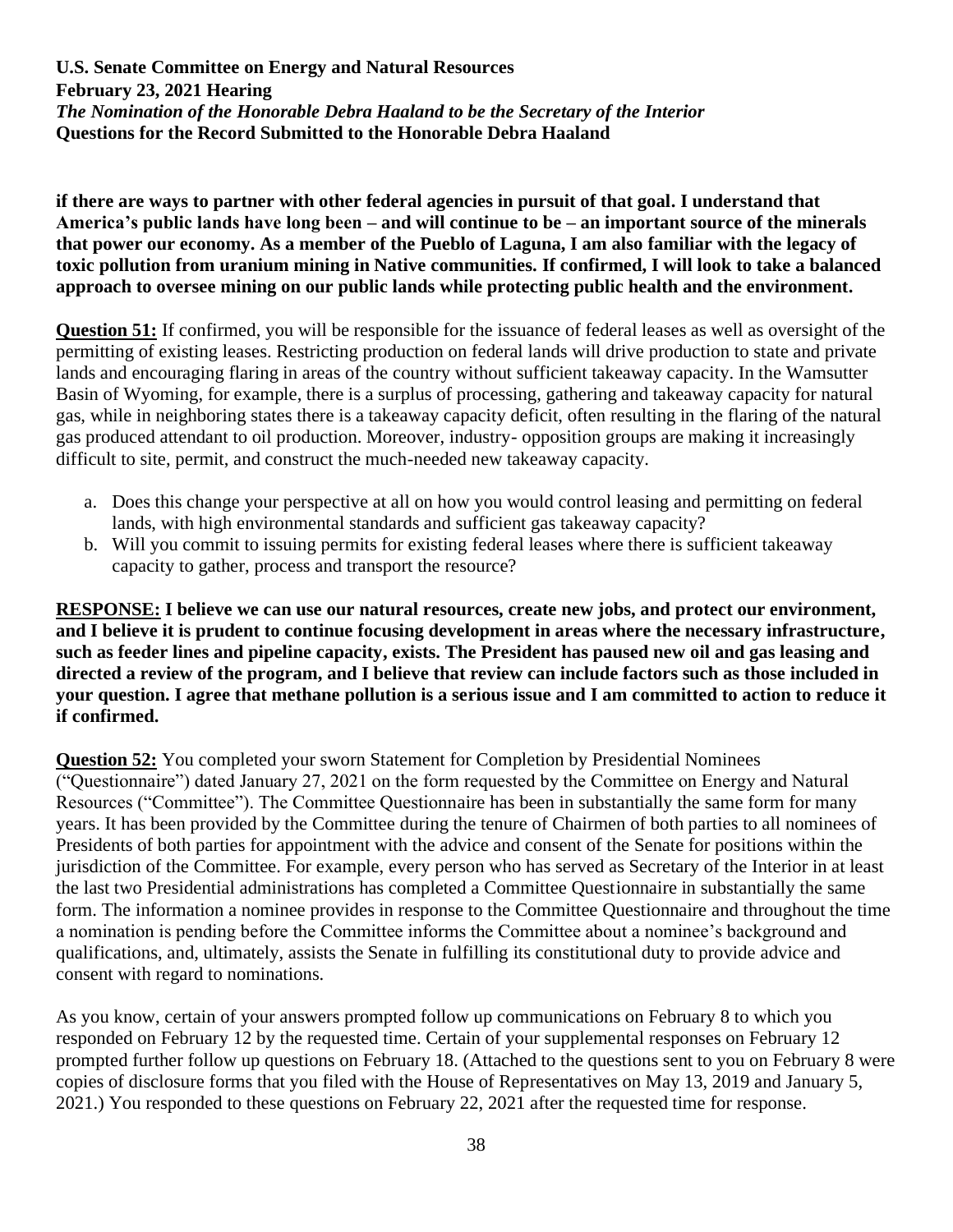**if there are ways to partner with other federal agencies in pursuit of that goal. I understand that America's public lands have long been – and will continue to be – an important source of the minerals that power our economy. As a member of the Pueblo of Laguna, I am also familiar with the legacy of toxic pollution from uranium mining in Native communities. If confirmed, I will look to take a balanced approach to oversee mining on our public lands while protecting public health and the environment.**

**Question 51:** If confirmed, you will be responsible for the issuance of federal leases as well as oversight of the permitting of existing leases. Restricting production on federal lands will drive production to state and private lands and encouraging flaring in areas of the country without sufficient takeaway capacity. In the Wamsutter Basin of Wyoming, for example, there is a surplus of processing, gathering and takeaway capacity for natural gas, while in neighboring states there is a takeaway capacity deficit, often resulting in the flaring of the natural gas produced attendant to oil production. Moreover, industry- opposition groups are making it increasingly difficult to site, permit, and construct the much-needed new takeaway capacity.

a. Does this change your perspective at all on how you would control leasing and permitting on federal lands, with high environmental standards and sufficient gas takeaway capacity?
b. Will you commit to issuing permits for existing federal leases where there is sufficient takeaway capacity to gather, process and transport the resource?

**RESPONSE: I believe we can use our natural resources, create new jobs, and protect our environment, and I believe it is prudent to continue focusing development in areas where the necessary infrastructure, such as feeder lines and pipeline capacity, exists. The President has paused new oil and gas leasing and directed a review of the program, and I believe that review can include factors such as those included in your question. I agree that methane pollution is a serious issue and I am committed to action to reduce it if confirmed.**

**Question 52:** You completed your sworn Statement for Completion by Presidential Nominees ("Questionnaire") dated January 27, 2021 on the form requested by the Committee on Energy and Natural Resources ("Committee"). The Committee Questionnaire has been in substantially the same form for many years. It has been provided by the Committee during the tenure of Chairmen of both parties to all nominees of Presidents of both parties for appointment with the advice and consent of the Senate for positions within the jurisdiction of the Committee. For example, every person who has served as Secretary of the Interior in at least the last two Presidential administrations has completed a Committee Questionnaire in substantially the same form. The information a nominee provides in response to the Committee Questionnaire and throughout the time a nomination is pending before the Committee informs the Committee about a nominee's background and qualifications, and, ultimately, assists the Senate in fulfilling its constitutional duty to provide advice and consent with regard to nominations.

As you know, certain of your answers prompted follow up communications on February 8 to which you responded on February 12 by the requested time. Certain of your supplemental responses on February 12 prompted further follow up questions on February 18. (Attached to the questions sent to you on February 8 were copies of disclosure forms that you filed with the House of Representatives on May 13, 2019 and January 5, 2021.) You responded to these questions on February 22, 2021 after the requested time for response.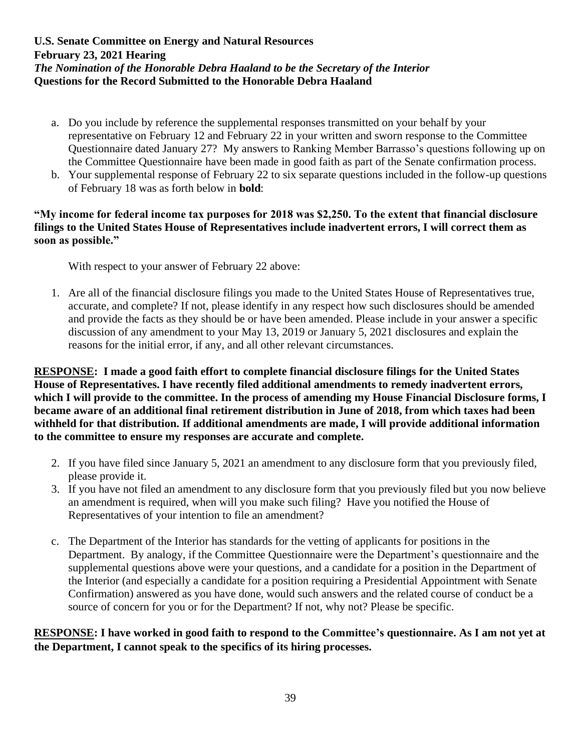a. Do you include by reference the supplemental responses transmitted on your behalf by your representative on February 12 and February 22 in your written and sworn response to the Committee Questionnaire dated January 27? My answers to Ranking Member Barrasso's questions following up on the Committee Questionnaire have been made in good faith as part of the Senate confirmation process.
b. Your supplemental response of February 22 to six separate questions included in the follow-up questions of February 18 was as forth below in **bold**:

**"My income for federal income tax purposes for 2018 was $2,250. To the extent that financial disclosure filings to the United States House of Representatives include inadvertent errors, I will correct them as soon as possible."**

With respect to your answer of February 22 above:

1. Are all of the financial disclosure filings you made to the United States House of Representatives true, accurate, and complete? If not, please identify in any respect how such disclosures should be amended and provide the facts as they should be or have been amended. Please include in your answer a specific discussion of any amendment to your May 13, 2019 or January 5, 2021 disclosures and explain the reasons for the initial error, if any, and all other relevant circumstances.

**<u>RESPONSE</u>: I made a good faith effort to complete financial disclosure filings for the United States House of Representatives. I have recently filed additional amendments to remedy inadvertent errors, which I will provide to the committee. In the process of amending my House Financial Disclosure forms, I became aware of an additional final retirement distribution in June of 2018, from which taxes had been withheld for that distribution. If additional amendments are made, I will provide additional information to the committee to ensure my responses are accurate and complete.**

2. If you have filed since January 5, 2021 an amendment to any disclosure form that you previously filed, please provide it.
3. If you have not filed an amendment to any disclosure form that you previously filed but you now believe an amendment is required, when will you make such filing? Have you notified the House of Representatives of your intention to file an amendment?

c. The Department of the Interior has standards for the vetting of applicants for positions in the Department. By analogy, if the Committee Questionnaire were the Department's questionnaire and the supplemental questions above were your questions, and a candidate for a position in the Department of the Interior (and especially a candidate for a position requiring a Presidential Appointment with Senate Confirmation) answered as you have done, would such answers and the related course of conduct be a source of concern for you or for the Department? If not, why not? Please be specific.

**<u>RESPONSE</u>: I have worked in good faith to respond to the Committee's questionnaire. As I am not yet at the Department, I cannot speak to the specifics of its hiring processes.**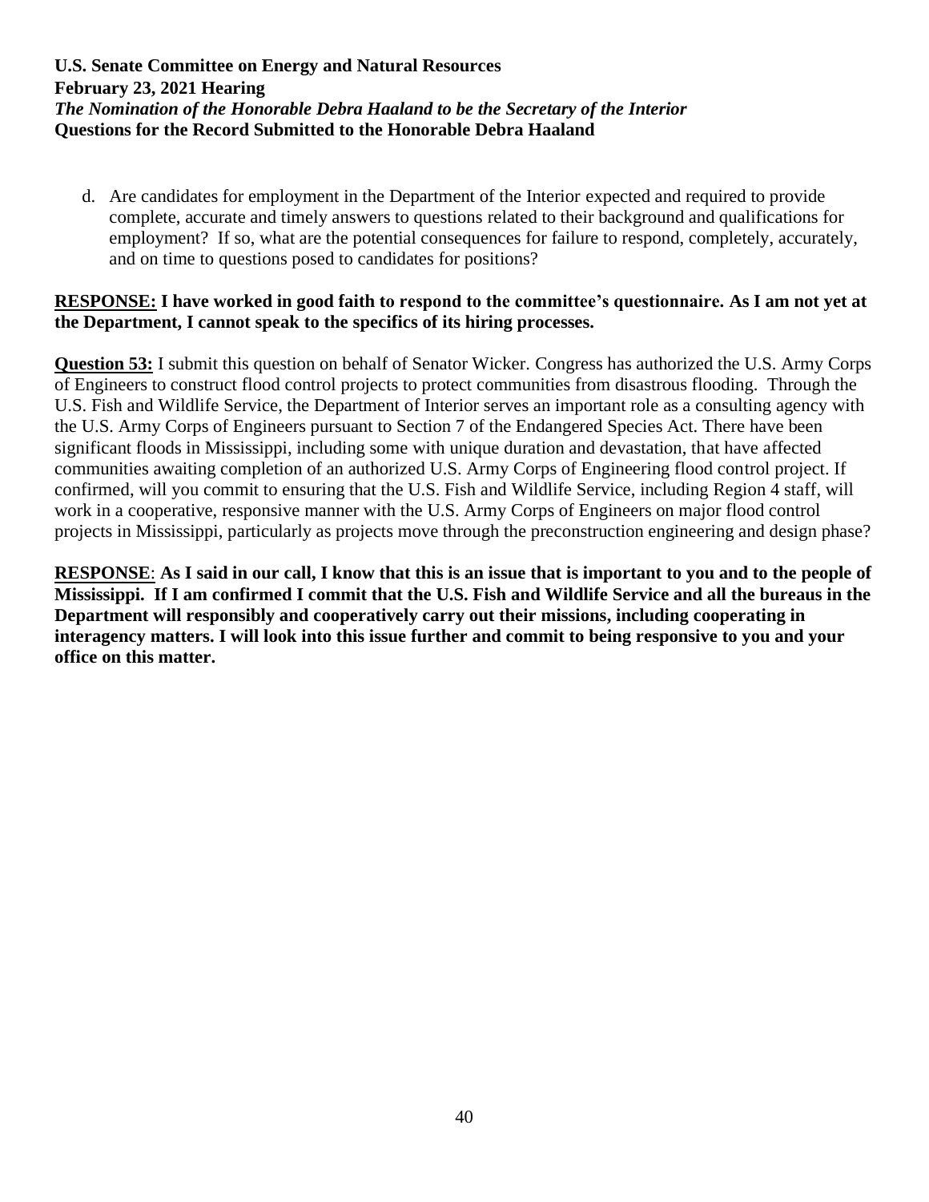d. Are candidates for employment in the Department of the Interior expected and required to provide complete, accurate and timely answers to questions related to their background and qualifications for employment? If so, what are the potential consequences for failure to respond, completely, accurately, and on time to questions posed to candidates for positions?

**RESPONSE: I have worked in good faith to respond to the committee's questionnaire. As I am not yet at the Department, I cannot speak to the specifics of its hiring processes.**

**Question 53:** I submit this question on behalf of Senator Wicker. Congress has authorized the U.S. Army Corps of Engineers to construct flood control projects to protect communities from disastrous flooding. Through the U.S. Fish and Wildlife Service, the Department of Interior serves an important role as a consulting agency with the U.S. Army Corps of Engineers pursuant to Section 7 of the Endangered Species Act. There have been significant floods in Mississippi, including some with unique duration and devastation, that have affected communities awaiting completion of an authorized U.S. Army Corps of Engineering flood control project. If confirmed, will you commit to ensuring that the U.S. Fish and Wildlife Service, including Region 4 staff, will work in a cooperative, responsive manner with the U.S. Army Corps of Engineers on major flood control projects in Mississippi, particularly as projects move through the preconstruction engineering and design phase?

**RESPONSE: As I said in our call, I know that this is an issue that is important to you and to the people of Mississippi. If I am confirmed I commit that the U.S. Fish and Wildlife Service and all the bureaus in the Department will responsibly and cooperatively carry out their missions, including cooperating in interagency matters. I will look into this issue further and commit to being responsive to you and your office on this matter.**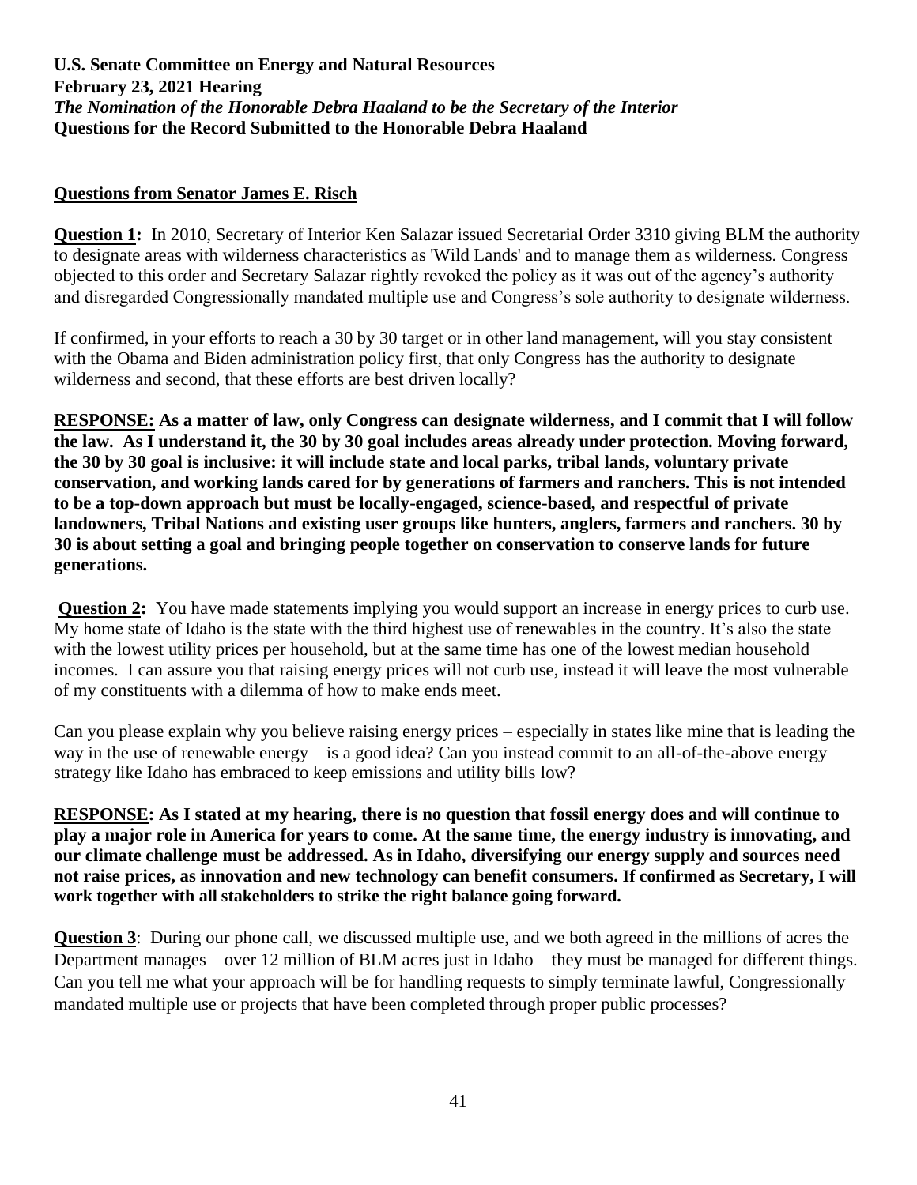**U.S. Senate Committee on Energy and Natural Resources**
**February 23, 2021 Hearing**
***The Nomination of the Honorable Debra Haaland to be the Secretary of the Interior***
**Questions for the Record Submitted to the Honorable Debra Haaland**

## Questions from Senator James E. Risch

**Question 1:** In 2010, Secretary of Interior Ken Salazar issued Secretarial Order 3310 giving BLM the authority to designate areas with wilderness characteristics as 'Wild Lands' and to manage them as wilderness. Congress objected to this order and Secretary Salazar rightly revoked the policy as it was out of the agency's authority and disregarded Congressionally mandated multiple use and Congress's sole authority to designate wilderness.

If confirmed, in your efforts to reach a 30 by 30 target or in other land management, will you stay consistent with the Obama and Biden administration policy first, that only Congress has the authority to designate wilderness and second, that these efforts are best driven locally?

**RESPONSE: As a matter of law, only Congress can designate wilderness, and I commit that I will follow the law. As I understand it, the 30 by 30 goal includes areas already under protection. Moving forward, the 30 by 30 goal is inclusive: it will include state and local parks, tribal lands, voluntary private conservation, and working lands cared for by generations of farmers and ranchers. This is not intended to be a top-down approach but must be locally-engaged, science-based, and respectful of private landowners, Tribal Nations and existing user groups like hunters, anglers, farmers and ranchers. 30 by 30 is about setting a goal and bringing people together on conservation to conserve lands for future generations.**

**Question 2:** You have made statements implying you would support an increase in energy prices to curb use. My home state of Idaho is the state with the third highest use of renewables in the country. It's also the state with the lowest utility prices per household, but at the same time has one of the lowest median household incomes. I can assure you that raising energy prices will not curb use, instead it will leave the most vulnerable of my constituents with a dilemma of how to make ends meet.

Can you please explain why you believe raising energy prices – especially in states like mine that is leading the way in the use of renewable energy – is a good idea? Can you instead commit to an all-of-the-above energy strategy like Idaho has embraced to keep emissions and utility bills low?

**RESPONSE: As I stated at my hearing, there is no question that fossil energy does and will continue to play a major role in America for years to come. At the same time, the energy industry is innovating, and our climate challenge must be addressed. As in Idaho, diversifying our energy supply and sources need not raise prices, as innovation and new technology can benefit consumers. If confirmed as Secretary, I will work together with all stakeholders to strike the right balance going forward.**

**Question 3**: During our phone call, we discussed multiple use, and we both agreed in the millions of acres the Department manages—over 12 million of BLM acres just in Idaho—they must be managed for different things. Can you tell me what your approach will be for handling requests to simply terminate lawful, Congressionally mandated multiple use or projects that have been completed through proper public processes?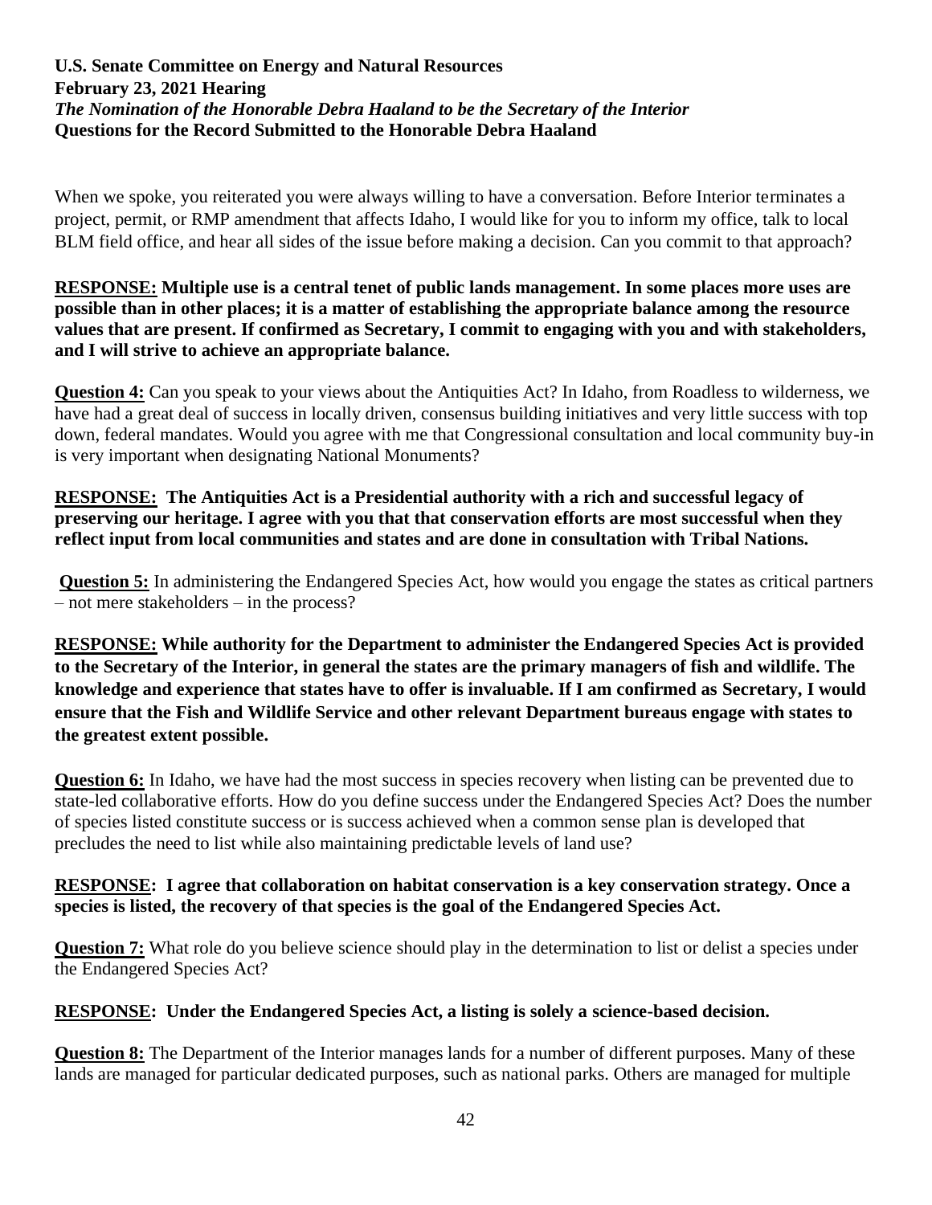**U.S. Senate Committee on Energy and Natural Resources**
**February 23, 2021 Hearing**
***The Nomination of the Honorable Debra Haaland to be the Secretary of the Interior***
**Questions for the Record Submitted to the Honorable Debra Haaland**

When we spoke, you reiterated you were always willing to have a conversation. Before Interior terminates a project, permit, or RMP amendment that affects Idaho, I would like for you to inform my office, talk to local BLM field office, and hear all sides of the issue before making a decision. Can you commit to that approach?

**RESPONSE: Multiple use is a central tenet of public lands management. In some places more uses are possible than in other places; it is a matter of establishing the appropriate balance among the resource values that are present. If confirmed as Secretary, I commit to engaging with you and with stakeholders, and I will strive to achieve an appropriate balance.**

**Question 4:** Can you speak to your views about the Antiquities Act? In Idaho, from Roadless to wilderness, we have had a great deal of success in locally driven, consensus building initiatives and very little success with top down, federal mandates. Would you agree with me that Congressional consultation and local community buy-in is very important when designating National Monuments?

**RESPONSE: The Antiquities Act is a Presidential authority with a rich and successful legacy of preserving our heritage. I agree with you that that conservation efforts are most successful when they reflect input from local communities and states and are done in consultation with Tribal Nations.**

**Question 5:** In administering the Endangered Species Act, how would you engage the states as critical partners – not mere stakeholders – in the process?

**RESPONSE: While authority for the Department to administer the Endangered Species Act is provided to the Secretary of the Interior, in general the states are the primary managers of fish and wildlife. The knowledge and experience that states have to offer is invaluable. If I am confirmed as Secretary, I would ensure that the Fish and Wildlife Service and other relevant Department bureaus engage with states to the greatest extent possible.**

**Question 6:** In Idaho, we have had the most success in species recovery when listing can be prevented due to state-led collaborative efforts. How do you define success under the Endangered Species Act? Does the number of species listed constitute success or is success achieved when a common sense plan is developed that precludes the need to list while also maintaining predictable levels of land use?

**RESPONSE: I agree that collaboration on habitat conservation is a key conservation strategy. Once a species is listed, the recovery of that species is the goal of the Endangered Species Act.**

**Question 7:** What role do you believe science should play in the determination to list or delist a species under the Endangered Species Act?

**RESPONSE: Under the Endangered Species Act, a listing is solely a science-based decision.**

**Question 8:** The Department of the Interior manages lands for a number of different purposes. Many of these lands are managed for particular dedicated purposes, such as national parks. Others are managed for multiple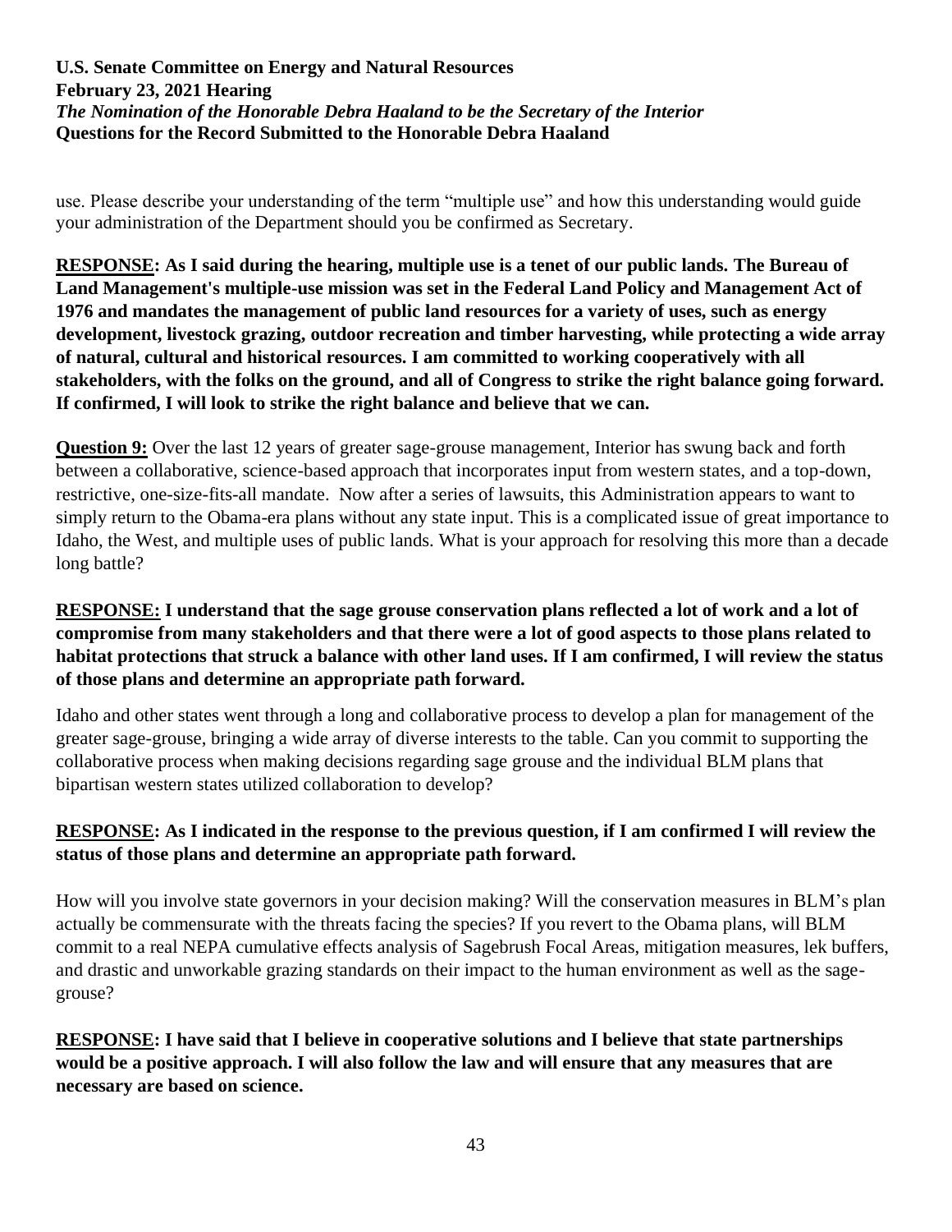use. Please describe your understanding of the term "multiple use" and how this understanding would guide your administration of the Department should you be confirmed as Secretary.

**RESPONSE: As I said during the hearing, multiple use is a tenet of our public lands. The Bureau of Land Management's multiple-use mission was set in the Federal Land Policy and Management Act of 1976 and mandates the management of public land resources for a variety of uses, such as energy development, livestock grazing, outdoor recreation and timber harvesting, while protecting a wide array of natural, cultural and historical resources. I am committed to working cooperatively with all stakeholders, with the folks on the ground, and all of Congress to strike the right balance going forward. If confirmed, I will look to strike the right balance and believe that we can.**

**Question 9:** Over the last 12 years of greater sage-grouse management, Interior has swung back and forth between a collaborative, science-based approach that incorporates input from western states, and a top-down, restrictive, one-size-fits-all mandate. Now after a series of lawsuits, this Administration appears to want to simply return to the Obama-era plans without any state input. This is a complicated issue of great importance to Idaho, the West, and multiple uses of public lands. What is your approach for resolving this more than a decade long battle?

**RESPONSE: I understand that the sage grouse conservation plans reflected a lot of work and a lot of compromise from many stakeholders and that there were a lot of good aspects to those plans related to habitat protections that struck a balance with other land uses. If I am confirmed, I will review the status of those plans and determine an appropriate path forward.**

Idaho and other states went through a long and collaborative process to develop a plan for management of the greater sage-grouse, bringing a wide array of diverse interests to the table. Can you commit to supporting the collaborative process when making decisions regarding sage grouse and the individual BLM plans that bipartisan western states utilized collaboration to develop?

**RESPONSE: As I indicated in the response to the previous question, if I am confirmed I will review the status of those plans and determine an appropriate path forward.**

How will you involve state governors in your decision making? Will the conservation measures in BLM's plan actually be commensurate with the threats facing the species? If you revert to the Obama plans, will BLM commit to a real NEPA cumulative effects analysis of Sagebrush Focal Areas, mitigation measures, lek buffers, and drastic and unworkable grazing standards on their impact to the human environment as well as the sage-grouse?

**RESPONSE: I have said that I believe in cooperative solutions and I believe that state partnerships would be a positive approach. I will also follow the law and will ensure that any measures that are necessary are based on science.**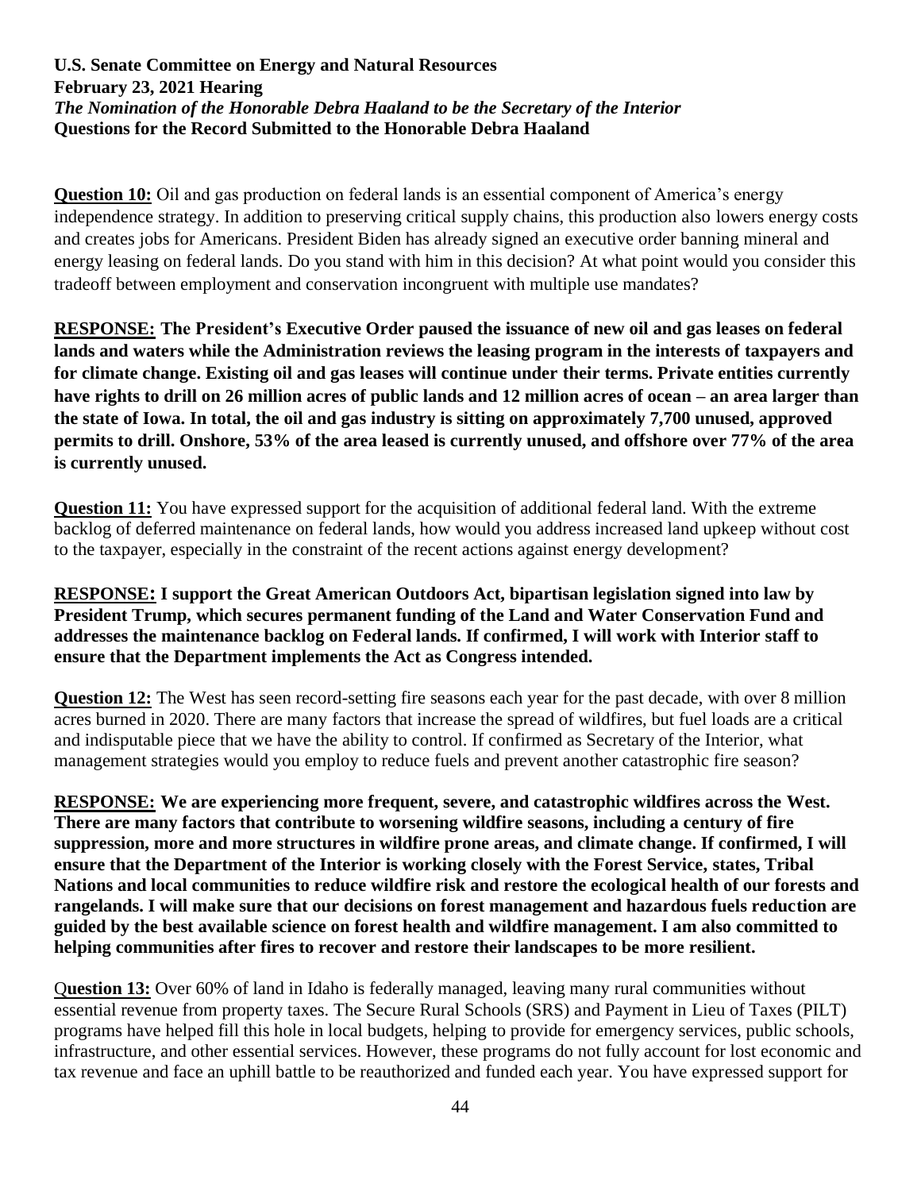**U.S. Senate Committee on Energy and Natural Resources**
**February 23, 2021 Hearing**
***The Nomination of the Honorable Debra Haaland to be the Secretary of the Interior***
**Questions for the Record Submitted to the Honorable Debra Haaland**

**Question 10:** Oil and gas production on federal lands is an essential component of America's energy independence strategy. In addition to preserving critical supply chains, this production also lowers energy costs and creates jobs for Americans. President Biden has already signed an executive order banning mineral and energy leasing on federal lands. Do you stand with him in this decision? At what point would you consider this tradeoff between employment and conservation incongruent with multiple use mandates?

**RESPONSE: The President's Executive Order paused the issuance of new oil and gas leases on federal lands and waters while the Administration reviews the leasing program in the interests of taxpayers and for climate change. Existing oil and gas leases will continue under their terms. Private entities currently have rights to drill on 26 million acres of public lands and 12 million acres of ocean – an area larger than the state of Iowa. In total, the oil and gas industry is sitting on approximately 7,700 unused, approved permits to drill. Onshore, 53% of the area leased is currently unused, and offshore over 77% of the area is currently unused.**

**Question 11:** You have expressed support for the acquisition of additional federal land. With the extreme backlog of deferred maintenance on federal lands, how would you address increased land upkeep without cost to the taxpayer, especially in the constraint of the recent actions against energy development?

**RESPONSE: I support the Great American Outdoors Act, bipartisan legislation signed into law by President Trump, which secures permanent funding of the Land and Water Conservation Fund and addresses the maintenance backlog on Federal lands. If confirmed, I will work with Interior staff to ensure that the Department implements the Act as Congress intended.**

**Question 12:** The West has seen record-setting fire seasons each year for the past decade, with over 8 million acres burned in 2020. There are many factors that increase the spread of wildfires, but fuel loads are a critical and indisputable piece that we have the ability to control. If confirmed as Secretary of the Interior, what management strategies would you employ to reduce fuels and prevent another catastrophic fire season?

**RESPONSE: We are experiencing more frequent, severe, and catastrophic wildfires across the West. There are many factors that contribute to worsening wildfire seasons, including a century of fire suppression, more and more structures in wildfire prone areas, and climate change. If confirmed, I will ensure that the Department of the Interior is working closely with the Forest Service, states, Tribal Nations and local communities to reduce wildfire risk and restore the ecological health of our forests and rangelands. I will make sure that our decisions on forest management and hazardous fuels reduction are guided by the best available science on forest health and wildfire management. I am also committed to helping communities after fires to recover and restore their landscapes to be more resilient.**

Q**uestion 13:** Over 60% of land in Idaho is federally managed, leaving many rural communities without essential revenue from property taxes. The Secure Rural Schools (SRS) and Payment in Lieu of Taxes (PILT) programs have helped fill this hole in local budgets, helping to provide for emergency services, public schools, infrastructure, and other essential services. However, these programs do not fully account for lost economic and tax revenue and face an uphill battle to be reauthorized and funded each year. You have expressed support for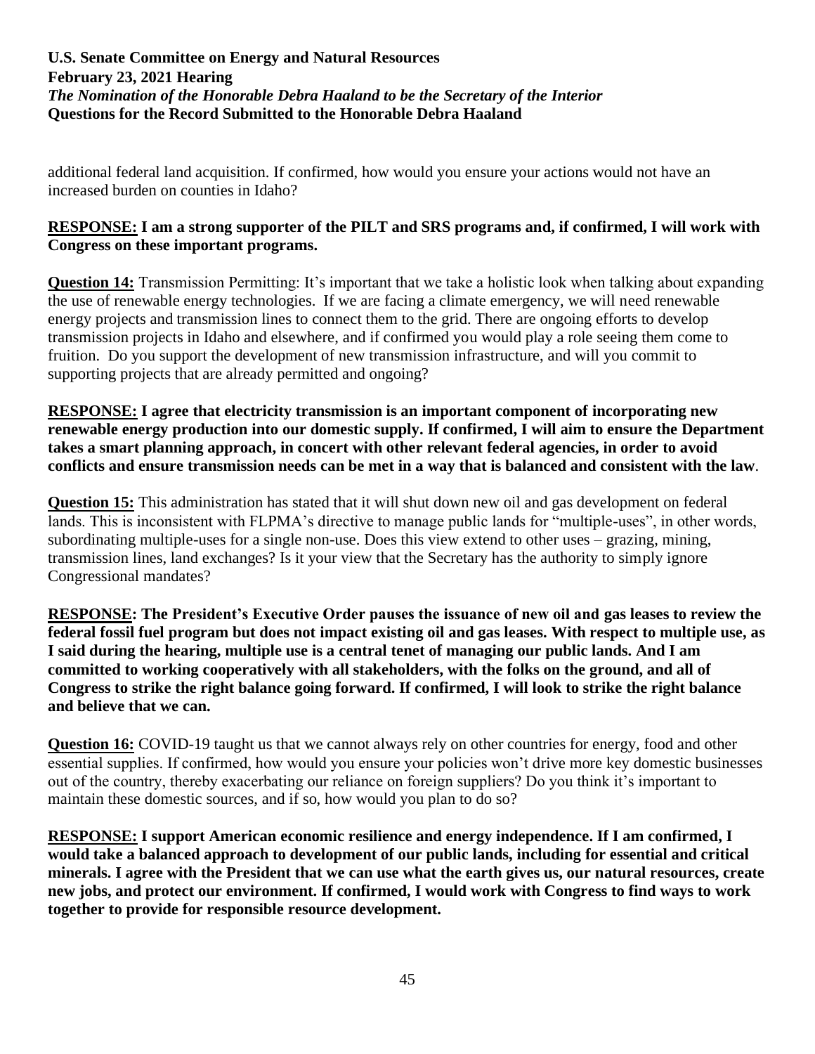additional federal land acquisition. If confirmed, how would you ensure your actions would not have an increased burden on counties in Idaho?

**RESPONSE: I am a strong supporter of the PILT and SRS programs and, if confirmed, I will work with Congress on these important programs.**

**Question 14:** Transmission Permitting: It's important that we take a holistic look when talking about expanding the use of renewable energy technologies. If we are facing a climate emergency, we will need renewable energy projects and transmission lines to connect them to the grid. There are ongoing efforts to develop transmission projects in Idaho and elsewhere, and if confirmed you would play a role seeing them come to fruition. Do you support the development of new transmission infrastructure, and will you commit to supporting projects that are already permitted and ongoing?

**RESPONSE: I agree that electricity transmission is an important component of incorporating new renewable energy production into our domestic supply. If confirmed, I will aim to ensure the Department takes a smart planning approach, in concert with other relevant federal agencies, in order to avoid conflicts and ensure transmission needs can be met in a way that is balanced and consistent with the law.**

**Question 15:** This administration has stated that it will shut down new oil and gas development on federal lands. This is inconsistent with FLPMA's directive to manage public lands for "multiple-uses", in other words, subordinating multiple-uses for a single non-use. Does this view extend to other uses – grazing, mining, transmission lines, land exchanges? Is it your view that the Secretary has the authority to simply ignore Congressional mandates?

**RESPONSE: The President's Executive Order pauses the issuance of new oil and gas leases to review the federal fossil fuel program but does not impact existing oil and gas leases. With respect to multiple use, as I said during the hearing, multiple use is a central tenet of managing our public lands. And I am committed to working cooperatively with all stakeholders, with the folks on the ground, and all of Congress to strike the right balance going forward. If confirmed, I will look to strike the right balance and believe that we can.**

**Question 16:** COVID-19 taught us that we cannot always rely on other countries for energy, food and other essential supplies. If confirmed, how would you ensure your policies won't drive more key domestic businesses out of the country, thereby exacerbating our reliance on foreign suppliers? Do you think it's important to maintain these domestic sources, and if so, how would you plan to do so?

**RESPONSE: I support American economic resilience and energy independence. If I am confirmed, I would take a balanced approach to development of our public lands, including for essential and critical minerals. I agree with the President that we can use what the earth gives us, our natural resources, create new jobs, and protect our environment. If confirmed, I would work with Congress to find ways to work together to provide for responsible resource development.**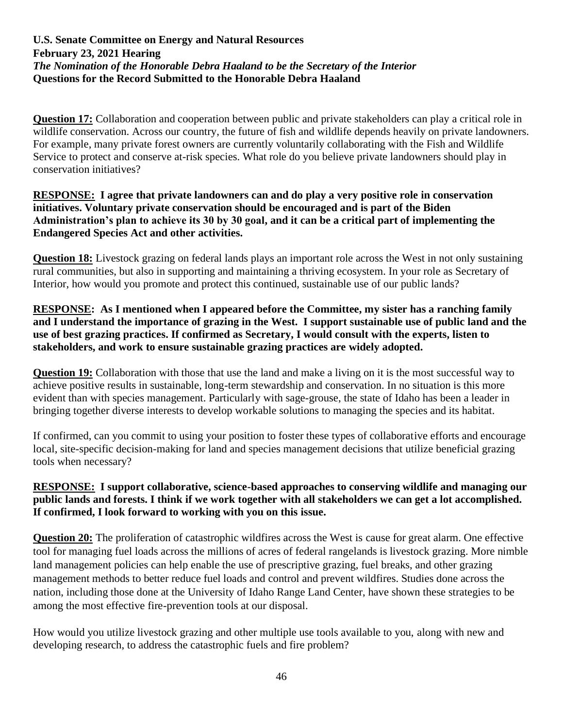**U.S. Senate Committee on Energy and Natural Resources**
**February 23, 2021 Hearing**
***The Nomination of the Honorable Debra Haaland to be the Secretary of the Interior***
**Questions for the Record Submitted to the Honorable Debra Haaland**

**Question 17:** Collaboration and cooperation between public and private stakeholders can play a critical role in wildlife conservation. Across our country, the future of fish and wildlife depends heavily on private landowners. For example, many private forest owners are currently voluntarily collaborating with the Fish and Wildlife Service to protect and conserve at-risk species. What role do you believe private landowners should play in conservation initiatives?

**RESPONSE: I agree that private landowners can and do play a very positive role in conservation initiatives. Voluntary private conservation should be encouraged and is part of the Biden Administration's plan to achieve its 30 by 30 goal, and it can be a critical part of implementing the Endangered Species Act and other activities.**

**Question 18:** Livestock grazing on federal lands plays an important role across the West in not only sustaining rural communities, but also in supporting and maintaining a thriving ecosystem. In your role as Secretary of Interior, how would you promote and protect this continued, sustainable use of our public lands?

**RESPONSE: As I mentioned when I appeared before the Committee, my sister has a ranching family and I understand the importance of grazing in the West. I support sustainable use of public land and the use of best grazing practices. If confirmed as Secretary, I would consult with the experts, listen to stakeholders, and work to ensure sustainable grazing practices are widely adopted.**

**Question 19:** Collaboration with those that use the land and make a living on it is the most successful way to achieve positive results in sustainable, long-term stewardship and conservation. In no situation is this more evident than with species management. Particularly with sage-grouse, the state of Idaho has been a leader in bringing together diverse interests to develop workable solutions to managing the species and its habitat.

If confirmed, can you commit to using your position to foster these types of collaborative efforts and encourage local, site-specific decision-making for land and species management decisions that utilize beneficial grazing tools when necessary?

**RESPONSE: I support collaborative, science-based approaches to conserving wildlife and managing our public lands and forests. I think if we work together with all stakeholders we can get a lot accomplished. If confirmed, I look forward to working with you on this issue.**

**Question 20:** The proliferation of catastrophic wildfires across the West is cause for great alarm. One effective tool for managing fuel loads across the millions of acres of federal rangelands is livestock grazing. More nimble land management policies can help enable the use of prescriptive grazing, fuel breaks, and other grazing management methods to better reduce fuel loads and control and prevent wildfires. Studies done across the nation, including those done at the University of Idaho Range Land Center, have shown these strategies to be among the most effective fire-prevention tools at our disposal.

How would you utilize livestock grazing and other multiple use tools available to you, along with new and developing research, to address the catastrophic fuels and fire problem?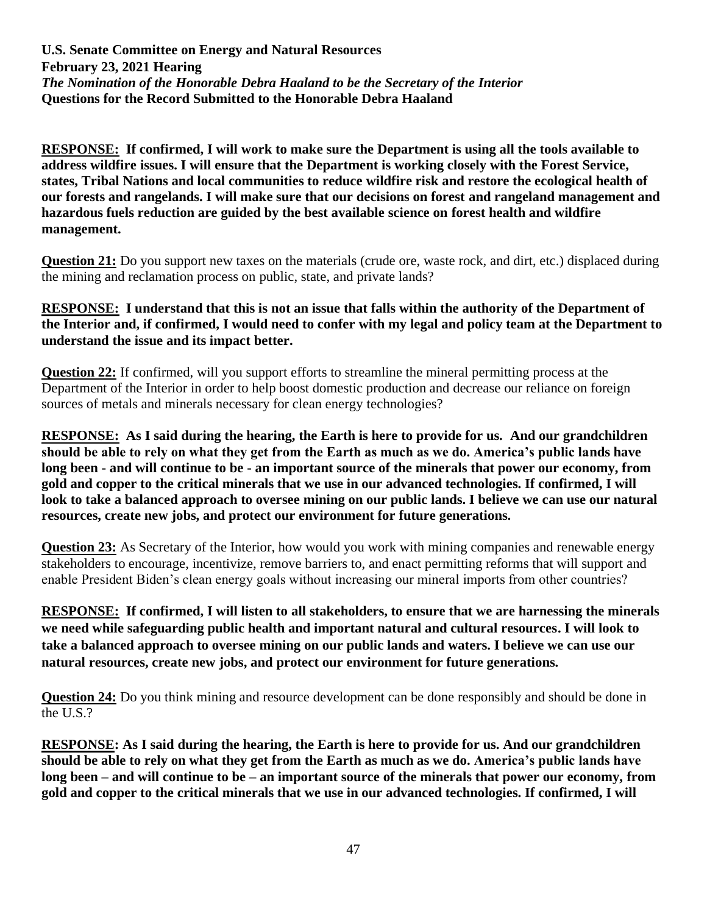**U.S. Senate Committee on Energy and Natural Resources**
**February 23, 2021 Hearing**
***The Nomination of the Honorable Debra Haaland to be the Secretary of the Interior***
**Questions for the Record Submitted to the Honorable Debra Haaland**

**RESPONSE: If confirmed, I will work to make sure the Department is using all the tools available to address wildfire issues. I will ensure that the Department is working closely with the Forest Service, states, Tribal Nations and local communities to reduce wildfire risk and restore the ecological health of our forests and rangelands. I will make sure that our decisions on forest and rangeland management and hazardous fuels reduction are guided by the best available science on forest health and wildfire management.**

**Question 21:** Do you support new taxes on the materials (crude ore, waste rock, and dirt, etc.) displaced during the mining and reclamation process on public, state, and private lands?

**RESPONSE: I understand that this is not an issue that falls within the authority of the Department of the Interior and, if confirmed, I would need to confer with my legal and policy team at the Department to understand the issue and its impact better.**

**Question 22:** If confirmed, will you support efforts to streamline the mineral permitting process at the Department of the Interior in order to help boost domestic production and decrease our reliance on foreign sources of metals and minerals necessary for clean energy technologies?

**RESPONSE: As I said during the hearing, the Earth is here to provide for us. And our grandchildren should be able to rely on what they get from the Earth as much as we do. America's public lands have long been - and will continue to be - an important source of the minerals that power our economy, from gold and copper to the critical minerals that we use in our advanced technologies. If confirmed, I will look to take a balanced approach to oversee mining on our public lands. I believe we can use our natural resources, create new jobs, and protect our environment for future generations.**

**Question 23:** As Secretary of the Interior, how would you work with mining companies and renewable energy stakeholders to encourage, incentivize, remove barriers to, and enact permitting reforms that will support and enable President Biden's clean energy goals without increasing our mineral imports from other countries?

**RESPONSE: If confirmed, I will listen to all stakeholders, to ensure that we are harnessing the minerals we need while safeguarding public health and important natural and cultural resources. I will look to take a balanced approach to oversee mining on our public lands and waters. I believe we can use our natural resources, create new jobs, and protect our environment for future generations.**

**Question 24:** Do you think mining and resource development can be done responsibly and should be done in the U.S.?

**RESPONSE: As I said during the hearing, the Earth is here to provide for us. And our grandchildren should be able to rely on what they get from the Earth as much as we do. America's public lands have long been – and will continue to be – an important source of the minerals that power our economy, from gold and copper to the critical minerals that we use in our advanced technologies. If confirmed, I will**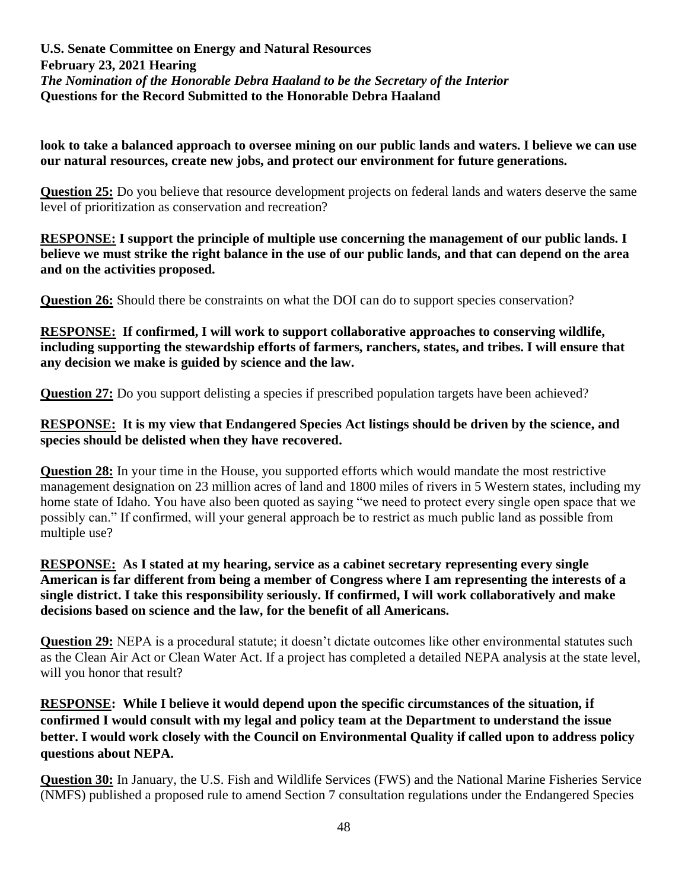**look to take a balanced approach to oversee mining on our public lands and waters. I believe we can use our natural resources, create new jobs, and protect our environment for future generations.**

**Question 25:** Do you believe that resource development projects on federal lands and waters deserve the same level of prioritization as conservation and recreation?

**RESPONSE: I support the principle of multiple use concerning the management of our public lands. I believe we must strike the right balance in the use of our public lands, and that can depend on the area and on the activities proposed.**

**Question 26:** Should there be constraints on what the DOI can do to support species conservation?

**RESPONSE: If confirmed, I will work to support collaborative approaches to conserving wildlife, including supporting the stewardship efforts of farmers, ranchers, states, and tribes. I will ensure that any decision we make is guided by science and the law.**

**Question 27:** Do you support delisting a species if prescribed population targets have been achieved?

**RESPONSE: It is my view that Endangered Species Act listings should be driven by the science, and species should be delisted when they have recovered.**

**Question 28:** In your time in the House, you supported efforts which would mandate the most restrictive management designation on 23 million acres of land and 1800 miles of rivers in 5 Western states, including my home state of Idaho. You have also been quoted as saying "we need to protect every single open space that we possibly can." If confirmed, will your general approach be to restrict as much public land as possible from multiple use?

**RESPONSE: As I stated at my hearing, service as a cabinet secretary representing every single American is far different from being a member of Congress where I am representing the interests of a single district. I take this responsibility seriously. If confirmed, I will work collaboratively and make decisions based on science and the law, for the benefit of all Americans.**

**Question 29:** NEPA is a procedural statute; it doesn't dictate outcomes like other environmental statutes such as the Clean Air Act or Clean Water Act. If a project has completed a detailed NEPA analysis at the state level, will you honor that result?

**RESPONSE: While I believe it would depend upon the specific circumstances of the situation, if confirmed I would consult with my legal and policy team at the Department to understand the issue better. I would work closely with the Council on Environmental Quality if called upon to address policy questions about NEPA.**

**Question 30:** In January, the U.S. Fish and Wildlife Services (FWS) and the National Marine Fisheries Service (NMFS) published a proposed rule to amend Section 7 consultation regulations under the Endangered Species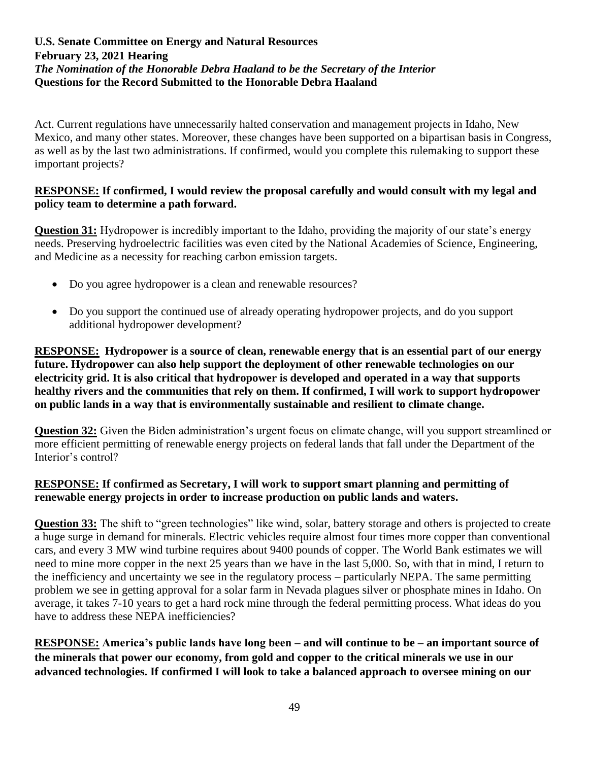Act. Current regulations have unnecessarily halted conservation and management projects in Idaho, New Mexico, and many other states. Moreover, these changes have been supported on a bipartisan basis in Congress, as well as by the last two administrations. If confirmed, would you complete this rulemaking to support these important projects?

**RESPONSE: If confirmed, I would review the proposal carefully and would consult with my legal and policy team to determine a path forward.**

**Question 31:** Hydropower is incredibly important to the Idaho, providing the majority of our state's energy needs. Preserving hydroelectric facilities was even cited by the National Academies of Science, Engineering, and Medicine as a necessity for reaching carbon emission targets.

- Do you agree hydropower is a clean and renewable resources?
- Do you support the continued use of already operating hydropower projects, and do you support additional hydropower development?

**RESPONSE: Hydropower is a source of clean, renewable energy that is an essential part of our energy future. Hydropower can also help support the deployment of other renewable technologies on our electricity grid. It is also critical that hydropower is developed and operated in a way that supports healthy rivers and the communities that rely on them. If confirmed, I will work to support hydropower on public lands in a way that is environmentally sustainable and resilient to climate change.**

**Question 32:** Given the Biden administration's urgent focus on climate change, will you support streamlined or more efficient permitting of renewable energy projects on federal lands that fall under the Department of the Interior's control?

**RESPONSE: If confirmed as Secretary, I will work to support smart planning and permitting of renewable energy projects in order to increase production on public lands and waters.**

**Question 33:** The shift to "green technologies" like wind, solar, battery storage and others is projected to create a huge surge in demand for minerals. Electric vehicles require almost four times more copper than conventional cars, and every 3 MW wind turbine requires about 9400 pounds of copper. The World Bank estimates we will need to mine more copper in the next 25 years than we have in the last 5,000. So, with that in mind, I return to the inefficiency and uncertainty we see in the regulatory process – particularly NEPA. The same permitting problem we see in getting approval for a solar farm in Nevada plagues silver or phosphate mines in Idaho. On average, it takes 7-10 years to get a hard rock mine through the federal permitting process. What ideas do you have to address these NEPA inefficiencies?

**RESPONSE: America's public lands have long been – and will continue to be – an important source of the minerals that power our economy, from gold and copper to the critical minerals we use in our advanced technologies. If confirmed I will look to take a balanced approach to oversee mining on our**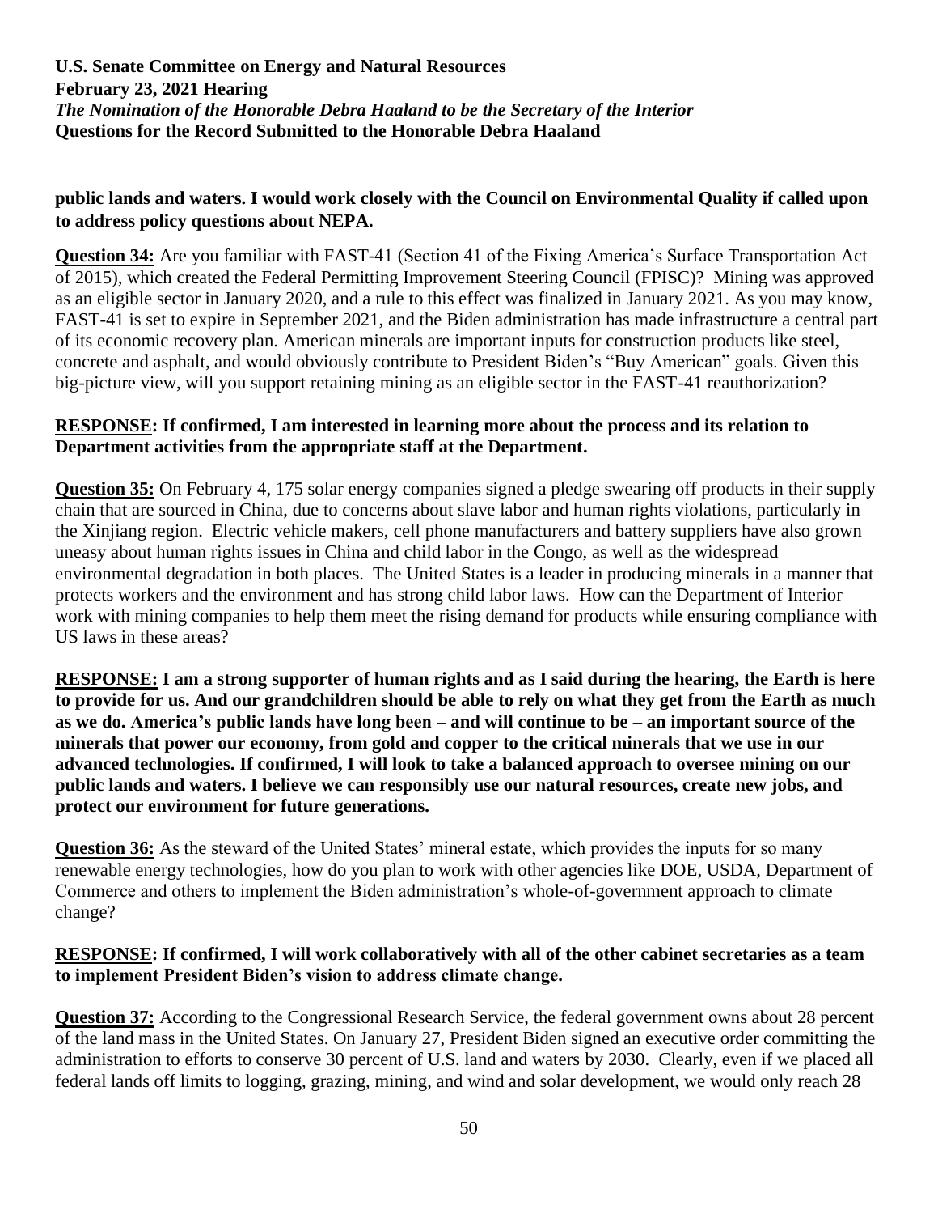**public lands and waters. I would work closely with the Council on Environmental Quality if called upon to address policy questions about NEPA.**

**Question 34:** Are you familiar with FAST-41 (Section 41 of the Fixing America's Surface Transportation Act of 2015), which created the Federal Permitting Improvement Steering Council (FPISC)? Mining was approved as an eligible sector in January 2020, and a rule to this effect was finalized in January 2021. As you may know, FAST-41 is set to expire in September 2021, and the Biden administration has made infrastructure a central part of its economic recovery plan. American minerals are important inputs for construction products like steel, concrete and asphalt, and would obviously contribute to President Biden's "Buy American" goals. Given this big-picture view, will you support retaining mining as an eligible sector in the FAST-41 reauthorization?

**RESPONSE: If confirmed, I am interested in learning more about the process and its relation to Department activities from the appropriate staff at the Department.**

**Question 35:** On February 4, 175 solar energy companies signed a pledge swearing off products in their supply chain that are sourced in China, due to concerns about slave labor and human rights violations, particularly in the Xinjiang region. Electric vehicle makers, cell phone manufacturers and battery suppliers have also grown uneasy about human rights issues in China and child labor in the Congo, as well as the widespread environmental degradation in both places. The United States is a leader in producing minerals in a manner that protects workers and the environment and has strong child labor laws. How can the Department of Interior work with mining companies to help them meet the rising demand for products while ensuring compliance with US laws in these areas?

**RESPONSE: I am a strong supporter of human rights and as I said during the hearing, the Earth is here to provide for us. And our grandchildren should be able to rely on what they get from the Earth as much as we do. America's public lands have long been – and will continue to be – an important source of the minerals that power our economy, from gold and copper to the critical minerals that we use in our advanced technologies. If confirmed, I will look to take a balanced approach to oversee mining on our public lands and waters. I believe we can responsibly use our natural resources, create new jobs, and protect our environment for future generations.**

**Question 36:** As the steward of the United States' mineral estate, which provides the inputs for so many renewable energy technologies, how do you plan to work with other agencies like DOE, USDA, Department of Commerce and others to implement the Biden administration's whole-of-government approach to climate change?

**RESPONSE: If confirmed, I will work collaboratively with all of the other cabinet secretaries as a team to implement President Biden's vision to address climate change.**

**Question 37:** According to the Congressional Research Service, the federal government owns about 28 percent of the land mass in the United States. On January 27, President Biden signed an executive order committing the administration to efforts to conserve 30 percent of U.S. land and waters by 2030. Clearly, even if we placed all federal lands off limits to logging, grazing, mining, and wind and solar development, we would only reach 28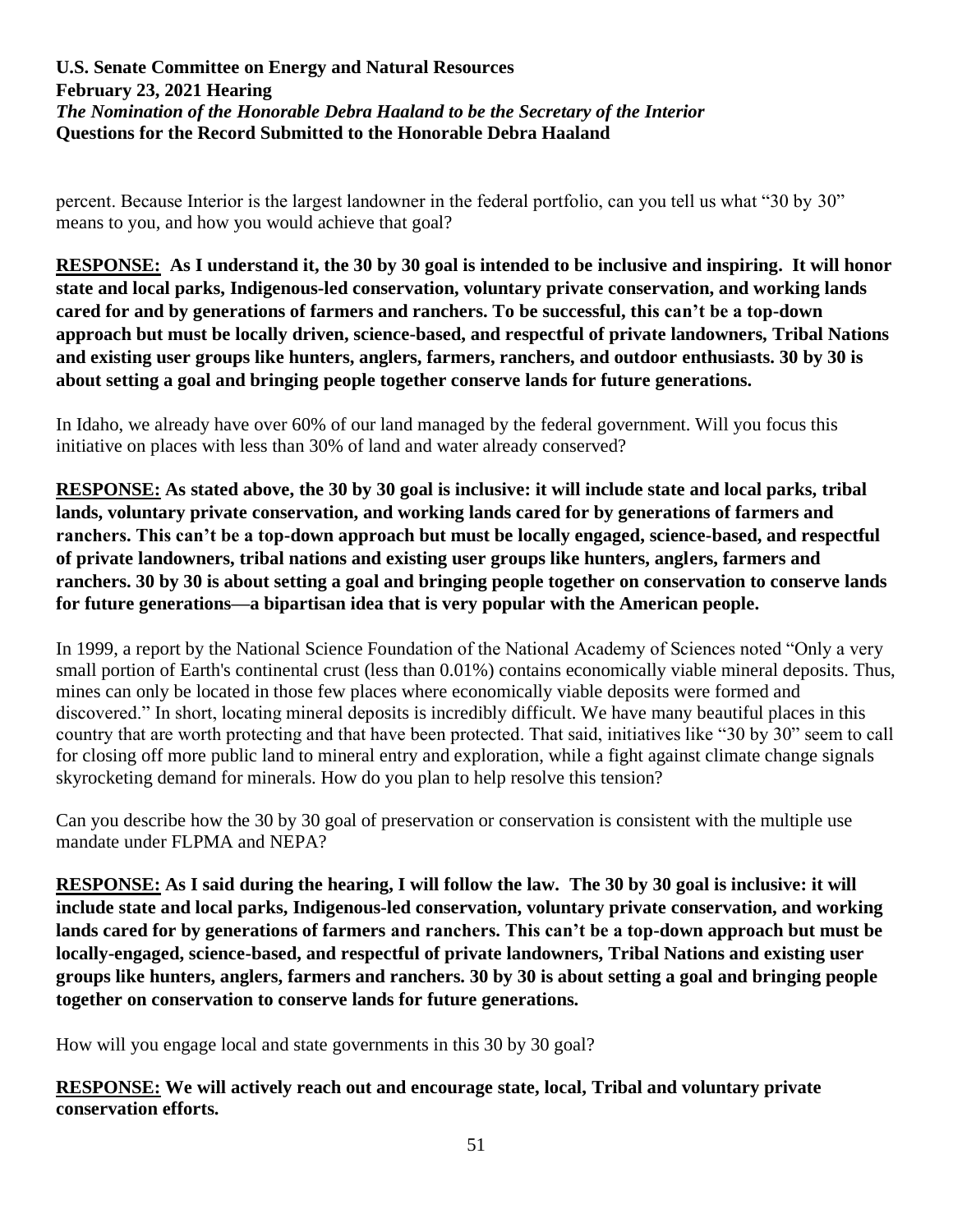percent. Because Interior is the largest landowner in the federal portfolio, can you tell us what "30 by 30" means to you, and how you would achieve that goal?

**<u>RESPONSE:</u> As I understand it, the 30 by 30 goal is intended to be inclusive and inspiring. It will honor state and local parks, Indigenous-led conservation, voluntary private conservation, and working lands cared for and by generations of farmers and ranchers. To be successful, this can't be a top-down approach but must be locally driven, science-based, and respectful of private landowners, Tribal Nations and existing user groups like hunters, anglers, farmers, ranchers, and outdoor enthusiasts. 30 by 30 is about setting a goal and bringing people together conserve lands for future generations.**

In Idaho, we already have over 60% of our land managed by the federal government. Will you focus this initiative on places with less than 30% of land and water already conserved?

**<u>RESPONSE:</u> As stated above, the 30 by 30 goal is inclusive: it will include state and local parks, tribal lands, voluntary private conservation, and working lands cared for by generations of farmers and ranchers. This can't be a top-down approach but must be locally engaged, science-based, and respectful of private landowners, tribal nations and existing user groups like hunters, anglers, farmers and ranchers. 30 by 30 is about setting a goal and bringing people together on conservation to conserve lands for future generations—a bipartisan idea that is very popular with the American people.**

In 1999, a report by the National Science Foundation of the National Academy of Sciences noted "Only a very small portion of Earth's continental crust (less than 0.01%) contains economically viable mineral deposits. Thus, mines can only be located in those few places where economically viable deposits were formed and discovered." In short, locating mineral deposits is incredibly difficult. We have many beautiful places in this country that are worth protecting and that have been protected. That said, initiatives like "30 by 30" seem to call for closing off more public land to mineral entry and exploration, while a fight against climate change signals skyrocketing demand for minerals. How do you plan to help resolve this tension?

Can you describe how the 30 by 30 goal of preservation or conservation is consistent with the multiple use mandate under FLPMA and NEPA?

**<u>RESPONSE:</u> As I said during the hearing, I will follow the law. The 30 by 30 goal is inclusive: it will include state and local parks, Indigenous-led conservation, voluntary private conservation, and working lands cared for by generations of farmers and ranchers. This can't be a top-down approach but must be locally-engaged, science-based, and respectful of private landowners, Tribal Nations and existing user groups like hunters, anglers, farmers and ranchers. 30 by 30 is about setting a goal and bringing people together on conservation to conserve lands for future generations.**

How will you engage local and state governments in this 30 by 30 goal?

**<u>RESPONSE:</u> We will actively reach out and encourage state, local, Tribal and voluntary private conservation efforts.**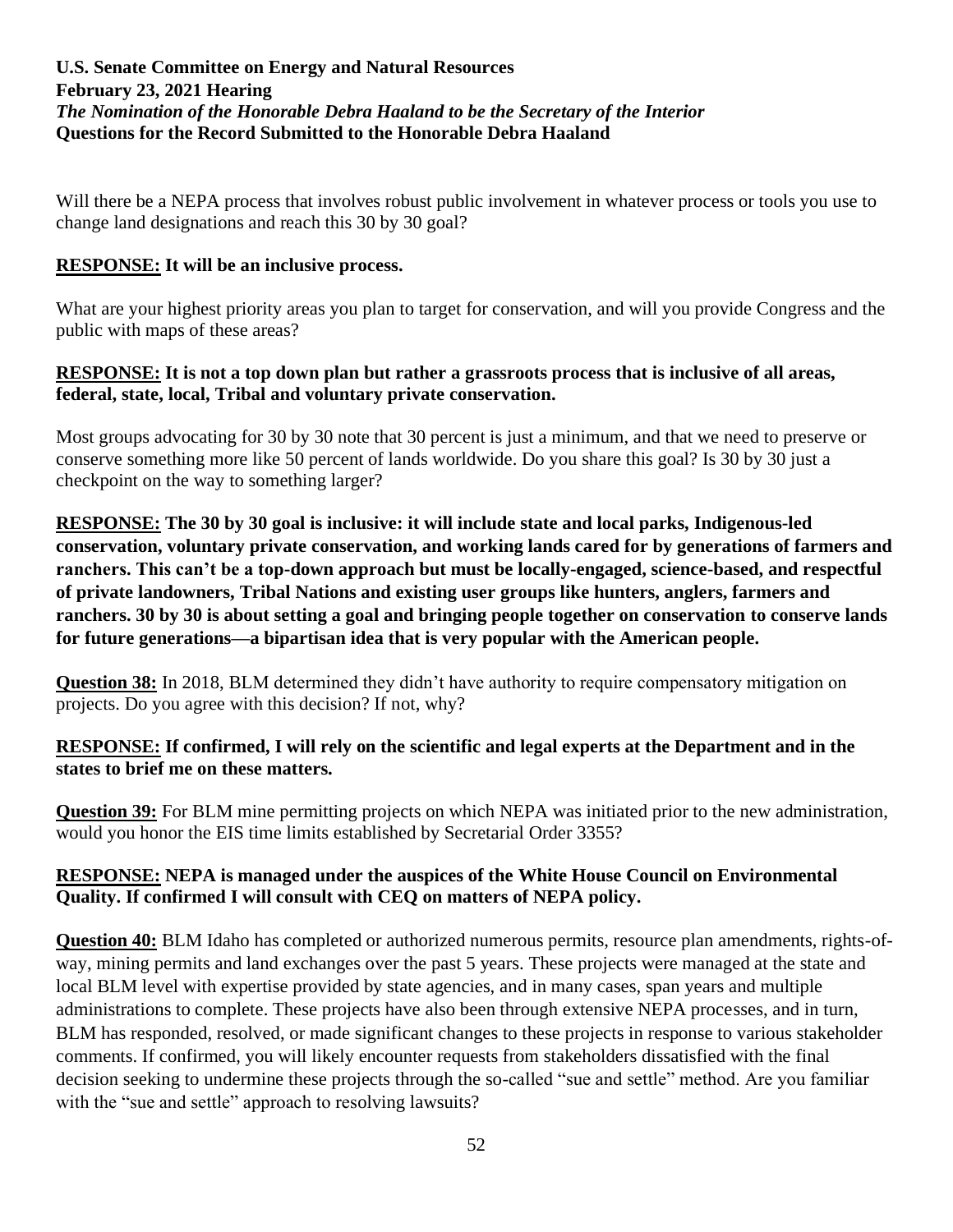**U.S. Senate Committee on Energy and Natural Resources**
**February 23, 2021 Hearing**
***The Nomination of the Honorable Debra Haaland to be the Secretary of the Interior***
**Questions for the Record Submitted to the Honorable Debra Haaland**

Will there be a NEPA process that involves robust public involvement in whatever process or tools you use to change land designations and reach this 30 by 30 goal?

**RESPONSE: It will be an inclusive process.**

What are your highest priority areas you plan to target for conservation, and will you provide Congress and the public with maps of these areas?

**RESPONSE: It is not a top down plan but rather a grassroots process that is inclusive of all areas, federal, state, local, Tribal and voluntary private conservation.**

Most groups advocating for 30 by 30 note that 30 percent is just a minimum, and that we need to preserve or conserve something more like 50 percent of lands worldwide. Do you share this goal? Is 30 by 30 just a checkpoint on the way to something larger?

**RESPONSE: The 30 by 30 goal is inclusive: it will include state and local parks, Indigenous-led conservation, voluntary private conservation, and working lands cared for by generations of farmers and ranchers. This can't be a top-down approach but must be locally-engaged, science-based, and respectful of private landowners, Tribal Nations and existing user groups like hunters, anglers, farmers and ranchers. 30 by 30 is about setting a goal and bringing people together on conservation to conserve lands for future generations—a bipartisan idea that is very popular with the American people.**

**Question 38:** In 2018, BLM determined they didn't have authority to require compensatory mitigation on projects. Do you agree with this decision? If not, why?

**RESPONSE: If confirmed, I will rely on the scientific and legal experts at the Department and in the states to brief me on these matters.**

**Question 39:** For BLM mine permitting projects on which NEPA was initiated prior to the new administration, would you honor the EIS time limits established by Secretarial Order 3355?

**RESPONSE: NEPA is managed under the auspices of the White House Council on Environmental Quality. If confirmed I will consult with CEQ on matters of NEPA policy.**

**Question 40:** BLM Idaho has completed or authorized numerous permits, resource plan amendments, rights-of-way, mining permits and land exchanges over the past 5 years. These projects were managed at the state and local BLM level with expertise provided by state agencies, and in many cases, span years and multiple administrations to complete. These projects have also been through extensive NEPA processes, and in turn, BLM has responded, resolved, or made significant changes to these projects in response to various stakeholder comments. If confirmed, you will likely encounter requests from stakeholders dissatisfied with the final decision seeking to undermine these projects through the so-called "sue and settle" method. Are you familiar with the "sue and settle" approach to resolving lawsuits?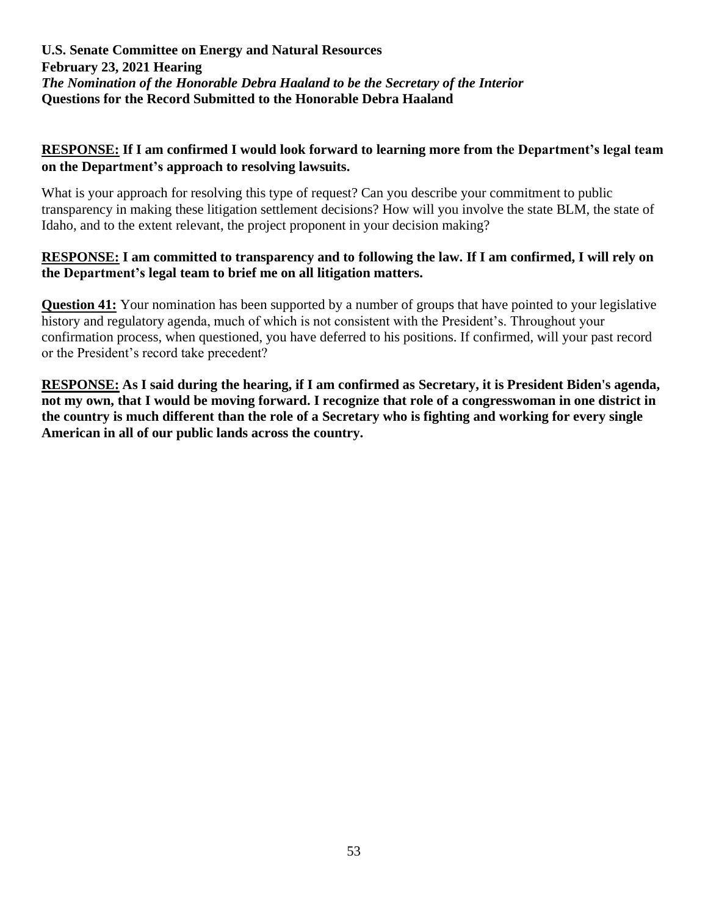**RESPONSE:** **If I am confirmed I would look forward to learning more from the Department's legal team on the Department's approach to resolving lawsuits.**

What is your approach for resolving this type of request? Can you describe your commitment to public transparency in making these litigation settlement decisions? How will you involve the state BLM, the state of Idaho, and to the extent relevant, the project proponent in your decision making?

**RESPONSE:** **I am committed to transparency and to following the law. If I am confirmed, I will rely on the Department's legal team to brief me on all litigation matters.**

**Question 41:** Your nomination has been supported by a number of groups that have pointed to your legislative history and regulatory agenda, much of which is not consistent with the President's. Throughout your confirmation process, when questioned, you have deferred to his positions. If confirmed, will your past record or the President's record take precedent?

**RESPONSE:** **As I said during the hearing, if I am confirmed as Secretary, it is President Biden's agenda, not my own, that I would be moving forward. I recognize that role of a congresswoman in one district in the country is much different than the role of a Secretary who is fighting and working for every single American in all of our public lands across the country.**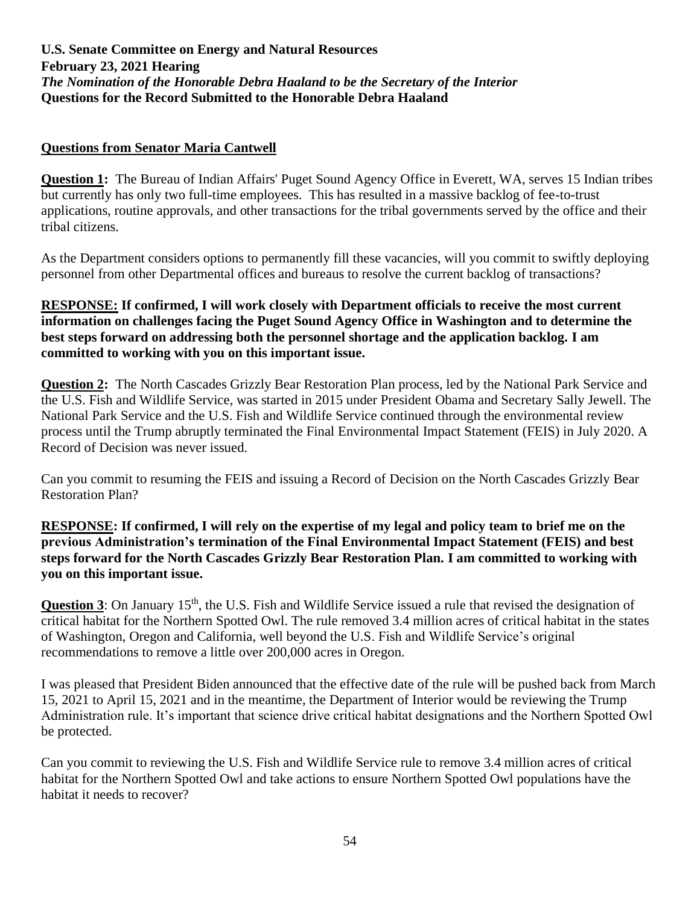**U.S. Senate Committee on Energy and Natural Resources**
**February 23, 2021 Hearing**
***The Nomination of the Honorable Debra Haaland to be the Secretary of the Interior***
**Questions for the Record Submitted to the Honorable Debra Haaland**

## Questions from Senator Maria Cantwell

**Question 1:** The Bureau of Indian Affairs' Puget Sound Agency Office in Everett, WA, serves 15 Indian tribes but currently has only two full-time employees. This has resulted in a massive backlog of fee-to-trust applications, routine approvals, and other transactions for the tribal governments served by the office and their tribal citizens.

As the Department considers options to permanently fill these vacancies, will you commit to swiftly deploying personnel from other Departmental offices and bureaus to resolve the current backlog of transactions?

**RESPONSE: If confirmed, I will work closely with Department officials to receive the most current information on challenges facing the Puget Sound Agency Office in Washington and to determine the best steps forward on addressing both the personnel shortage and the application backlog. I am committed to working with you on this important issue.**

**Question 2:** The North Cascades Grizzly Bear Restoration Plan process, led by the National Park Service and the U.S. Fish and Wildlife Service, was started in 2015 under President Obama and Secretary Sally Jewell. The National Park Service and the U.S. Fish and Wildlife Service continued through the environmental review process until the Trump abruptly terminated the Final Environmental Impact Statement (FEIS) in July 2020. A Record of Decision was never issued.

Can you commit to resuming the FEIS and issuing a Record of Decision on the North Cascades Grizzly Bear Restoration Plan?

**RESPONSE: If confirmed, I will rely on the expertise of my legal and policy team to brief me on the previous Administration's termination of the Final Environmental Impact Statement (FEIS) and best steps forward for the North Cascades Grizzly Bear Restoration Plan. I am committed to working with you on this important issue.**

**Question 3**: On January 15th, the U.S. Fish and Wildlife Service issued a rule that revised the designation of critical habitat for the Northern Spotted Owl. The rule removed 3.4 million acres of critical habitat in the states of Washington, Oregon and California, well beyond the U.S. Fish and Wildlife Service's original recommendations to remove a little over 200,000 acres in Oregon.

I was pleased that President Biden announced that the effective date of the rule will be pushed back from March 15, 2021 to April 15, 2021 and in the meantime, the Department of Interior would be reviewing the Trump Administration rule. It's important that science drive critical habitat designations and the Northern Spotted Owl be protected.

Can you commit to reviewing the U.S. Fish and Wildlife Service rule to remove 3.4 million acres of critical habitat for the Northern Spotted Owl and take actions to ensure Northern Spotted Owl populations have the habitat it needs to recover?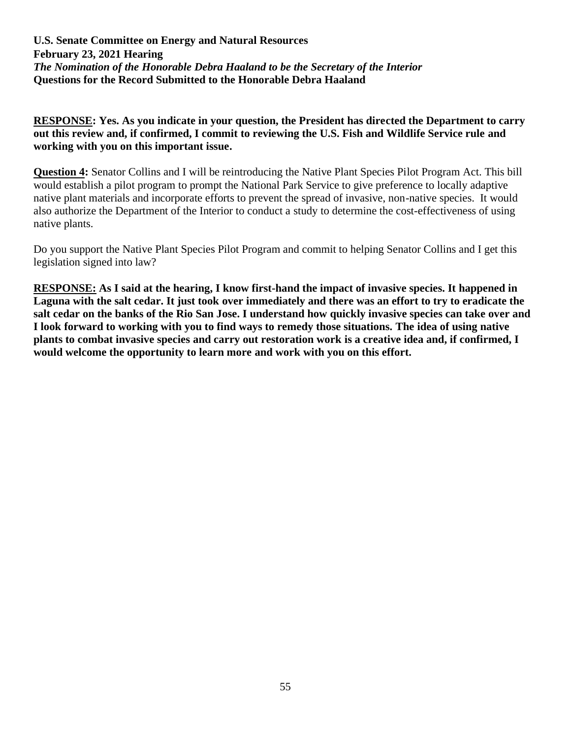**RESPONSE: Yes. As you indicate in your question, the President has directed the Department to carry out this review and, if confirmed, I commit to reviewing the U.S. Fish and Wildlife Service rule and working with you on this important issue.**

**Question 4:** Senator Collins and I will be reintroducing the Native Plant Species Pilot Program Act. This bill would establish a pilot program to prompt the National Park Service to give preference to locally adaptive native plant materials and incorporate efforts to prevent the spread of invasive, non-native species. It would also authorize the Department of the Interior to conduct a study to determine the cost-effectiveness of using native plants.

Do you support the Native Plant Species Pilot Program and commit to helping Senator Collins and I get this legislation signed into law?

**RESPONSE: As I said at the hearing, I know first-hand the impact of invasive species. It happened in Laguna with the salt cedar. It just took over immediately and there was an effort to try to eradicate the salt cedar on the banks of the Rio San Jose. I understand how quickly invasive species can take over and I look forward to working with you to find ways to remedy those situations. The idea of using native plants to combat invasive species and carry out restoration work is a creative idea and, if confirmed, I would welcome the opportunity to learn more and work with you on this effort.**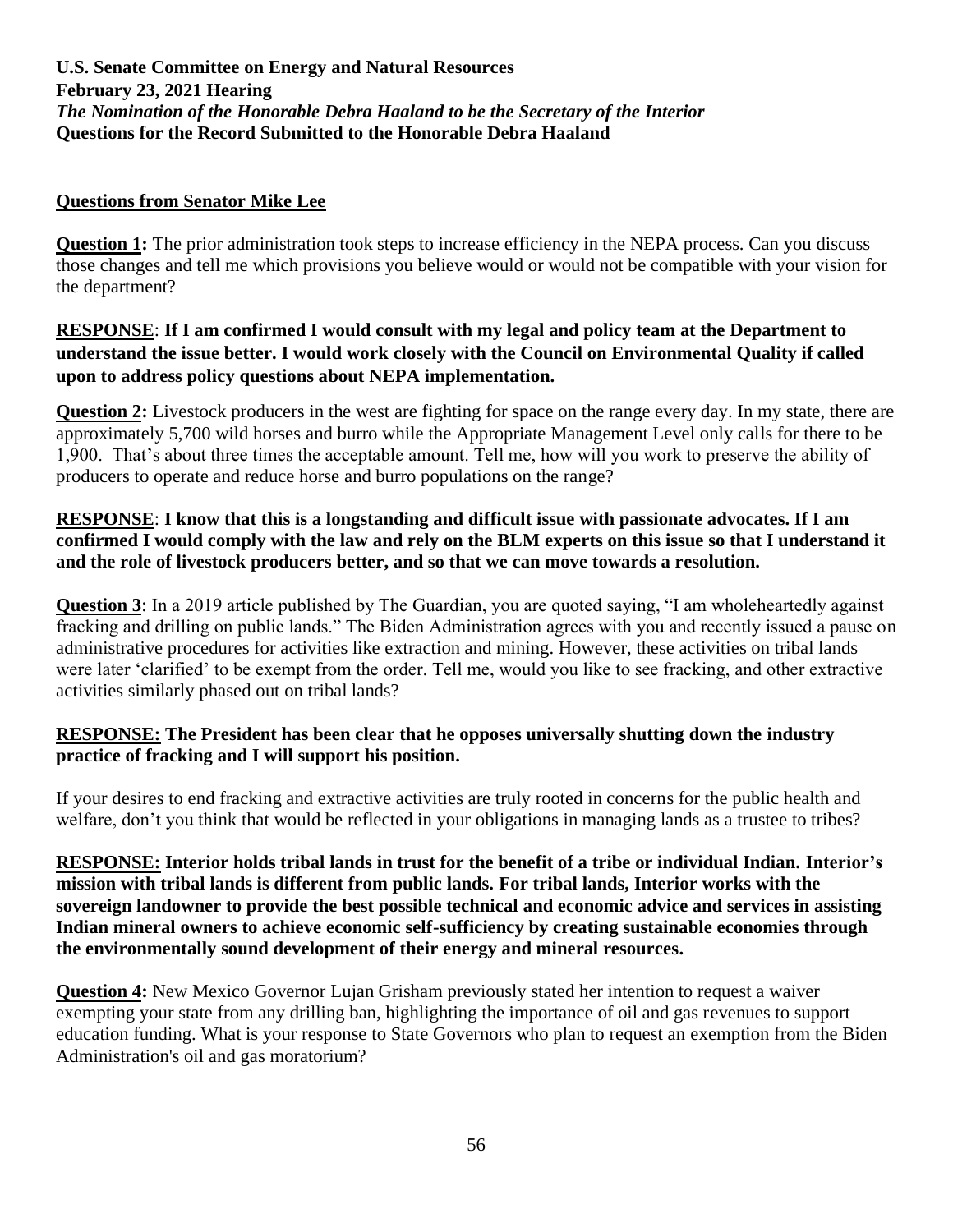**U.S. Senate Committee on Energy and Natural Resources**
**February 23, 2021 Hearing**
***The Nomination of the Honorable Debra Haaland to be the Secretary of the Interior***
**Questions for the Record Submitted to the Honorable Debra Haaland**

## Questions from Senator Mike Lee

**Question 1:** The prior administration took steps to increase efficiency in the NEPA process. Can you discuss those changes and tell me which provisions you believe would or would not be compatible with your vision for the department?

**RESPONSE**: **If I am confirmed I would consult with my legal and policy team at the Department to understand the issue better. I would work closely with the Council on Environmental Quality if called upon to address policy questions about NEPA implementation.**

**Question 2:** Livestock producers in the west are fighting for space on the range every day. In my state, there are approximately 5,700 wild horses and burro while the Appropriate Management Level only calls for there to be 1,900. That's about three times the acceptable amount. Tell me, how will you work to preserve the ability of producers to operate and reduce horse and burro populations on the range?

**RESPONSE**: **I know that this is a longstanding and difficult issue with passionate advocates. If I am confirmed I would comply with the law and rely on the BLM experts on this issue so that I understand it and the role of livestock producers better, and so that we can move towards a resolution.**

**Question 3**: In a 2019 article published by The Guardian, you are quoted saying, "I am wholeheartedly against fracking and drilling on public lands." The Biden Administration agrees with you and recently issued a pause on administrative procedures for activities like extraction and mining. However, these activities on tribal lands were later 'clarified' to be exempt from the order. Tell me, would you like to see fracking, and other extractive activities similarly phased out on tribal lands?

**RESPONSE: The President has been clear that he opposes universally shutting down the industry practice of fracking and I will support his position.**

If your desires to end fracking and extractive activities are truly rooted in concerns for the public health and welfare, don't you think that would be reflected in your obligations in managing lands as a trustee to tribes?

**RESPONSE: Interior holds tribal lands in trust for the benefit of a tribe or individual Indian. Interior's mission with tribal lands is different from public lands. For tribal lands, Interior works with the sovereign landowner to provide the best possible technical and economic advice and services in assisting Indian mineral owners to achieve economic self-sufficiency by creating sustainable economies through the environmentally sound development of their energy and mineral resources.**

**Question 4:** New Mexico Governor Lujan Grisham previously stated her intention to request a waiver exempting your state from any drilling ban, highlighting the importance of oil and gas revenues to support education funding. What is your response to State Governors who plan to request an exemption from the Biden Administration's oil and gas moratorium?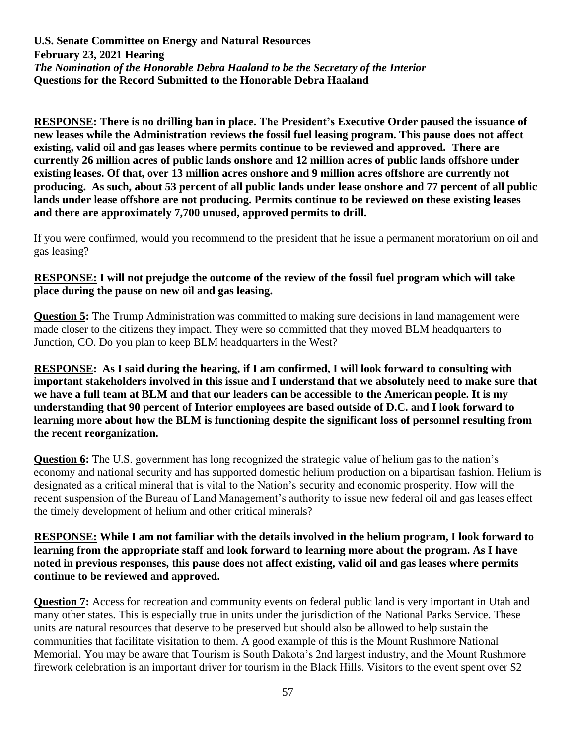**U.S. Senate Committee on Energy and Natural Resources**
**February 23, 2021 Hearing**
***The Nomination of the Honorable Debra Haaland to be the Secretary of the Interior***
**Questions for the Record Submitted to the Honorable Debra Haaland**

**RESPONSE: There is no drilling ban in place. The President's Executive Order paused the issuance of new leases while the Administration reviews the fossil fuel leasing program. This pause does not affect existing, valid oil and gas leases where permits continue to be reviewed and approved. There are currently 26 million acres of public lands onshore and 12 million acres of public lands offshore under existing leases. Of that, over 13 million acres onshore and 9 million acres offshore are currently not producing. As such, about 53 percent of all public lands under lease onshore and 77 percent of all public lands under lease offshore are not producing. Permits continue to be reviewed on these existing leases and there are approximately 7,700 unused, approved permits to drill.**

If you were confirmed, would you recommend to the president that he issue a permanent moratorium on oil and gas leasing?

**RESPONSE: I will not prejudge the outcome of the review of the fossil fuel program which will take place during the pause on new oil and gas leasing.**

**Question 5:** The Trump Administration was committed to making sure decisions in land management were made closer to the citizens they impact. They were so committed that they moved BLM headquarters to Junction, CO. Do you plan to keep BLM headquarters in the West?

**RESPONSE: As I said during the hearing, if I am confirmed, I will look forward to consulting with important stakeholders involved in this issue and I understand that we absolutely need to make sure that we have a full team at BLM and that our leaders can be accessible to the American people. It is my understanding that 90 percent of Interior employees are based outside of D.C. and I look forward to learning more about how the BLM is functioning despite the significant loss of personnel resulting from the recent reorganization.**

**Question 6:** The U.S. government has long recognized the strategic value of helium gas to the nation's economy and national security and has supported domestic helium production on a bipartisan fashion. Helium is designated as a critical mineral that is vital to the Nation's security and economic prosperity. How will the recent suspension of the Bureau of Land Management's authority to issue new federal oil and gas leases effect the timely development of helium and other critical minerals?

**RESPONSE: While I am not familiar with the details involved in the helium program, I look forward to learning from the appropriate staff and look forward to learning more about the program. As I have noted in previous responses, this pause does not affect existing, valid oil and gas leases where permits continue to be reviewed and approved.**

**Question 7:** Access for recreation and community events on federal public land is very important in Utah and many other states. This is especially true in units under the jurisdiction of the National Parks Service. These units are natural resources that deserve to be preserved but should also be allowed to help sustain the communities that facilitate visitation to them. A good example of this is the Mount Rushmore National Memorial. You may be aware that Tourism is South Dakota's 2nd largest industry, and the Mount Rushmore firework celebration is an important driver for tourism in the Black Hills. Visitors to the event spent over $2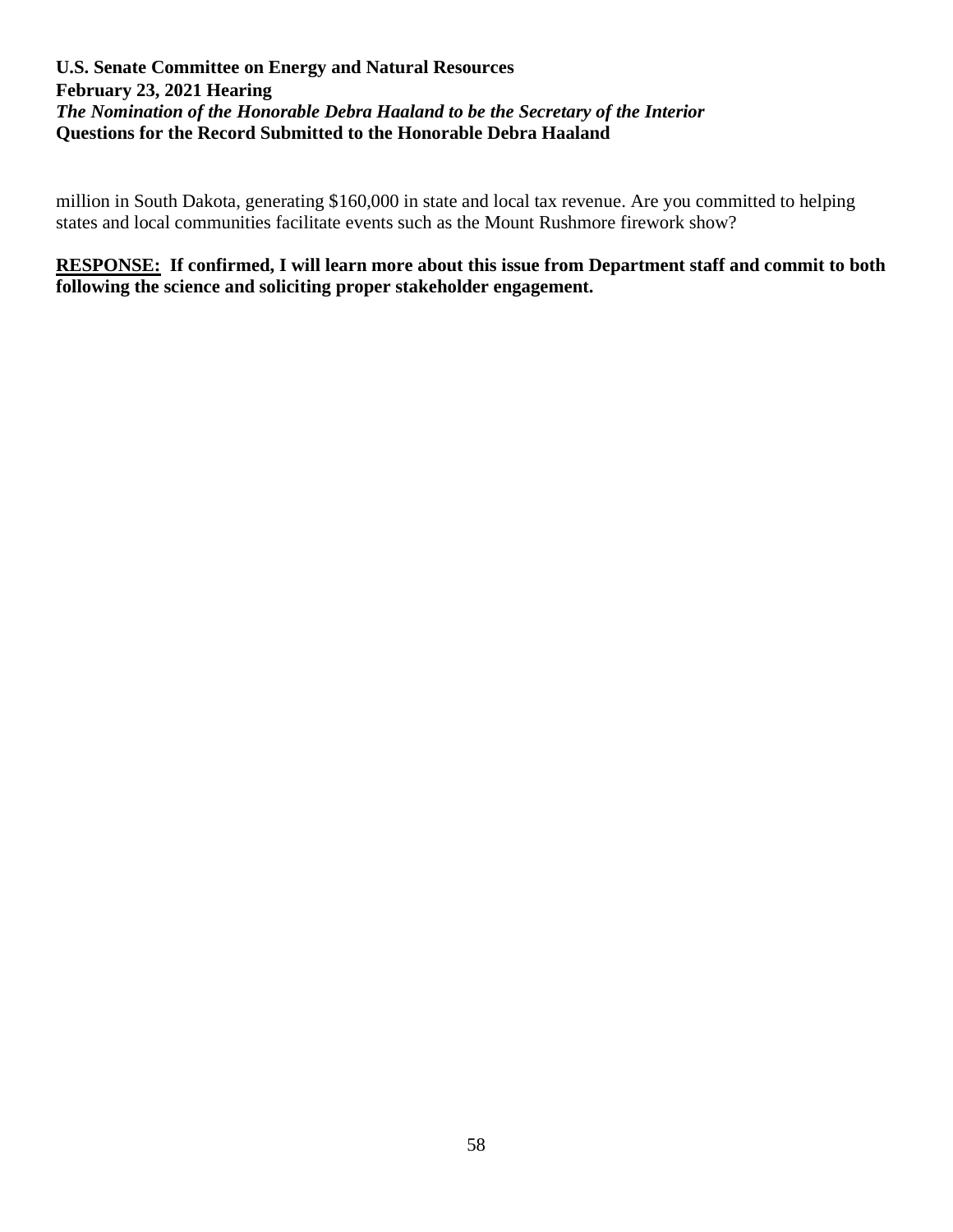million in South Dakota, generating $160,000 in state and local tax revenue. Are you committed to helping states and local communities facilitate events such as the Mount Rushmore firework show?

**<u>RESPONSE:</u> If confirmed, I will learn more about this issue from Department staff and commit to both following the science and soliciting proper stakeholder engagement.**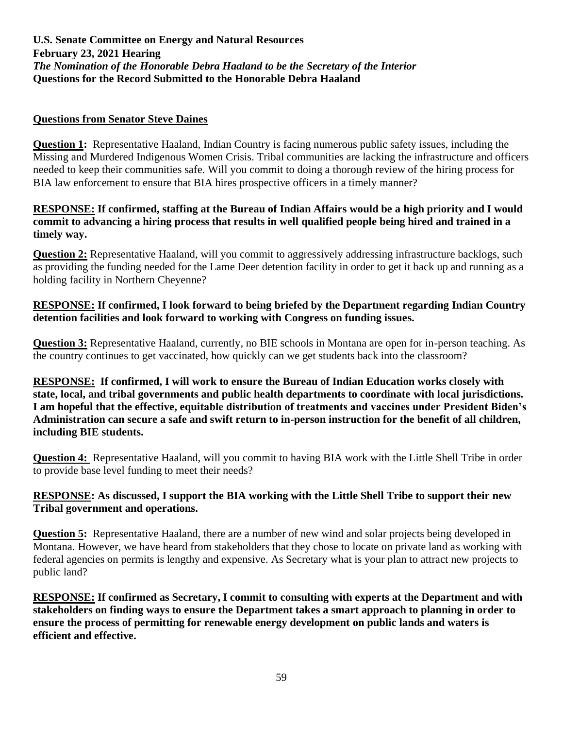**U.S. Senate Committee on Energy and Natural Resources**
**February 23, 2021 Hearing**
***The Nomination of the Honorable Debra Haaland to be the Secretary of the Interior***
**Questions for the Record Submitted to the Honorable Debra Haaland**

## Questions from Senator Steve Daines

**Question 1:** Representative Haaland, Indian Country is facing numerous public safety issues, including the Missing and Murdered Indigenous Women Crisis. Tribal communities are lacking the infrastructure and officers needed to keep their communities safe. Will you commit to doing a thorough review of the hiring process for BIA law enforcement to ensure that BIA hires prospective officers in a timely manner?

**RESPONSE: If confirmed, staffing at the Bureau of Indian Affairs would be a high priority and I would commit to advancing a hiring process that results in well qualified people being hired and trained in a timely way.**

**Question 2:** Representative Haaland, will you commit to aggressively addressing infrastructure backlogs, such as providing the funding needed for the Lame Deer detention facility in order to get it back up and running as a holding facility in Northern Cheyenne?

**RESPONSE: If confirmed, I look forward to being briefed by the Department regarding Indian Country detention facilities and look forward to working with Congress on funding issues.**

**Question 3:** Representative Haaland, currently, no BIE schools in Montana are open for in-person teaching. As the country continues to get vaccinated, how quickly can we get students back into the classroom?

**RESPONSE: If confirmed, I will work to ensure the Bureau of Indian Education works closely with state, local, and tribal governments and public health departments to coordinate with local jurisdictions. I am hopeful that the effective, equitable distribution of treatments and vaccines under President Biden's Administration can secure a safe and swift return to in-person instruction for the benefit of all children, including BIE students.**

**Question 4:** Representative Haaland, will you commit to having BIA work with the Little Shell Tribe in order to provide base level funding to meet their needs?

**RESPONSE: As discussed, I support the BIA working with the Little Shell Tribe to support their new Tribal government and operations.**

**Question 5:** Representative Haaland, there are a number of new wind and solar projects being developed in Montana. However, we have heard from stakeholders that they chose to locate on private land as working with federal agencies on permits is lengthy and expensive. As Secretary what is your plan to attract new projects to public land?

**RESPONSE: If confirmed as Secretary, I commit to consulting with experts at the Department and with stakeholders on finding ways to ensure the Department takes a smart approach to planning in order to ensure the process of permitting for renewable energy development on public lands and waters is efficient and effective.**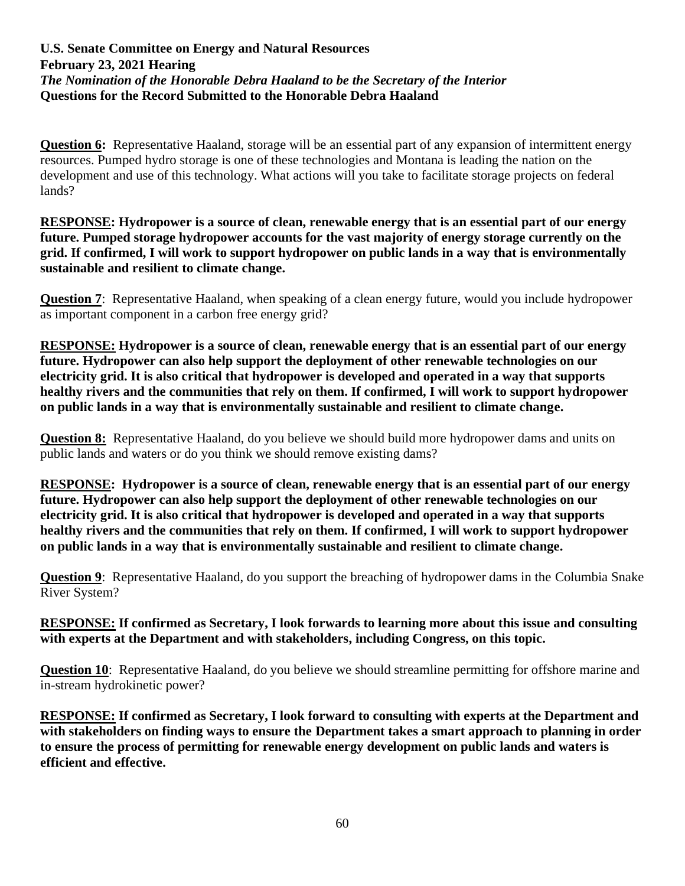**U.S. Senate Committee on Energy and Natural Resources**
**February 23, 2021 Hearing**
***The Nomination of the Honorable Debra Haaland to be the Secretary of the Interior***
**Questions for the Record Submitted to the Honorable Debra Haaland**

**Question 6:** Representative Haaland, storage will be an essential part of any expansion of intermittent energy resources. Pumped hydro storage is one of these technologies and Montana is leading the nation on the development and use of this technology. What actions will you take to facilitate storage projects on federal lands?

**RESPONSE: Hydropower is a source of clean, renewable energy that is an essential part of our energy future. Pumped storage hydropower accounts for the vast majority of energy storage currently on the grid. If confirmed, I will work to support hydropower on public lands in a way that is environmentally sustainable and resilient to climate change.**

**Question 7**: Representative Haaland, when speaking of a clean energy future, would you include hydropower as important component in a carbon free energy grid?

**RESPONSE: Hydropower is a source of clean, renewable energy that is an essential part of our energy future. Hydropower can also help support the deployment of other renewable technologies on our electricity grid. It is also critical that hydropower is developed and operated in a way that supports healthy rivers and the communities that rely on them. If confirmed, I will work to support hydropower on public lands in a way that is environmentally sustainable and resilient to climate change.**

**Question 8:** Representative Haaland, do you believe we should build more hydropower dams and units on public lands and waters or do you think we should remove existing dams?

**RESPONSE: Hydropower is a source of clean, renewable energy that is an essential part of our energy future. Hydropower can also help support the deployment of other renewable technologies on our electricity grid. It is also critical that hydropower is developed and operated in a way that supports healthy rivers and the communities that rely on them. If confirmed, I will work to support hydropower on public lands in a way that is environmentally sustainable and resilient to climate change.**

**Question 9**: Representative Haaland, do you support the breaching of hydropower dams in the Columbia Snake River System?

**RESPONSE: If confirmed as Secretary, I look forwards to learning more about this issue and consulting with experts at the Department and with stakeholders, including Congress, on this topic.**

**Question 10**: Representative Haaland, do you believe we should streamline permitting for offshore marine and in-stream hydrokinetic power?

**RESPONSE: If confirmed as Secretary, I look forward to consulting with experts at the Department and with stakeholders on finding ways to ensure the Department takes a smart approach to planning in order to ensure the process of permitting for renewable energy development on public lands and waters is efficient and effective.**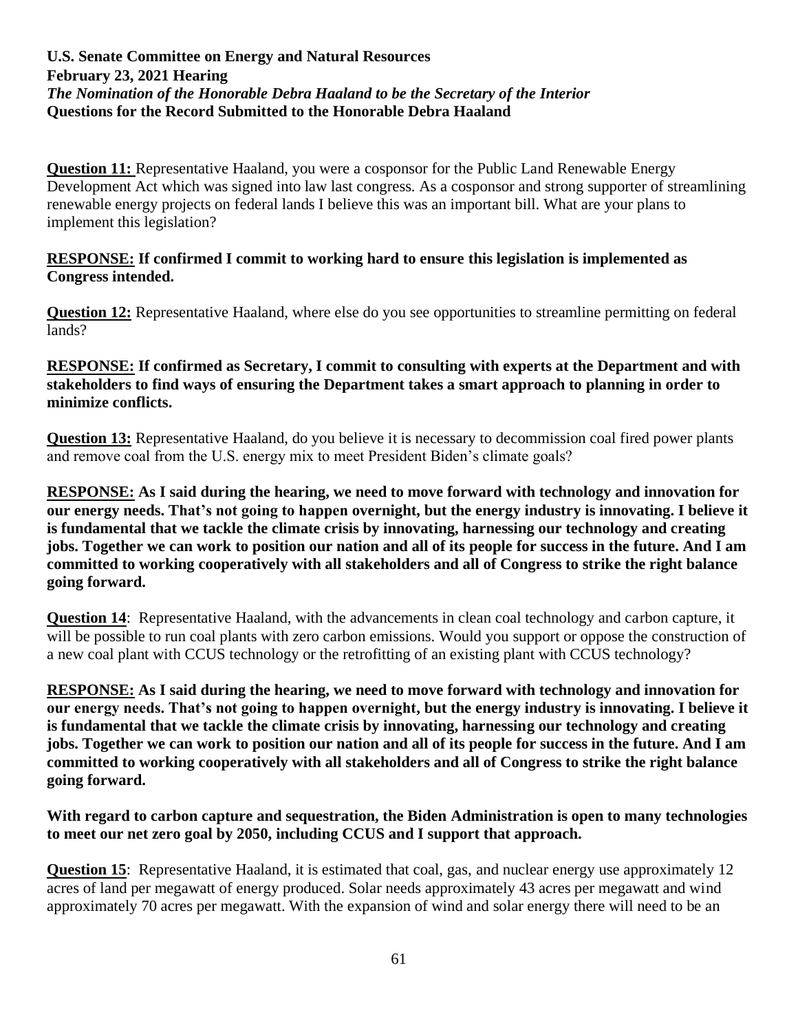**U.S. Senate Committee on Energy and Natural Resources**
**February 23, 2021 Hearing**
***The Nomination of the Honorable Debra Haaland to be the Secretary of the Interior***
**Questions for the Record Submitted to the Honorable Debra Haaland**

**Question 11:** Representative Haaland, you were a cosponsor for the Public Land Renewable Energy Development Act which was signed into law last congress. As a cosponsor and strong supporter of streamlining renewable energy projects on federal lands I believe this was an important bill. What are your plans to implement this legislation?

**RESPONSE: If confirmed I commit to working hard to ensure this legislation is implemented as Congress intended.**

**Question 12:** Representative Haaland, where else do you see opportunities to streamline permitting on federal lands?

**RESPONSE: If confirmed as Secretary, I commit to consulting with experts at the Department and with stakeholders to find ways of ensuring the Department takes a smart approach to planning in order to minimize conflicts.**

**Question 13:** Representative Haaland, do you believe it is necessary to decommission coal fired power plants and remove coal from the U.S. energy mix to meet President Biden's climate goals?

**RESPONSE: As I said during the hearing, we need to move forward with technology and innovation for our energy needs. That's not going to happen overnight, but the energy industry is innovating. I believe it is fundamental that we tackle the climate crisis by innovating, harnessing our technology and creating jobs. Together we can work to position our nation and all of its people for success in the future. And I am committed to working cooperatively with all stakeholders and all of Congress to strike the right balance going forward.**

**Question 14**: Representative Haaland, with the advancements in clean coal technology and carbon capture, it will be possible to run coal plants with zero carbon emissions. Would you support or oppose the construction of a new coal plant with CCUS technology or the retrofitting of an existing plant with CCUS technology?

**RESPONSE: As I said during the hearing, we need to move forward with technology and innovation for our energy needs. That's not going to happen overnight, but the energy industry is innovating. I believe it is fundamental that we tackle the climate crisis by innovating, harnessing our technology and creating jobs. Together we can work to position our nation and all of its people for success in the future. And I am committed to working cooperatively with all stakeholders and all of Congress to strike the right balance going forward.**

**With regard to carbon capture and sequestration, the Biden Administration is open to many technologies to meet our net zero goal by 2050, including CCUS and I support that approach.**

**Question 15**: Representative Haaland, it is estimated that coal, gas, and nuclear energy use approximately 12 acres of land per megawatt of energy produced. Solar needs approximately 43 acres per megawatt and wind approximately 70 acres per megawatt. With the expansion of wind and solar energy there will need to be an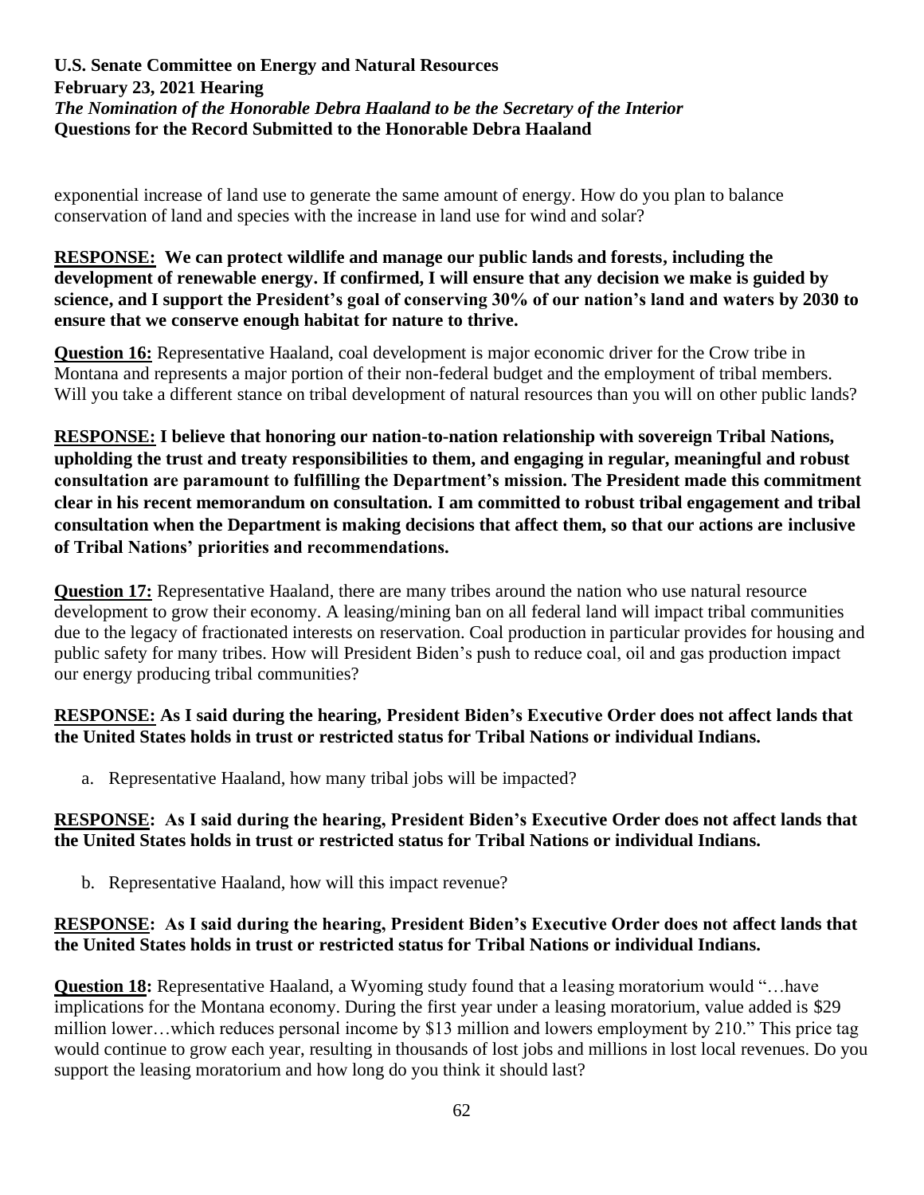exponential increase of land use to generate the same amount of energy. How do you plan to balance conservation of land and species with the increase in land use for wind and solar?

**RESPONSE: We can protect wildlife and manage our public lands and forests, including the development of renewable energy. If confirmed, I will ensure that any decision we make is guided by science, and I support the President's goal of conserving 30% of our nation's land and waters by 2030 to ensure that we conserve enough habitat for nature to thrive.**

**Question 16:** Representative Haaland, coal development is major economic driver for the Crow tribe in Montana and represents a major portion of their non-federal budget and the employment of tribal members. Will you take a different stance on tribal development of natural resources than you will on other public lands?

**RESPONSE: I believe that honoring our nation-to-nation relationship with sovereign Tribal Nations, upholding the trust and treaty responsibilities to them, and engaging in regular, meaningful and robust consultation are paramount to fulfilling the Department's mission. The President made this commitment clear in his recent memorandum on consultation. I am committed to robust tribal engagement and tribal consultation when the Department is making decisions that affect them, so that our actions are inclusive of Tribal Nations' priorities and recommendations.**

**Question 17:** Representative Haaland, there are many tribes around the nation who use natural resource development to grow their economy. A leasing/mining ban on all federal land will impact tribal communities due to the legacy of fractionated interests on reservation. Coal production in particular provides for housing and public safety for many tribes. How will President Biden's push to reduce coal, oil and gas production impact our energy producing tribal communities?

**RESPONSE: As I said during the hearing, President Biden's Executive Order does not affect lands that the United States holds in trust or restricted status for Tribal Nations or individual Indians.**

a. Representative Haaland, how many tribal jobs will be impacted?

**RESPONSE: As I said during the hearing, President Biden's Executive Order does not affect lands that the United States holds in trust or restricted status for Tribal Nations or individual Indians.**

b. Representative Haaland, how will this impact revenue?

**RESPONSE: As I said during the hearing, President Biden's Executive Order does not affect lands that the United States holds in trust or restricted status for Tribal Nations or individual Indians.**

**Question 18:** Representative Haaland, a Wyoming study found that a leasing moratorium would "…have implications for the Montana economy. During the first year under a leasing moratorium, value added is \$29 million lower…which reduces personal income by \$13 million and lowers employment by 210." This price tag would continue to grow each year, resulting in thousands of lost jobs and millions in lost local revenues. Do you support the leasing moratorium and how long do you think it should last?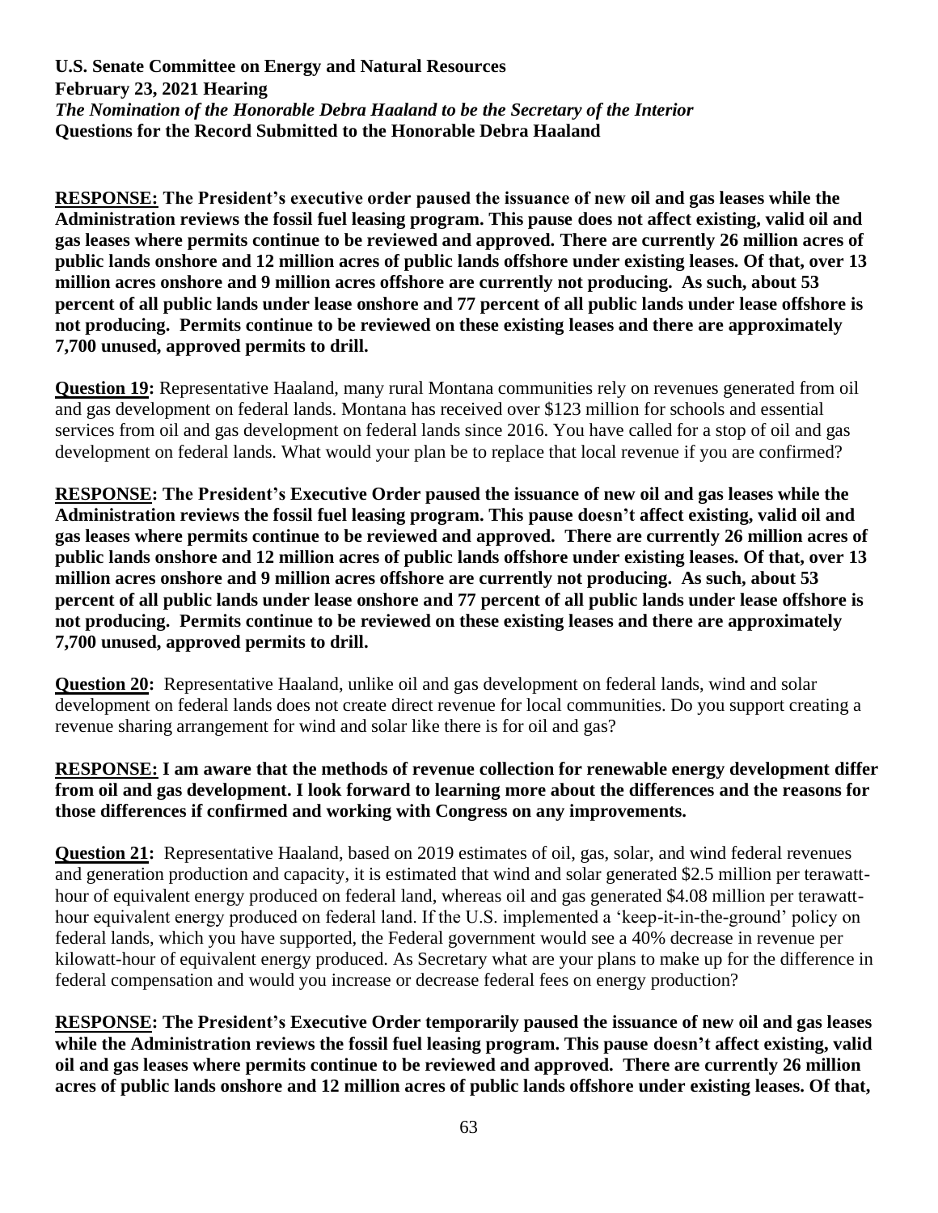**U.S. Senate Committee on Energy and Natural Resources**
**February 23, 2021 Hearing**
***The Nomination of the Honorable Debra Haaland to be the Secretary of the Interior***
**Questions for the Record Submitted to the Honorable Debra Haaland**

**RESPONSE: The President's executive order paused the issuance of new oil and gas leases while the Administration reviews the fossil fuel leasing program. This pause does not affect existing, valid oil and gas leases where permits continue to be reviewed and approved. There are currently 26 million acres of public lands onshore and 12 million acres of public lands offshore under existing leases. Of that, over 13 million acres onshore and 9 million acres offshore are currently not producing. As such, about 53 percent of all public lands under lease onshore and 77 percent of all public lands under lease offshore is not producing. Permits continue to be reviewed on these existing leases and there are approximately 7,700 unused, approved permits to drill.**

**Question 19:** Representative Haaland, many rural Montana communities rely on revenues generated from oil and gas development on federal lands. Montana has received over $123 million for schools and essential services from oil and gas development on federal lands since 2016. You have called for a stop of oil and gas development on federal lands. What would your plan be to replace that local revenue if you are confirmed?

**RESPONSE: The President's Executive Order paused the issuance of new oil and gas leases while the Administration reviews the fossil fuel leasing program. This pause doesn't affect existing, valid oil and gas leases where permits continue to be reviewed and approved. There are currently 26 million acres of public lands onshore and 12 million acres of public lands offshore under existing leases. Of that, over 13 million acres onshore and 9 million acres offshore are currently not producing. As such, about 53 percent of all public lands under lease onshore and 77 percent of all public lands under lease offshore is not producing. Permits continue to be reviewed on these existing leases and there are approximately 7,700 unused, approved permits to drill.**

**Question 20:** Representative Haaland, unlike oil and gas development on federal lands, wind and solar development on federal lands does not create direct revenue for local communities. Do you support creating a revenue sharing arrangement for wind and solar like there is for oil and gas?

**RESPONSE: I am aware that the methods of revenue collection for renewable energy development differ from oil and gas development. I look forward to learning more about the differences and the reasons for those differences if confirmed and working with Congress on any improvements.**

**Question 21:** Representative Haaland, based on 2019 estimates of oil, gas, solar, and wind federal revenues and generation production and capacity, it is estimated that wind and solar generated $2.5 million per terawatt-hour of equivalent energy produced on federal land, whereas oil and gas generated $4.08 million per terawatt-hour equivalent energy produced on federal land. If the U.S. implemented a 'keep-it-in-the-ground' policy on federal lands, which you have supported, the Federal government would see a 40% decrease in revenue per kilowatt-hour of equivalent energy produced. As Secretary what are your plans to make up for the difference in federal compensation and would you increase or decrease federal fees on energy production?

**RESPONSE: The President's Executive Order temporarily paused the issuance of new oil and gas leases while the Administration reviews the fossil fuel leasing program. This pause doesn't affect existing, valid oil and gas leases where permits continue to be reviewed and approved. There are currently 26 million acres of public lands onshore and 12 million acres of public lands offshore under existing leases. Of that,**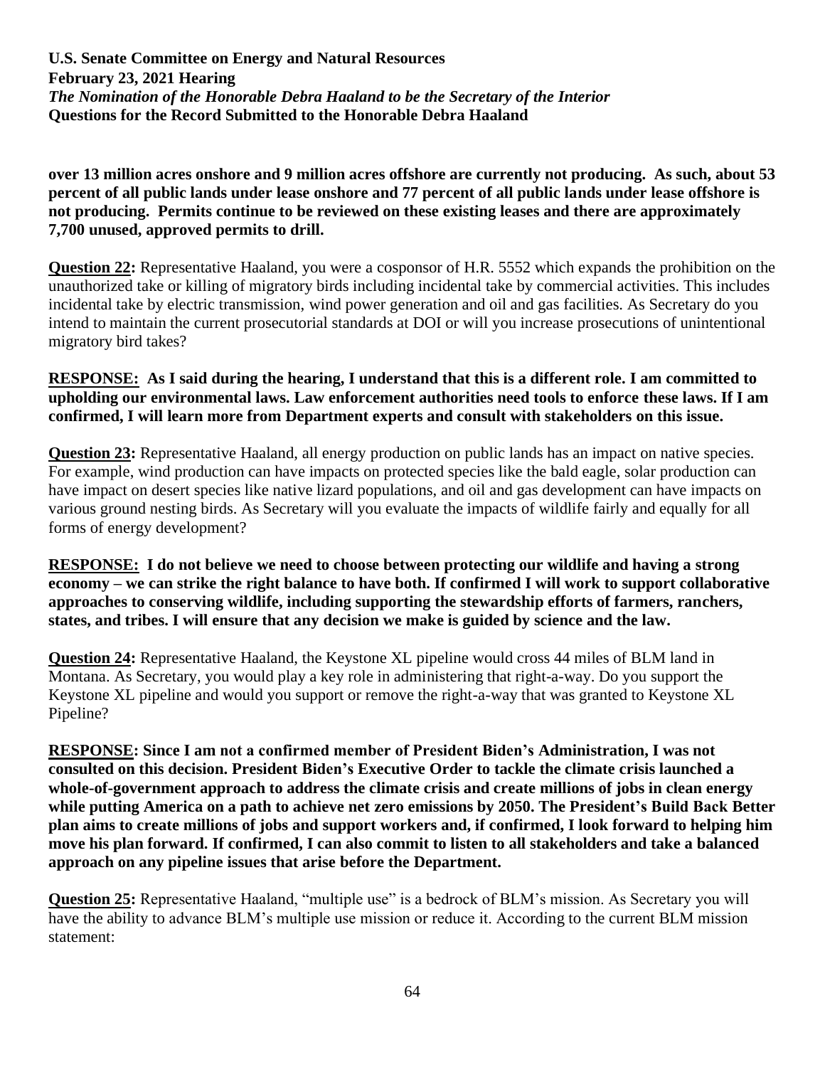**over 13 million acres onshore and 9 million acres offshore are currently not producing. As such, about 53 percent of all public lands under lease onshore and 77 percent of all public lands under lease offshore is not producing. Permits continue to be reviewed on these existing leases and there are approximately 7,700 unused, approved permits to drill.**

**Question 22:** Representative Haaland, you were a cosponsor of H.R. 5552 which expands the prohibition on the unauthorized take or killing of migratory birds including incidental take by commercial activities. This includes incidental take by electric transmission, wind power generation and oil and gas facilities. As Secretary do you intend to maintain the current prosecutorial standards at DOI or will you increase prosecutions of unintentional migratory bird takes?

**RESPONSE: As I said during the hearing, I understand that this is a different role. I am committed to upholding our environmental laws. Law enforcement authorities need tools to enforce these laws. If I am confirmed, I will learn more from Department experts and consult with stakeholders on this issue.**

**Question 23:** Representative Haaland, all energy production on public lands has an impact on native species. For example, wind production can have impacts on protected species like the bald eagle, solar production can have impact on desert species like native lizard populations, and oil and gas development can have impacts on various ground nesting birds. As Secretary will you evaluate the impacts of wildlife fairly and equally for all forms of energy development?

**RESPONSE: I do not believe we need to choose between protecting our wildlife and having a strong economy – we can strike the right balance to have both. If confirmed I will work to support collaborative approaches to conserving wildlife, including supporting the stewardship efforts of farmers, ranchers, states, and tribes. I will ensure that any decision we make is guided by science and the law.**

**Question 24:** Representative Haaland, the Keystone XL pipeline would cross 44 miles of BLM land in Montana. As Secretary, you would play a key role in administering that right-a-way. Do you support the Keystone XL pipeline and would you support or remove the right-a-way that was granted to Keystone XL Pipeline?

**RESPONSE: Since I am not a confirmed member of President Biden's Administration, I was not consulted on this decision. President Biden's Executive Order to tackle the climate crisis launched a whole-of-government approach to address the climate crisis and create millions of jobs in clean energy while putting America on a path to achieve net zero emissions by 2050. The President's Build Back Better plan aims to create millions of jobs and support workers and, if confirmed, I look forward to helping him move his plan forward. If confirmed, I can also commit to listen to all stakeholders and take a balanced approach on any pipeline issues that arise before the Department.**

**Question 25:** Representative Haaland, "multiple use" is a bedrock of BLM's mission. As Secretary you will have the ability to advance BLM's multiple use mission or reduce it. According to the current BLM mission statement: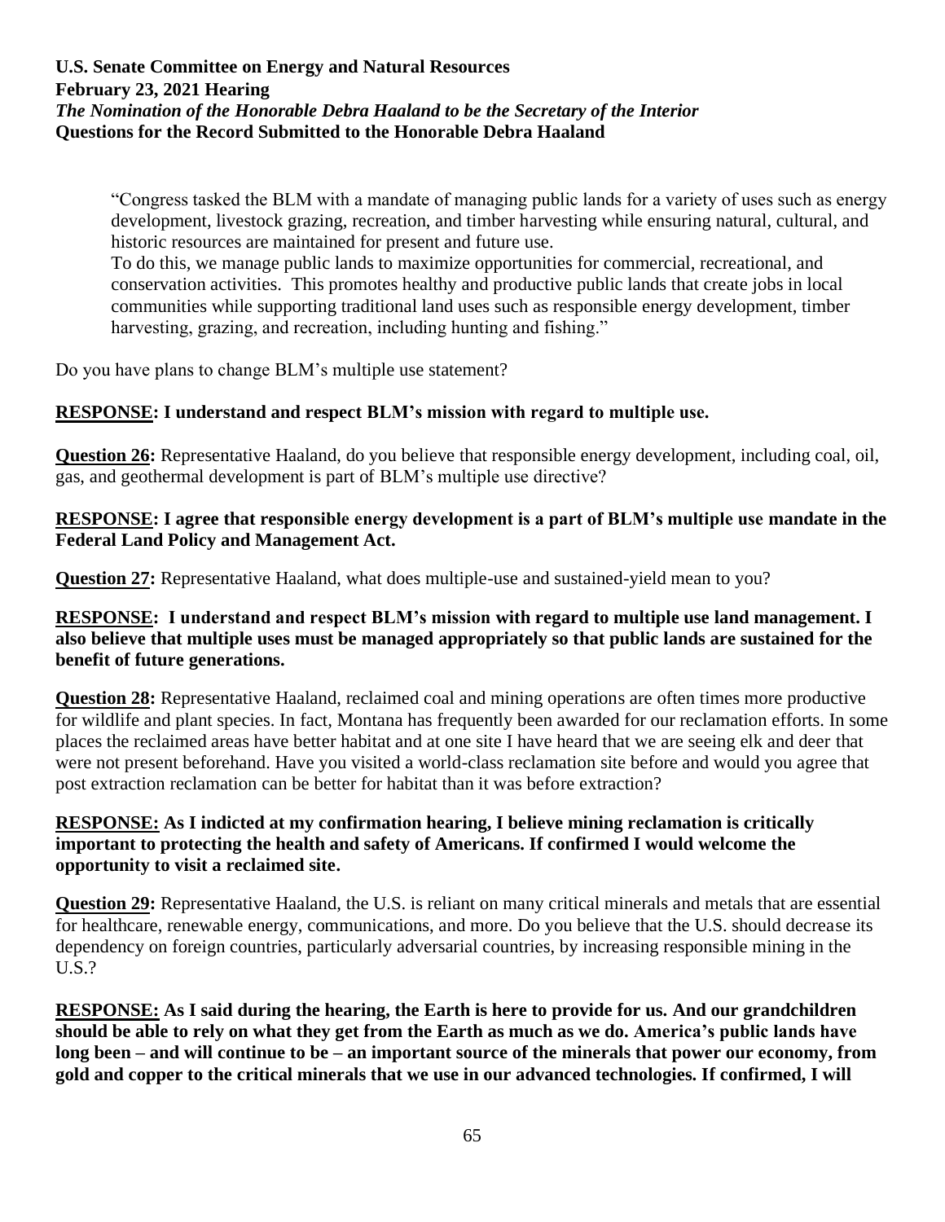"Congress tasked the BLM with a mandate of managing public lands for a variety of uses such as energy development, livestock grazing, recreation, and timber harvesting while ensuring natural, cultural, and historic resources are maintained for present and future use.
To do this, we manage public lands to maximize opportunities for commercial, recreational, and conservation activities. This promotes healthy and productive public lands that create jobs in local communities while supporting traditional land uses such as responsible energy development, timber harvesting, grazing, and recreation, including hunting and fishing."

Do you have plans to change BLM's multiple use statement?

**RESPONSE: I understand and respect BLM's mission with regard to multiple use.**

**Question 26:** Representative Haaland, do you believe that responsible energy development, including coal, oil, gas, and geothermal development is part of BLM's multiple use directive?

**RESPONSE: I agree that responsible energy development is a part of BLM's multiple use mandate in the Federal Land Policy and Management Act.**

**Question 27:** Representative Haaland, what does multiple-use and sustained-yield mean to you?

**RESPONSE: I understand and respect BLM's mission with regard to multiple use land management. I also believe that multiple uses must be managed appropriately so that public lands are sustained for the benefit of future generations.**

**Question 28:** Representative Haaland, reclaimed coal and mining operations are often times more productive for wildlife and plant species. In fact, Montana has frequently been awarded for our reclamation efforts. In some places the reclaimed areas have better habitat and at one site I have heard that we are seeing elk and deer that were not present beforehand. Have you visited a world-class reclamation site before and would you agree that post extraction reclamation can be better for habitat than it was before extraction?

**RESPONSE: As I indicted at my confirmation hearing, I believe mining reclamation is critically important to protecting the health and safety of Americans. If confirmed I would welcome the opportunity to visit a reclaimed site.**

**Question 29:** Representative Haaland, the U.S. is reliant on many critical minerals and metals that are essential for healthcare, renewable energy, communications, and more. Do you believe that the U.S. should decrease its dependency on foreign countries, particularly adversarial countries, by increasing responsible mining in the U.S.?

**RESPONSE: As I said during the hearing, the Earth is here to provide for us. And our grandchildren should be able to rely on what they get from the Earth as much as we do. America's public lands have long been – and will continue to be – an important source of the minerals that power our economy, from gold and copper to the critical minerals that we use in our advanced technologies. If confirmed, I will**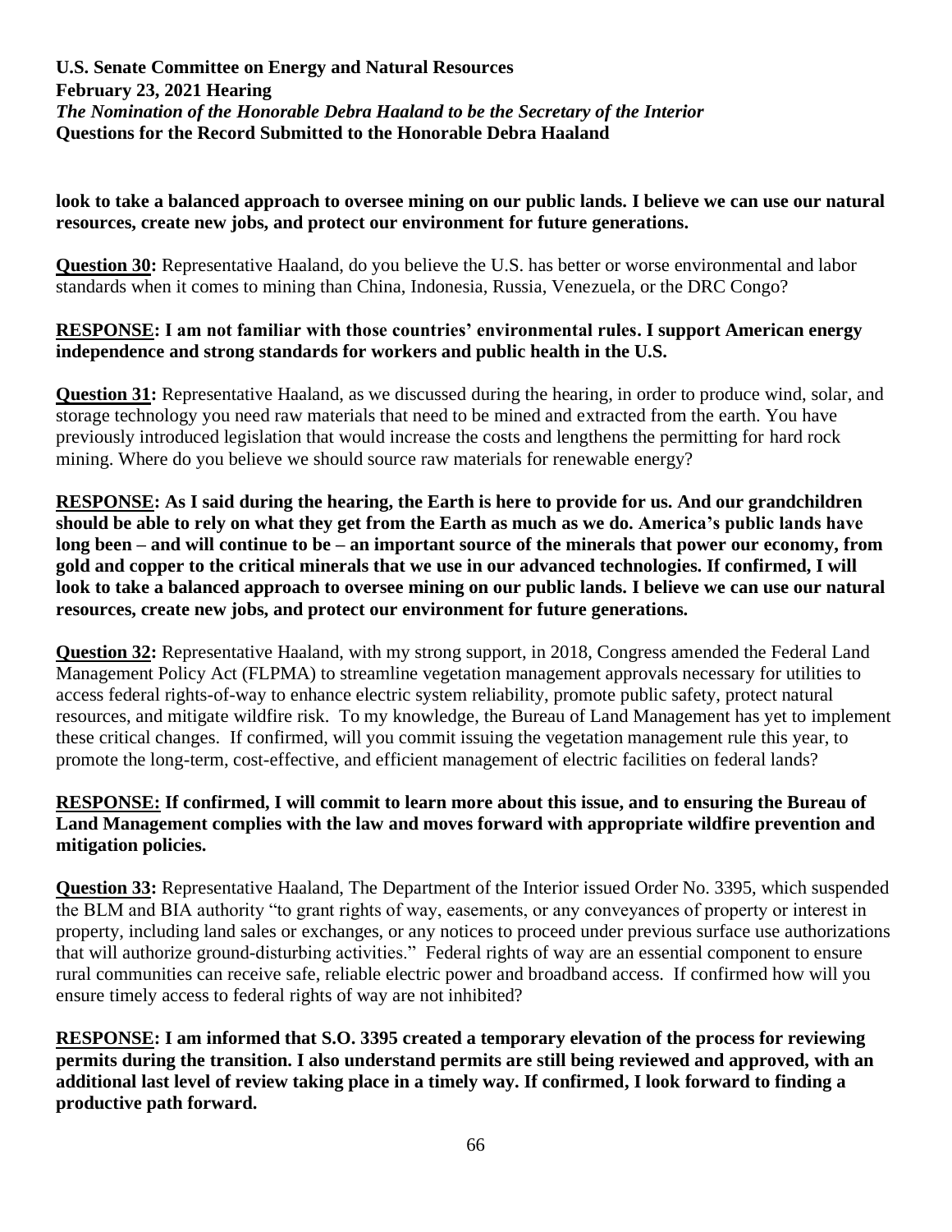**look to take a balanced approach to oversee mining on our public lands. I believe we can use our natural resources, create new jobs, and protect our environment for future generations.**

**Question 30:** Representative Haaland, do you believe the U.S. has better or worse environmental and labor standards when it comes to mining than China, Indonesia, Russia, Venezuela, or the DRC Congo?

**RESPONSE: I am not familiar with those countries' environmental rules. I support American energy independence and strong standards for workers and public health in the U.S.**

**Question 31:** Representative Haaland, as we discussed during the hearing, in order to produce wind, solar, and storage technology you need raw materials that need to be mined and extracted from the earth. You have previously introduced legislation that would increase the costs and lengthens the permitting for hard rock mining. Where do you believe we should source raw materials for renewable energy?

**RESPONSE: As I said during the hearing, the Earth is here to provide for us. And our grandchildren should be able to rely on what they get from the Earth as much as we do. America's public lands have long been – and will continue to be – an important source of the minerals that power our economy, from gold and copper to the critical minerals that we use in our advanced technologies. If confirmed, I will look to take a balanced approach to oversee mining on our public lands. I believe we can use our natural resources, create new jobs, and protect our environment for future generations.**

**Question 32:** Representative Haaland, with my strong support, in 2018, Congress amended the Federal Land Management Policy Act (FLPMA) to streamline vegetation management approvals necessary for utilities to access federal rights-of-way to enhance electric system reliability, promote public safety, protect natural resources, and mitigate wildfire risk. To my knowledge, the Bureau of Land Management has yet to implement these critical changes. If confirmed, will you commit issuing the vegetation management rule this year, to promote the long-term, cost-effective, and efficient management of electric facilities on federal lands?

**RESPONSE: If confirmed, I will commit to learn more about this issue, and to ensuring the Bureau of Land Management complies with the law and moves forward with appropriate wildfire prevention and mitigation policies.**

**Question 33:** Representative Haaland, The Department of the Interior issued Order No. 3395, which suspended the BLM and BIA authority "to grant rights of way, easements, or any conveyances of property or interest in property, including land sales or exchanges, or any notices to proceed under previous surface use authorizations that will authorize ground-disturbing activities." Federal rights of way are an essential component to ensure rural communities can receive safe, reliable electric power and broadband access. If confirmed how will you ensure timely access to federal rights of way are not inhibited?

**RESPONSE: I am informed that S.O. 3395 created a temporary elevation of the process for reviewing permits during the transition. I also understand permits are still being reviewed and approved, with an additional last level of review taking place in a timely way. If confirmed, I look forward to finding a productive path forward.**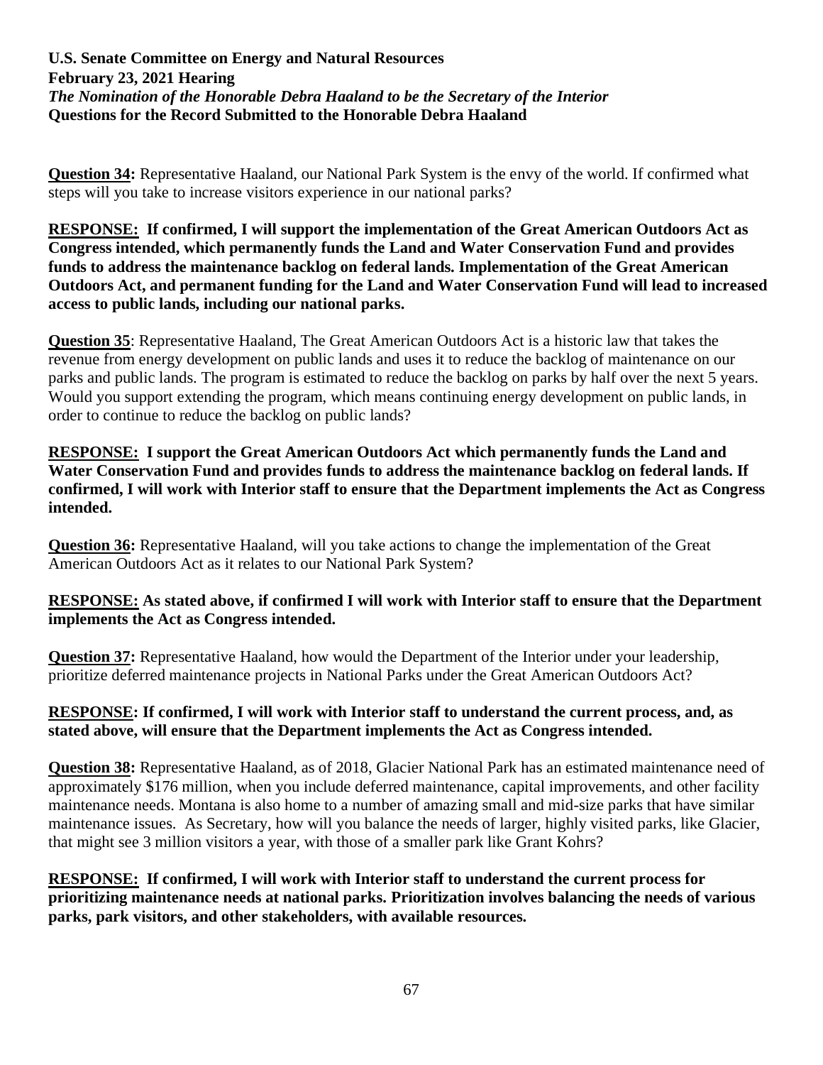**U.S. Senate Committee on Energy and Natural Resources**
**February 23, 2021 Hearing**
***The Nomination of the Honorable Debra Haaland to be the Secretary of the Interior***
**Questions for the Record Submitted to the Honorable Debra Haaland**

**Question 34:** Representative Haaland, our National Park System is the envy of the world. If confirmed what steps will you take to increase visitors experience in our national parks?

**RESPONSE: If confirmed, I will support the implementation of the Great American Outdoors Act as Congress intended, which permanently funds the Land and Water Conservation Fund and provides funds to address the maintenance backlog on federal lands. Implementation of the Great American Outdoors Act, and permanent funding for the Land and Water Conservation Fund will lead to increased access to public lands, including our national parks.**

**Question 35**: Representative Haaland, The Great American Outdoors Act is a historic law that takes the revenue from energy development on public lands and uses it to reduce the backlog of maintenance on our parks and public lands. The program is estimated to reduce the backlog on parks by half over the next 5 years. Would you support extending the program, which means continuing energy development on public lands, in order to continue to reduce the backlog on public lands?

**RESPONSE: I support the Great American Outdoors Act which permanently funds the Land and Water Conservation Fund and provides funds to address the maintenance backlog on federal lands. If confirmed, I will work with Interior staff to ensure that the Department implements the Act as Congress intended.**

**Question 36:** Representative Haaland, will you take actions to change the implementation of the Great American Outdoors Act as it relates to our National Park System?

**RESPONSE: As stated above, if confirmed I will work with Interior staff to ensure that the Department implements the Act as Congress intended.**

**Question 37:** Representative Haaland, how would the Department of the Interior under your leadership, prioritize deferred maintenance projects in National Parks under the Great American Outdoors Act?

**RESPONSE: If confirmed, I will work with Interior staff to understand the current process, and, as stated above, will ensure that the Department implements the Act as Congress intended.**

**Question 38:** Representative Haaland, as of 2018, Glacier National Park has an estimated maintenance need of approximately $176 million, when you include deferred maintenance, capital improvements, and other facility maintenance needs. Montana is also home to a number of amazing small and mid-size parks that have similar maintenance issues. As Secretary, how will you balance the needs of larger, highly visited parks, like Glacier, that might see 3 million visitors a year, with those of a smaller park like Grant Kohrs?

**RESPONSE: If confirmed, I will work with Interior staff to understand the current process for prioritizing maintenance needs at national parks. Prioritization involves balancing the needs of various parks, park visitors, and other stakeholders, with available resources.**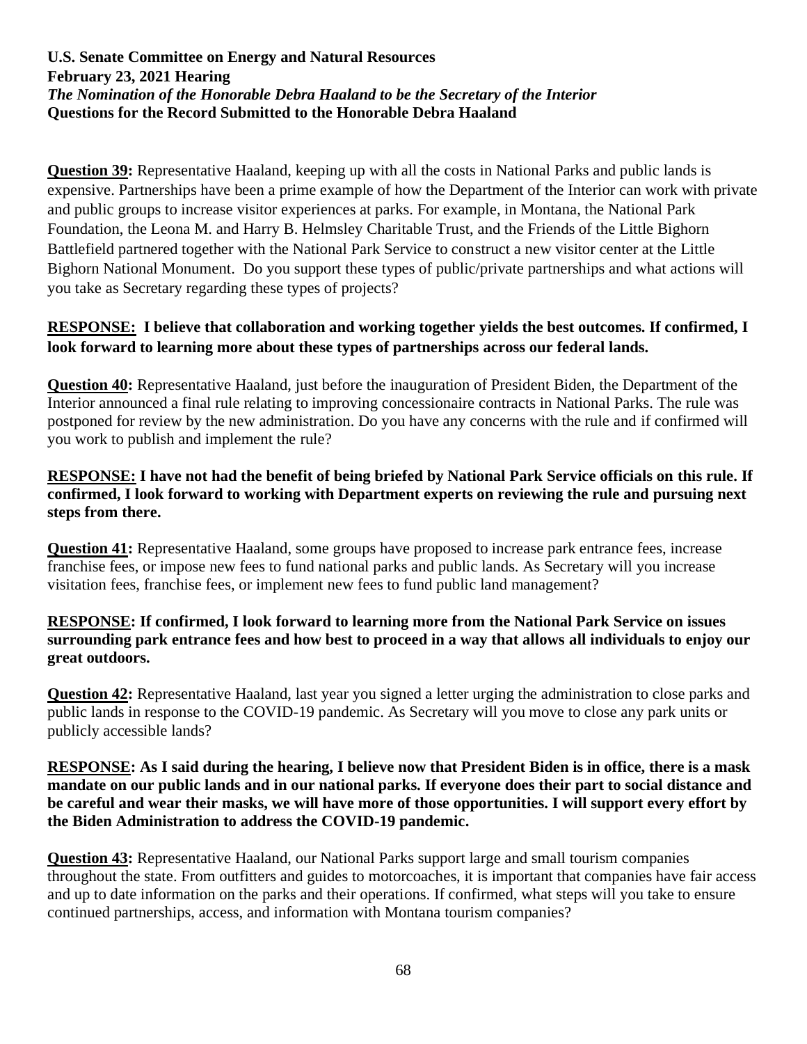**U.S. Senate Committee on Energy and Natural Resources**
**February 23, 2021 Hearing**
***The Nomination of the Honorable Debra Haaland to be the Secretary of the Interior***
**Questions for the Record Submitted to the Honorable Debra Haaland**

**<u>Question 39</u>:** Representative Haaland, keeping up with all the costs in National Parks and public lands is expensive. Partnerships have been a prime example of how the Department of the Interior can work with private and public groups to increase visitor experiences at parks. For example, in Montana, the National Park Foundation, the Leona M. and Harry B. Helmsley Charitable Trust, and the Friends of the Little Bighorn Battlefield partnered together with the National Park Service to construct a new visitor center at the Little Bighorn National Monument. Do you support these types of public/private partnerships and what actions will you take as Secretary regarding these types of projects?

**<u>RESPONSE:</u> I believe that collaboration and working together yields the best outcomes. If confirmed, I look forward to learning more about these types of partnerships across our federal lands.**

**<u>Question 40</u>:** Representative Haaland, just before the inauguration of President Biden, the Department of the Interior announced a final rule relating to improving concessionaire contracts in National Parks. The rule was postponed for review by the new administration. Do you have any concerns with the rule and if confirmed will you work to publish and implement the rule?

**<u>RESPONSE:</u> I have not had the benefit of being briefed by National Park Service officials on this rule. If confirmed, I look forward to working with Department experts on reviewing the rule and pursuing next steps from there.**

**<u>Question 41</u>:** Representative Haaland, some groups have proposed to increase park entrance fees, increase franchise fees, or impose new fees to fund national parks and public lands. As Secretary will you increase visitation fees, franchise fees, or implement new fees to fund public land management?

**<u>RESPONSE</u>: If confirmed, I look forward to learning more from the National Park Service on issues surrounding park entrance fees and how best to proceed in a way that allows all individuals to enjoy our great outdoors.**

**<u>Question 42</u>:** Representative Haaland, last year you signed a letter urging the administration to close parks and public lands in response to the COVID-19 pandemic. As Secretary will you move to close any park units or publicly accessible lands?

**<u>RESPONSE</u>: As I said during the hearing, I believe now that President Biden is in office, there is a mask mandate on our public lands and in our national parks. If everyone does their part to social distance and be careful and wear their masks, we will have more of those opportunities. I will support every effort by the Biden Administration to address the COVID-19 pandemic.**

**<u>Question 43</u>:** Representative Haaland, our National Parks support large and small tourism companies throughout the state. From outfitters and guides to motorcoaches, it is important that companies have fair access and up to date information on the parks and their operations. If confirmed, what steps will you take to ensure continued partnerships, access, and information with Montana tourism companies?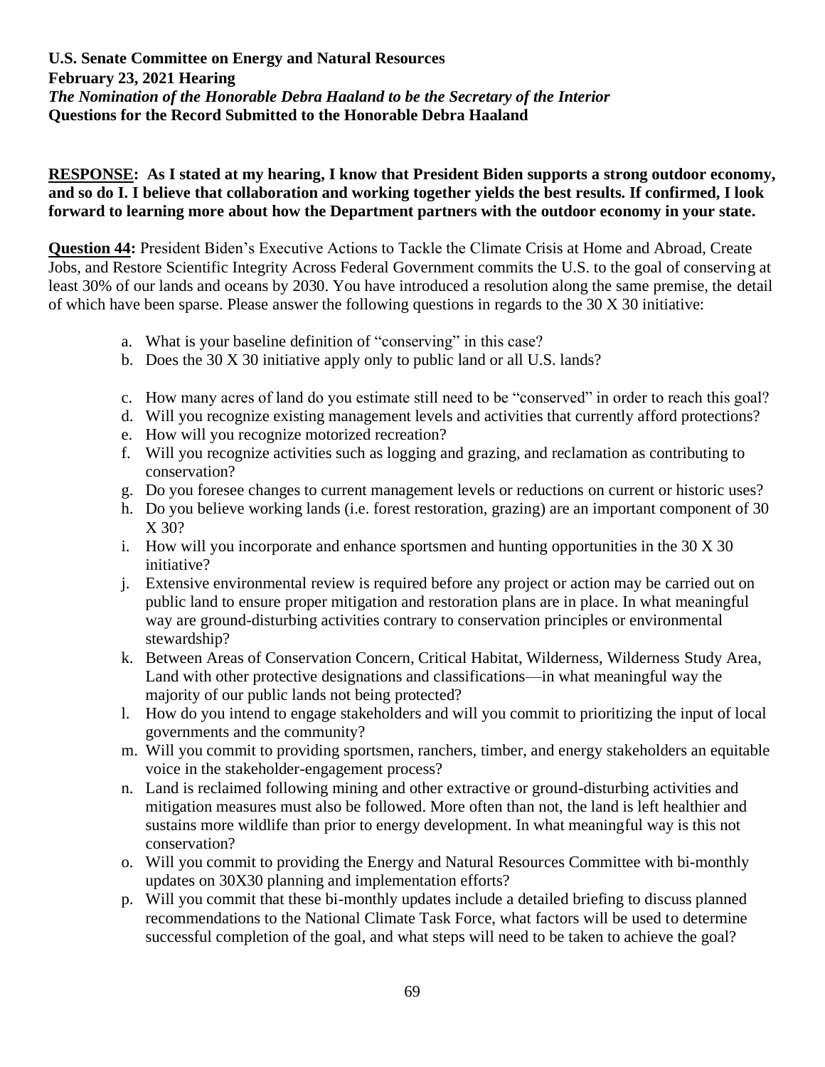**U.S. Senate Committee on Energy and Natural Resources**
**February 23, 2021 Hearing**
***The Nomination of the Honorable Debra Haaland to be the Secretary of the Interior***
**Questions for the Record Submitted to the Honorable Debra Haaland**

**<u>RESPONSE</u>: As I stated at my hearing, I know that President Biden supports a strong outdoor economy, and so do I. I believe that collaboration and working together yields the best results. If confirmed, I look forward to learning more about how the Department partners with the outdoor economy in your state.**

**<u>Question 44:</u>** President Biden's Executive Actions to Tackle the Climate Crisis at Home and Abroad, Create Jobs, and Restore Scientific Integrity Across Federal Government commits the U.S. to the goal of conserving at least 30% of our lands and oceans by 2030. You have introduced a resolution along the same premise, the detail of which have been sparse. Please answer the following questions in regards to the 30 X 30 initiative:

a. What is your baseline definition of "conserving" in this case?
b. Does the 30 X 30 initiative apply only to public land or all U.S. lands?
c. How many acres of land do you estimate still need to be "conserved" in order to reach this goal?
d. Will you recognize existing management levels and activities that currently afford protections?
e. How will you recognize motorized recreation?
f. Will you recognize activities such as logging and grazing, and reclamation as contributing to conservation?
g. Do you foresee changes to current management levels or reductions on current or historic uses?
h. Do you believe working lands (i.e. forest restoration, grazing) are an important component of 30 X 30?
i. How will you incorporate and enhance sportsmen and hunting opportunities in the 30 X 30 initiative?
j. Extensive environmental review is required before any project or action may be carried out on public land to ensure proper mitigation and restoration plans are in place. In what meaningful way are ground-disturbing activities contrary to conservation principles or environmental stewardship?
k. Between Areas of Conservation Concern, Critical Habitat, Wilderness, Wilderness Study Area, Land with other protective designations and classifications—in what meaningful way the majority of our public lands not being protected?
l. How do you intend to engage stakeholders and will you commit to prioritizing the input of local governments and the community?
m. Will you commit to providing sportsmen, ranchers, timber, and energy stakeholders an equitable voice in the stakeholder-engagement process?
n. Land is reclaimed following mining and other extractive or ground-disturbing activities and mitigation measures must also be followed. More often than not, the land is left healthier and sustains more wildlife than prior to energy development. In what meaningful way is this not conservation?
o. Will you commit to providing the Energy and Natural Resources Committee with bi-monthly updates on 30X30 planning and implementation efforts?
p. Will you commit that these bi-monthly updates include a detailed briefing to discuss planned recommendations to the National Climate Task Force, what factors will be used to determine successful completion of the goal, and what steps will need to be taken to achieve the goal?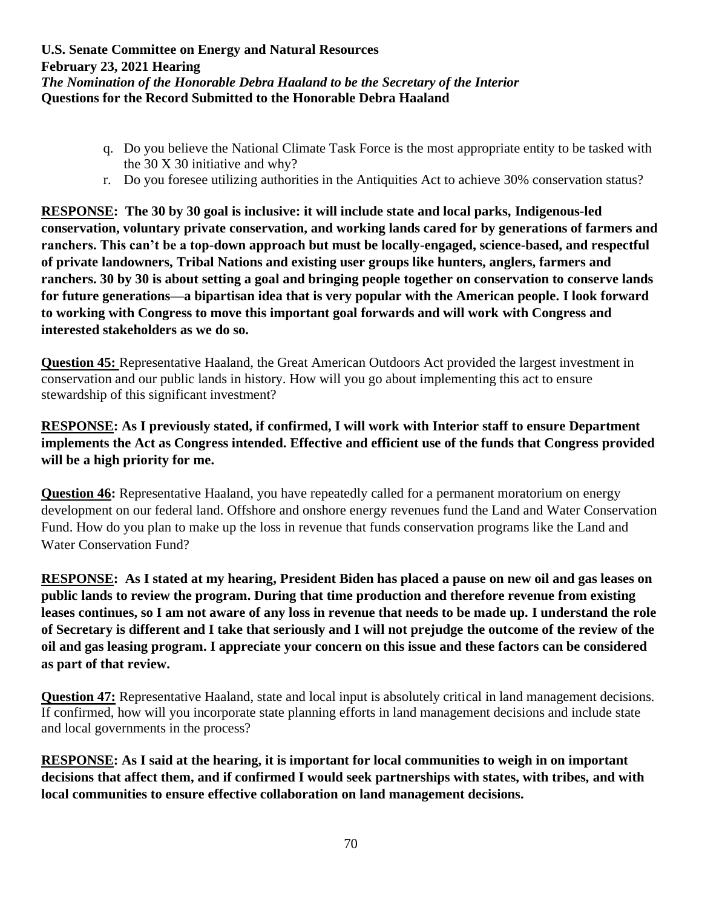q. Do you believe the National Climate Task Force is the most appropriate entity to be tasked with the 30 X 30 initiative and why?

r. Do you foresee utilizing authorities in the Antiquities Act to achieve 30% conservation status?

**RESPONSE: The 30 by 30 goal is inclusive: it will include state and local parks, Indigenous-led conservation, voluntary private conservation, and working lands cared for by generations of farmers and ranchers. This can't be a top-down approach but must be locally-engaged, science-based, and respectful of private landowners, Tribal Nations and existing user groups like hunters, anglers, farmers and ranchers. 30 by 30 is about setting a goal and bringing people together on conservation to conserve lands for future generations—a bipartisan idea that is very popular with the American people. I look forward to working with Congress to move this important goal forwards and will work with Congress and interested stakeholders as we do so.**

**Question 45:** Representative Haaland, the Great American Outdoors Act provided the largest investment in conservation and our public lands in history. How will you go about implementing this act to ensure stewardship of this significant investment?

**RESPONSE: As I previously stated, if confirmed, I will work with Interior staff to ensure Department implements the Act as Congress intended. Effective and efficient use of the funds that Congress provided will be a high priority for me.**

**Question 46:** Representative Haaland, you have repeatedly called for a permanent moratorium on energy development on our federal land. Offshore and onshore energy revenues fund the Land and Water Conservation Fund. How do you plan to make up the loss in revenue that funds conservation programs like the Land and Water Conservation Fund?

**RESPONSE: As I stated at my hearing, President Biden has placed a pause on new oil and gas leases on public lands to review the program. During that time production and therefore revenue from existing leases continues, so I am not aware of any loss in revenue that needs to be made up. I understand the role of Secretary is different and I take that seriously and I will not prejudge the outcome of the review of the oil and gas leasing program. I appreciate your concern on this issue and these factors can be considered as part of that review.**

**Question 47:** Representative Haaland, state and local input is absolutely critical in land management decisions. If confirmed, how will you incorporate state planning efforts in land management decisions and include state and local governments in the process?

**RESPONSE: As I said at the hearing, it is important for local communities to weigh in on important decisions that affect them, and if confirmed I would seek partnerships with states, with tribes, and with local communities to ensure effective collaboration on land management decisions.**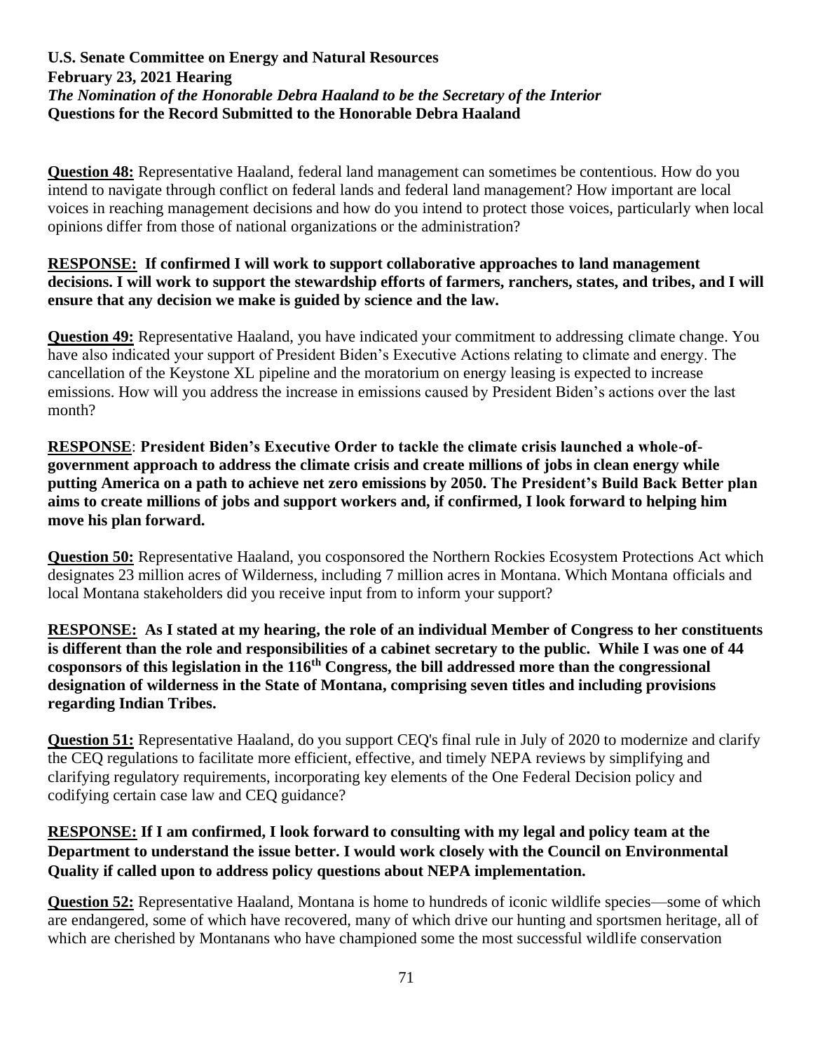**U.S. Senate Committee on Energy and Natural Resources**
**February 23, 2021 Hearing**
***The Nomination of the Honorable Debra Haaland to be the Secretary of the Interior***
**Questions for the Record Submitted to the Honorable Debra Haaland**

**Question 48:** Representative Haaland, federal land management can sometimes be contentious. How do you intend to navigate through conflict on federal lands and federal land management? How important are local voices in reaching management decisions and how do you intend to protect those voices, particularly when local opinions differ from those of national organizations or the administration?

**RESPONSE: If confirmed I will work to support collaborative approaches to land management decisions. I will work to support the stewardship efforts of farmers, ranchers, states, and tribes, and I will ensure that any decision we make is guided by science and the law.**

**Question 49:** Representative Haaland, you have indicated your commitment to addressing climate change. You have also indicated your support of President Biden's Executive Actions relating to climate and energy. The cancellation of the Keystone XL pipeline and the moratorium on energy leasing is expected to increase emissions. How will you address the increase in emissions caused by President Biden's actions over the last month?

**RESPONSE**: **President Biden's Executive Order to tackle the climate crisis launched a whole-of-government approach to address the climate crisis and create millions of jobs in clean energy while putting America on a path to achieve net zero emissions by 2050. The President's Build Back Better plan aims to create millions of jobs and support workers and, if confirmed, I look forward to helping him move his plan forward.**

**Question 50:** Representative Haaland, you cosponsored the Northern Rockies Ecosystem Protections Act which designates 23 million acres of Wilderness, including 7 million acres in Montana. Which Montana officials and local Montana stakeholders did you receive input from to inform your support?

**RESPONSE: As I stated at my hearing, the role of an individual Member of Congress to her constituents is different than the role and responsibilities of a cabinet secretary to the public. While I was one of 44 cosponsors of this legislation in the 116th Congress, the bill addressed more than the congressional designation of wilderness in the State of Montana, comprising seven titles and including provisions regarding Indian Tribes.**

**Question 51:** Representative Haaland, do you support CEQ's final rule in July of 2020 to modernize and clarify the CEQ regulations to facilitate more efficient, effective, and timely NEPA reviews by simplifying and clarifying regulatory requirements, incorporating key elements of the One Federal Decision policy and codifying certain case law and CEQ guidance?

**RESPONSE: If I am confirmed, I look forward to consulting with my legal and policy team at the Department to understand the issue better. I would work closely with the Council on Environmental Quality if called upon to address policy questions about NEPA implementation.**

**Question 52:** Representative Haaland, Montana is home to hundreds of iconic wildlife species—some of which are endangered, some of which have recovered, many of which drive our hunting and sportsmen heritage, all of which are cherished by Montanans who have championed some the most successful wildlife conservation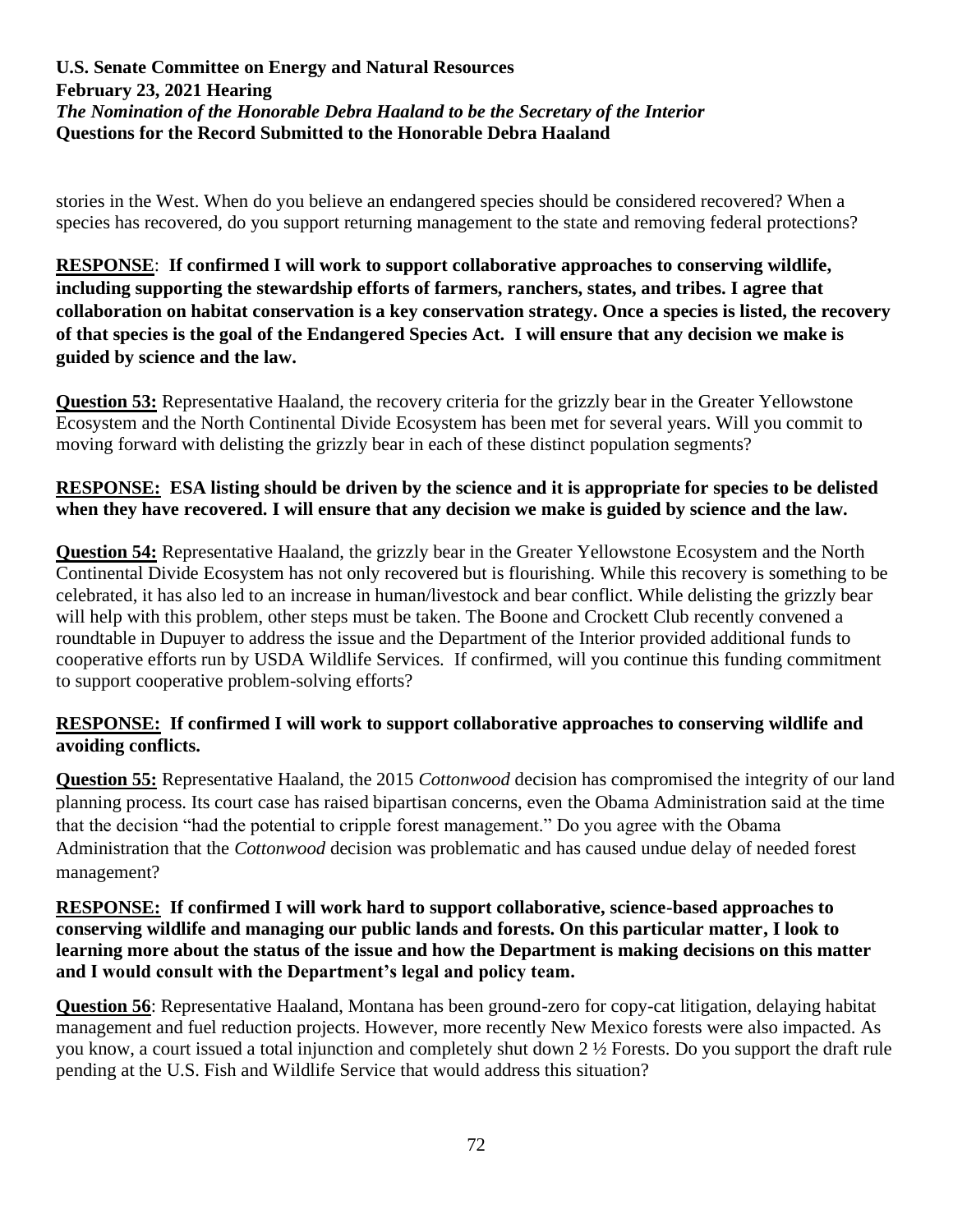stories in the West. When do you believe an endangered species should be considered recovered? When a species has recovered, do you support returning management to the state and removing federal protections?

**RESPONSE**: **If confirmed I will work to support collaborative approaches to conserving wildlife, including supporting the stewardship efforts of farmers, ranchers, states, and tribes. I agree that collaboration on habitat conservation is a key conservation strategy. Once a species is listed, the recovery of that species is the goal of the Endangered Species Act. I will ensure that any decision we make is guided by science and the law.**

**Question 53:** Representative Haaland, the recovery criteria for the grizzly bear in the Greater Yellowstone Ecosystem and the North Continental Divide Ecosystem has been met for several years. Will you commit to moving forward with delisting the grizzly bear in each of these distinct population segments?

**RESPONSE: ESA listing should be driven by the science and it is appropriate for species to be delisted when they have recovered. I will ensure that any decision we make is guided by science and the law.**

**Question 54:** Representative Haaland, the grizzly bear in the Greater Yellowstone Ecosystem and the North Continental Divide Ecosystem has not only recovered but is flourishing. While this recovery is something to be celebrated, it has also led to an increase in human/livestock and bear conflict. While delisting the grizzly bear will help with this problem, other steps must be taken. The Boone and Crockett Club recently convened a roundtable in Dupuyer to address the issue and the Department of the Interior provided additional funds to cooperative efforts run by USDA Wildlife Services. If confirmed, will you continue this funding commitment to support cooperative problem-solving efforts?

**RESPONSE: If confirmed I will work to support collaborative approaches to conserving wildlife and avoiding conflicts.**

**Question 55:** Representative Haaland, the 2015 *Cottonwood* decision has compromised the integrity of our land planning process. Its court case has raised bipartisan concerns, even the Obama Administration said at the time that the decision "had the potential to cripple forest management." Do you agree with the Obama Administration that the *Cottonwood* decision was problematic and has caused undue delay of needed forest management?

**RESPONSE: If confirmed I will work hard to support collaborative, science-based approaches to conserving wildlife and managing our public lands and forests. On this particular matter, I look to learning more about the status of the issue and how the Department is making decisions on this matter and I would consult with the Department's legal and policy team.**

**Question 56**: Representative Haaland, Montana has been ground-zero for copy-cat litigation, delaying habitat management and fuel reduction projects. However, more recently New Mexico forests were also impacted. As you know, a court issued a total injunction and completely shut down 2 ½ Forests. Do you support the draft rule pending at the U.S. Fish and Wildlife Service that would address this situation?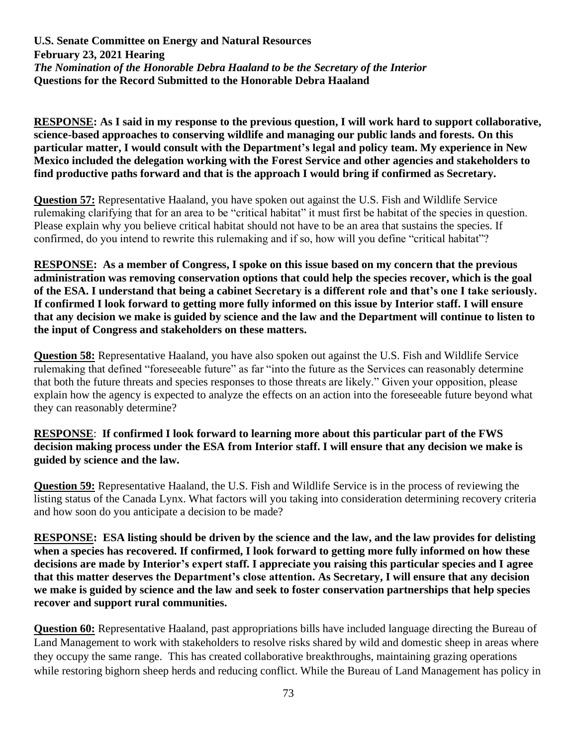**U.S. Senate Committee on Energy and Natural Resources**
**February 23, 2021 Hearing**
***The Nomination of the Honorable Debra Haaland to be the Secretary of the Interior***
**Questions for the Record Submitted to the Honorable Debra Haaland**

**RESPONSE: As I said in my response to the previous question, I will work hard to support collaborative, science-based approaches to conserving wildlife and managing our public lands and forests. On this particular matter, I would consult with the Department's legal and policy team. My experience in New Mexico included the delegation working with the Forest Service and other agencies and stakeholders to find productive paths forward and that is the approach I would bring if confirmed as Secretary.**

**Question 57:** Representative Haaland, you have spoken out against the U.S. Fish and Wildlife Service rulemaking clarifying that for an area to be "critical habitat" it must first be habitat of the species in question. Please explain why you believe critical habitat should not have to be an area that sustains the species. If confirmed, do you intend to rewrite this rulemaking and if so, how will you define "critical habitat"?

**RESPONSE: As a member of Congress, I spoke on this issue based on my concern that the previous administration was removing conservation options that could help the species recover, which is the goal of the ESA. I understand that being a cabinet Secretary is a different role and that's one I take seriously. If confirmed I look forward to getting more fully informed on this issue by Interior staff. I will ensure that any decision we make is guided by science and the law and the Department will continue to listen to the input of Congress and stakeholders on these matters.**

**Question 58:** Representative Haaland, you have also spoken out against the U.S. Fish and Wildlife Service rulemaking that defined "foreseeable future" as far "into the future as the Services can reasonably determine that both the future threats and species responses to those threats are likely." Given your opposition, please explain how the agency is expected to analyze the effects on an action into the foreseeable future beyond what they can reasonably determine?

**RESPONSE**: **If confirmed I look forward to learning more about this particular part of the FWS decision making process under the ESA from Interior staff. I will ensure that any decision we make is guided by science and the law.**

**Question 59:** Representative Haaland, the U.S. Fish and Wildlife Service is in the process of reviewing the listing status of the Canada Lynx. What factors will you taking into consideration determining recovery criteria and how soon do you anticipate a decision to be made?

**RESPONSE: ESA listing should be driven by the science and the law, and the law provides for delisting when a species has recovered. If confirmed, I look forward to getting more fully informed on how these decisions are made by Interior's expert staff. I appreciate you raising this particular species and I agree that this matter deserves the Department's close attention. As Secretary, I will ensure that any decision we make is guided by science and the law and seek to foster conservation partnerships that help species recover and support rural communities.**

**Question 60:** Representative Haaland, past appropriations bills have included language directing the Bureau of Land Management to work with stakeholders to resolve risks shared by wild and domestic sheep in areas where they occupy the same range. This has created collaborative breakthroughs, maintaining grazing operations while restoring bighorn sheep herds and reducing conflict. While the Bureau of Land Management has policy in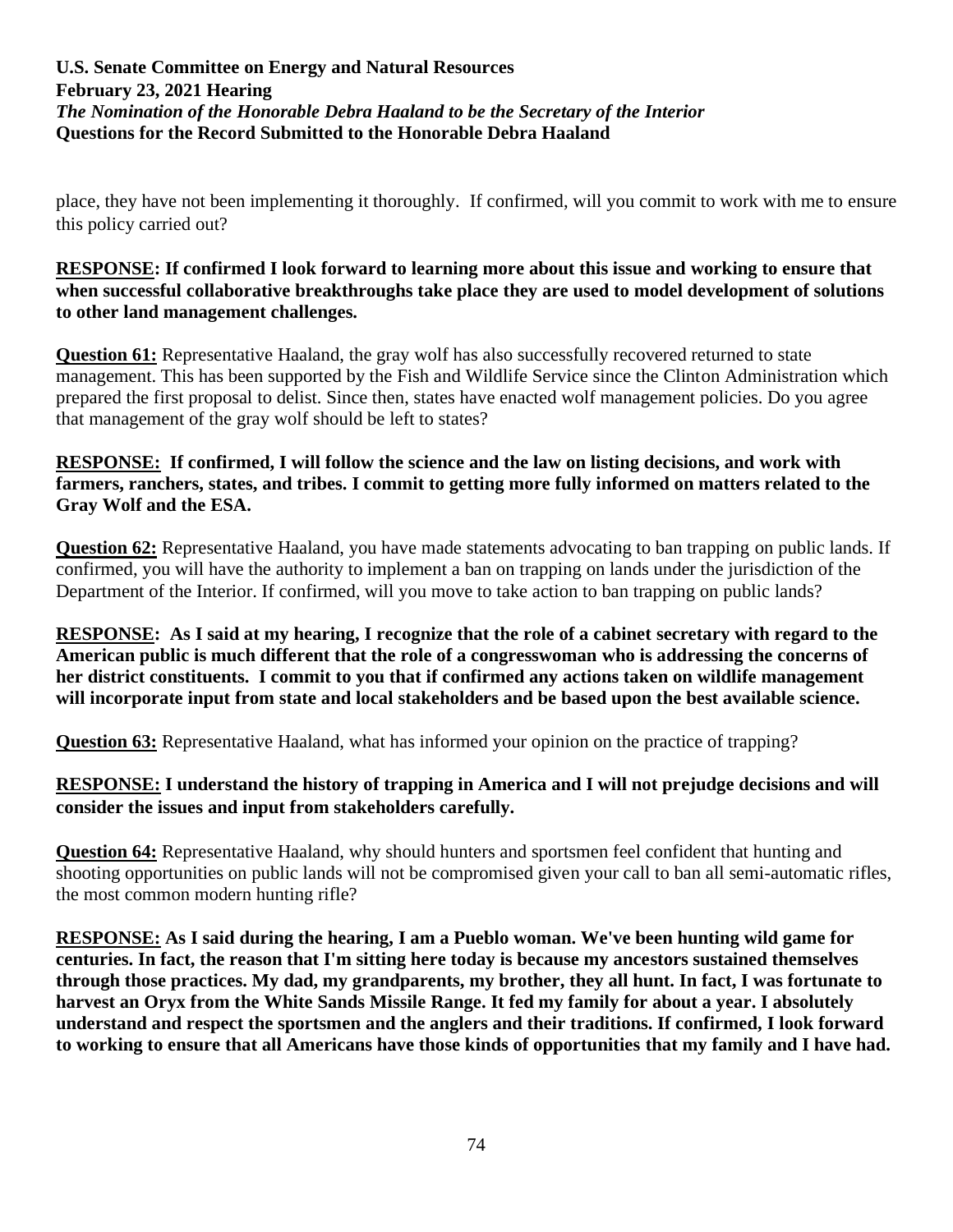place, they have not been implementing it thoroughly. If confirmed, will you commit to work with me to ensure this policy carried out?

**RESPONSE: If confirmed I look forward to learning more about this issue and working to ensure that when successful collaborative breakthroughs take place they are used to model development of solutions to other land management challenges.**

**Question 61:** Representative Haaland, the gray wolf has also successfully recovered returned to state management. This has been supported by the Fish and Wildlife Service since the Clinton Administration which prepared the first proposal to delist. Since then, states have enacted wolf management policies. Do you agree that management of the gray wolf should be left to states?

**RESPONSE: If confirmed, I will follow the science and the law on listing decisions, and work with farmers, ranchers, states, and tribes. I commit to getting more fully informed on matters related to the Gray Wolf and the ESA.**

**Question 62:** Representative Haaland, you have made statements advocating to ban trapping on public lands. If confirmed, you will have the authority to implement a ban on trapping on lands under the jurisdiction of the Department of the Interior. If confirmed, will you move to take action to ban trapping on public lands?

**RESPONSE: As I said at my hearing, I recognize that the role of a cabinet secretary with regard to the American public is much different that the role of a congresswoman who is addressing the concerns of her district constituents. I commit to you that if confirmed any actions taken on wildlife management will incorporate input from state and local stakeholders and be based upon the best available science.**

**Question 63:** Representative Haaland, what has informed your opinion on the practice of trapping?

**RESPONSE: I understand the history of trapping in America and I will not prejudge decisions and will consider the issues and input from stakeholders carefully.**

**Question 64:** Representative Haaland, why should hunters and sportsmen feel confident that hunting and shooting opportunities on public lands will not be compromised given your call to ban all semi-automatic rifles, the most common modern hunting rifle?

**RESPONSE: As I said during the hearing, I am a Pueblo woman. We've been hunting wild game for centuries. In fact, the reason that I'm sitting here today is because my ancestors sustained themselves through those practices. My dad, my grandparents, my brother, they all hunt. In fact, I was fortunate to harvest an Oryx from the White Sands Missile Range. It fed my family for about a year. I absolutely understand and respect the sportsmen and the anglers and their traditions. If confirmed, I look forward to working to ensure that all Americans have those kinds of opportunities that my family and I have had.**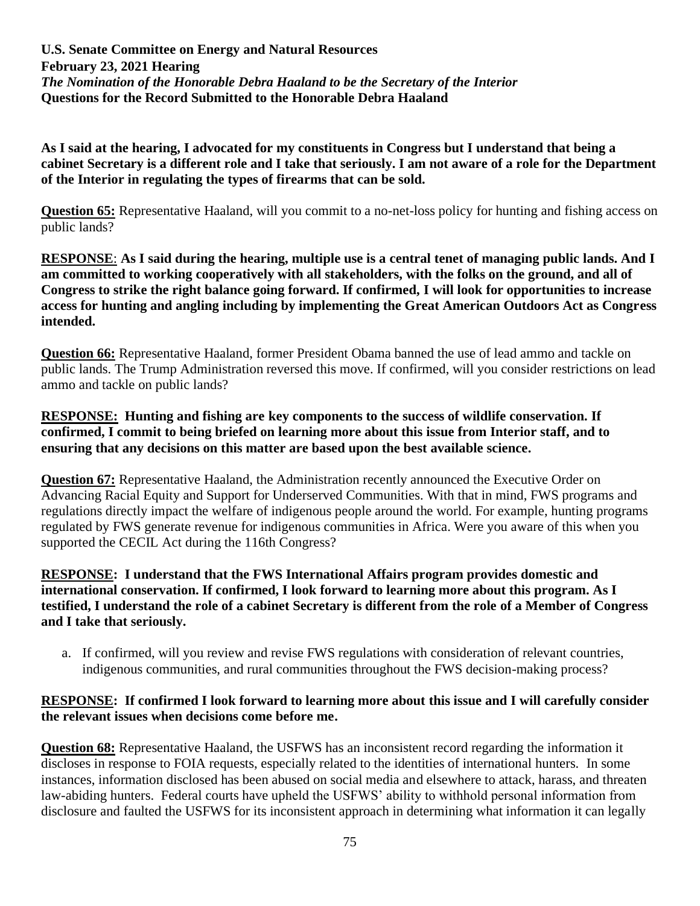**U.S. Senate Committee on Energy and Natural Resources**
**February 23, 2021 Hearing**
***The Nomination of the Honorable Debra Haaland to be the Secretary of the Interior***
**Questions for the Record Submitted to the Honorable Debra Haaland**

**As I said at the hearing, I advocated for my constituents in Congress but I understand that being a cabinet Secretary is a different role and I take that seriously. I am not aware of a role for the Department of the Interior in regulating the types of firearms that can be sold.**

**Question 65:** Representative Haaland, will you commit to a no-net-loss policy for hunting and fishing access on public lands?

**RESPONSE**: **As I said during the hearing, multiple use is a central tenet of managing public lands. And I am committed to working cooperatively with all stakeholders, with the folks on the ground, and all of Congress to strike the right balance going forward. If confirmed, I will look for opportunities to increase access for hunting and angling including by implementing the Great American Outdoors Act as Congress intended.**

**Question 66:** Representative Haaland, former President Obama banned the use of lead ammo and tackle on public lands. The Trump Administration reversed this move. If confirmed, will you consider restrictions on lead ammo and tackle on public lands?

**RESPONSE: Hunting and fishing are key components to the success of wildlife conservation. If confirmed, I commit to being briefed on learning more about this issue from Interior staff, and to ensuring that any decisions on this matter are based upon the best available science.**

**Question 67:** Representative Haaland, the Administration recently announced the Executive Order on Advancing Racial Equity and Support for Underserved Communities. With that in mind, FWS programs and regulations directly impact the welfare of indigenous people around the world. For example, hunting programs regulated by FWS generate revenue for indigenous communities in Africa. Were you aware of this when you supported the CECIL Act during the 116th Congress?

**RESPONSE: I understand that the FWS International Affairs program provides domestic and international conservation. If confirmed, I look forward to learning more about this program. As I testified, I understand the role of a cabinet Secretary is different from the role of a Member of Congress and I take that seriously.**

a. If confirmed, will you review and revise FWS regulations with consideration of relevant countries, indigenous communities, and rural communities throughout the FWS decision-making process?

**RESPONSE: If confirmed I look forward to learning more about this issue and I will carefully consider the relevant issues when decisions come before me.**

**Question 68:** Representative Haaland, the USFWS has an inconsistent record regarding the information it discloses in response to FOIA requests, especially related to the identities of international hunters. In some instances, information disclosed has been abused on social media and elsewhere to attack, harass, and threaten law-abiding hunters. Federal courts have upheld the USFWS' ability to withhold personal information from disclosure and faulted the USFWS for its inconsistent approach in determining what information it can legally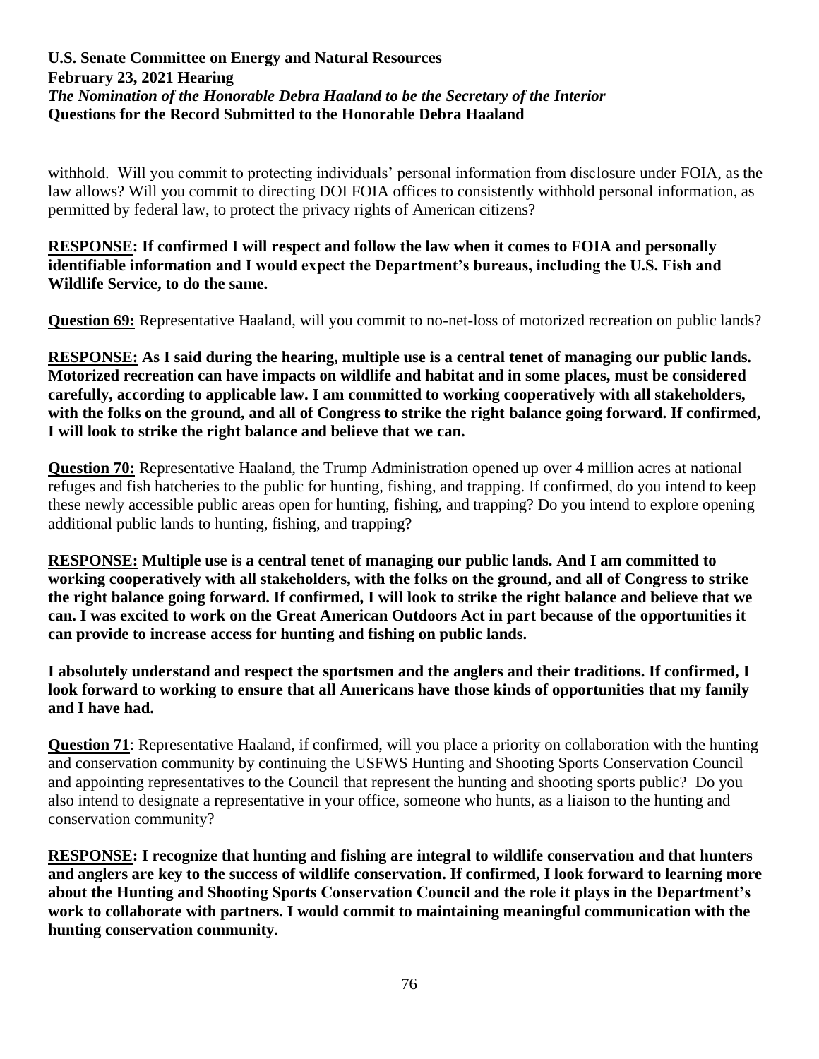withhold. Will you commit to protecting individuals' personal information from disclosure under FOIA, as the law allows? Will you commit to directing DOI FOIA offices to consistently withhold personal information, as permitted by federal law, to protect the privacy rights of American citizens?

**<u>RESPONSE</u>: If confirmed I will respect and follow the law when it comes to FOIA and personally identifiable information and I would expect the Department's bureaus, including the U.S. Fish and Wildlife Service, to do the same.**

**<u>Question 69:</u>** Representative Haaland, will you commit to no-net-loss of motorized recreation on public lands?

**<u>RESPONSE:</u> As I said during the hearing, multiple use is a central tenet of managing our public lands. Motorized recreation can have impacts on wildlife and habitat and in some places, must be considered carefully, according to applicable law. I am committed to working cooperatively with all stakeholders, with the folks on the ground, and all of Congress to strike the right balance going forward. If confirmed, I will look to strike the right balance and believe that we can.**

**<u>Question 70:</u>** Representative Haaland, the Trump Administration opened up over 4 million acres at national refuges and fish hatcheries to the public for hunting, fishing, and trapping. If confirmed, do you intend to keep these newly accessible public areas open for hunting, fishing, and trapping? Do you intend to explore opening additional public lands to hunting, fishing, and trapping?

**<u>RESPONSE:</u> Multiple use is a central tenet of managing our public lands. And I am committed to working cooperatively with all stakeholders, with the folks on the ground, and all of Congress to strike the right balance going forward. If confirmed, I will look to strike the right balance and believe that we can. I was excited to work on the Great American Outdoors Act in part because of the opportunities it can provide to increase access for hunting and fishing on public lands.**

**I absolutely understand and respect the sportsmen and the anglers and their traditions. If confirmed, I look forward to working to ensure that all Americans have those kinds of opportunities that my family and I have had.**

**<u>Question 71</u>**: Representative Haaland, if confirmed, will you place a priority on collaboration with the hunting and conservation community by continuing the USFWS Hunting and Shooting Sports Conservation Council and appointing representatives to the Council that represent the hunting and shooting sports public? Do you also intend to designate a representative in your office, someone who hunts, as a liaison to the hunting and conservation community?

**<u>RESPONSE</u>: I recognize that hunting and fishing are integral to wildlife conservation and that hunters and anglers are key to the success of wildlife conservation. If confirmed, I look forward to learning more about the Hunting and Shooting Sports Conservation Council and the role it plays in the Department's work to collaborate with partners. I would commit to maintaining meaningful communication with the hunting conservation community.**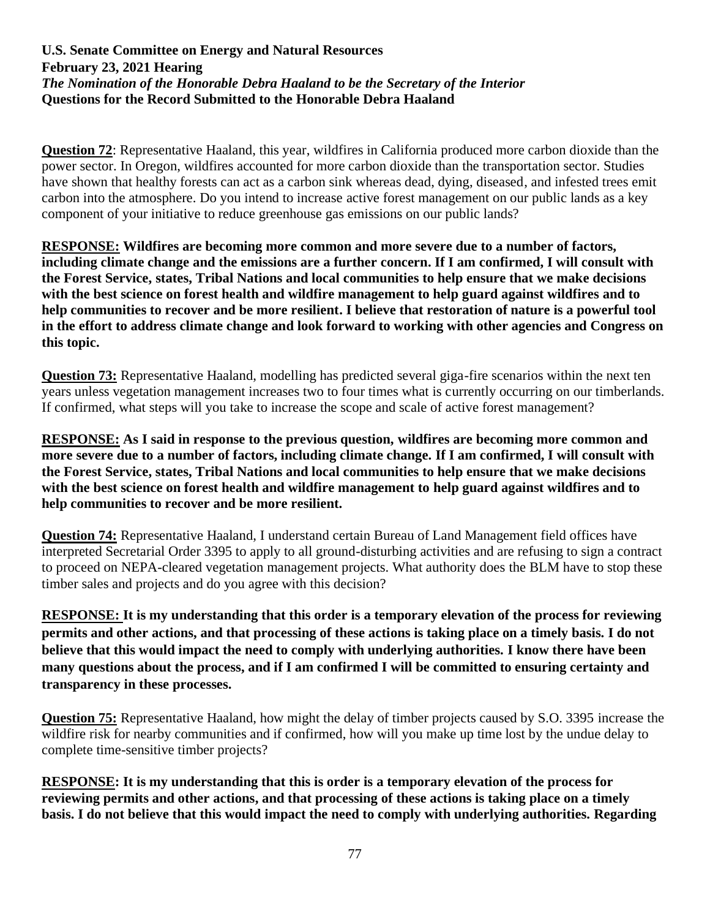**U.S. Senate Committee on Energy and Natural Resources**
**February 23, 2021 Hearing**
***The Nomination of the Honorable Debra Haaland to be the Secretary of the Interior***
**Questions for the Record Submitted to the Honorable Debra Haaland**

**Question 72**: Representative Haaland, this year, wildfires in California produced more carbon dioxide than the power sector. In Oregon, wildfires accounted for more carbon dioxide than the transportation sector. Studies have shown that healthy forests can act as a carbon sink whereas dead, dying, diseased, and infested trees emit carbon into the atmosphere. Do you intend to increase active forest management on our public lands as a key component of your initiative to reduce greenhouse gas emissions on our public lands?

**RESPONSE: Wildfires are becoming more common and more severe due to a number of factors, including climate change and the emissions are a further concern. If I am confirmed, I will consult with the Forest Service, states, Tribal Nations and local communities to help ensure that we make decisions with the best science on forest health and wildfire management to help guard against wildfires and to help communities to recover and be more resilient. I believe that restoration of nature is a powerful tool in the effort to address climate change and look forward to working with other agencies and Congress on this topic.**

**Question 73:** Representative Haaland, modelling has predicted several giga-fire scenarios within the next ten years unless vegetation management increases two to four times what is currently occurring on our timberlands. If confirmed, what steps will you take to increase the scope and scale of active forest management?

**RESPONSE: As I said in response to the previous question, wildfires are becoming more common and more severe due to a number of factors, including climate change. If I am confirmed, I will consult with the Forest Service, states, Tribal Nations and local communities to help ensure that we make decisions with the best science on forest health and wildfire management to help guard against wildfires and to help communities to recover and be more resilient.**

**Question 74:** Representative Haaland, I understand certain Bureau of Land Management field offices have interpreted Secretarial Order 3395 to apply to all ground-disturbing activities and are refusing to sign a contract to proceed on NEPA-cleared vegetation management projects. What authority does the BLM have to stop these timber sales and projects and do you agree with this decision?

**RESPONSE: It is my understanding that this order is a temporary elevation of the process for reviewing permits and other actions, and that processing of these actions is taking place on a timely basis. I do not believe that this would impact the need to comply with underlying authorities. I know there have been many questions about the process, and if I am confirmed I will be committed to ensuring certainty and transparency in these processes.**

**Question 75:** Representative Haaland, how might the delay of timber projects caused by S.O. 3395 increase the wildfire risk for nearby communities and if confirmed, how will you make up time lost by the undue delay to complete time-sensitive timber projects?

**RESPONSE: It is my understanding that this is order is a temporary elevation of the process for reviewing permits and other actions, and that processing of these actions is taking place on a timely basis. I do not believe that this would impact the need to comply with underlying authorities. Regarding**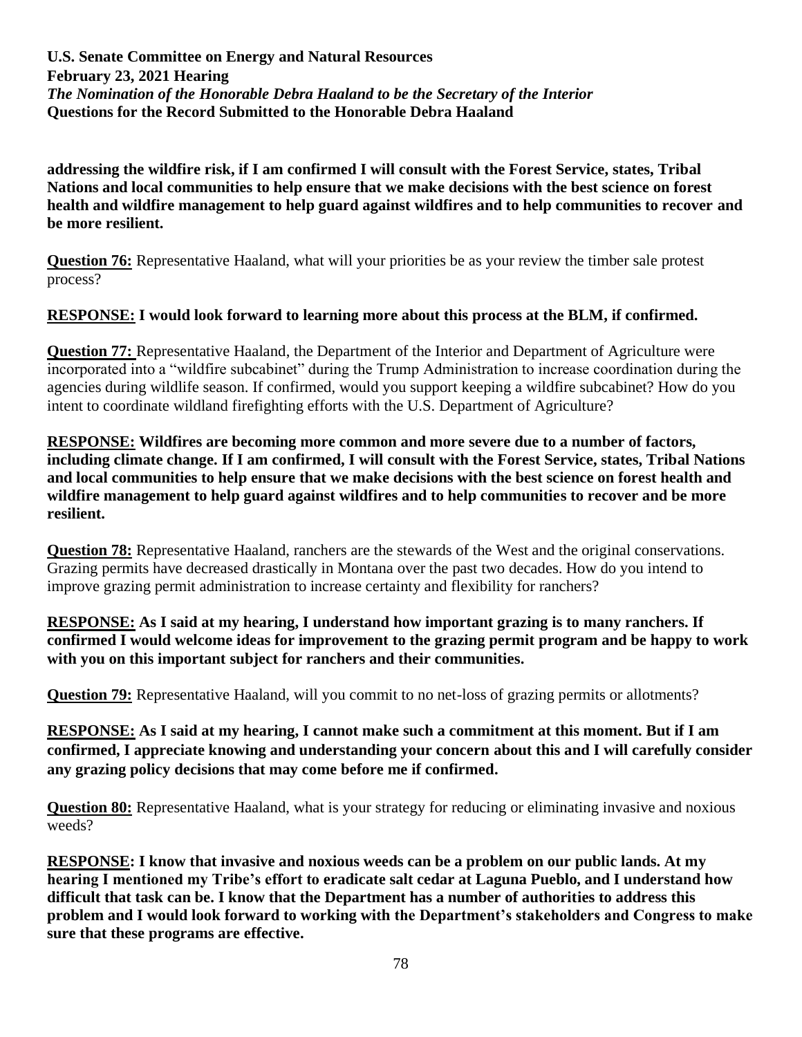addressing the wildfire risk, if I am confirmed I will consult with the Forest Service, states, Tribal Nations and local communities to help ensure that we make decisions with the best science on forest health and wildfire management to help guard against wildfires and to help communities to recover and be more resilient.**

**Question 76:** Representative Haaland, what will your priorities be as your review the timber sale protest process?

**RESPONSE: I would look forward to learning more about this process at the BLM, if confirmed.**

**Question 77:** Representative Haaland, the Department of the Interior and Department of Agriculture were incorporated into a "wildfire subcabinet" during the Trump Administration to increase coordination during the agencies during wildlife season. If confirmed, would you support keeping a wildfire subcabinet? How do you intent to coordinate wildland firefighting efforts with the U.S. Department of Agriculture?

**RESPONSE: Wildfires are becoming more common and more severe due to a number of factors, including climate change. If I am confirmed, I will consult with the Forest Service, states, Tribal Nations and local communities to help ensure that we make decisions with the best science on forest health and wildfire management to help guard against wildfires and to help communities to recover and be more resilient.**

**Question 78:** Representative Haaland, ranchers are the stewards of the West and the original conservations. Grazing permits have decreased drastically in Montana over the past two decades. How do you intend to improve grazing permit administration to increase certainty and flexibility for ranchers?

**RESPONSE: As I said at my hearing, I understand how important grazing is to many ranchers. If confirmed I would welcome ideas for improvement to the grazing permit program and be happy to work with you on this important subject for ranchers and their communities.**

**Question 79:** Representative Haaland, will you commit to no net-loss of grazing permits or allotments?

**RESPONSE: As I said at my hearing, I cannot make such a commitment at this moment. But if I am confirmed, I appreciate knowing and understanding your concern about this and I will carefully consider any grazing policy decisions that may come before me if confirmed.**

**Question 80:** Representative Haaland, what is your strategy for reducing or eliminating invasive and noxious weeds?

**RESPONSE: I know that invasive and noxious weeds can be a problem on our public lands. At my hearing I mentioned my Tribe's effort to eradicate salt cedar at Laguna Pueblo, and I understand how difficult that task can be. I know that the Department has a number of authorities to address this problem and I would look forward to working with the Department's stakeholders and Congress to make sure that these programs are effective.**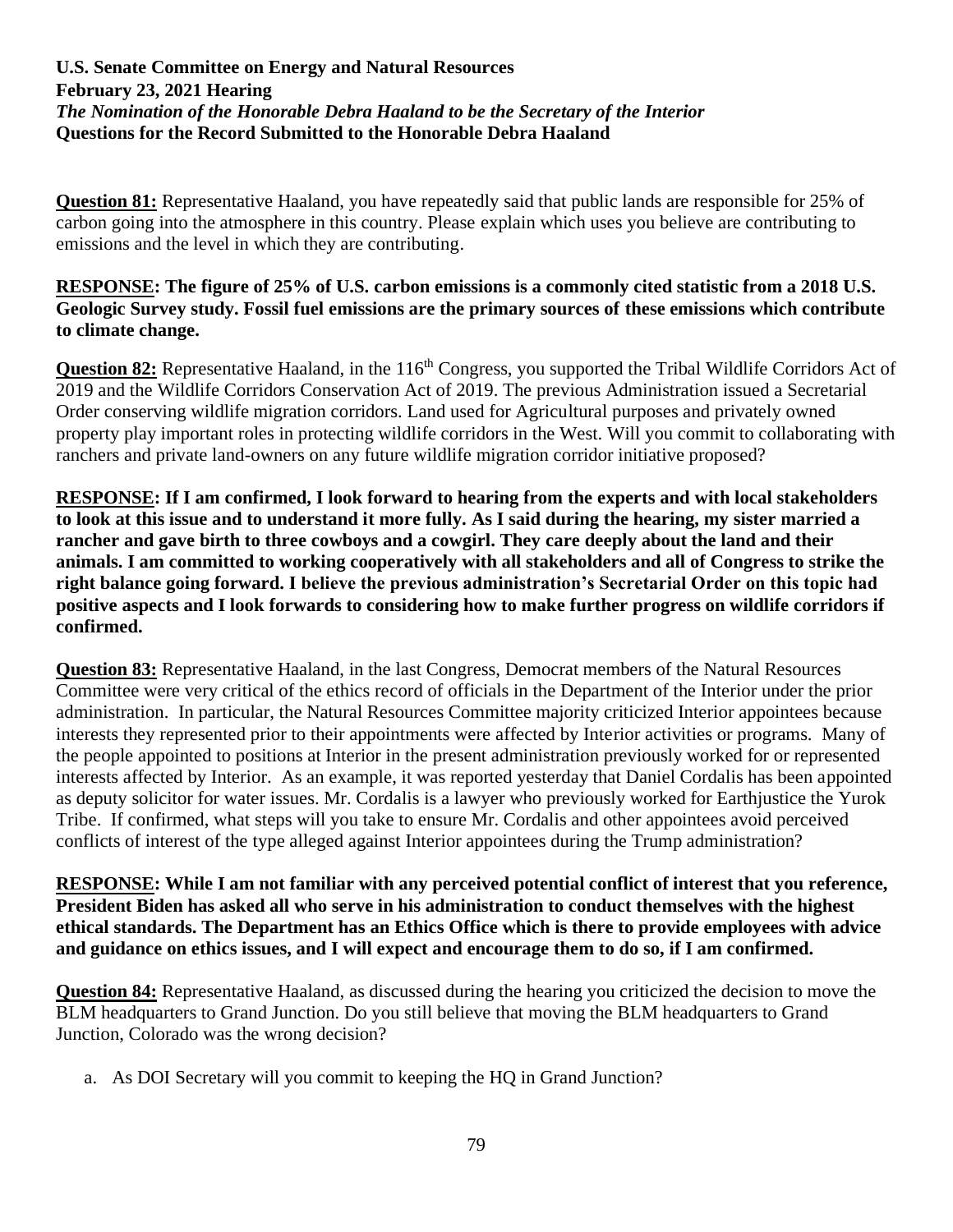**U.S. Senate Committee on Energy and Natural Resources**
**February 23, 2021 Hearing**
***The Nomination of the Honorable Debra Haaland to be the Secretary of the Interior***
**Questions for the Record Submitted to the Honorable Debra Haaland**

**Question 81:** Representative Haaland, you have repeatedly said that public lands are responsible for 25% of carbon going into the atmosphere in this country. Please explain which uses you believe are contributing to emissions and the level in which they are contributing.

**RESPONSE: The figure of 25% of U.S. carbon emissions is a commonly cited statistic from a 2018 U.S. Geologic Survey study. Fossil fuel emissions are the primary sources of these emissions which contribute to climate change.**

**Question 82:** Representative Haaland, in the 116th Congress, you supported the Tribal Wildlife Corridors Act of 2019 and the Wildlife Corridors Conservation Act of 2019. The previous Administration issued a Secretarial Order conserving wildlife migration corridors. Land used for Agricultural purposes and privately owned property play important roles in protecting wildlife corridors in the West. Will you commit to collaborating with ranchers and private land-owners on any future wildlife migration corridor initiative proposed?

**RESPONSE: If I am confirmed, I look forward to hearing from the experts and with local stakeholders to look at this issue and to understand it more fully. As I said during the hearing, my sister married a rancher and gave birth to three cowboys and a cowgirl. They care deeply about the land and their animals. I am committed to working cooperatively with all stakeholders and all of Congress to strike the right balance going forward. I believe the previous administration's Secretarial Order on this topic had positive aspects and I look forwards to considering how to make further progress on wildlife corridors if confirmed.**

**Question 83:** Representative Haaland, in the last Congress, Democrat members of the Natural Resources Committee were very critical of the ethics record of officials in the Department of the Interior under the prior administration. In particular, the Natural Resources Committee majority criticized Interior appointees because interests they represented prior to their appointments were affected by Interior activities or programs. Many of the people appointed to positions at Interior in the present administration previously worked for or represented interests affected by Interior. As an example, it was reported yesterday that Daniel Cordalis has been appointed as deputy solicitor for water issues. Mr. Cordalis is a lawyer who previously worked for Earthjustice the Yurok Tribe. If confirmed, what steps will you take to ensure Mr. Cordalis and other appointees avoid perceived conflicts of interest of the type alleged against Interior appointees during the Trump administration?

**RESPONSE: While I am not familiar with any perceived potential conflict of interest that you reference, President Biden has asked all who serve in his administration to conduct themselves with the highest ethical standards. The Department has an Ethics Office which is there to provide employees with advice and guidance on ethics issues, and I will expect and encourage them to do so, if I am confirmed.**

**Question 84:** Representative Haaland, as discussed during the hearing you criticized the decision to move the BLM headquarters to Grand Junction. Do you still believe that moving the BLM headquarters to Grand Junction, Colorado was the wrong decision?

a. As DOI Secretary will you commit to keeping the HQ in Grand Junction?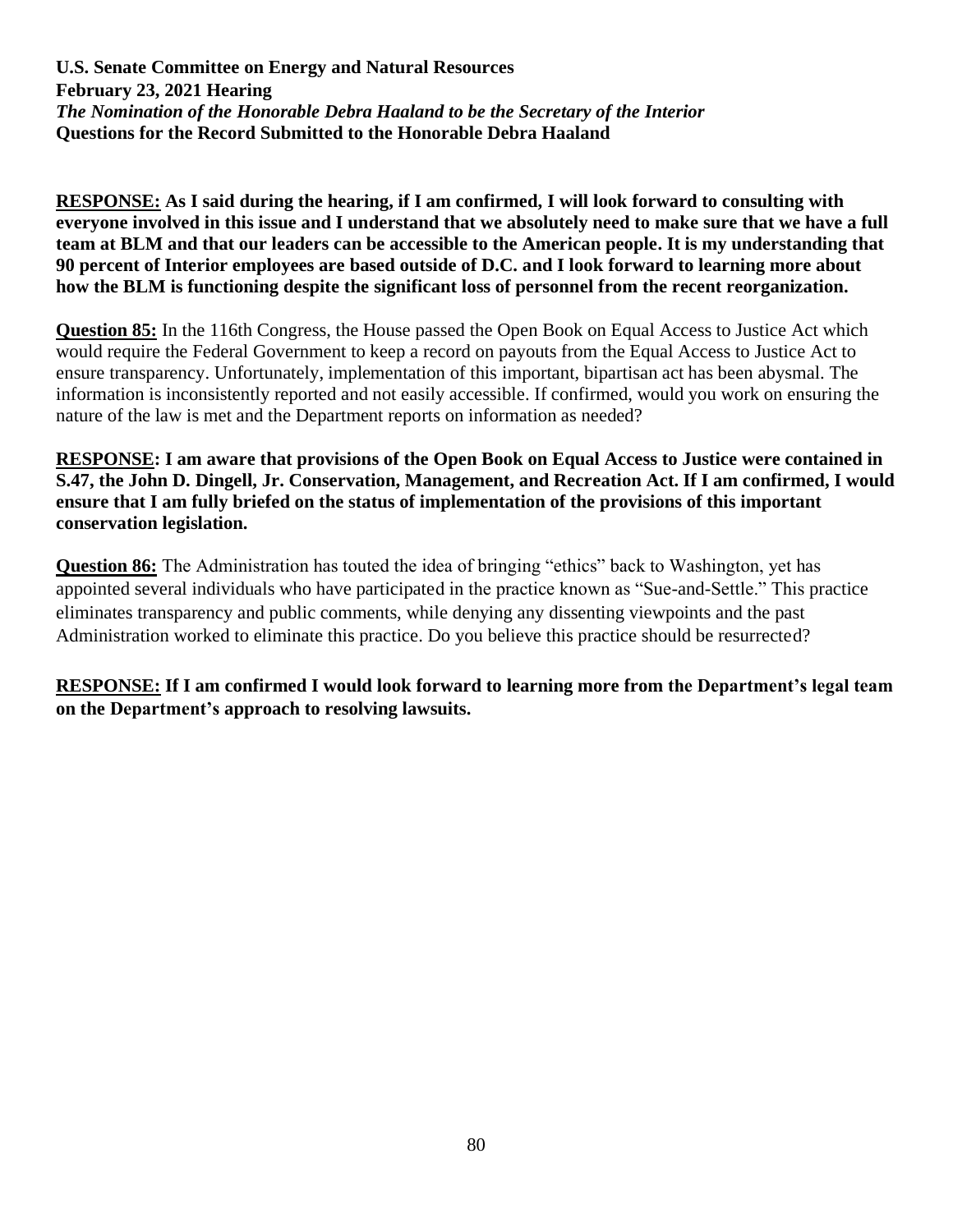**U.S. Senate Committee on Energy and Natural Resources**
**February 23, 2021 Hearing**
***The Nomination of the Honorable Debra Haaland to be the Secretary of the Interior***
**Questions for the Record Submitted to the Honorable Debra Haaland**

**<u>RESPONSE:</u> As I said during the hearing, if I am confirmed, I will look forward to consulting with everyone involved in this issue and I understand that we absolutely need to make sure that we have a full team at BLM and that our leaders can be accessible to the American people. It is my understanding that 90 percent of Interior employees are based outside of D.C. and I look forward to learning more about how the BLM is functioning despite the significant loss of personnel from the recent reorganization.**

**<u>Question 85:</u>** In the 116th Congress, the House passed the Open Book on Equal Access to Justice Act which would require the Federal Government to keep a record on payouts from the Equal Access to Justice Act to ensure transparency. Unfortunately, implementation of this important, bipartisan act has been abysmal. The information is inconsistently reported and not easily accessible. If confirmed, would you work on ensuring the nature of the law is met and the Department reports on information as needed?

**<u>RESPONSE</u>: I am aware that provisions of the Open Book on Equal Access to Justice were contained in S.47, the John D. Dingell, Jr. Conservation, Management, and Recreation Act. If I am confirmed, I would ensure that I am fully briefed on the status of implementation of the provisions of this important conservation legislation.**

**<u>Question 86:</u>** The Administration has touted the idea of bringing "ethics" back to Washington, yet has appointed several individuals who have participated in the practice known as "Sue-and-Settle." This practice eliminates transparency and public comments, while denying any dissenting viewpoints and the past Administration worked to eliminate this practice. Do you believe this practice should be resurrected?

**<u>RESPONSE:</u> If I am confirmed I would look forward to learning more from the Department's legal team on the Department's approach to resolving lawsuits.**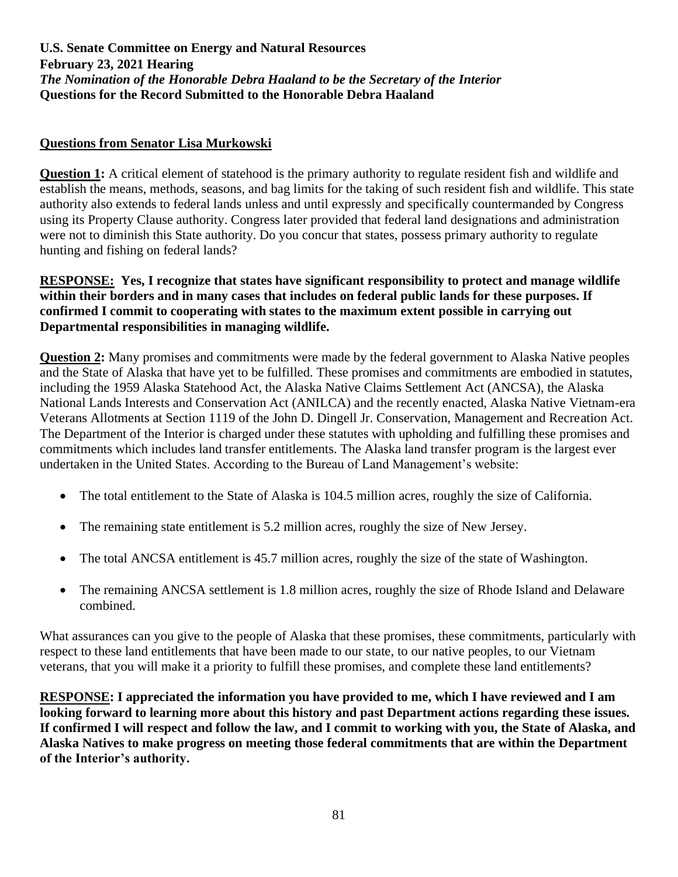**U.S. Senate Committee on Energy and Natural Resources**
**February 23, 2021 Hearing**
***The Nomination of the Honorable Debra Haaland to be the Secretary of the Interior***
**Questions for the Record Submitted to the Honorable Debra Haaland**

## Questions from Senator Lisa Murkowski

**Question 1:** A critical element of statehood is the primary authority to regulate resident fish and wildlife and establish the means, methods, seasons, and bag limits for the taking of such resident fish and wildlife. This state authority also extends to federal lands unless and until expressly and specifically countermanded by Congress using its Property Clause authority. Congress later provided that federal land designations and administration were not to diminish this State authority. Do you concur that states, possess primary authority to regulate hunting and fishing on federal lands?

**RESPONSE: Yes, I recognize that states have significant responsibility to protect and manage wildlife within their borders and in many cases that includes on federal public lands for these purposes. If confirmed I commit to cooperating with states to the maximum extent possible in carrying out Departmental responsibilities in managing wildlife.**

**Question 2:** Many promises and commitments were made by the federal government to Alaska Native peoples and the State of Alaska that have yet to be fulfilled. These promises and commitments are embodied in statutes, including the 1959 Alaska Statehood Act, the Alaska Native Claims Settlement Act (ANCSA), the Alaska National Lands Interests and Conservation Act (ANILCA) and the recently enacted, Alaska Native Vietnam-era Veterans Allotments at Section 1119 of the John D. Dingell Jr. Conservation, Management and Recreation Act. The Department of the Interior is charged under these statutes with upholding and fulfilling these promises and commitments which includes land transfer entitlements. The Alaska land transfer program is the largest ever undertaken in the United States. According to the Bureau of Land Management's website:

- The total entitlement to the State of Alaska is 104.5 million acres, roughly the size of California.
- The remaining state entitlement is 5.2 million acres, roughly the size of New Jersey.
- The total ANCSA entitlement is 45.7 million acres, roughly the size of the state of Washington.
- The remaining ANCSA settlement is 1.8 million acres, roughly the size of Rhode Island and Delaware combined.

What assurances can you give to the people of Alaska that these promises, these commitments, particularly with respect to these land entitlements that have been made to our state, to our native peoples, to our Vietnam veterans, that you will make it a priority to fulfill these promises, and complete these land entitlements?

**RESPONSE: I appreciated the information you have provided to me, which I have reviewed and I am looking forward to learning more about this history and past Department actions regarding these issues. If confirmed I will respect and follow the law, and I commit to working with you, the State of Alaska, and Alaska Natives to make progress on meeting those federal commitments that are within the Department of the Interior's authority.**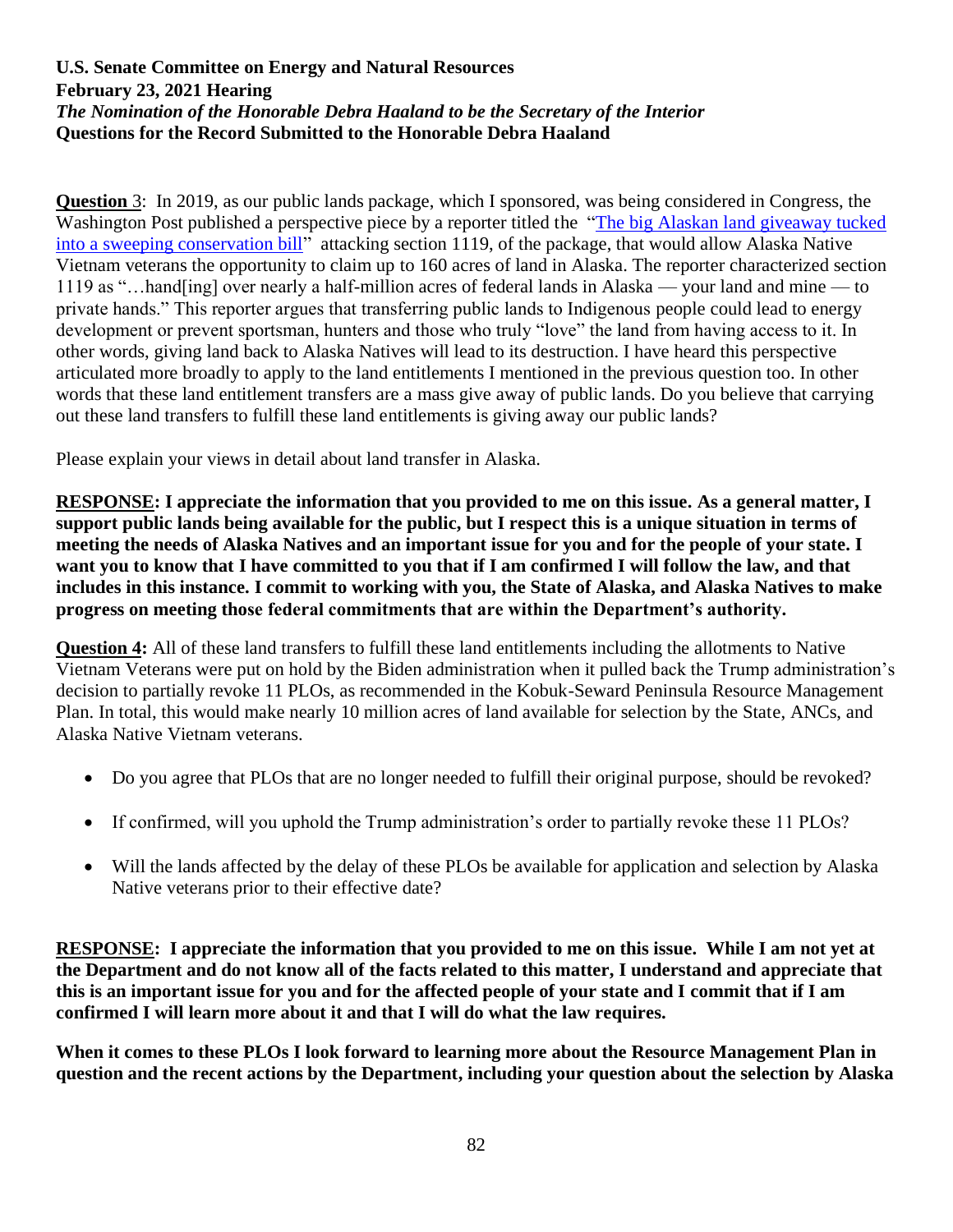**U.S. Senate Committee on Energy and Natural Resources**
**February 23, 2021 Hearing**
***The Nomination of the Honorable Debra Haaland to be the Secretary of the Interior***
**Questions for the Record Submitted to the Honorable Debra Haaland**

**Question** 3: In 2019, as our public lands package, which I sponsored, was being considered in Congress, the Washington Post published a perspective piece by a reporter titled the "The big Alaskan land giveaway tucked into a sweeping conservation bill" attacking section 1119, of the package, that would allow Alaska Native Vietnam veterans the opportunity to claim up to 160 acres of land in Alaska. The reporter characterized section 1119 as "…hand[ing] over nearly a half-million acres of federal lands in Alaska — your land and mine — to private hands." This reporter argues that transferring public lands to Indigenous people could lead to energy development or prevent sportsman, hunters and those who truly "love" the land from having access to it. In other words, giving land back to Alaska Natives will lead to its destruction. I have heard this perspective articulated more broadly to apply to the land entitlements I mentioned in the previous question too. In other words that these land entitlement transfers are a mass give away of public lands. Do you believe that carrying out these land transfers to fulfill these land entitlements is giving away our public lands?

Please explain your views in detail about land transfer in Alaska.

**RESPONSE: I appreciate the information that you provided to me on this issue. As a general matter, I support public lands being available for the public, but I respect this is a unique situation in terms of meeting the needs of Alaska Natives and an important issue for you and for the people of your state. I want you to know that I have committed to you that if I am confirmed I will follow the law, and that includes in this instance. I commit to working with you, the State of Alaska, and Alaska Natives to make progress on meeting those federal commitments that are within the Department's authority.**

**Question 4:** All of these land transfers to fulfill these land entitlements including the allotments to Native Vietnam Veterans were put on hold by the Biden administration when it pulled back the Trump administration's decision to partially revoke 11 PLOs, as recommended in the Kobuk-Seward Peninsula Resource Management Plan. In total, this would make nearly 10 million acres of land available for selection by the State, ANCs, and Alaska Native Vietnam veterans.

- Do you agree that PLOs that are no longer needed to fulfill their original purpose, should be revoked?
- If confirmed, will you uphold the Trump administration's order to partially revoke these 11 PLOs?
- Will the lands affected by the delay of these PLOs be available for application and selection by Alaska Native veterans prior to their effective date?

**RESPONSE: I appreciate the information that you provided to me on this issue. While I am not yet at the Department and do not know all of the facts related to this matter, I understand and appreciate that this is an important issue for you and for the affected people of your state and I commit that if I am confirmed I will learn more about it and that I will do what the law requires.**

**When it comes to these PLOs I look forward to learning more about the Resource Management Plan in question and the recent actions by the Department, including your question about the selection by Alaska**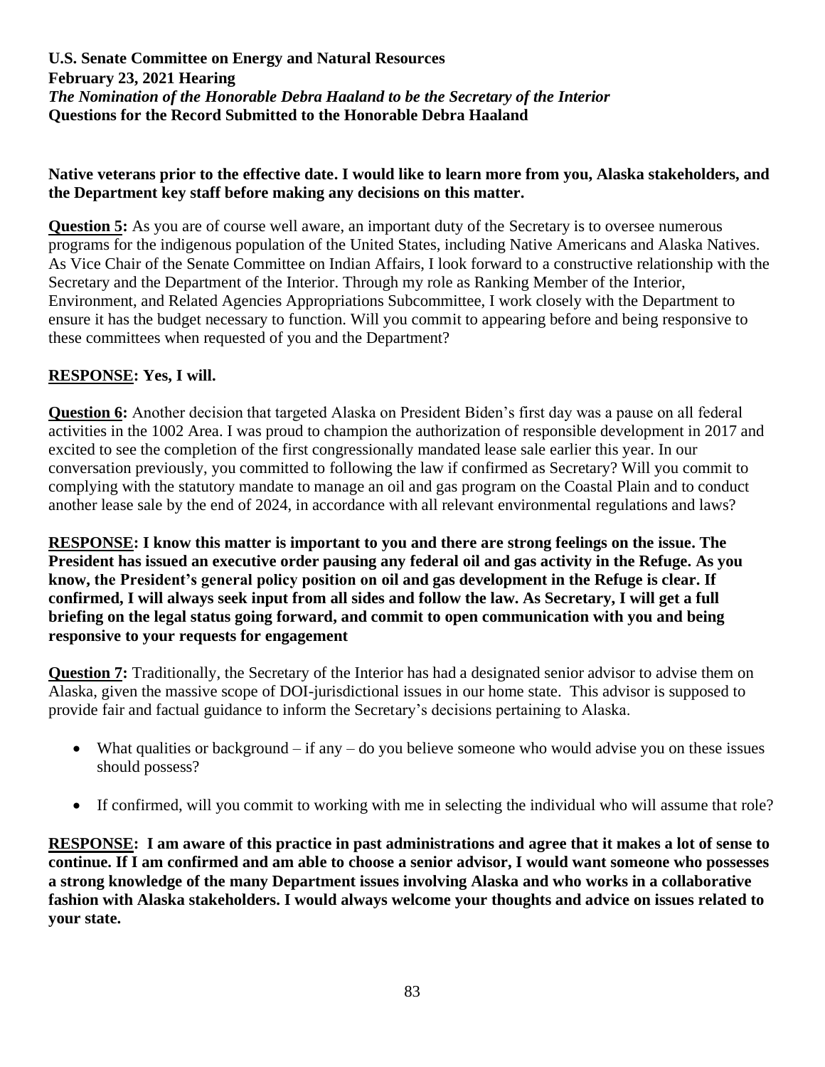**Native veterans prior to the effective date. I would like to learn more from you, Alaska stakeholders, and the Department key staff before making any decisions on this matter.**

**Question 5:** As you are of course well aware, an important duty of the Secretary is to oversee numerous programs for the indigenous population of the United States, including Native Americans and Alaska Natives. As Vice Chair of the Senate Committee on Indian Affairs, I look forward to a constructive relationship with the Secretary and the Department of the Interior. Through my role as Ranking Member of the Interior, Environment, and Related Agencies Appropriations Subcommittee, I work closely with the Department to ensure it has the budget necessary to function. Will you commit to appearing before and being responsive to these committees when requested of you and the Department?

**RESPONSE: Yes, I will.**

**Question 6:** Another decision that targeted Alaska on President Biden's first day was a pause on all federal activities in the 1002 Area. I was proud to champion the authorization of responsible development in 2017 and excited to see the completion of the first congressionally mandated lease sale earlier this year. In our conversation previously, you committed to following the law if confirmed as Secretary? Will you commit to complying with the statutory mandate to manage an oil and gas program on the Coastal Plain and to conduct another lease sale by the end of 2024, in accordance with all relevant environmental regulations and laws?

**RESPONSE: I know this matter is important to you and there are strong feelings on the issue. The President has issued an executive order pausing any federal oil and gas activity in the Refuge. As you know, the President's general policy position on oil and gas development in the Refuge is clear. If confirmed, I will always seek input from all sides and follow the law. As Secretary, I will get a full briefing on the legal status going forward, and commit to open communication with you and being responsive to your requests for engagement**

**Question 7:** Traditionally, the Secretary of the Interior has had a designated senior advisor to advise them on Alaska, given the massive scope of DOI-jurisdictional issues in our home state. This advisor is supposed to provide fair and factual guidance to inform the Secretary's decisions pertaining to Alaska.

- What qualities or background – if any – do you believe someone who would advise you on these issues should possess?
- If confirmed, will you commit to working with me in selecting the individual who will assume that role?

**RESPONSE: I am aware of this practice in past administrations and agree that it makes a lot of sense to continue. If I am confirmed and am able to choose a senior advisor, I would want someone who possesses a strong knowledge of the many Department issues involving Alaska and who works in a collaborative fashion with Alaska stakeholders. I would always welcome your thoughts and advice on issues related to your state.**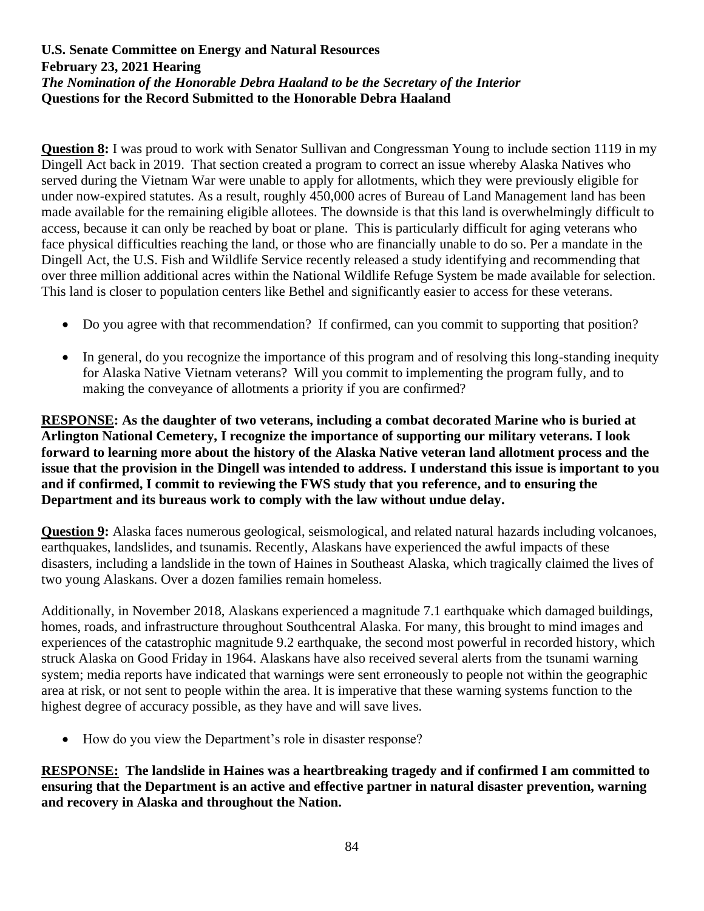**U.S. Senate Committee on Energy and Natural Resources**
**February 23, 2021 Hearing**
***The Nomination of the Honorable Debra Haaland to be the Secretary of the Interior***
**Questions for the Record Submitted to the Honorable Debra Haaland**

**Question 8:** I was proud to work with Senator Sullivan and Congressman Young to include section 1119 in my Dingell Act back in 2019. That section created a program to correct an issue whereby Alaska Natives who served during the Vietnam War were unable to apply for allotments, which they were previously eligible for under now-expired statutes. As a result, roughly 450,000 acres of Bureau of Land Management land has been made available for the remaining eligible allotees. The downside is that this land is overwhelmingly difficult to access, because it can only be reached by boat or plane. This is particularly difficult for aging veterans who face physical difficulties reaching the land, or those who are financially unable to do so. Per a mandate in the Dingell Act, the U.S. Fish and Wildlife Service recently released a study identifying and recommending that over three million additional acres within the National Wildlife Refuge System be made available for selection. This land is closer to population centers like Bethel and significantly easier to access for these veterans.

- Do you agree with that recommendation? If confirmed, can you commit to supporting that position?
- In general, do you recognize the importance of this program and of resolving this long-standing inequity for Alaska Native Vietnam veterans? Will you commit to implementing the program fully, and to making the conveyance of allotments a priority if you are confirmed?

**RESPONSE: As the daughter of two veterans, including a combat decorated Marine who is buried at Arlington National Cemetery, I recognize the importance of supporting our military veterans. I look forward to learning more about the history of the Alaska Native veteran land allotment process and the issue that the provision in the Dingell was intended to address. I understand this issue is important to you and if confirmed, I commit to reviewing the FWS study that you reference, and to ensuring the Department and its bureaus work to comply with the law without undue delay.**

**Question 9:** Alaska faces numerous geological, seismological, and related natural hazards including volcanoes, earthquakes, landslides, and tsunamis. Recently, Alaskans have experienced the awful impacts of these disasters, including a landslide in the town of Haines in Southeast Alaska, which tragically claimed the lives of two young Alaskans. Over a dozen families remain homeless.

Additionally, in November 2018, Alaskans experienced a magnitude 7.1 earthquake which damaged buildings, homes, roads, and infrastructure throughout Southcentral Alaska. For many, this brought to mind images and experiences of the catastrophic magnitude 9.2 earthquake, the second most powerful in recorded history, which struck Alaska on Good Friday in 1964. Alaskans have also received several alerts from the tsunami warning system; media reports have indicated that warnings were sent erroneously to people not within the geographic area at risk, or not sent to people within the area. It is imperative that these warning systems function to the highest degree of accuracy possible, as they have and will save lives.

- How do you view the Department's role in disaster response?

**RESPONSE: The landslide in Haines was a heartbreaking tragedy and if confirmed I am committed to ensuring that the Department is an active and effective partner in natural disaster prevention, warning and recovery in Alaska and throughout the Nation.**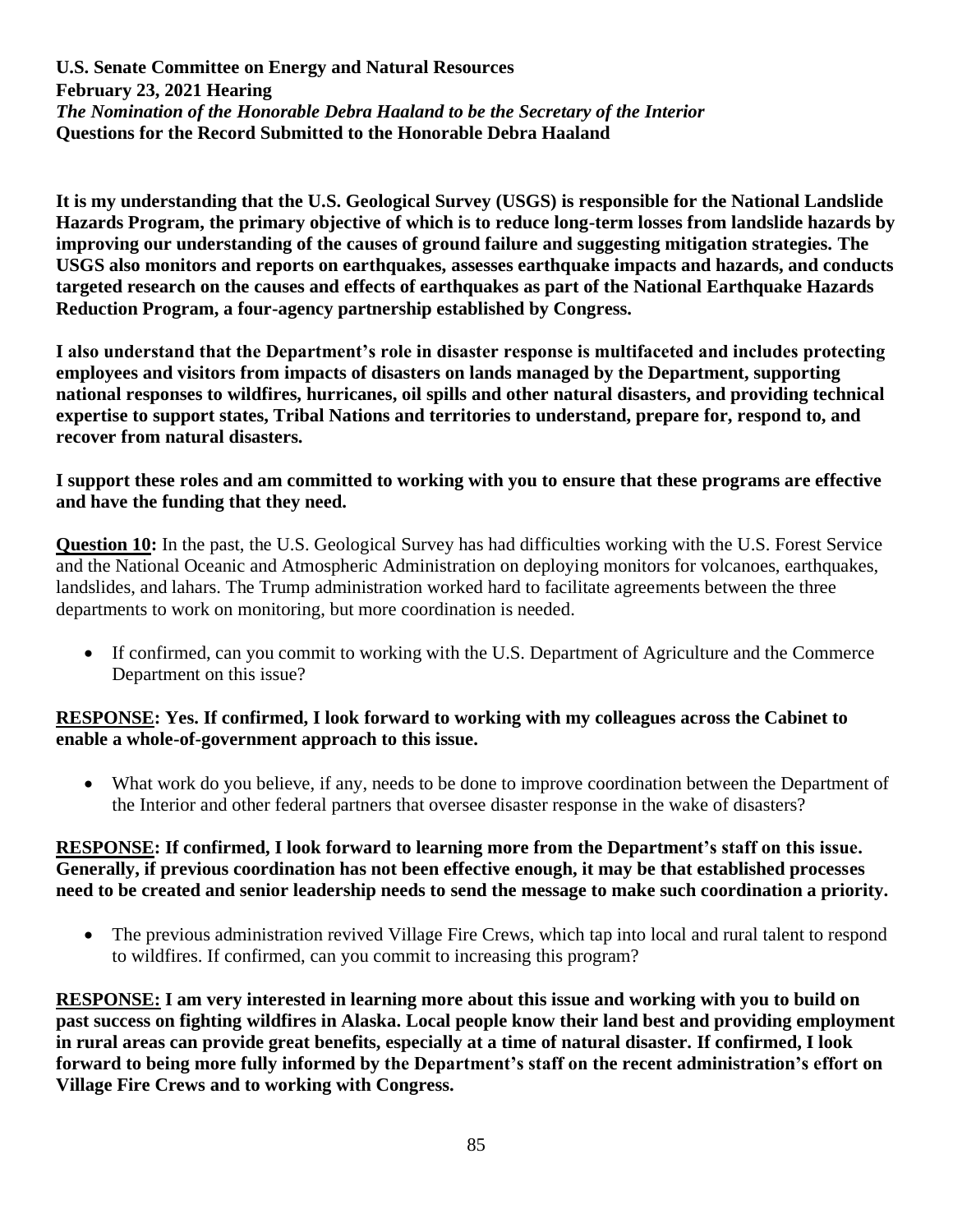**U.S. Senate Committee on Energy and Natural Resources**
**February 23, 2021 Hearing**
***The Nomination of the Honorable Debra Haaland to be the Secretary of the Interior***
**Questions for the Record Submitted to the Honorable Debra Haaland**

**It is my understanding that the U.S. Geological Survey (USGS) is responsible for the National Landslide Hazards Program, the primary objective of which is to reduce long-term losses from landslide hazards by improving our understanding of the causes of ground failure and suggesting mitigation strategies. The USGS also monitors and reports on earthquakes, assesses earthquake impacts and hazards, and conducts targeted research on the causes and effects of earthquakes as part of the National Earthquake Hazards Reduction Program, a four-agency partnership established by Congress.**

**I also understand that the Department's role in disaster response is multifaceted and includes protecting employees and visitors from impacts of disasters on lands managed by the Department, supporting national responses to wildfires, hurricanes, oil spills and other natural disasters, and providing technical expertise to support states, Tribal Nations and territories to understand, prepare for, respond to, and recover from natural disasters.**

**I support these roles and am committed to working with you to ensure that these programs are effective and have the funding that they need.**

**Question 10:** In the past, the U.S. Geological Survey has had difficulties working with the U.S. Forest Service and the National Oceanic and Atmospheric Administration on deploying monitors for volcanoes, earthquakes, landslides, and lahars. The Trump administration worked hard to facilitate agreements between the three departments to work on monitoring, but more coordination is needed.

- If confirmed, can you commit to working with the U.S. Department of Agriculture and the Commerce Department on this issue?

**RESPONSE: Yes. If confirmed, I look forward to working with my colleagues across the Cabinet to enable a whole-of-government approach to this issue.**

- What work do you believe, if any, needs to be done to improve coordination between the Department of the Interior and other federal partners that oversee disaster response in the wake of disasters?

**RESPONSE: If confirmed, I look forward to learning more from the Department's staff on this issue. Generally, if previous coordination has not been effective enough, it may be that established processes need to be created and senior leadership needs to send the message to make such coordination a priority.**

- The previous administration revived Village Fire Crews, which tap into local and rural talent to respond to wildfires. If confirmed, can you commit to increasing this program?

**RESPONSE: I am very interested in learning more about this issue and working with you to build on past success on fighting wildfires in Alaska. Local people know their land best and providing employment in rural areas can provide great benefits, especially at a time of natural disaster. If confirmed, I look forward to being more fully informed by the Department's staff on the recent administration's effort on Village Fire Crews and to working with Congress.**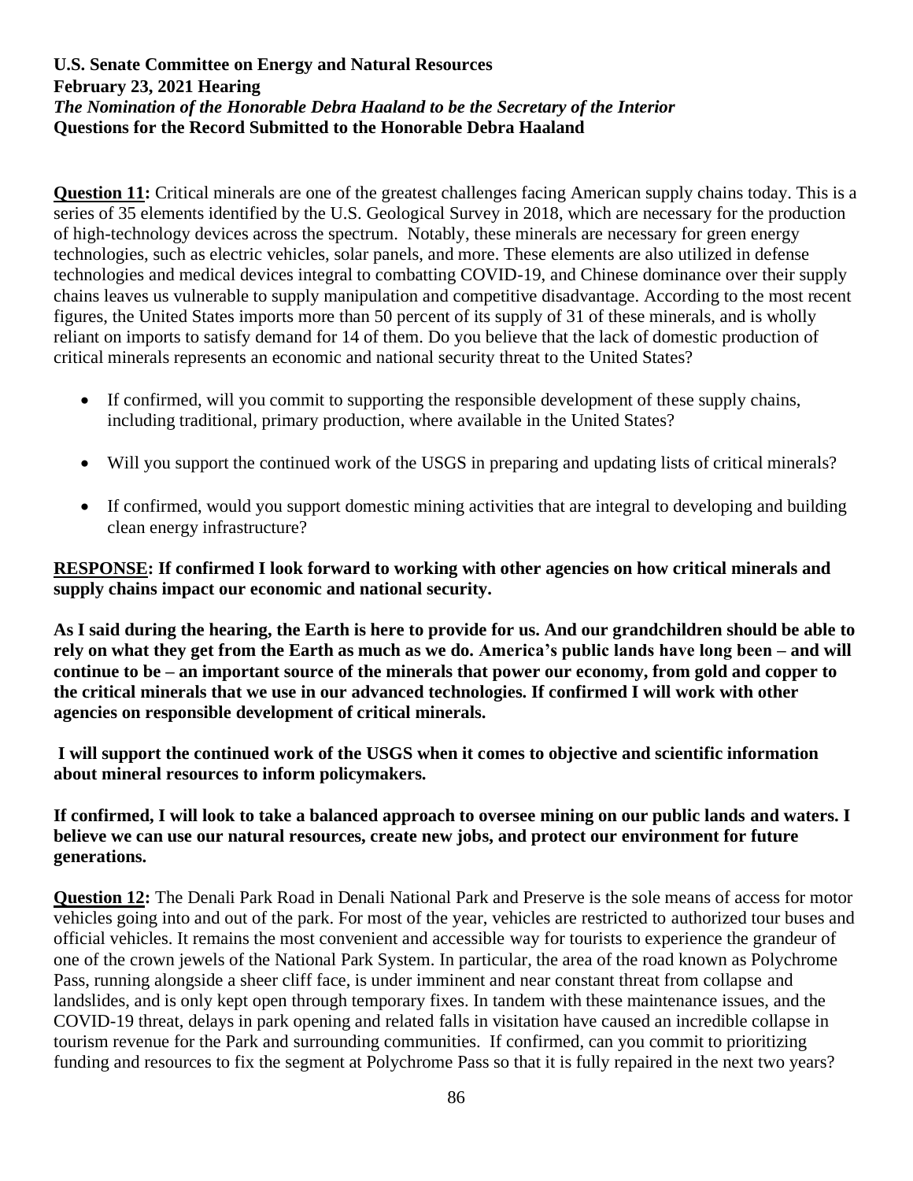**U.S. Senate Committee on Energy and Natural Resources**
**February 23, 2021 Hearing**
***The Nomination of the Honorable Debra Haaland to be the Secretary of the Interior***
**Questions for the Record Submitted to the Honorable Debra Haaland**

**Question 11:** Critical minerals are one of the greatest challenges facing American supply chains today. This is a series of 35 elements identified by the U.S. Geological Survey in 2018, which are necessary for the production of high-technology devices across the spectrum. Notably, these minerals are necessary for green energy technologies, such as electric vehicles, solar panels, and more. These elements are also utilized in defense technologies and medical devices integral to combatting COVID-19, and Chinese dominance over their supply chains leaves us vulnerable to supply manipulation and competitive disadvantage. According to the most recent figures, the United States imports more than 50 percent of its supply of 31 of these minerals, and is wholly reliant on imports to satisfy demand for 14 of them. Do you believe that the lack of domestic production of critical minerals represents an economic and national security threat to the United States?

- If confirmed, will you commit to supporting the responsible development of these supply chains, including traditional, primary production, where available in the United States?
- Will you support the continued work of the USGS in preparing and updating lists of critical minerals?
- If confirmed, would you support domestic mining activities that are integral to developing and building clean energy infrastructure?

**RESPONSE: If confirmed I look forward to working with other agencies on how critical minerals and supply chains impact our economic and national security.**

**As I said during the hearing, the Earth is here to provide for us. And our grandchildren should be able to rely on what they get from the Earth as much as we do. America's public lands have long been – and will continue to be – an important source of the minerals that power our economy, from gold and copper to the critical minerals that we use in our advanced technologies. If confirmed I will work with other agencies on responsible development of critical minerals.**

**I will support the continued work of the USGS when it comes to objective and scientific information about mineral resources to inform policymakers.**

**If confirmed, I will look to take a balanced approach to oversee mining on our public lands and waters. I believe we can use our natural resources, create new jobs, and protect our environment for future generations.**

**Question 12:** The Denali Park Road in Denali National Park and Preserve is the sole means of access for motor vehicles going into and out of the park. For most of the year, vehicles are restricted to authorized tour buses and official vehicles. It remains the most convenient and accessible way for tourists to experience the grandeur of one of the crown jewels of the National Park System. In particular, the area of the road known as Polychrome Pass, running alongside a sheer cliff face, is under imminent and near constant threat from collapse and landslides, and is only kept open through temporary fixes. In tandem with these maintenance issues, and the COVID-19 threat, delays in park opening and related falls in visitation have caused an incredible collapse in tourism revenue for the Park and surrounding communities. If confirmed, can you commit to prioritizing funding and resources to fix the segment at Polychrome Pass so that it is fully repaired in the next two years?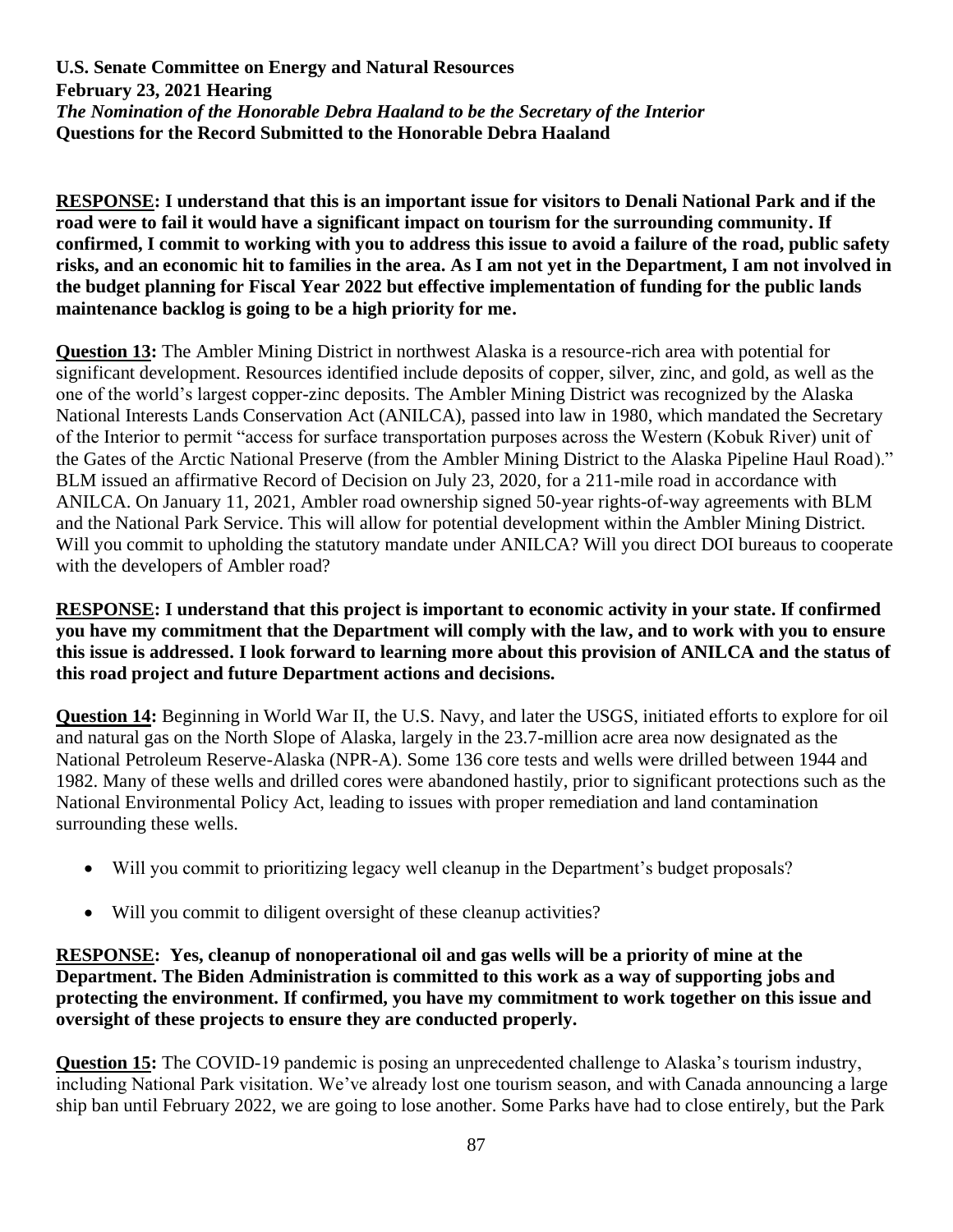**U.S. Senate Committee on Energy and Natural Resources**
**February 23, 2021 Hearing**
***The Nomination of the Honorable Debra Haaland to be the Secretary of the Interior***
**Questions for the Record Submitted to the Honorable Debra Haaland**

**RESPONSE: I understand that this is an important issue for visitors to Denali National Park and if the road were to fail it would have a significant impact on tourism for the surrounding community. If confirmed, I commit to working with you to address this issue to avoid a failure of the road, public safety risks, and an economic hit to families in the area. As I am not yet in the Department, I am not involved in the budget planning for Fiscal Year 2022 but effective implementation of funding for the public lands maintenance backlog is going to be a high priority for me.**

**Question 13:** The Ambler Mining District in northwest Alaska is a resource-rich area with potential for significant development. Resources identified include deposits of copper, silver, zinc, and gold, as well as the one of the world's largest copper-zinc deposits. The Ambler Mining District was recognized by the Alaska National Interests Lands Conservation Act (ANILCA), passed into law in 1980, which mandated the Secretary of the Interior to permit "access for surface transportation purposes across the Western (Kobuk River) unit of the Gates of the Arctic National Preserve (from the Ambler Mining District to the Alaska Pipeline Haul Road)." BLM issued an affirmative Record of Decision on July 23, 2020, for a 211-mile road in accordance with ANILCA. On January 11, 2021, Ambler road ownership signed 50-year rights-of-way agreements with BLM and the National Park Service. This will allow for potential development within the Ambler Mining District. Will you commit to upholding the statutory mandate under ANILCA? Will you direct DOI bureaus to cooperate with the developers of Ambler road?

**RESPONSE: I understand that this project is important to economic activity in your state. If confirmed you have my commitment that the Department will comply with the law, and to work with you to ensure this issue is addressed. I look forward to learning more about this provision of ANILCA and the status of this road project and future Department actions and decisions.**

**Question 14:** Beginning in World War II, the U.S. Navy, and later the USGS, initiated efforts to explore for oil and natural gas on the North Slope of Alaska, largely in the 23.7-million acre area now designated as the National Petroleum Reserve-Alaska (NPR-A). Some 136 core tests and wells were drilled between 1944 and 1982. Many of these wells and drilled cores were abandoned hastily, prior to significant protections such as the National Environmental Policy Act, leading to issues with proper remediation and land contamination surrounding these wells.

- Will you commit to prioritizing legacy well cleanup in the Department's budget proposals?
- Will you commit to diligent oversight of these cleanup activities?

**RESPONSE: Yes, cleanup of nonoperational oil and gas wells will be a priority of mine at the Department. The Biden Administration is committed to this work as a way of supporting jobs and protecting the environment. If confirmed, you have my commitment to work together on this issue and oversight of these projects to ensure they are conducted properly.**

**Question 15:** The COVID-19 pandemic is posing an unprecedented challenge to Alaska's tourism industry, including National Park visitation. We've already lost one tourism season, and with Canada announcing a large ship ban until February 2022, we are going to lose another. Some Parks have had to close entirely, but the Park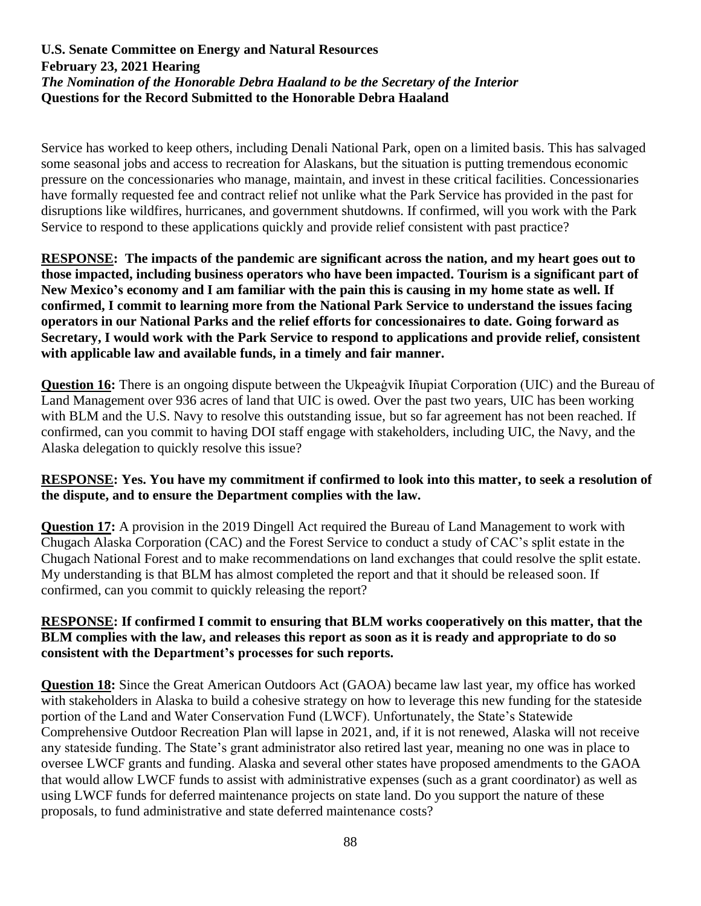Service has worked to keep others, including Denali National Park, open on a limited basis. This has salvaged some seasonal jobs and access to recreation for Alaskans, but the situation is putting tremendous economic pressure on the concessionaries who manage, maintain, and invest in these critical facilities. Concessionaries have formally requested fee and contract relief not unlike what the Park Service has provided in the past for disruptions like wildfires, hurricanes, and government shutdowns. If confirmed, will you work with the Park Service to respond to these applications quickly and provide relief consistent with past practice?

**RESPONSE: The impacts of the pandemic are significant across the nation, and my heart goes out to those impacted, including business operators who have been impacted. Tourism is a significant part of New Mexico's economy and I am familiar with the pain this is causing in my home state as well. If confirmed, I commit to learning more from the National Park Service to understand the issues facing operators in our National Parks and the relief efforts for concessionaires to date. Going forward as Secretary, I would work with the Park Service to respond to applications and provide relief, consistent with applicable law and available funds, in a timely and fair manner.**

**Question 16:** There is an ongoing dispute between the Ukpeaġvik Iñupiat Corporation (UIC) and the Bureau of Land Management over 936 acres of land that UIC is owed. Over the past two years, UIC has been working with BLM and the U.S. Navy to resolve this outstanding issue, but so far agreement has not been reached. If confirmed, can you commit to having DOI staff engage with stakeholders, including UIC, the Navy, and the Alaska delegation to quickly resolve this issue?

**RESPONSE: Yes. You have my commitment if confirmed to look into this matter, to seek a resolution of the dispute, and to ensure the Department complies with the law.**

**Question 17:** A provision in the 2019 Dingell Act required the Bureau of Land Management to work with Chugach Alaska Corporation (CAC) and the Forest Service to conduct a study of CAC's split estate in the Chugach National Forest and to make recommendations on land exchanges that could resolve the split estate. My understanding is that BLM has almost completed the report and that it should be released soon. If confirmed, can you commit to quickly releasing the report?

**RESPONSE: If confirmed I commit to ensuring that BLM works cooperatively on this matter, that the BLM complies with the law, and releases this report as soon as it is ready and appropriate to do so consistent with the Department's processes for such reports.**

**Question 18:** Since the Great American Outdoors Act (GAOA) became law last year, my office has worked with stakeholders in Alaska to build a cohesive strategy on how to leverage this new funding for the stateside portion of the Land and Water Conservation Fund (LWCF). Unfortunately, the State's Statewide Comprehensive Outdoor Recreation Plan will lapse in 2021, and, if it is not renewed, Alaska will not receive any stateside funding. The State's grant administrator also retired last year, meaning no one was in place to oversee LWCF grants and funding. Alaska and several other states have proposed amendments to the GAOA that would allow LWCF funds to assist with administrative expenses (such as a grant coordinator) as well as using LWCF funds for deferred maintenance projects on state land. Do you support the nature of these proposals, to fund administrative and state deferred maintenance costs?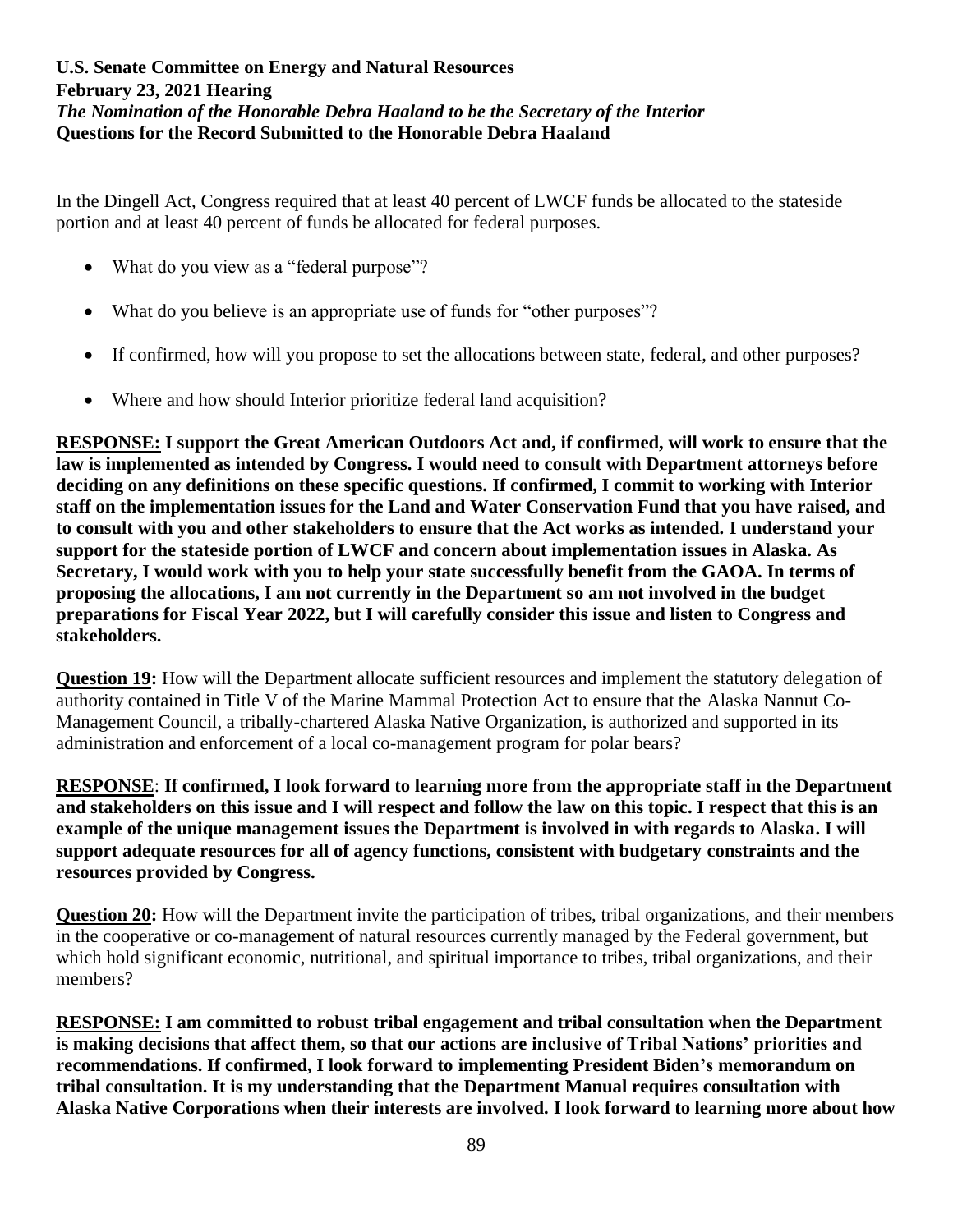**U.S. Senate Committee on Energy and Natural Resources**
**February 23, 2021 Hearing**
***The Nomination of the Honorable Debra Haaland to be the Secretary of the Interior***
**Questions for the Record Submitted to the Honorable Debra Haaland**

In the Dingell Act, Congress required that at least 40 percent of LWCF funds be allocated to the stateside portion and at least 40 percent of funds be allocated for federal purposes.

- What do you view as a "federal purpose"?
- What do you believe is an appropriate use of funds for "other purposes"?
- If confirmed, how will you propose to set the allocations between state, federal, and other purposes?
- Where and how should Interior prioritize federal land acquisition?

**RESPONSE: I support the Great American Outdoors Act and, if confirmed, will work to ensure that the law is implemented as intended by Congress. I would need to consult with Department attorneys before deciding on any definitions on these specific questions. If confirmed, I commit to working with Interior staff on the implementation issues for the Land and Water Conservation Fund that you have raised, and to consult with you and other stakeholders to ensure that the Act works as intended. I understand your support for the stateside portion of LWCF and concern about implementation issues in Alaska. As Secretary, I would work with you to help your state successfully benefit from the GAOA. In terms of proposing the allocations, I am not currently in the Department so am not involved in the budget preparations for Fiscal Year 2022, but I will carefully consider this issue and listen to Congress and stakeholders.**

**Question 19:** How will the Department allocate sufficient resources and implement the statutory delegation of authority contained in Title V of the Marine Mammal Protection Act to ensure that the Alaska Nannut Co-Management Council, a tribally-chartered Alaska Native Organization, is authorized and supported in its administration and enforcement of a local co-management program for polar bears?

**RESPONSE**: **If confirmed, I look forward to learning more from the appropriate staff in the Department and stakeholders on this issue and I will respect and follow the law on this topic. I respect that this is an example of the unique management issues the Department is involved in with regards to Alaska. I will support adequate resources for all of agency functions, consistent with budgetary constraints and the resources provided by Congress.**

**Question 20:** How will the Department invite the participation of tribes, tribal organizations, and their members in the cooperative or co-management of natural resources currently managed by the Federal government, but which hold significant economic, nutritional, and spiritual importance to tribes, tribal organizations, and their members?

**RESPONSE: I am committed to robust tribal engagement and tribal consultation when the Department is making decisions that affect them, so that our actions are inclusive of Tribal Nations' priorities and recommendations. If confirmed, I look forward to implementing President Biden's memorandum on tribal consultation. It is my understanding that the Department Manual requires consultation with Alaska Native Corporations when their interests are involved. I look forward to learning more about how**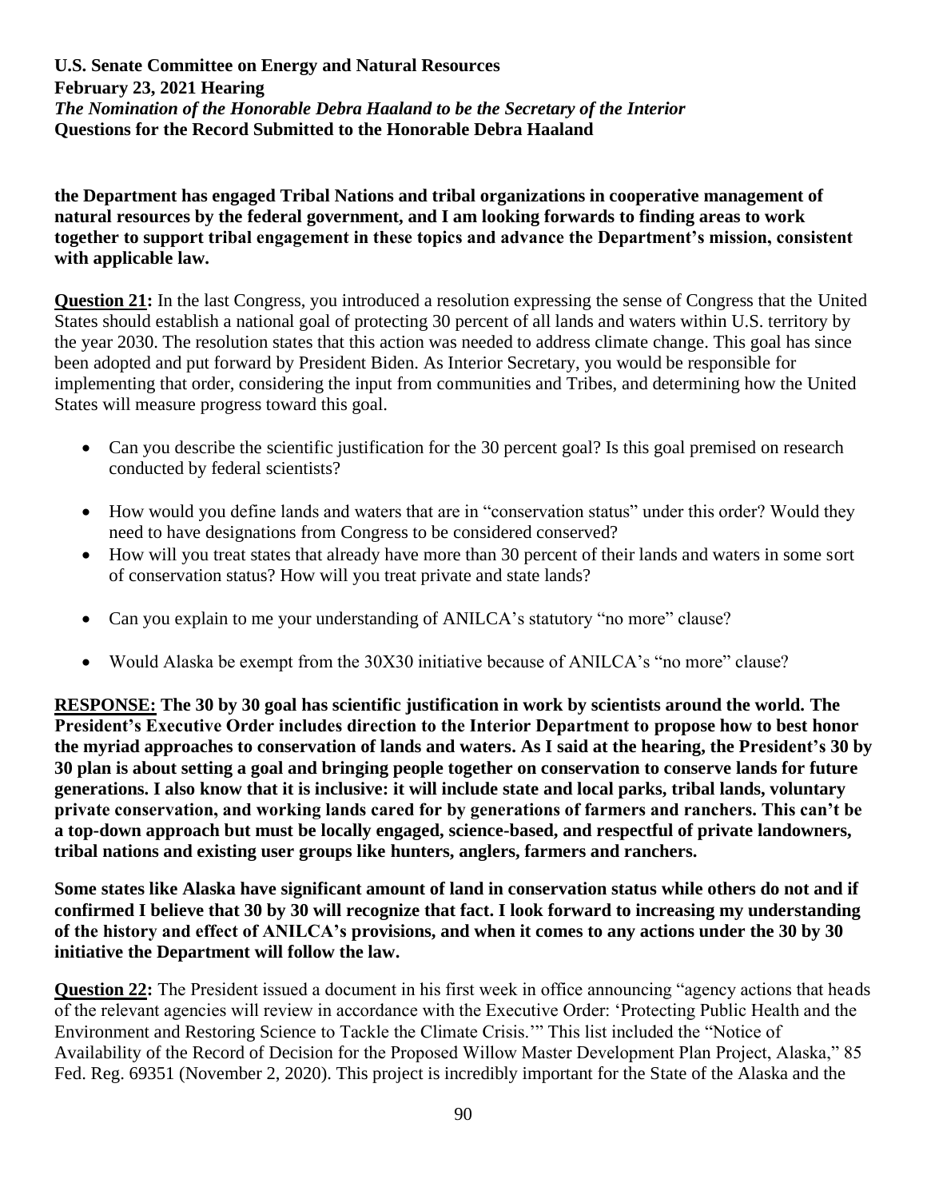**the Department has engaged Tribal Nations and tribal organizations in cooperative management of natural resources by the federal government, and I am looking forwards to finding areas to work together to support tribal engagement in these topics and advance the Department's mission, consistent with applicable law.**

**Question 21:** In the last Congress, you introduced a resolution expressing the sense of Congress that the United States should establish a national goal of protecting 30 percent of all lands and waters within U.S. territory by the year 2030. The resolution states that this action was needed to address climate change. This goal has since been adopted and put forward by President Biden. As Interior Secretary, you would be responsible for implementing that order, considering the input from communities and Tribes, and determining how the United States will measure progress toward this goal.

- Can you describe the scientific justification for the 30 percent goal? Is this goal premised on research conducted by federal scientists?
- How would you define lands and waters that are in "conservation status" under this order? Would they need to have designations from Congress to be considered conserved?
- How will you treat states that already have more than 30 percent of their lands and waters in some sort of conservation status? How will you treat private and state lands?
- Can you explain to me your understanding of ANILCA's statutory "no more" clause?
- Would Alaska be exempt from the 30X30 initiative because of ANILCA's "no more" clause?

**RESPONSE: The 30 by 30 goal has scientific justification in work by scientists around the world. The President's Executive Order includes direction to the Interior Department to propose how to best honor the myriad approaches to conservation of lands and waters. As I said at the hearing, the President's 30 by 30 plan is about setting a goal and bringing people together on conservation to conserve lands for future generations. I also know that it is inclusive: it will include state and local parks, tribal lands, voluntary private conservation, and working lands cared for by generations of farmers and ranchers. This can't be a top-down approach but must be locally engaged, science-based, and respectful of private landowners, tribal nations and existing user groups like hunters, anglers, farmers and ranchers.**

**Some states like Alaska have significant amount of land in conservation status while others do not and if confirmed I believe that 30 by 30 will recognize that fact. I look forward to increasing my understanding of the history and effect of ANILCA's provisions, and when it comes to any actions under the 30 by 30 initiative the Department will follow the law.**

**Question 22:** The President issued a document in his first week in office announcing "agency actions that heads of the relevant agencies will review in accordance with the Executive Order: 'Protecting Public Health and the Environment and Restoring Science to Tackle the Climate Crisis.'" This list included the "Notice of Availability of the Record of Decision for the Proposed Willow Master Development Plan Project, Alaska," 85 Fed. Reg. 69351 (November 2, 2020). This project is incredibly important for the State of the Alaska and the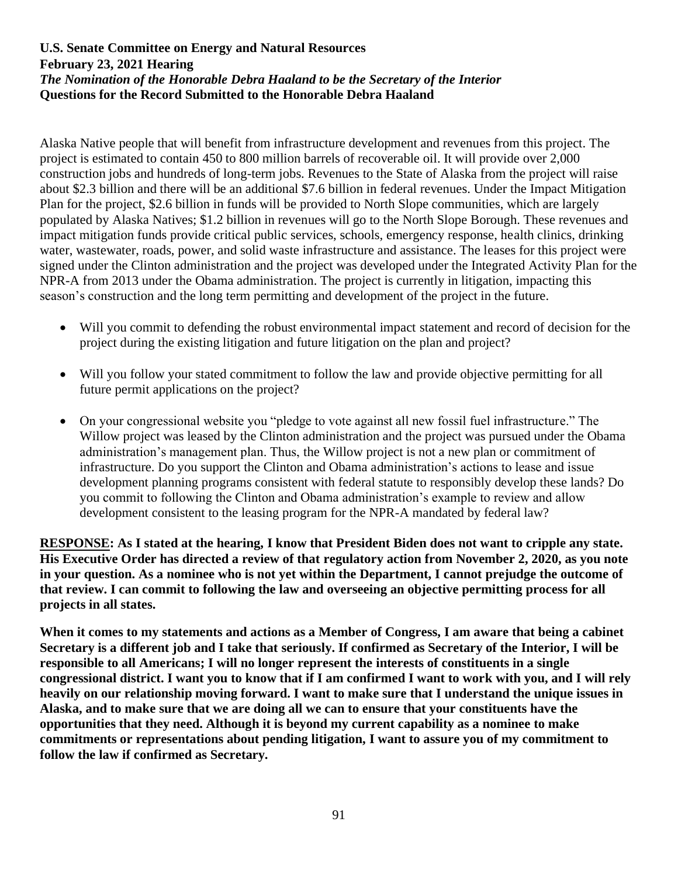**U.S. Senate Committee on Energy and Natural Resources**
**February 23, 2021 Hearing**
***The Nomination of the Honorable Debra Haaland to be the Secretary of the Interior***
**Questions for the Record Submitted to the Honorable Debra Haaland**

Alaska Native people that will benefit from infrastructure development and revenues from this project. The project is estimated to contain 450 to 800 million barrels of recoverable oil. It will provide over 2,000 construction jobs and hundreds of long-term jobs. Revenues to the State of Alaska from the project will raise about $2.3 billion and there will be an additional $7.6 billion in federal revenues. Under the Impact Mitigation Plan for the project, $2.6 billion in funds will be provided to North Slope communities, which are largely populated by Alaska Natives; $1.2 billion in revenues will go to the North Slope Borough. These revenues and impact mitigation funds provide critical public services, schools, emergency response, health clinics, drinking water, wastewater, roads, power, and solid waste infrastructure and assistance. The leases for this project were signed under the Clinton administration and the project was developed under the Integrated Activity Plan for the NPR-A from 2013 under the Obama administration. The project is currently in litigation, impacting this season's construction and the long term permitting and development of the project in the future.

- Will you commit to defending the robust environmental impact statement and record of decision for the project during the existing litigation and future litigation on the plan and project?
- Will you follow your stated commitment to follow the law and provide objective permitting for all future permit applications on the project?
- On your congressional website you "pledge to vote against all new fossil fuel infrastructure." The Willow project was leased by the Clinton administration and the project was pursued under the Obama administration's management plan. Thus, the Willow project is not a new plan or commitment of infrastructure. Do you support the Clinton and Obama administration's actions to lease and issue development planning programs consistent with federal statute to responsibly develop these lands? Do you commit to following the Clinton and Obama administration's example to review and allow development consistent to the leasing program for the NPR-A mandated by federal law?

**RESPONSE: As I stated at the hearing, I know that President Biden does not want to cripple any state. His Executive Order has directed a review of that regulatory action from November 2, 2020, as you note in your question. As a nominee who is not yet within the Department, I cannot prejudge the outcome of that review. I can commit to following the law and overseeing an objective permitting process for all projects in all states.**

**When it comes to my statements and actions as a Member of Congress, I am aware that being a cabinet Secretary is a different job and I take that seriously. If confirmed as Secretary of the Interior, I will be responsible to all Americans; I will no longer represent the interests of constituents in a single congressional district. I want you to know that if I am confirmed I want to work with you, and I will rely heavily on our relationship moving forward. I want to make sure that I understand the unique issues in Alaska, and to make sure that we are doing all we can to ensure that your constituents have the opportunities that they need. Although it is beyond my current capability as a nominee to make commitments or representations about pending litigation, I want to assure you of my commitment to follow the law if confirmed as Secretary.**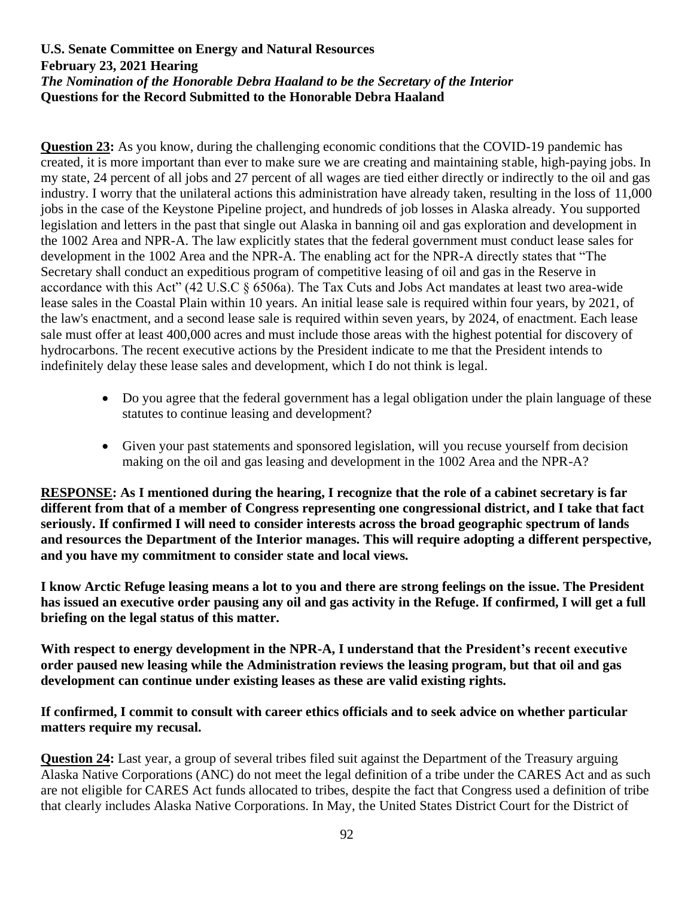**U.S. Senate Committee on Energy and Natural Resources**
**February 23, 2021 Hearing**
***The Nomination of the Honorable Debra Haaland to be the Secretary of the Interior***
**Questions for the Record Submitted to the Honorable Debra Haaland**

**Question 23:** As you know, during the challenging economic conditions that the COVID-19 pandemic has created, it is more important than ever to make sure we are creating and maintaining stable, high-paying jobs. In my state, 24 percent of all jobs and 27 percent of all wages are tied either directly or indirectly to the oil and gas industry. I worry that the unilateral actions this administration have already taken, resulting in the loss of 11,000 jobs in the case of the Keystone Pipeline project, and hundreds of job losses in Alaska already. You supported legislation and letters in the past that single out Alaska in banning oil and gas exploration and development in the 1002 Area and NPR-A. The law explicitly states that the federal government must conduct lease sales for development in the 1002 Area and the NPR-A. The enabling act for the NPR-A directly states that "The Secretary shall conduct an expeditious program of competitive leasing of oil and gas in the Reserve in accordance with this Act" (42 U.S.C § 6506a). The Tax Cuts and Jobs Act mandates at least two area-wide lease sales in the Coastal Plain within 10 years. An initial lease sale is required within four years, by 2021, of the law's enactment, and a second lease sale is required within seven years, by 2024, of enactment. Each lease sale must offer at least 400,000 acres and must include those areas with the highest potential for discovery of hydrocarbons. The recent executive actions by the President indicate to me that the President intends to indefinitely delay these lease sales and development, which I do not think is legal.

- Do you agree that the federal government has a legal obligation under the plain language of these statutes to continue leasing and development?
- Given your past statements and sponsored legislation, will you recuse yourself from decision making on the oil and gas leasing and development in the 1002 Area and the NPR-A?

**RESPONSE: As I mentioned during the hearing, I recognize that the role of a cabinet secretary is far different from that of a member of Congress representing one congressional district, and I take that fact seriously. If confirmed I will need to consider interests across the broad geographic spectrum of lands and resources the Department of the Interior manages. This will require adopting a different perspective, and you have my commitment to consider state and local views.**

**I know Arctic Refuge leasing means a lot to you and there are strong feelings on the issue. The President has issued an executive order pausing any oil and gas activity in the Refuge. If confirmed, I will get a full briefing on the legal status of this matter.**

**With respect to energy development in the NPR-A, I understand that the President's recent executive order paused new leasing while the Administration reviews the leasing program, but that oil and gas development can continue under existing leases as these are valid existing rights.**

**If confirmed, I commit to consult with career ethics officials and to seek advice on whether particular matters require my recusal.**

**Question 24:** Last year, a group of several tribes filed suit against the Department of the Treasury arguing Alaska Native Corporations (ANC) do not meet the legal definition of a tribe under the CARES Act and as such are not eligible for CARES Act funds allocated to tribes, despite the fact that Congress used a definition of tribe that clearly includes Alaska Native Corporations. In May, the United States District Court for the District of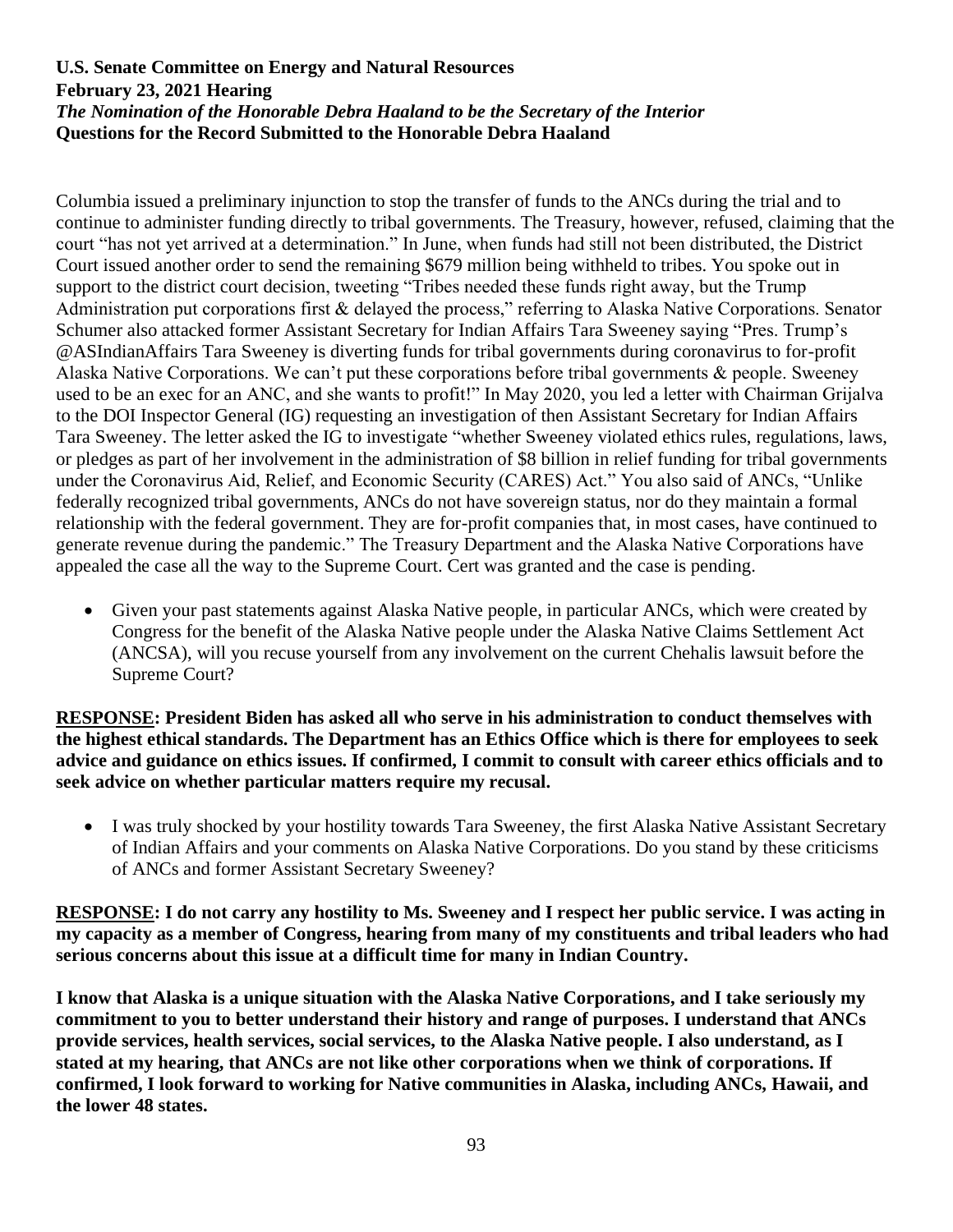Columbia issued a preliminary injunction to stop the transfer of funds to the ANCs during the trial and to continue to administer funding directly to tribal governments. The Treasury, however, refused, claiming that the court "has not yet arrived at a determination." In June, when funds had still not been distributed, the District Court issued another order to send the remaining $679 million being withheld to tribes. You spoke out in support to the district court decision, tweeting "Tribes needed these funds right away, but the Trump Administration put corporations first & delayed the process," referring to Alaska Native Corporations. Senator Schumer also attacked former Assistant Secretary for Indian Affairs Tara Sweeney saying "Pres. Trump's @ASIndianAffairs Tara Sweeney is diverting funds for tribal governments during coronavirus to for-profit Alaska Native Corporations. We can't put these corporations before tribal governments & people. Sweeney used to be an exec for an ANC, and she wants to profit!" In May 2020, you led a letter with Chairman Grijalva to the DOI Inspector General (IG) requesting an investigation of then Assistant Secretary for Indian Affairs Tara Sweeney. The letter asked the IG to investigate "whether Sweeney violated ethics rules, regulations, laws, or pledges as part of her involvement in the administration of $8 billion in relief funding for tribal governments under the Coronavirus Aid, Relief, and Economic Security (CARES) Act." You also said of ANCs, "Unlike federally recognized tribal governments, ANCs do not have sovereign status, nor do they maintain a formal relationship with the federal government. They are for-profit companies that, in most cases, have continued to generate revenue during the pandemic." The Treasury Department and the Alaska Native Corporations have appealed the case all the way to the Supreme Court. Cert was granted and the case is pending.

- Given your past statements against Alaska Native people, in particular ANCs, which were created by Congress for the benefit of the Alaska Native people under the Alaska Native Claims Settlement Act (ANCSA), will you recuse yourself from any involvement on the current Chehalis lawsuit before the Supreme Court?

**<u>RESPONSE</u>: President Biden has asked all who serve in his administration to conduct themselves with the highest ethical standards. The Department has an Ethics Office which is there for employees to seek advice and guidance on ethics issues. If confirmed, I commit to consult with career ethics officials and to seek advice on whether particular matters require my recusal.**

- I was truly shocked by your hostility towards Tara Sweeney, the first Alaska Native Assistant Secretary of Indian Affairs and your comments on Alaska Native Corporations. Do you stand by these criticisms of ANCs and former Assistant Secretary Sweeney?

**<u>RESPONSE</u>: I do not carry any hostility to Ms. Sweeney and I respect her public service. I was acting in my capacity as a member of Congress, hearing from many of my constituents and tribal leaders who had serious concerns about this issue at a difficult time for many in Indian Country.**

**I know that Alaska is a unique situation with the Alaska Native Corporations, and I take seriously my commitment to you to better understand their history and range of purposes. I understand that ANCs provide services, health services, social services, to the Alaska Native people. I also understand, as I stated at my hearing, that ANCs are not like other corporations when we think of corporations. If confirmed, I look forward to working for Native communities in Alaska, including ANCs, Hawaii, and the lower 48 states.**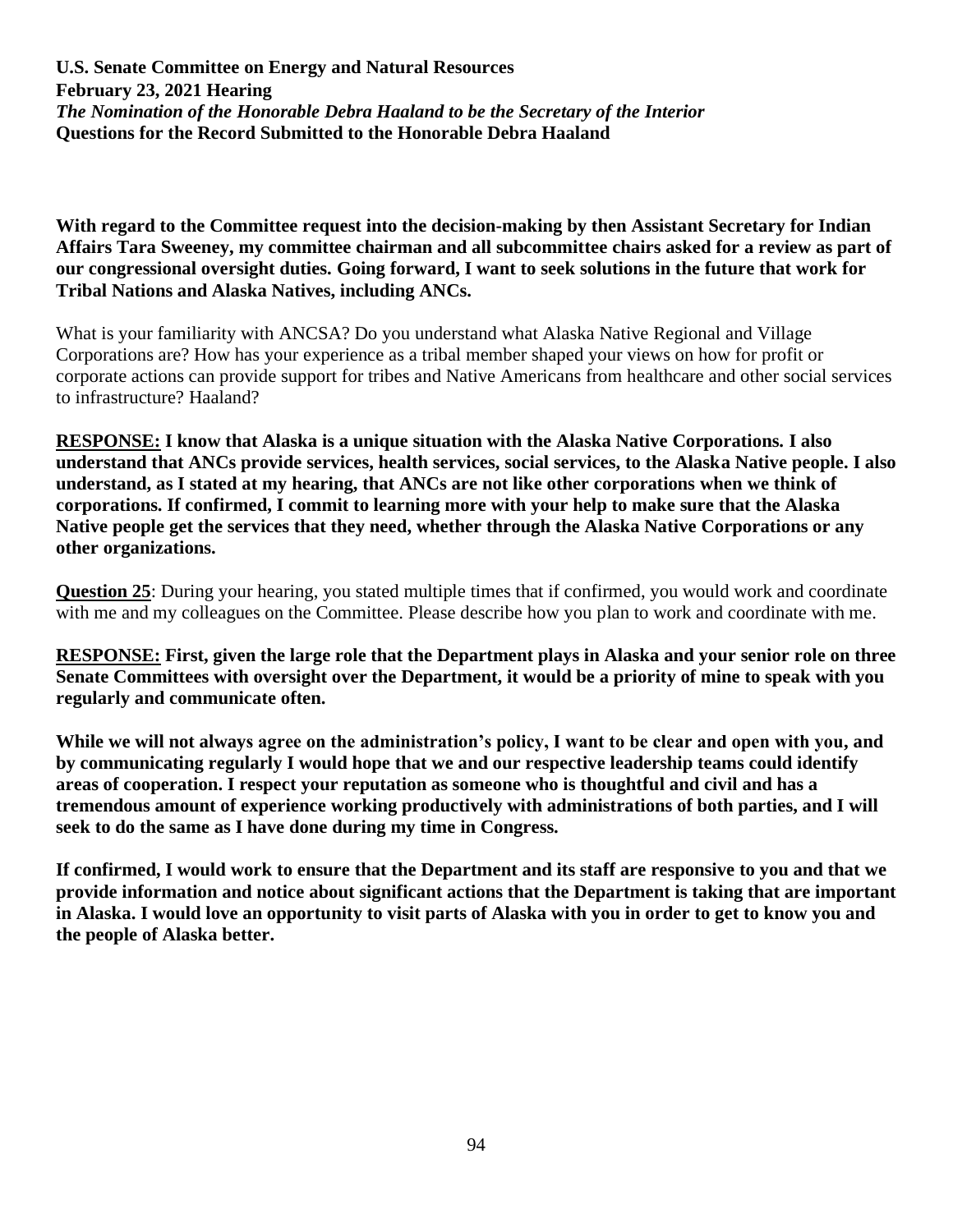**U.S. Senate Committee on Energy and Natural Resources**
**February 23, 2021 Hearing**
***The Nomination of the Honorable Debra Haaland to be the Secretary of the Interior***
**Questions for the Record Submitted to the Honorable Debra Haaland**

**With regard to the Committee request into the decision-making by then Assistant Secretary for Indian Affairs Tara Sweeney, my committee chairman and all subcommittee chairs asked for a review as part of our congressional oversight duties. Going forward, I want to seek solutions in the future that work for Tribal Nations and Alaska Natives, including ANCs.**

What is your familiarity with ANCSA? Do you understand what Alaska Native Regional and Village Corporations are? How has your experience as a tribal member shaped your views on how for profit or corporate actions can provide support for tribes and Native Americans from healthcare and other social services to infrastructure? Haaland?

**<u>RESPONSE:</u> I know that Alaska is a unique situation with the Alaska Native Corporations. I also understand that ANCs provide services, health services, social services, to the Alaska Native people. I also understand, as I stated at my hearing, that ANCs are not like other corporations when we think of corporations. If confirmed, I commit to learning more with your help to make sure that the Alaska Native people get the services that they need, whether through the Alaska Native Corporations or any other organizations.**

**<u>Question 25</u>**: During your hearing, you stated multiple times that if confirmed, you would work and coordinate with me and my colleagues on the Committee. Please describe how you plan to work and coordinate with me.

**<u>RESPONSE:</u> First, given the large role that the Department plays in Alaska and your senior role on three Senate Committees with oversight over the Department, it would be a priority of mine to speak with you regularly and communicate often.**

**While we will not always agree on the administration's policy, I want to be clear and open with you, and by communicating regularly I would hope that we and our respective leadership teams could identify areas of cooperation. I respect your reputation as someone who is thoughtful and civil and has a tremendous amount of experience working productively with administrations of both parties, and I will seek to do the same as I have done during my time in Congress.**

**If confirmed, I would work to ensure that the Department and its staff are responsive to you and that we provide information and notice about significant actions that the Department is taking that are important in Alaska. I would love an opportunity to visit parts of Alaska with you in order to get to know you and the people of Alaska better.**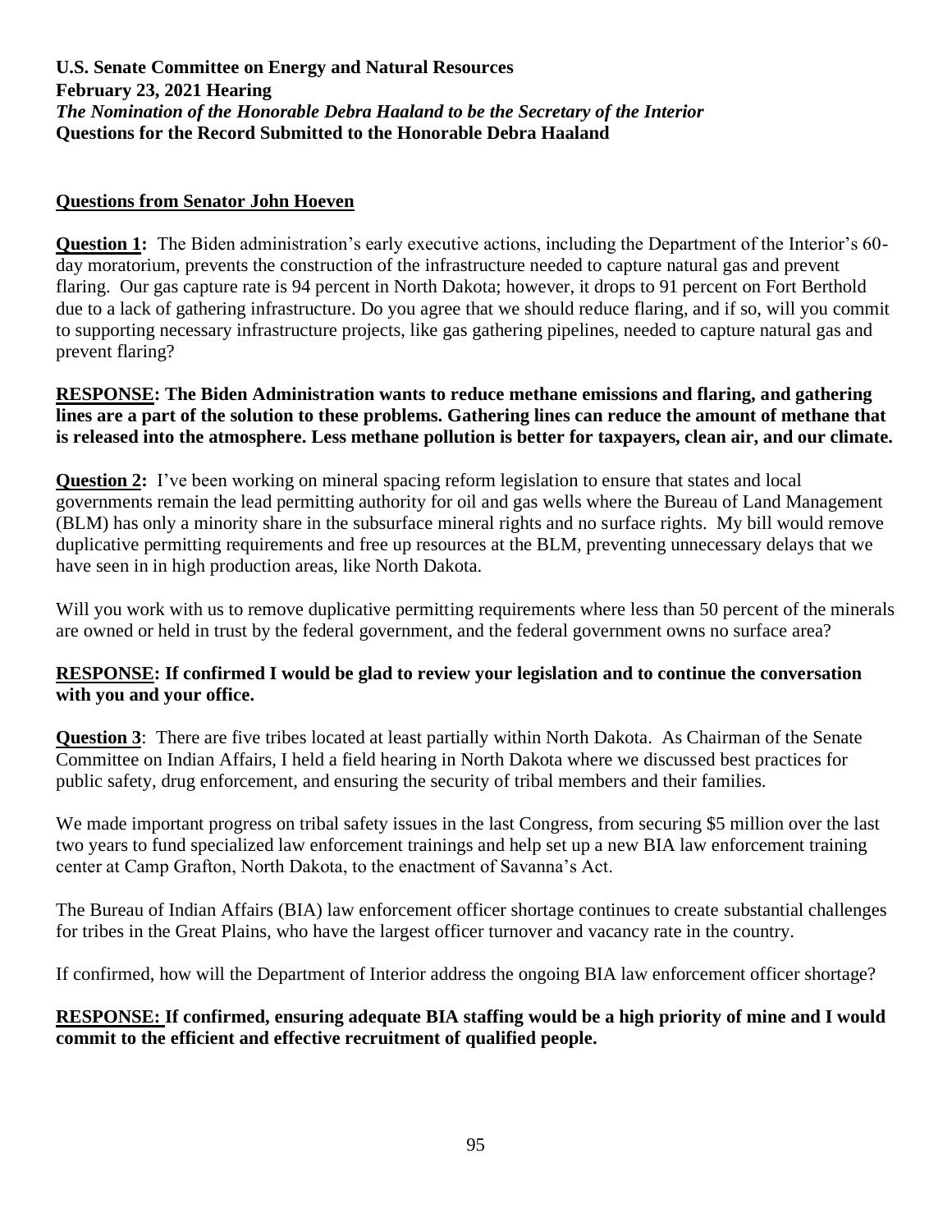**U.S. Senate Committee on Energy and Natural Resources**
**February 23, 2021 Hearing**
***The Nomination of the Honorable Debra Haaland to be the Secretary of the Interior***
**Questions for the Record Submitted to the Honorable Debra Haaland**

## Questions from Senator John Hoeven

**Question 1:** The Biden administration's early executive actions, including the Department of the Interior's 60-day moratorium, prevents the construction of the infrastructure needed to capture natural gas and prevent flaring. Our gas capture rate is 94 percent in North Dakota; however, it drops to 91 percent on Fort Berthold due to a lack of gathering infrastructure. Do you agree that we should reduce flaring, and if so, will you commit to supporting necessary infrastructure projects, like gas gathering pipelines, needed to capture natural gas and prevent flaring?

**RESPONSE: The Biden Administration wants to reduce methane emissions and flaring, and gathering lines are a part of the solution to these problems. Gathering lines can reduce the amount of methane that is released into the atmosphere. Less methane pollution is better for taxpayers, clean air, and our climate.**

**Question 2:** I've been working on mineral spacing reform legislation to ensure that states and local governments remain the lead permitting authority for oil and gas wells where the Bureau of Land Management (BLM) has only a minority share in the subsurface mineral rights and no surface rights. My bill would remove duplicative permitting requirements and free up resources at the BLM, preventing unnecessary delays that we have seen in in high production areas, like North Dakota.

Will you work with us to remove duplicative permitting requirements where less than 50 percent of the minerals are owned or held in trust by the federal government, and the federal government owns no surface area?

**RESPONSE: If confirmed I would be glad to review your legislation and to continue the conversation with you and your office.**

**Question 3**: There are five tribes located at least partially within North Dakota. As Chairman of the Senate Committee on Indian Affairs, I held a field hearing in North Dakota where we discussed best practices for public safety, drug enforcement, and ensuring the security of tribal members and their families.

We made important progress on tribal safety issues in the last Congress, from securing \$5 million over the last two years to fund specialized law enforcement trainings and help set up a new BIA law enforcement training center at Camp Grafton, North Dakota, to the enactment of Savanna's Act.

The Bureau of Indian Affairs (BIA) law enforcement officer shortage continues to create substantial challenges for tribes in the Great Plains, who have the largest officer turnover and vacancy rate in the country.

If confirmed, how will the Department of Interior address the ongoing BIA law enforcement officer shortage?

**RESPONSE: If confirmed, ensuring adequate BIA staffing would be a high priority of mine and I would commit to the efficient and effective recruitment of qualified people.**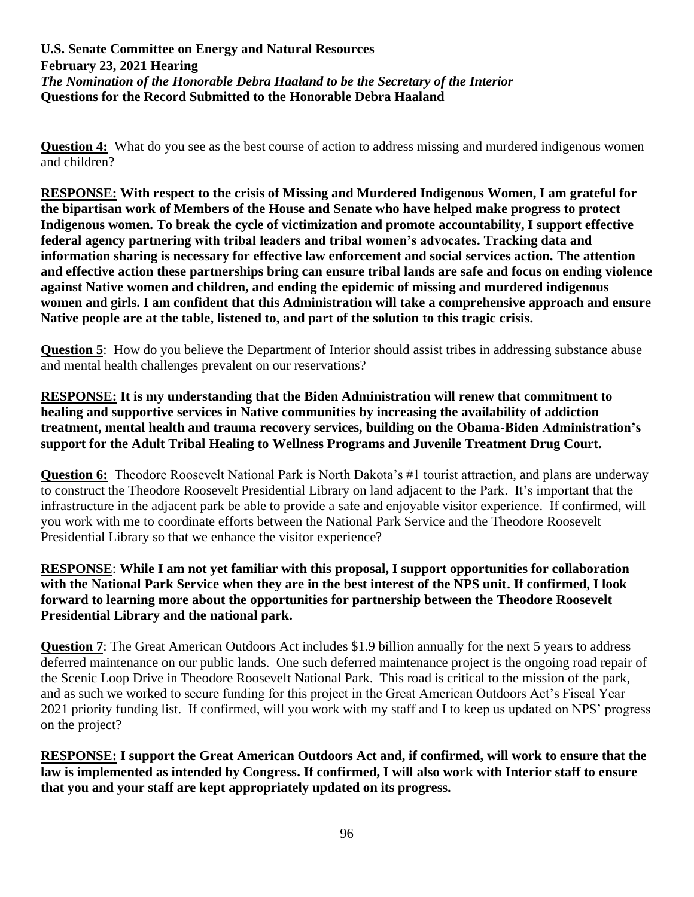**U.S. Senate Committee on Energy and Natural Resources**
**February 23, 2021 Hearing**
***The Nomination of the Honorable Debra Haaland to be the Secretary of the Interior***
**Questions for the Record Submitted to the Honorable Debra Haaland**

**Question 4:** What do you see as the best course of action to address missing and murdered indigenous women and children?

**RESPONSE: With respect to the crisis of Missing and Murdered Indigenous Women, I am grateful for the bipartisan work of Members of the House and Senate who have helped make progress to protect Indigenous women. To break the cycle of victimization and promote accountability, I support effective federal agency partnering with tribal leaders and tribal women's advocates. Tracking data and information sharing is necessary for effective law enforcement and social services action. The attention and effective action these partnerships bring can ensure tribal lands are safe and focus on ending violence against Native women and children, and ending the epidemic of missing and murdered indigenous women and girls. I am confident that this Administration will take a comprehensive approach and ensure Native people are at the table, listened to, and part of the solution to this tragic crisis.**

**Question 5**: How do you believe the Department of Interior should assist tribes in addressing substance abuse and mental health challenges prevalent on our reservations?

**RESPONSE: It is my understanding that the Biden Administration will renew that commitment to healing and supportive services in Native communities by increasing the availability of addiction treatment, mental health and trauma recovery services, building on the Obama-Biden Administration's support for the Adult Tribal Healing to Wellness Programs and Juvenile Treatment Drug Court.**

**Question 6:** Theodore Roosevelt National Park is North Dakota's #1 tourist attraction, and plans are underway to construct the Theodore Roosevelt Presidential Library on land adjacent to the Park. It's important that the infrastructure in the adjacent park be able to provide a safe and enjoyable visitor experience. If confirmed, will you work with me to coordinate efforts between the National Park Service and the Theodore Roosevelt Presidential Library so that we enhance the visitor experience?

**RESPONSE**: **While I am not yet familiar with this proposal, I support opportunities for collaboration with the National Park Service when they are in the best interest of the NPS unit. If confirmed, I look forward to learning more about the opportunities for partnership between the Theodore Roosevelt Presidential Library and the national park.**

**Question 7**: The Great American Outdoors Act includes $1.9 billion annually for the next 5 years to address deferred maintenance on our public lands. One such deferred maintenance project is the ongoing road repair of the Scenic Loop Drive in Theodore Roosevelt National Park. This road is critical to the mission of the park, and as such we worked to secure funding for this project in the Great American Outdoors Act's Fiscal Year 2021 priority funding list. If confirmed, will you work with my staff and I to keep us updated on NPS' progress on the project?

**RESPONSE: I support the Great American Outdoors Act and, if confirmed, will work to ensure that the law is implemented as intended by Congress. If confirmed, I will also work with Interior staff to ensure that you and your staff are kept appropriately updated on its progress.**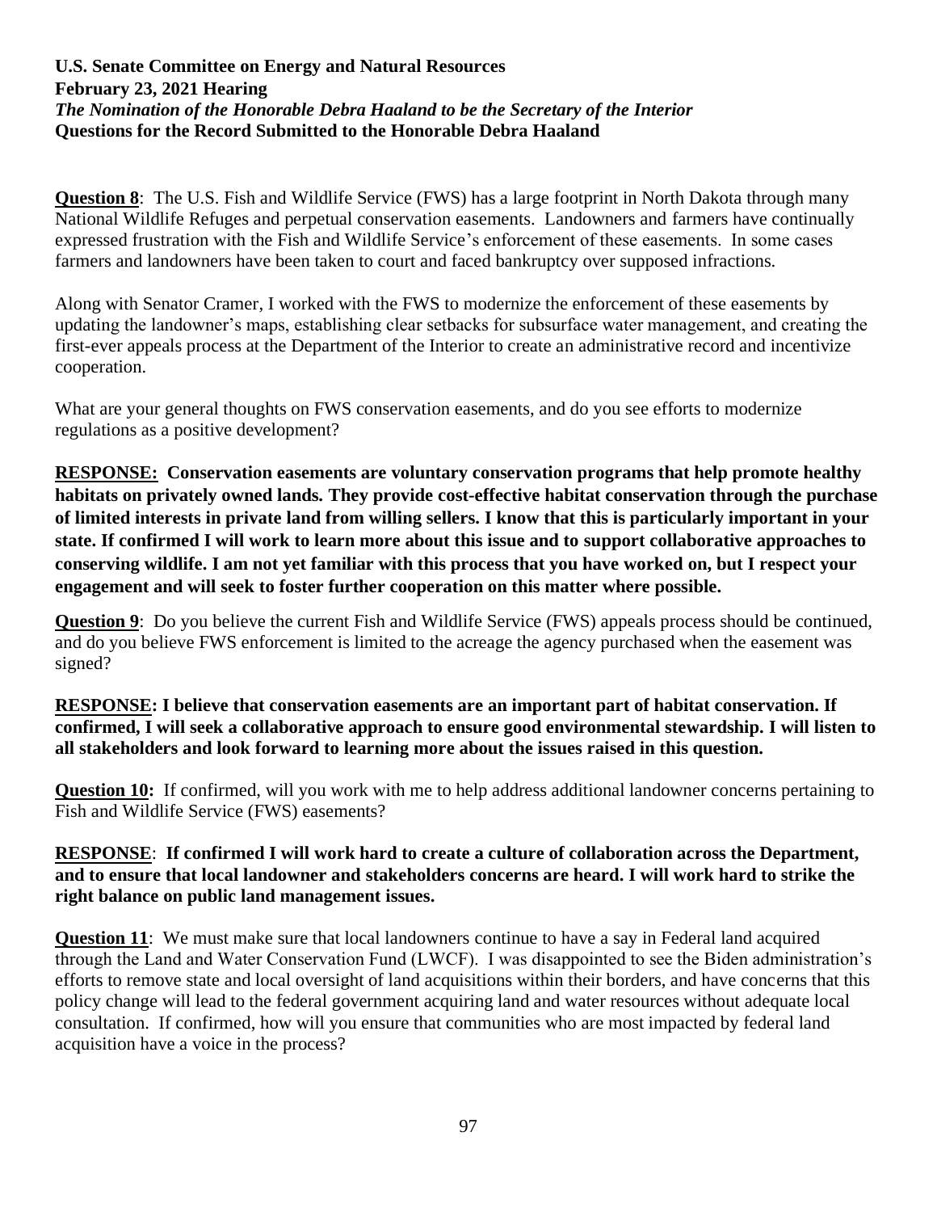**U.S. Senate Committee on Energy and Natural Resources**
**February 23, 2021 Hearing**
***The Nomination of the Honorable Debra Haaland to be the Secretary of the Interior***
**Questions for the Record Submitted to the Honorable Debra Haaland**

**Question 8**: The U.S. Fish and Wildlife Service (FWS) has a large footprint in North Dakota through many National Wildlife Refuges and perpetual conservation easements. Landowners and farmers have continually expressed frustration with the Fish and Wildlife Service's enforcement of these easements. In some cases farmers and landowners have been taken to court and faced bankruptcy over supposed infractions.

Along with Senator Cramer, I worked with the FWS to modernize the enforcement of these easements by updating the landowner's maps, establishing clear setbacks for subsurface water management, and creating the first-ever appeals process at the Department of the Interior to create an administrative record and incentivize cooperation.

What are your general thoughts on FWS conservation easements, and do you see efforts to modernize regulations as a positive development?

**RESPONSE: Conservation easements are voluntary conservation programs that help promote healthy habitats on privately owned lands. They provide cost-effective habitat conservation through the purchase of limited interests in private land from willing sellers. I know that this is particularly important in your state. If confirmed I will work to learn more about this issue and to support collaborative approaches to conserving wildlife. I am not yet familiar with this process that you have worked on, but I respect your engagement and will seek to foster further cooperation on this matter where possible.**

**Question 9**: Do you believe the current Fish and Wildlife Service (FWS) appeals process should be continued, and do you believe FWS enforcement is limited to the acreage the agency purchased when the easement was signed?

**RESPONSE: I believe that conservation easements are an important part of habitat conservation. If confirmed, I will seek a collaborative approach to ensure good environmental stewardship. I will listen to all stakeholders and look forward to learning more about the issues raised in this question.**

**Question 10:** If confirmed, will you work with me to help address additional landowner concerns pertaining to Fish and Wildlife Service (FWS) easements?

**RESPONSE**: **If confirmed I will work hard to create a culture of collaboration across the Department, and to ensure that local landowner and stakeholders concerns are heard. I will work hard to strike the right balance on public land management issues.**

**Question 11**: We must make sure that local landowners continue to have a say in Federal land acquired through the Land and Water Conservation Fund (LWCF). I was disappointed to see the Biden administration's efforts to remove state and local oversight of land acquisitions within their borders, and have concerns that this policy change will lead to the federal government acquiring land and water resources without adequate local consultation. If confirmed, how will you ensure that communities who are most impacted by federal land acquisition have a voice in the process?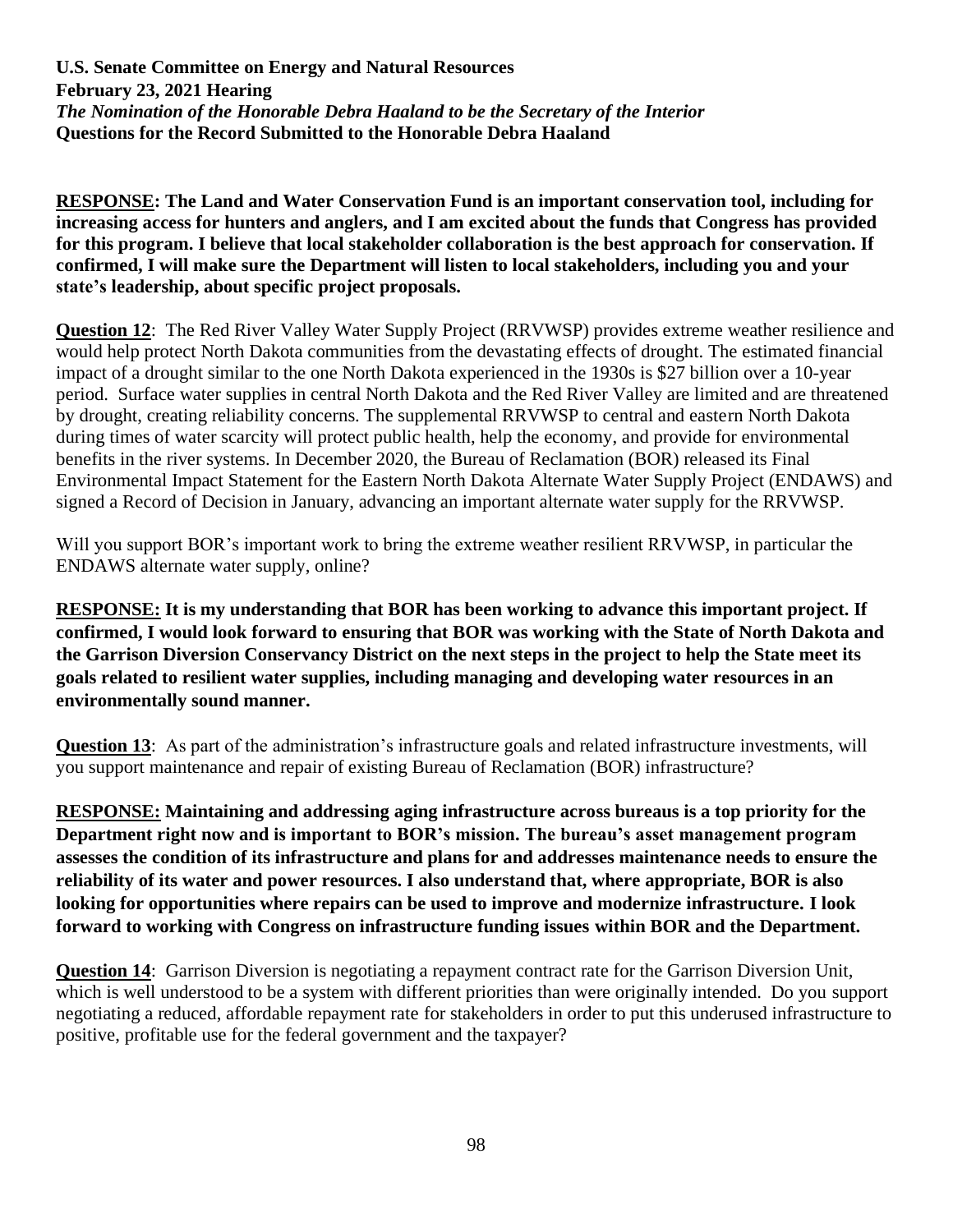**U.S. Senate Committee on Energy and Natural Resources**
**February 23, 2021 Hearing**
***The Nomination of the Honorable Debra Haaland to be the Secretary of the Interior***
**Questions for the Record Submitted to the Honorable Debra Haaland**

**RESPONSE: The Land and Water Conservation Fund is an important conservation tool, including for increasing access for hunters and anglers, and I am excited about the funds that Congress has provided for this program. I believe that local stakeholder collaboration is the best approach for conservation. If confirmed, I will make sure the Department will listen to local stakeholders, including you and your state's leadership, about specific project proposals.**

**Question 12**: The Red River Valley Water Supply Project (RRVWSP) provides extreme weather resilience and would help protect North Dakota communities from the devastating effects of drought. The estimated financial impact of a drought similar to the one North Dakota experienced in the 1930s is $27 billion over a 10-year period. Surface water supplies in central North Dakota and the Red River Valley are limited and are threatened by drought, creating reliability concerns. The supplemental RRVWSP to central and eastern North Dakota during times of water scarcity will protect public health, help the economy, and provide for environmental benefits in the river systems. In December 2020, the Bureau of Reclamation (BOR) released its Final Environmental Impact Statement for the Eastern North Dakota Alternate Water Supply Project (ENDAWS) and signed a Record of Decision in January, advancing an important alternate water supply for the RRVWSP.

Will you support BOR's important work to bring the extreme weather resilient RRVWSP, in particular the ENDAWS alternate water supply, online?

**RESPONSE: It is my understanding that BOR has been working to advance this important project. If confirmed, I would look forward to ensuring that BOR was working with the State of North Dakota and the Garrison Diversion Conservancy District on the next steps in the project to help the State meet its goals related to resilient water supplies, including managing and developing water resources in an environmentally sound manner.**

**Question 13**: As part of the administration's infrastructure goals and related infrastructure investments, will you support maintenance and repair of existing Bureau of Reclamation (BOR) infrastructure?

**RESPONSE: Maintaining and addressing aging infrastructure across bureaus is a top priority for the Department right now and is important to BOR's mission. The bureau's asset management program assesses the condition of its infrastructure and plans for and addresses maintenance needs to ensure the reliability of its water and power resources. I also understand that, where appropriate, BOR is also looking for opportunities where repairs can be used to improve and modernize infrastructure. I look forward to working with Congress on infrastructure funding issues within BOR and the Department.**

**Question 14**: Garrison Diversion is negotiating a repayment contract rate for the Garrison Diversion Unit, which is well understood to be a system with different priorities than were originally intended. Do you support negotiating a reduced, affordable repayment rate for stakeholders in order to put this underused infrastructure to positive, profitable use for the federal government and the taxpayer?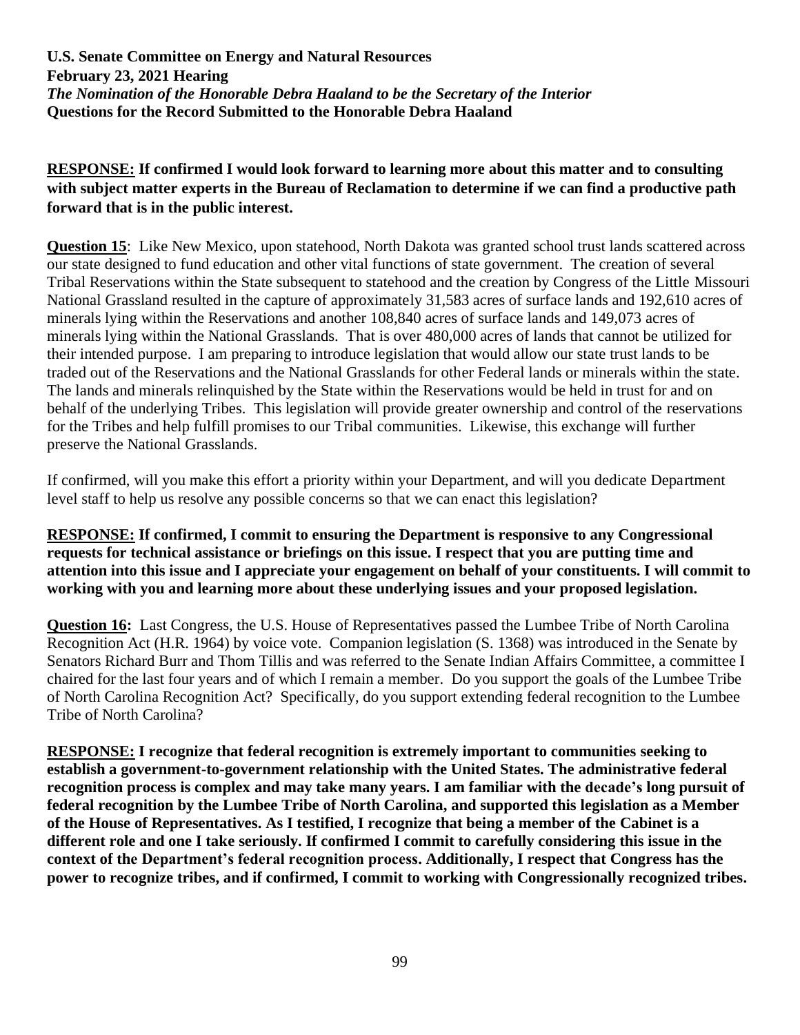**U.S. Senate Committee on Energy and Natural Resources**
**February 23, 2021 Hearing**
***The Nomination of the Honorable Debra Haaland to be the Secretary of the Interior***
**Questions for the Record Submitted to the Honorable Debra Haaland**

**RESPONSE: If confirmed I would look forward to learning more about this matter and to consulting with subject matter experts in the Bureau of Reclamation to determine if we can find a productive path forward that is in the public interest.**

**Question 15**: Like New Mexico, upon statehood, North Dakota was granted school trust lands scattered across our state designed to fund education and other vital functions of state government. The creation of several Tribal Reservations within the State subsequent to statehood and the creation by Congress of the Little Missouri National Grassland resulted in the capture of approximately 31,583 acres of surface lands and 192,610 acres of minerals lying within the Reservations and another 108,840 acres of surface lands and 149,073 acres of minerals lying within the National Grasslands. That is over 480,000 acres of lands that cannot be utilized for their intended purpose. I am preparing to introduce legislation that would allow our state trust lands to be traded out of the Reservations and the National Grasslands for other Federal lands or minerals within the state. The lands and minerals relinquished by the State within the Reservations would be held in trust for and on behalf of the underlying Tribes. This legislation will provide greater ownership and control of the reservations for the Tribes and help fulfill promises to our Tribal communities. Likewise, this exchange will further preserve the National Grasslands.

If confirmed, will you make this effort a priority within your Department, and will you dedicate Department level staff to help us resolve any possible concerns so that we can enact this legislation?

**RESPONSE: If confirmed, I commit to ensuring the Department is responsive to any Congressional requests for technical assistance or briefings on this issue. I respect that you are putting time and attention into this issue and I appreciate your engagement on behalf of your constituents. I will commit to working with you and learning more about these underlying issues and your proposed legislation.**

**Question 16:** Last Congress, the U.S. House of Representatives passed the Lumbee Tribe of North Carolina Recognition Act (H.R. 1964) by voice vote. Companion legislation (S. 1368) was introduced in the Senate by Senators Richard Burr and Thom Tillis and was referred to the Senate Indian Affairs Committee, a committee I chaired for the last four years and of which I remain a member. Do you support the goals of the Lumbee Tribe of North Carolina Recognition Act? Specifically, do you support extending federal recognition to the Lumbee Tribe of North Carolina?

**RESPONSE: I recognize that federal recognition is extremely important to communities seeking to establish a government-to-government relationship with the United States. The administrative federal recognition process is complex and may take many years. I am familiar with the decade's long pursuit of federal recognition by the Lumbee Tribe of North Carolina, and supported this legislation as a Member of the House of Representatives. As I testified, I recognize that being a member of the Cabinet is a different role and one I take seriously. If confirmed I commit to carefully considering this issue in the context of the Department's federal recognition process. Additionally, I respect that Congress has the power to recognize tribes, and if confirmed, I commit to working with Congressionally recognized tribes.**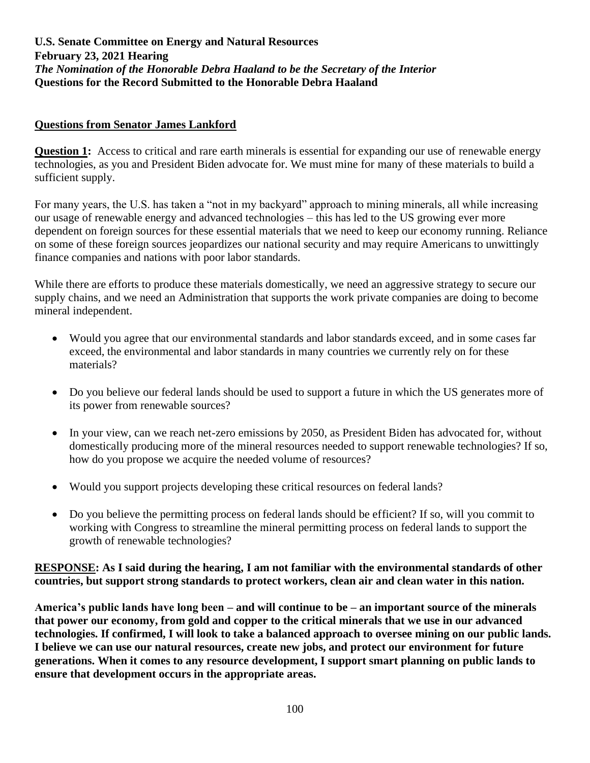**U.S. Senate Committee on Energy and Natural Resources**
**February 23, 2021 Hearing**
***The Nomination of the Honorable Debra Haaland to be the Secretary of the Interior***
**Questions for the Record Submitted to the Honorable Debra Haaland**

## Questions from Senator James Lankford

**Question 1:** Access to critical and rare earth minerals is essential for expanding our use of renewable energy technologies, as you and President Biden advocate for. We must mine for many of these materials to build a sufficient supply.

For many years, the U.S. has taken a "not in my backyard" approach to mining minerals, all while increasing our usage of renewable energy and advanced technologies – this has led to the US growing ever more dependent on foreign sources for these essential materials that we need to keep our economy running. Reliance on some of these foreign sources jeopardizes our national security and may require Americans to unwittingly finance companies and nations with poor labor standards.

While there are efforts to produce these materials domestically, we need an aggressive strategy to secure our supply chains, and we need an Administration that supports the work private companies are doing to become mineral independent.

- Would you agree that our environmental standards and labor standards exceed, and in some cases far exceed, the environmental and labor standards in many countries we currently rely on for these materials?
- Do you believe our federal lands should be used to support a future in which the US generates more of its power from renewable sources?
- In your view, can we reach net-zero emissions by 2050, as President Biden has advocated for, without domestically producing more of the mineral resources needed to support renewable technologies? If so, how do you propose we acquire the needed volume of resources?
- Would you support projects developing these critical resources on federal lands?
- Do you believe the permitting process on federal lands should be efficient? If so, will you commit to working with Congress to streamline the mineral permitting process on federal lands to support the growth of renewable technologies?

**RESPONSE: As I said during the hearing, I am not familiar with the environmental standards of other countries, but support strong standards to protect workers, clean air and clean water in this nation.**

**America's public lands have long been – and will continue to be – an important source of the minerals that power our economy, from gold and copper to the critical minerals that we use in our advanced technologies. If confirmed, I will look to take a balanced approach to oversee mining on our public lands. I believe we can use our natural resources, create new jobs, and protect our environment for future generations. When it comes to any resource development, I support smart planning on public lands to ensure that development occurs in the appropriate areas.**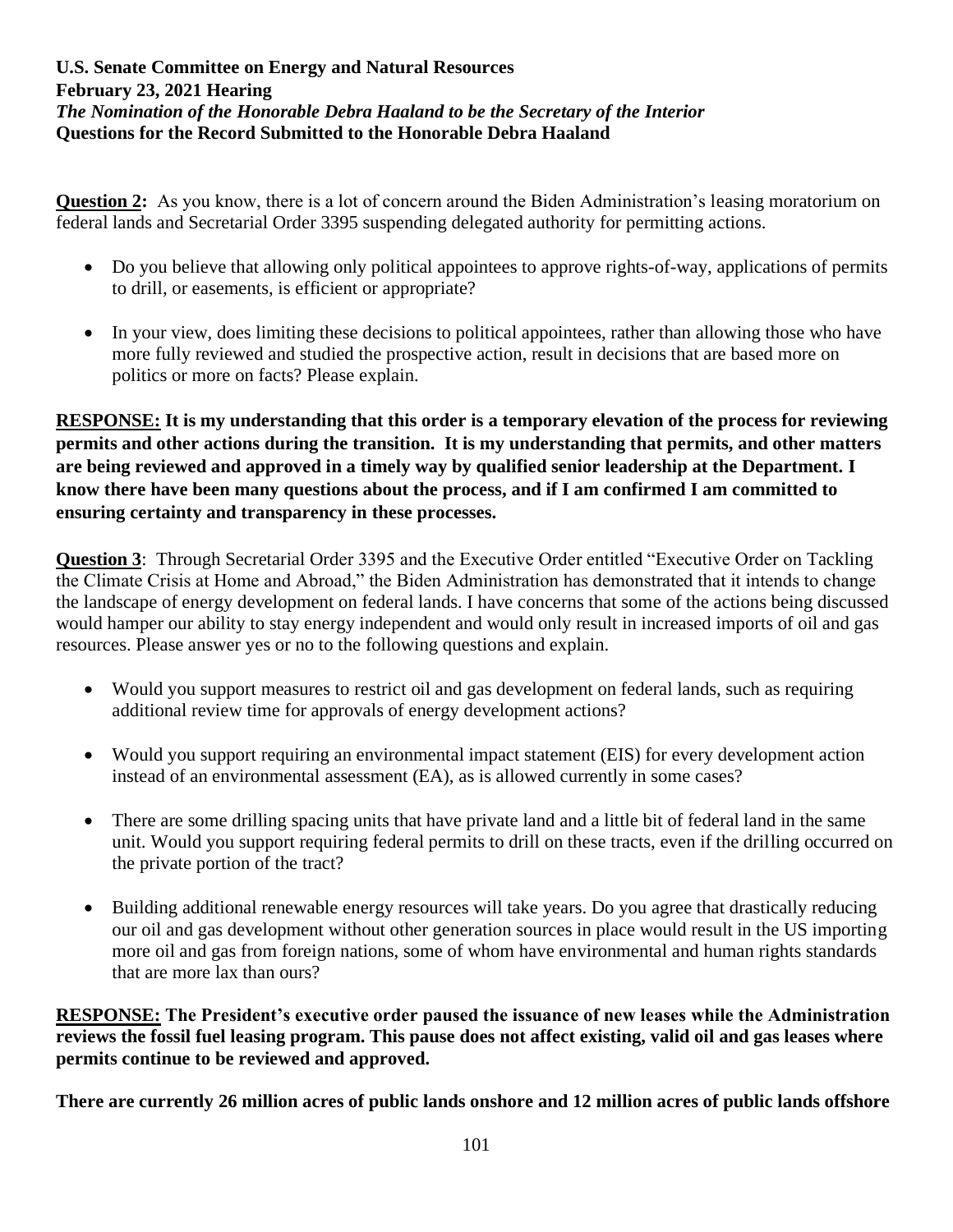**U.S. Senate Committee on Energy and Natural Resources**
**February 23, 2021 Hearing**
***The Nomination of the Honorable Debra Haaland to be the Secretary of the Interior***
**Questions for the Record Submitted to the Honorable Debra Haaland**

**Question 2:** As you know, there is a lot of concern around the Biden Administration's leasing moratorium on federal lands and Secretarial Order 3395 suspending delegated authority for permitting actions.

- Do you believe that allowing only political appointees to approve rights-of-way, applications of permits to drill, or easements, is efficient or appropriate?
- In your view, does limiting these decisions to political appointees, rather than allowing those who have more fully reviewed and studied the prospective action, result in decisions that are based more on politics or more on facts? Please explain.

**RESPONSE: It is my understanding that this order is a temporary elevation of the process for reviewing permits and other actions during the transition. It is my understanding that permits, and other matters are being reviewed and approved in a timely way by qualified senior leadership at the Department. I know there have been many questions about the process, and if I am confirmed I am committed to ensuring certainty and transparency in these processes.**

**Question 3**: Through Secretarial Order 3395 and the Executive Order entitled "Executive Order on Tackling the Climate Crisis at Home and Abroad," the Biden Administration has demonstrated that it intends to change the landscape of energy development on federal lands. I have concerns that some of the actions being discussed would hamper our ability to stay energy independent and would only result in increased imports of oil and gas resources. Please answer yes or no to the following questions and explain.

- Would you support measures to restrict oil and gas development on federal lands, such as requiring additional review time for approvals of energy development actions?
- Would you support requiring an environmental impact statement (EIS) for every development action instead of an environmental assessment (EA), as is allowed currently in some cases?
- There are some drilling spacing units that have private land and a little bit of federal land in the same unit. Would you support requiring federal permits to drill on these tracts, even if the drilling occurred on the private portion of the tract?
- Building additional renewable energy resources will take years. Do you agree that drastically reducing our oil and gas development without other generation sources in place would result in the US importing more oil and gas from foreign nations, some of whom have environmental and human rights standards that are more lax than ours?

**RESPONSE: The President's executive order paused the issuance of new leases while the Administration reviews the fossil fuel leasing program. This pause does not affect existing, valid oil and gas leases where permits continue to be reviewed and approved.**

**There are currently 26 million acres of public lands onshore and 12 million acres of public lands offshore**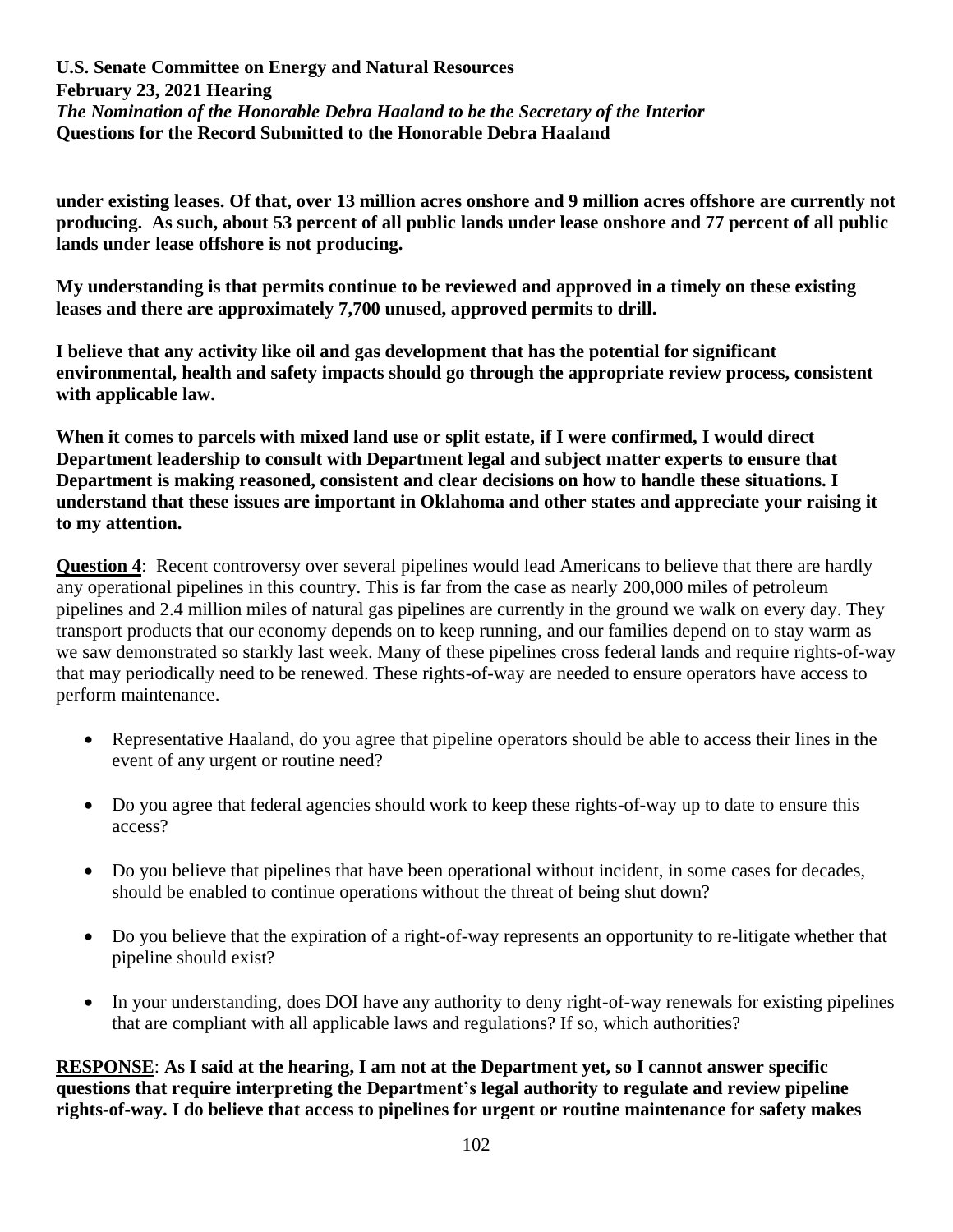**under existing leases. Of that, over 13 million acres onshore and 9 million acres offshore are currently not producing. As such, about 53 percent of all public lands under lease onshore and 77 percent of all public lands under lease offshore is not producing.**

**My understanding is that permits continue to be reviewed and approved in a timely on these existing leases and there are approximately 7,700 unused, approved permits to drill.**

**I believe that any activity like oil and gas development that has the potential for significant environmental, health and safety impacts should go through the appropriate review process, consistent with applicable law.**

**When it comes to parcels with mixed land use or split estate, if I were confirmed, I would direct Department leadership to consult with Department legal and subject matter experts to ensure that Department is making reasoned, consistent and clear decisions on how to handle these situations. I understand that these issues are important in Oklahoma and other states and appreciate your raising it to my attention.**

**Question 4**: Recent controversy over several pipelines would lead Americans to believe that there are hardly any operational pipelines in this country. This is far from the case as nearly 200,000 miles of petroleum pipelines and 2.4 million miles of natural gas pipelines are currently in the ground we walk on every day. They transport products that our economy depends on to keep running, and our families depend on to stay warm as we saw demonstrated so starkly last week. Many of these pipelines cross federal lands and require rights-of-way that may periodically need to be renewed. These rights-of-way are needed to ensure operators have access to perform maintenance.

- Representative Haaland, do you agree that pipeline operators should be able to access their lines in the event of any urgent or routine need?
- Do you agree that federal agencies should work to keep these rights-of-way up to date to ensure this access?
- Do you believe that pipelines that have been operational without incident, in some cases for decades, should be enabled to continue operations without the threat of being shut down?
- Do you believe that the expiration of a right-of-way represents an opportunity to re-litigate whether that pipeline should exist?
- In your understanding, does DOI have any authority to deny right-of-way renewals for existing pipelines that are compliant with all applicable laws and regulations? If so, which authorities?

**RESPONSE**: **As I said at the hearing, I am not at the Department yet, so I cannot answer specific questions that require interpreting the Department's legal authority to regulate and review pipeline rights-of-way. I do believe that access to pipelines for urgent or routine maintenance for safety makes**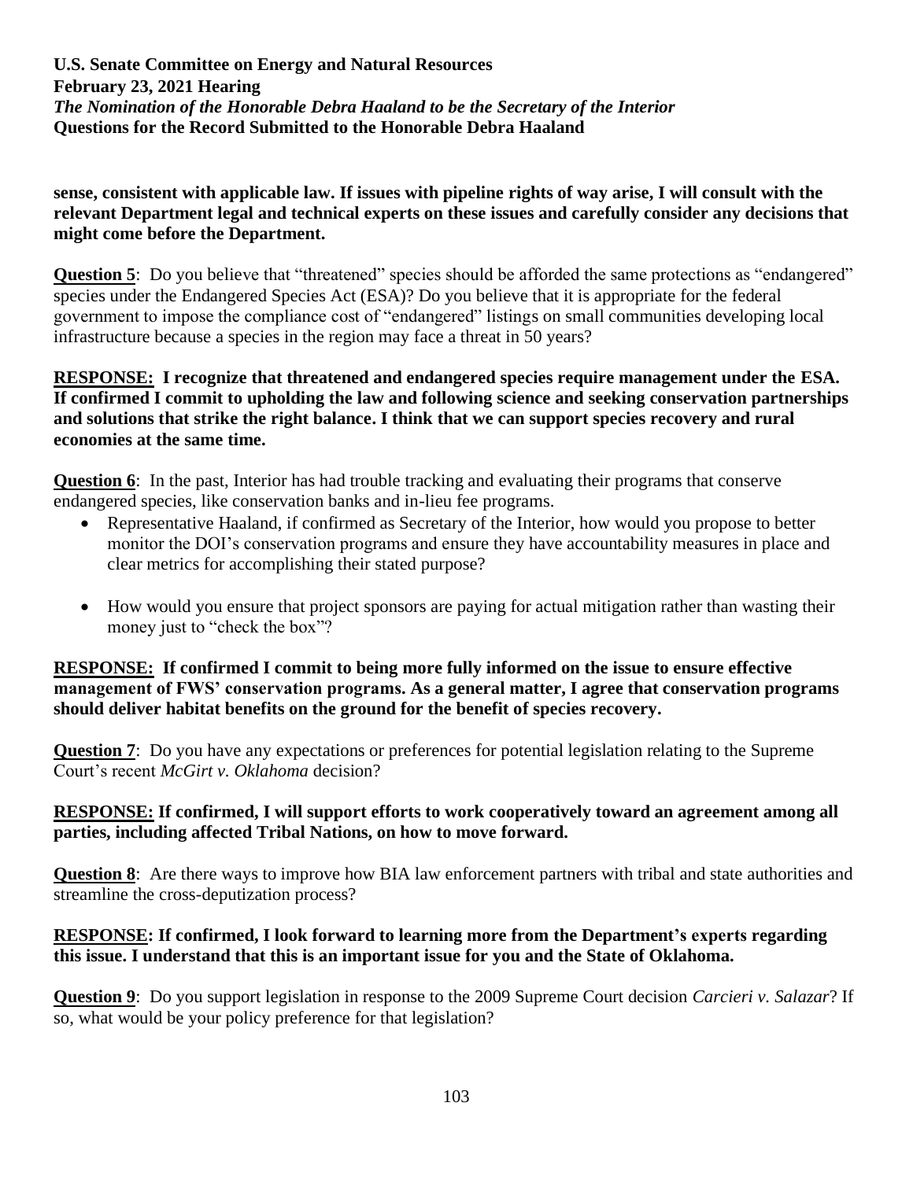**sense, consistent with applicable law. If issues with pipeline rights of way arise, I will consult with the relevant Department legal and technical experts on these issues and carefully consider any decisions that might come before the Department.**

**Question 5**: Do you believe that "threatened" species should be afforded the same protections as "endangered" species under the Endangered Species Act (ESA)? Do you believe that it is appropriate for the federal government to impose the compliance cost of "endangered" listings on small communities developing local infrastructure because a species in the region may face a threat in 50 years?

**RESPONSE: I recognize that threatened and endangered species require management under the ESA. If confirmed I commit to upholding the law and following science and seeking conservation partnerships and solutions that strike the right balance. I think that we can support species recovery and rural economies at the same time.**

**Question 6**: In the past, Interior has had trouble tracking and evaluating their programs that conserve endangered species, like conservation banks and in-lieu fee programs.

- Representative Haaland, if confirmed as Secretary of the Interior, how would you propose to better monitor the DOI's conservation programs and ensure they have accountability measures in place and clear metrics for accomplishing their stated purpose?
- How would you ensure that project sponsors are paying for actual mitigation rather than wasting their money just to "check the box"?

**RESPONSE: If confirmed I commit to being more fully informed on the issue to ensure effective management of FWS' conservation programs. As a general matter, I agree that conservation programs should deliver habitat benefits on the ground for the benefit of species recovery.**

**Question 7**: Do you have any expectations or preferences for potential legislation relating to the Supreme Court's recent *McGirt v. Oklahoma* decision?

**RESPONSE: If confirmed, I will support efforts to work cooperatively toward an agreement among all parties, including affected Tribal Nations, on how to move forward.**

**Question 8**: Are there ways to improve how BIA law enforcement partners with tribal and state authorities and streamline the cross-deputization process?

**RESPONSE: If confirmed, I look forward to learning more from the Department's experts regarding this issue. I understand that this is an important issue for you and the State of Oklahoma.**

**Question 9**: Do you support legislation in response to the 2009 Supreme Court decision *Carcieri v. Salazar*? If so, what would be your policy preference for that legislation?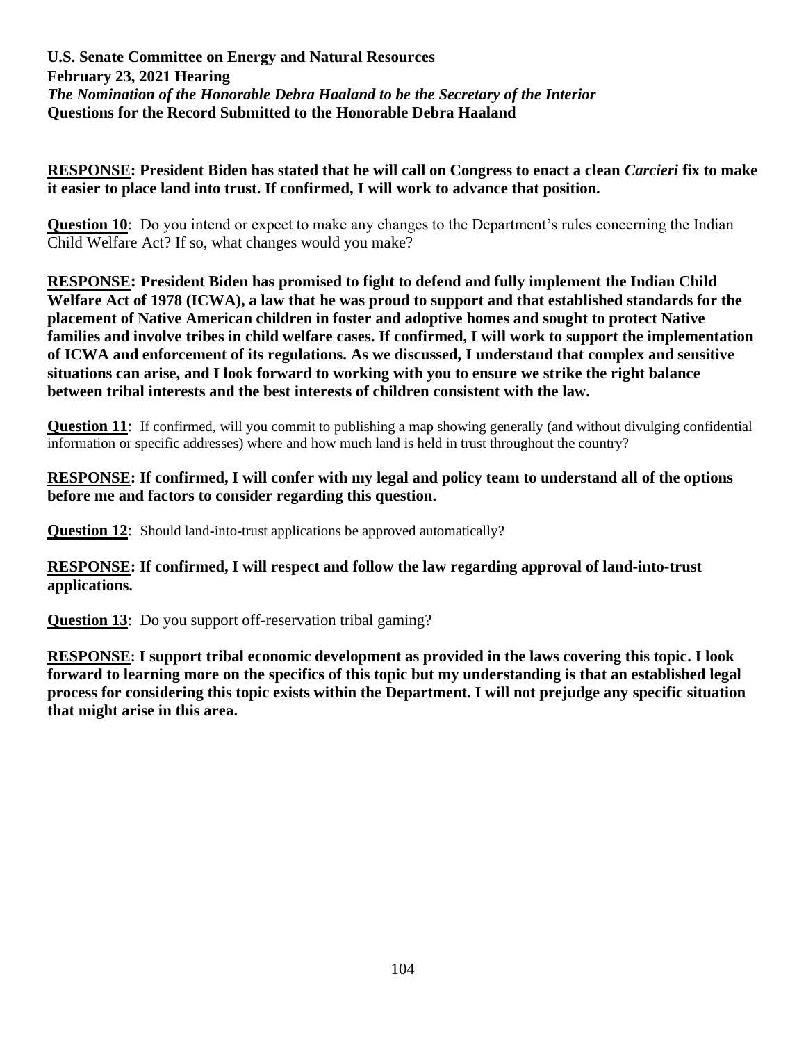**U.S. Senate Committee on Energy and Natural Resources**
**February 23, 2021 Hearing**
***The Nomination of the Honorable Debra Haaland to be the Secretary of the Interior***
**Questions for the Record Submitted to the Honorable Debra Haaland**

**RESPONSE: President Biden has stated that he will call on Congress to enact a clean *Carcieri* fix to make it easier to place land into trust. If confirmed, I will work to advance that position.**

**Question 10**: Do you intend or expect to make any changes to the Department's rules concerning the Indian Child Welfare Act? If so, what changes would you make?

**RESPONSE: President Biden has promised to fight to defend and fully implement the Indian Child Welfare Act of 1978 (ICWA), a law that he was proud to support and that established standards for the placement of Native American children in foster and adoptive homes and sought to protect Native families and involve tribes in child welfare cases. If confirmed, I will work to support the implementation of ICWA and enforcement of its regulations. As we discussed, I understand that complex and sensitive situations can arise, and I look forward to working with you to ensure we strike the right balance between tribal interests and the best interests of children consistent with the law.**

**Question 11**: If confirmed, will you commit to publishing a map showing generally (and without divulging confidential information or specific addresses) where and how much land is held in trust throughout the country?

**RESPONSE: If confirmed, I will confer with my legal and policy team to understand all of the options before me and factors to consider regarding this question.**

**Question 12**: Should land-into-trust applications be approved automatically?

**RESPONSE: If confirmed, I will respect and follow the law regarding approval of land-into-trust applications.**

**Question 13**: Do you support off-reservation tribal gaming?

**RESPONSE: I support tribal economic development as provided in the laws covering this topic. I look forward to learning more on the specifics of this topic but my understanding is that an established legal process for considering this topic exists within the Department. I will not prejudge any specific situation that might arise in this area.**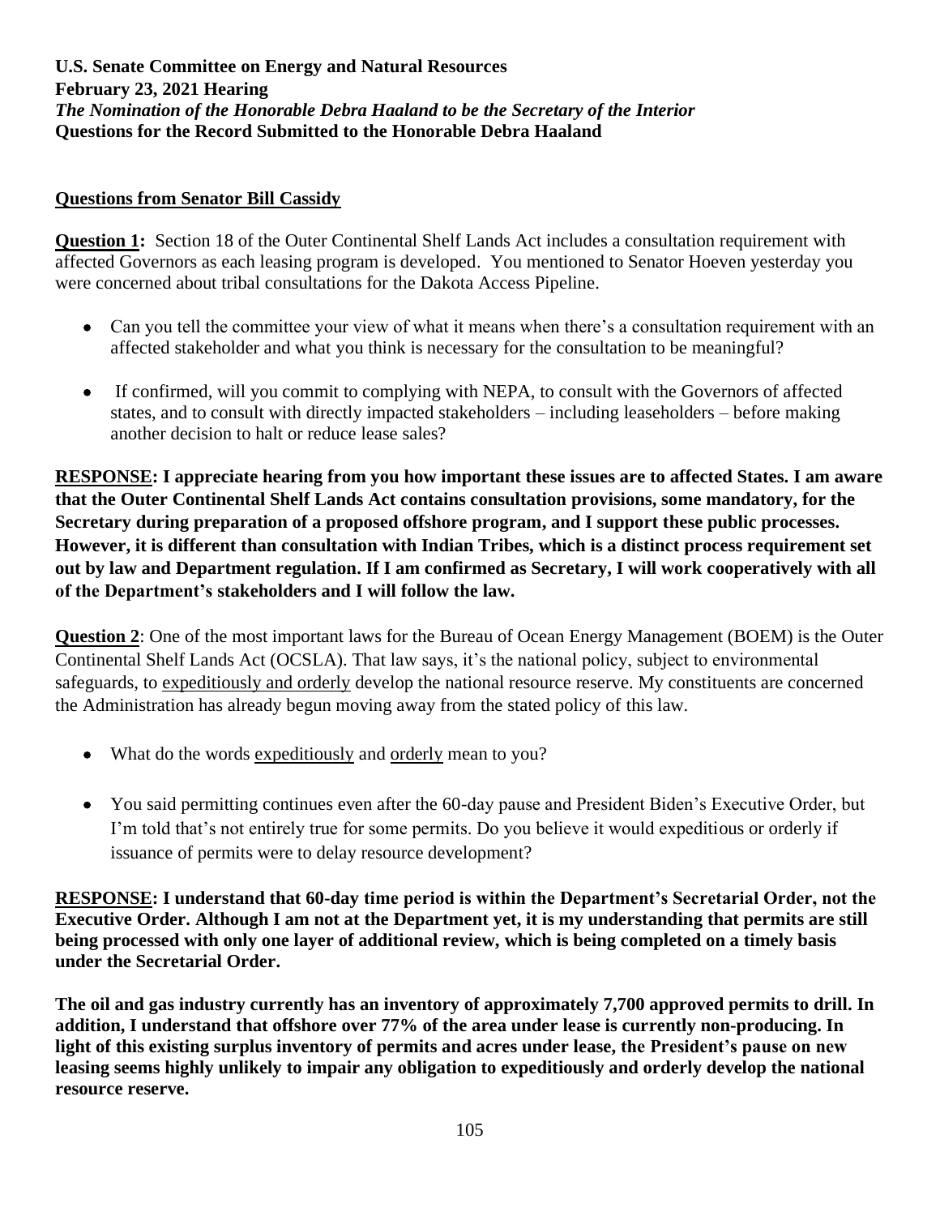**U.S. Senate Committee on Energy and Natural Resources**
**February 23, 2021 Hearing**
***The Nomination of the Honorable Debra Haaland to be the Secretary of the Interior***
**Questions for the Record Submitted to the Honorable Debra Haaland**

**Questions from Senator Bill Cassidy**

**Question 1:** Section 18 of the Outer Continental Shelf Lands Act includes a consultation requirement with affected Governors as each leasing program is developed. You mentioned to Senator Hoeven yesterday you were concerned about tribal consultations for the Dakota Access Pipeline.

- Can you tell the committee your view of what it means when there's a consultation requirement with an affected stakeholder and what you think is necessary for the consultation to be meaningful?
- If confirmed, will you commit to complying with NEPA, to consult with the Governors of affected states, and to consult with directly impacted stakeholders – including leaseholders – before making another decision to halt or reduce lease sales?

**RESPONSE: I appreciate hearing from you how important these issues are to affected States. I am aware that the Outer Continental Shelf Lands Act contains consultation provisions, some mandatory, for the Secretary during preparation of a proposed offshore program, and I support these public processes. However, it is different than consultation with Indian Tribes, which is a distinct process requirement set out by law and Department regulation. If I am confirmed as Secretary, I will work cooperatively with all of the Department's stakeholders and I will follow the law.**

**Question 2**: One of the most important laws for the Bureau of Ocean Energy Management (BOEM) is the Outer Continental Shelf Lands Act (OCSLA). That law says, it's the national policy, subject to environmental safeguards, to expeditiously and orderly develop the national resource reserve. My constituents are concerned the Administration has already begun moving away from the stated policy of this law.

- What do the words expeditiously and orderly mean to you?
- You said permitting continues even after the 60-day pause and President Biden's Executive Order, but I'm told that's not entirely true for some permits. Do you believe it would expeditious or orderly if issuance of permits were to delay resource development?

**RESPONSE: I understand that 60-day time period is within the Department's Secretarial Order, not the Executive Order. Although I am not at the Department yet, it is my understanding that permits are still being processed with only one layer of additional review, which is being completed on a timely basis under the Secretarial Order.**

**The oil and gas industry currently has an inventory of approximately 7,700 approved permits to drill. In addition, I understand that offshore over 77% of the area under lease is currently non-producing. In light of this existing surplus inventory of permits and acres under lease, the President's pause on new leasing seems highly unlikely to impair any obligation to expeditiously and orderly develop the national resource reserve.**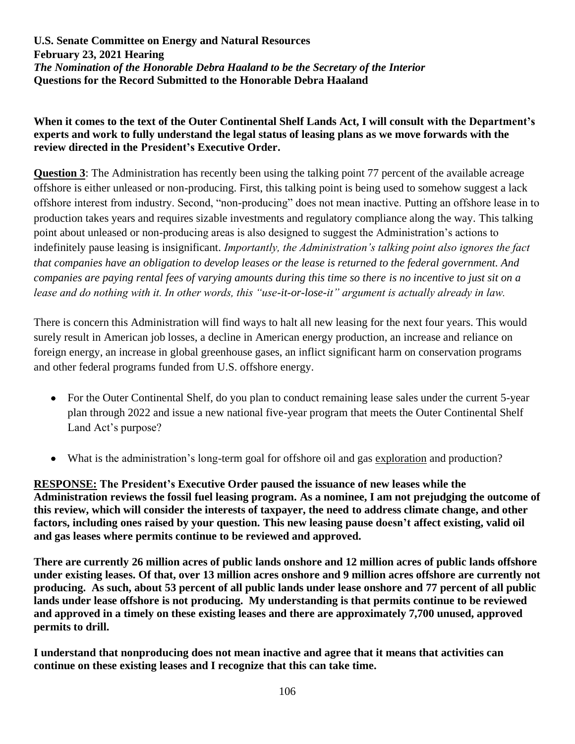**U.S. Senate Committee on Energy and Natural Resources**
**February 23, 2021 Hearing**
***The Nomination of the Honorable Debra Haaland to be the Secretary of the Interior***
**Questions for the Record Submitted to the Honorable Debra Haaland**

**When it comes to the text of the Outer Continental Shelf Lands Act, I will consult with the Department's experts and work to fully understand the legal status of leasing plans as we move forwards with the review directed in the President's Executive Order.**

**Question 3**: The Administration has recently been using the talking point 77 percent of the available acreage offshore is either unleased or non-producing. First, this talking point is being used to somehow suggest a lack offshore interest from industry. Second, "non-producing" does not mean inactive. Putting an offshore lease in to production takes years and requires sizable investments and regulatory compliance along the way. This talking point about unleased or non-producing areas is also designed to suggest the Administration's actions to indefinitely pause leasing is insignificant. *Importantly, the Administration's talking point also ignores the fact that companies have an obligation to develop leases or the lease is returned to the federal government. And companies are paying rental fees of varying amounts during this time so there is no incentive to just sit on a lease and do nothing with it. In other words, this "use-it-or-lose-it" argument is actually already in law.*

There is concern this Administration will find ways to halt all new leasing for the next four years. This would surely result in American job losses, a decline in American energy production, an increase and reliance on foreign energy, an increase in global greenhouse gases, an inflict significant harm on conservation programs and other federal programs funded from U.S. offshore energy.

- For the Outer Continental Shelf, do you plan to conduct remaining lease sales under the current 5-year plan through 2022 and issue a new national five-year program that meets the Outer Continental Shelf Land Act's purpose?
- What is the administration's long-term goal for offshore oil and gas exploration and production?

**RESPONSE: The President's Executive Order paused the issuance of new leases while the Administration reviews the fossil fuel leasing program. As a nominee, I am not prejudging the outcome of this review, which will consider the interests of taxpayer, the need to address climate change, and other factors, including ones raised by your question. This new leasing pause doesn't affect existing, valid oil and gas leases where permits continue to be reviewed and approved.**

**There are currently 26 million acres of public lands onshore and 12 million acres of public lands offshore under existing leases. Of that, over 13 million acres onshore and 9 million acres offshore are currently not producing. As such, about 53 percent of all public lands under lease onshore and 77 percent of all public lands under lease offshore is not producing. My understanding is that permits continue to be reviewed and approved in a timely on these existing leases and there are approximately 7,700 unused, approved permits to drill.**

**I understand that nonproducing does not mean inactive and agree that it means that activities can continue on these existing leases and I recognize that this can take time.**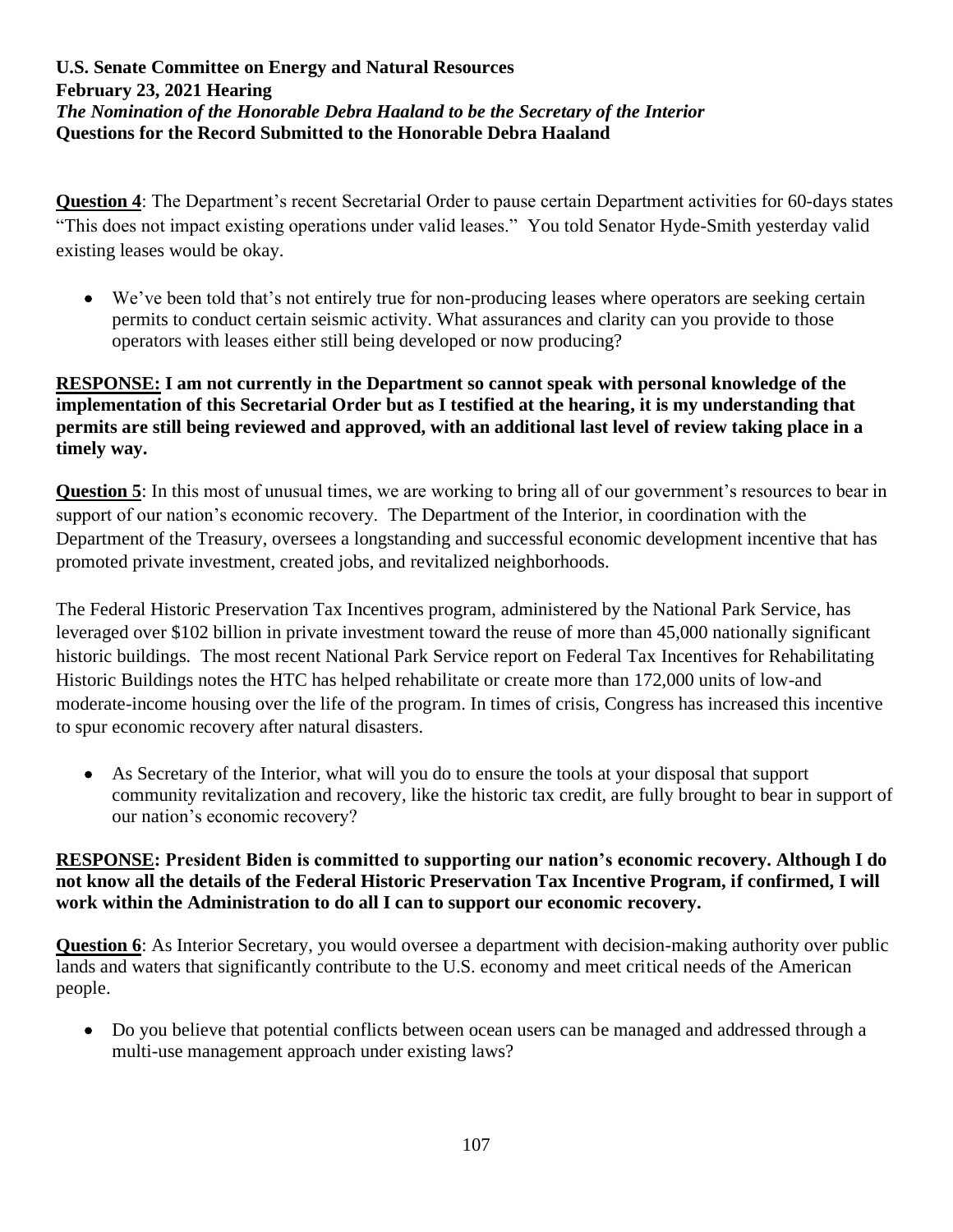**U.S. Senate Committee on Energy and Natural Resources**
**February 23, 2021 Hearing**
***The Nomination of the Honorable Debra Haaland to be the Secretary of the Interior***
**Questions for the Record Submitted to the Honorable Debra Haaland**

**Question 4**: The Department's recent Secretarial Order to pause certain Department activities for 60-days states "This does not impact existing operations under valid leases." You told Senator Hyde-Smith yesterday valid existing leases would be okay.

- We've been told that's not entirely true for non-producing leases where operators are seeking certain permits to conduct certain seismic activity. What assurances and clarity can you provide to those operators with leases either still being developed or now producing?

**RESPONSE: I am not currently in the Department so cannot speak with personal knowledge of the implementation of this Secretarial Order but as I testified at the hearing, it is my understanding that permits are still being reviewed and approved, with an additional last level of review taking place in a timely way.**

**Question 5**: In this most of unusual times, we are working to bring all of our government's resources to bear in support of our nation's economic recovery. The Department of the Interior, in coordination with the Department of the Treasury, oversees a longstanding and successful economic development incentive that has promoted private investment, created jobs, and revitalized neighborhoods.

The Federal Historic Preservation Tax Incentives program, administered by the National Park Service, has leveraged over $102 billion in private investment toward the reuse of more than 45,000 nationally significant historic buildings. The most recent National Park Service report on Federal Tax Incentives for Rehabilitating Historic Buildings notes the HTC has helped rehabilitate or create more than 172,000 units of low-and moderate-income housing over the life of the program. In times of crisis, Congress has increased this incentive to spur economic recovery after natural disasters.

- As Secretary of the Interior, what will you do to ensure the tools at your disposal that support community revitalization and recovery, like the historic tax credit, are fully brought to bear in support of our nation's economic recovery?

**RESPONSE: President Biden is committed to supporting our nation's economic recovery. Although I do not know all the details of the Federal Historic Preservation Tax Incentive Program, if confirmed, I will work within the Administration to do all I can to support our economic recovery.**

**Question 6**: As Interior Secretary, you would oversee a department with decision-making authority over public lands and waters that significantly contribute to the U.S. economy and meet critical needs of the American people.

- Do you believe that potential conflicts between ocean users can be managed and addressed through a multi-use management approach under existing laws?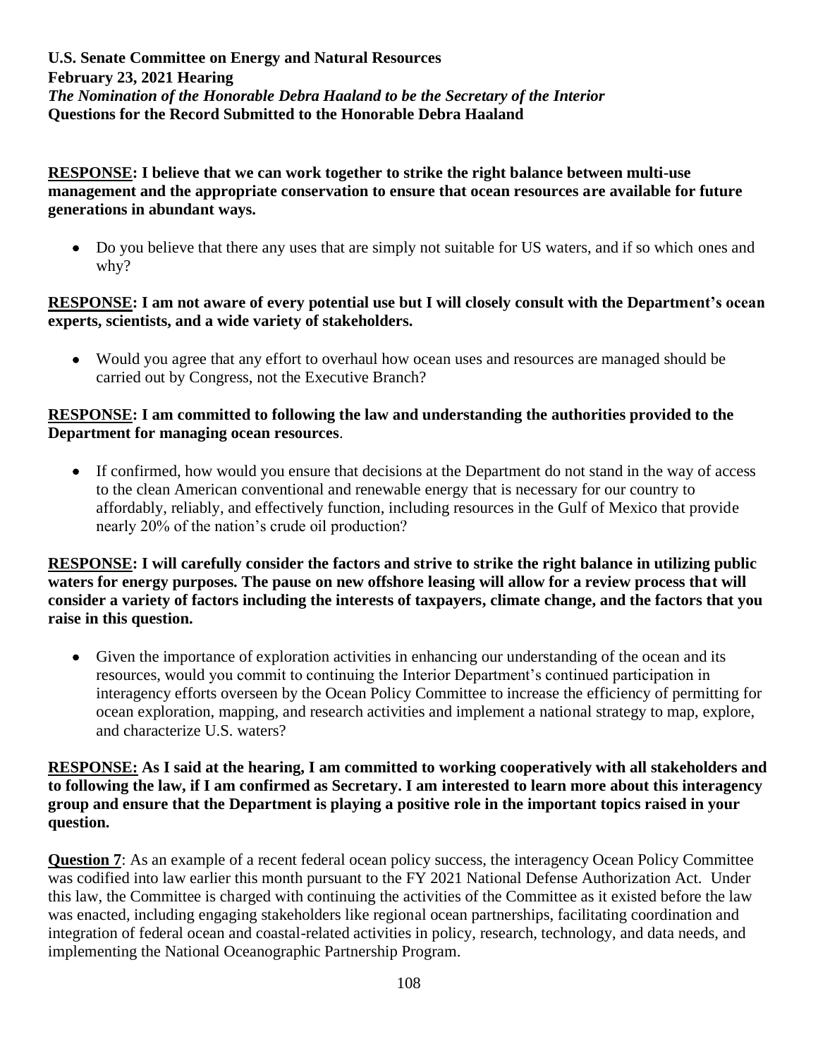**RESPONSE: I believe that we can work together to strike the right balance between multi-use management and the appropriate conservation to ensure that ocean resources are available for future generations in abundant ways.**

- Do you believe that there any uses that are simply not suitable for US waters, and if so which ones and why?

**RESPONSE: I am not aware of every potential use but I will closely consult with the Department's ocean experts, scientists, and a wide variety of stakeholders.**

- Would you agree that any effort to overhaul how ocean uses and resources are managed should be carried out by Congress, not the Executive Branch?

**RESPONSE: I am committed to following the law and understanding the authorities provided to the Department for managing ocean resources**.

- If confirmed, how would you ensure that decisions at the Department do not stand in the way of access to the clean American conventional and renewable energy that is necessary for our country to affordably, reliably, and effectively function, including resources in the Gulf of Mexico that provide nearly 20% of the nation's crude oil production?

**RESPONSE: I will carefully consider the factors and strive to strike the right balance in utilizing public waters for energy purposes. The pause on new offshore leasing will allow for a review process that will consider a variety of factors including the interests of taxpayers, climate change, and the factors that you raise in this question.**

- Given the importance of exploration activities in enhancing our understanding of the ocean and its resources, would you commit to continuing the Interior Department's continued participation in interagency efforts overseen by the Ocean Policy Committee to increase the efficiency of permitting for ocean exploration, mapping, and research activities and implement a national strategy to map, explore, and characterize U.S. waters?

**RESPONSE: As I said at the hearing, I am committed to working cooperatively with all stakeholders and to following the law, if I am confirmed as Secretary. I am interested to learn more about this interagency group and ensure that the Department is playing a positive role in the important topics raised in your question.**

**Question 7**: As an example of a recent federal ocean policy success, the interagency Ocean Policy Committee was codified into law earlier this month pursuant to the FY 2021 National Defense Authorization Act. Under this law, the Committee is charged with continuing the activities of the Committee as it existed before the law was enacted, including engaging stakeholders like regional ocean partnerships, facilitating coordination and integration of federal ocean and coastal-related activities in policy, research, technology, and data needs, and implementing the National Oceanographic Partnership Program.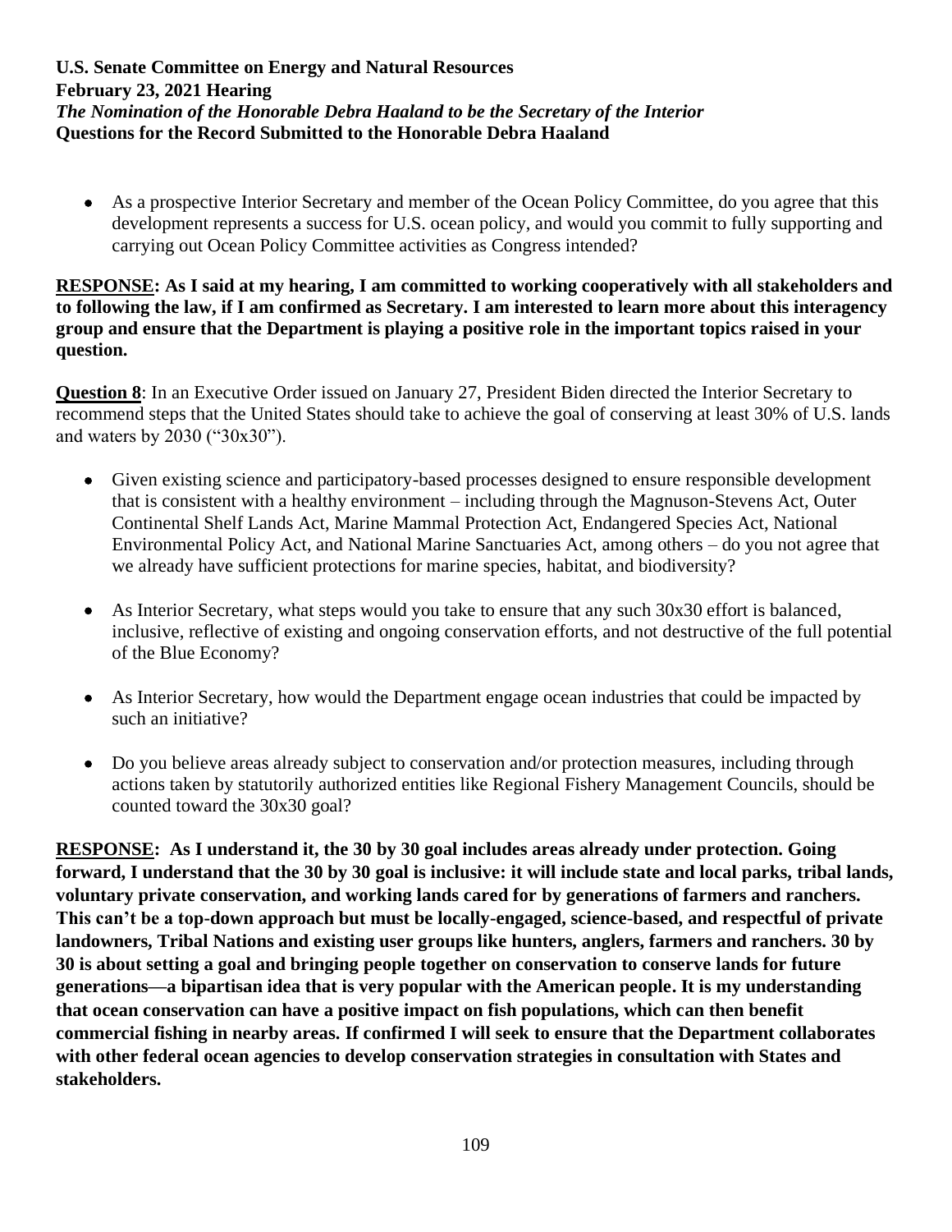- As a prospective Interior Secretary and member of the Ocean Policy Committee, do you agree that this development represents a success for U.S. ocean policy, and would you commit to fully supporting and carrying out Ocean Policy Committee activities as Congress intended?

**RESPONSE: As I said at my hearing, I am committed to working cooperatively with all stakeholders and to following the law, if I am confirmed as Secretary. I am interested to learn more about this interagency group and ensure that the Department is playing a positive role in the important topics raised in your question.**

**Question 8**: In an Executive Order issued on January 27, President Biden directed the Interior Secretary to recommend steps that the United States should take to achieve the goal of conserving at least 30% of U.S. lands and waters by 2030 ("30x30").

- Given existing science and participatory-based processes designed to ensure responsible development that is consistent with a healthy environment – including through the Magnuson-Stevens Act, Outer Continental Shelf Lands Act, Marine Mammal Protection Act, Endangered Species Act, National Environmental Policy Act, and National Marine Sanctuaries Act, among others – do you not agree that we already have sufficient protections for marine species, habitat, and biodiversity?
- As Interior Secretary, what steps would you take to ensure that any such 30x30 effort is balanced, inclusive, reflective of existing and ongoing conservation efforts, and not destructive of the full potential of the Blue Economy?
- As Interior Secretary, how would the Department engage ocean industries that could be impacted by such an initiative?
- Do you believe areas already subject to conservation and/or protection measures, including through actions taken by statutorily authorized entities like Regional Fishery Management Councils, should be counted toward the 30x30 goal?

**RESPONSE: As I understand it, the 30 by 30 goal includes areas already under protection. Going forward, I understand that the 30 by 30 goal is inclusive: it will include state and local parks, tribal lands, voluntary private conservation, and working lands cared for by generations of farmers and ranchers. This can't be a top-down approach but must be locally-engaged, science-based, and respectful of private landowners, Tribal Nations and existing user groups like hunters, anglers, farmers and ranchers. 30 by 30 is about setting a goal and bringing people together on conservation to conserve lands for future generations—a bipartisan idea that is very popular with the American people. It is my understanding that ocean conservation can have a positive impact on fish populations, which can then benefit commercial fishing in nearby areas. If confirmed I will seek to ensure that the Department collaborates with other federal ocean agencies to develop conservation strategies in consultation with States and stakeholders.**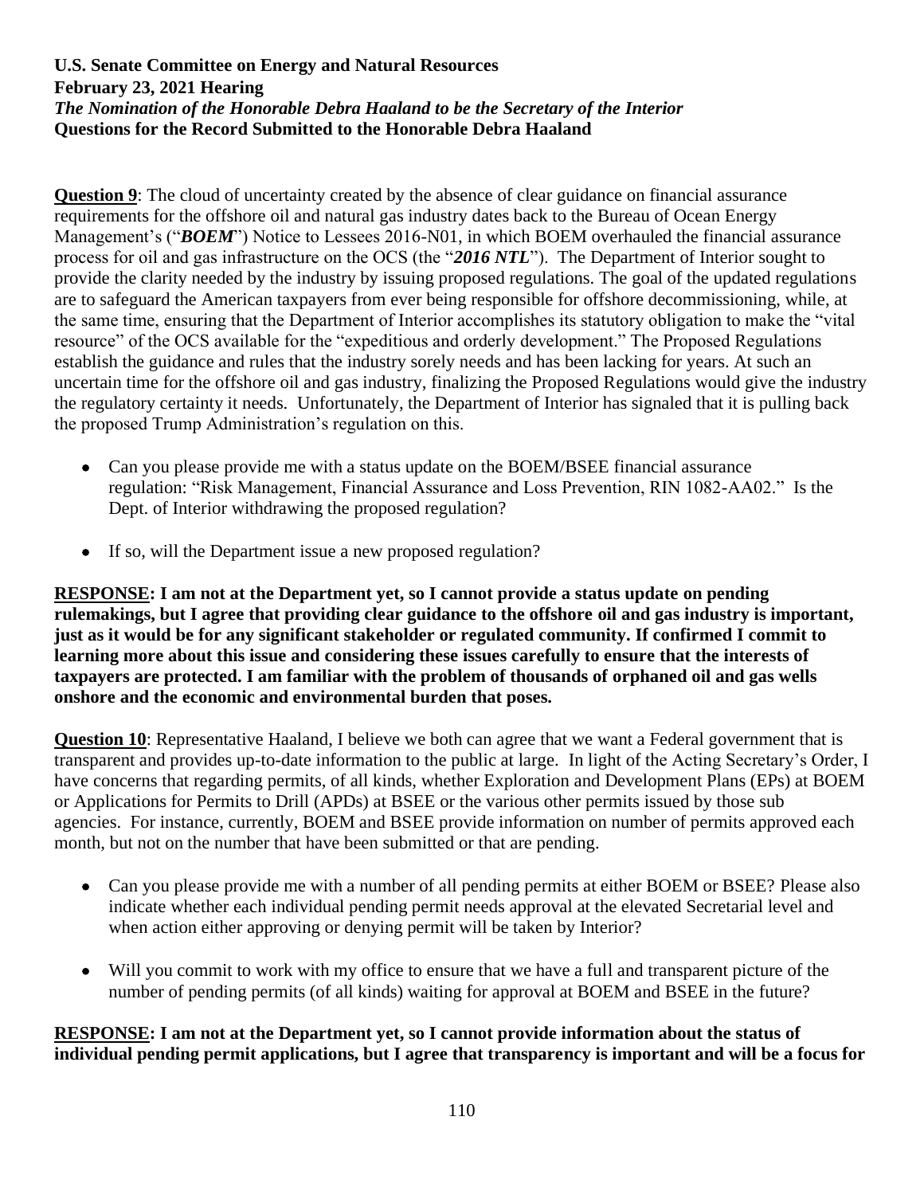**U.S. Senate Committee on Energy and Natural Resources**
**February 23, 2021 Hearing**
***The Nomination of the Honorable Debra Haaland to be the Secretary of the Interior***
**Questions for the Record Submitted to the Honorable Debra Haaland**

**Question 9**: The cloud of uncertainty created by the absence of clear guidance on financial assurance requirements for the offshore oil and natural gas industry dates back to the Bureau of Ocean Energy Management's ("***BOEM***") Notice to Lessees 2016-N01, in which BOEM overhauled the financial assurance process for oil and gas infrastructure on the OCS (the "***2016 NTL***"). The Department of Interior sought to provide the clarity needed by the industry by issuing proposed regulations. The goal of the updated regulations are to safeguard the American taxpayers from ever being responsible for offshore decommissioning, while, at the same time, ensuring that the Department of Interior accomplishes its statutory obligation to make the "vital resource" of the OCS available for the "expeditious and orderly development." The Proposed Regulations establish the guidance and rules that the industry sorely needs and has been lacking for years. At such an uncertain time for the offshore oil and gas industry, finalizing the Proposed Regulations would give the industry the regulatory certainty it needs. Unfortunately, the Department of Interior has signaled that it is pulling back the proposed Trump Administration's regulation on this.

- Can you please provide me with a status update on the BOEM/BSEE financial assurance regulation: "Risk Management, Financial Assurance and Loss Prevention, RIN 1082-AA02." Is the Dept. of Interior withdrawing the proposed regulation?
- If so, will the Department issue a new proposed regulation?

**RESPONSE: I am not at the Department yet, so I cannot provide a status update on pending rulemakings, but I agree that providing clear guidance to the offshore oil and gas industry is important, just as it would be for any significant stakeholder or regulated community. If confirmed I commit to learning more about this issue and considering these issues carefully to ensure that the interests of taxpayers are protected. I am familiar with the problem of thousands of orphaned oil and gas wells onshore and the economic and environmental burden that poses.**

**Question 10**: Representative Haaland, I believe we both can agree that we want a Federal government that is transparent and provides up-to-date information to the public at large. In light of the Acting Secretary's Order, I have concerns that regarding permits, of all kinds, whether Exploration and Development Plans (EPs) at BOEM or Applications for Permits to Drill (APDs) at BSEE or the various other permits issued by those sub agencies. For instance, currently, BOEM and BSEE provide information on number of permits approved each month, but not on the number that have been submitted or that are pending.

- Can you please provide me with a number of all pending permits at either BOEM or BSEE? Please also indicate whether each individual pending permit needs approval at the elevated Secretarial level and when action either approving or denying permit will be taken by Interior?
- Will you commit to work with my office to ensure that we have a full and transparent picture of the number of pending permits (of all kinds) waiting for approval at BOEM and BSEE in the future?

**RESPONSE: I am not at the Department yet, so I cannot provide information about the status of individual pending permit applications, but I agree that transparency is important and will be a focus for**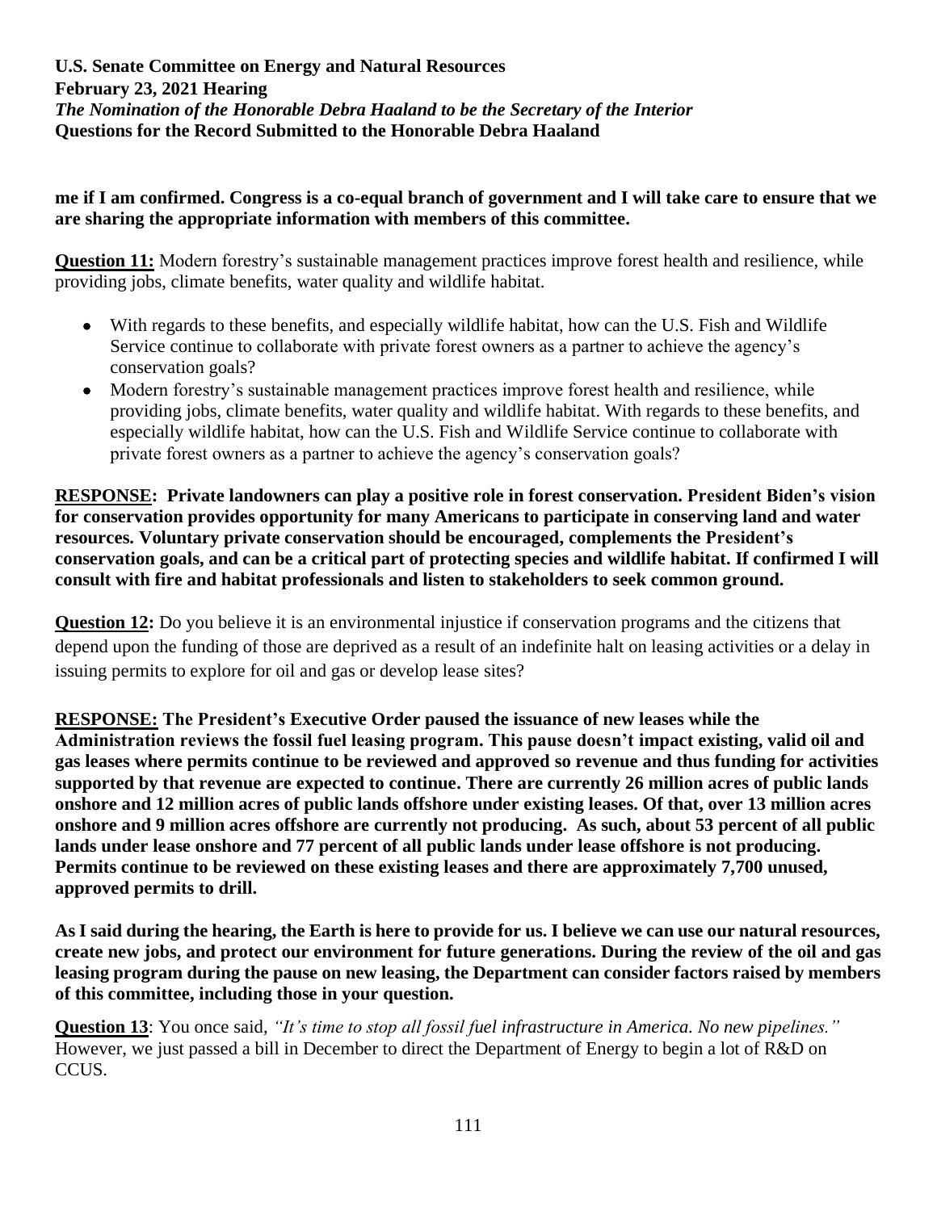**me if I am confirmed. Congress is a co-equal branch of government and I will take care to ensure that we are sharing the appropriate information with members of this committee.**

**Question 11:** Modern forestry's sustainable management practices improve forest health and resilience, while providing jobs, climate benefits, water quality and wildlife habitat.

- With regards to these benefits, and especially wildlife habitat, how can the U.S. Fish and Wildlife Service continue to collaborate with private forest owners as a partner to achieve the agency's conservation goals?
- Modern forestry's sustainable management practices improve forest health and resilience, while providing jobs, climate benefits, water quality and wildlife habitat. With regards to these benefits, and especially wildlife habitat, how can the U.S. Fish and Wildlife Service continue to collaborate with private forest owners as a partner to achieve the agency's conservation goals?

**RESPONSE: Private landowners can play a positive role in forest conservation. President Biden's vision for conservation provides opportunity for many Americans to participate in conserving land and water resources. Voluntary private conservation should be encouraged, complements the President's conservation goals, and can be a critical part of protecting species and wildlife habitat. If confirmed I will consult with fire and habitat professionals and listen to stakeholders to seek common ground.**

**Question 12:** Do you believe it is an environmental injustice if conservation programs and the citizens that depend upon the funding of those are deprived as a result of an indefinite halt on leasing activities or a delay in issuing permits to explore for oil and gas or develop lease sites?

**RESPONSE: The President's Executive Order paused the issuance of new leases while the Administration reviews the fossil fuel leasing program. This pause doesn't impact existing, valid oil and gas leases where permits continue to be reviewed and approved so revenue and thus funding for activities supported by that revenue are expected to continue. There are currently 26 million acres of public lands onshore and 12 million acres of public lands offshore under existing leases. Of that, over 13 million acres onshore and 9 million acres offshore are currently not producing. As such, about 53 percent of all public lands under lease onshore and 77 percent of all public lands under lease offshore is not producing. Permits continue to be reviewed on these existing leases and there are approximately 7,700 unused, approved permits to drill.**

**As I said during the hearing, the Earth is here to provide for us. I believe we can use our natural resources, create new jobs, and protect our environment for future generations. During the review of the oil and gas leasing program during the pause on new leasing, the Department can consider factors raised by members of this committee, including those in your question.**

**Question 13**: You once said, *"It's time to stop all fossil fuel infrastructure in America. No new pipelines."* However, we just passed a bill in December to direct the Department of Energy to begin a lot of R&D on CCUS.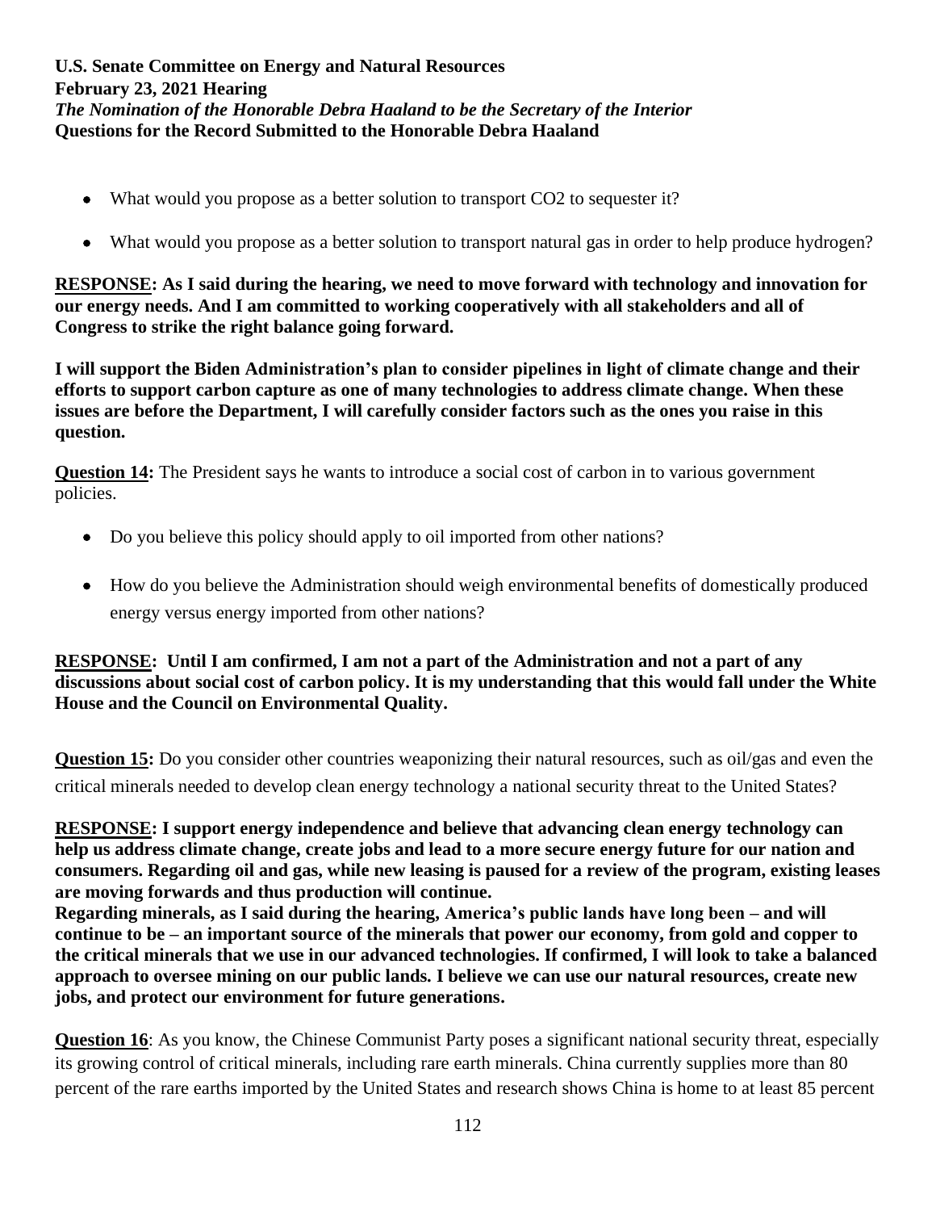- What would you propose as a better solution to transport $CO_2$ to sequester it?
- What would you propose as a better solution to transport natural gas in order to help produce hydrogen?

**RESPONSE: As I said during the hearing, we need to move forward with technology and innovation for our energy needs. And I am committed to working cooperatively with all stakeholders and all of Congress to strike the right balance going forward.**

**I will support the Biden Administration's plan to consider pipelines in light of climate change and their efforts to support carbon capture as one of many technologies to address climate change. When these issues are before the Department, I will carefully consider factors such as the ones you raise in this question.**

**Question 14:** The President says he wants to introduce a social cost of carbon in to various government policies.

- Do you believe this policy should apply to oil imported from other nations?
- How do you believe the Administration should weigh environmental benefits of domestically produced energy versus energy imported from other nations?

**RESPONSE: Until I am confirmed, I am not a part of the Administration and not a part of any discussions about social cost of carbon policy. It is my understanding that this would fall under the White House and the Council on Environmental Quality.**

**Question 15:** Do you consider other countries weaponizing their natural resources, such as oil/gas and even the critical minerals needed to develop clean energy technology a national security threat to the United States?

**RESPONSE: I support energy independence and believe that advancing clean energy technology can help us address climate change, create jobs and lead to a more secure energy future for our nation and consumers. Regarding oil and gas, while new leasing is paused for a review of the program, existing leases are moving forwards and thus production will continue.**
**Regarding minerals, as I said during the hearing, America's public lands have long been – and will continue to be – an important source of the minerals that power our economy, from gold and copper to the critical minerals that we use in our advanced technologies. If confirmed, I will look to take a balanced approach to oversee mining on our public lands. I believe we can use our natural resources, create new jobs, and protect our environment for future generations.**

**Question 16**: As you know, the Chinese Communist Party poses a significant national security threat, especially its growing control of critical minerals, including rare earth minerals. China currently supplies more than 80 percent of the rare earths imported by the United States and research shows China is home to at least 85 percent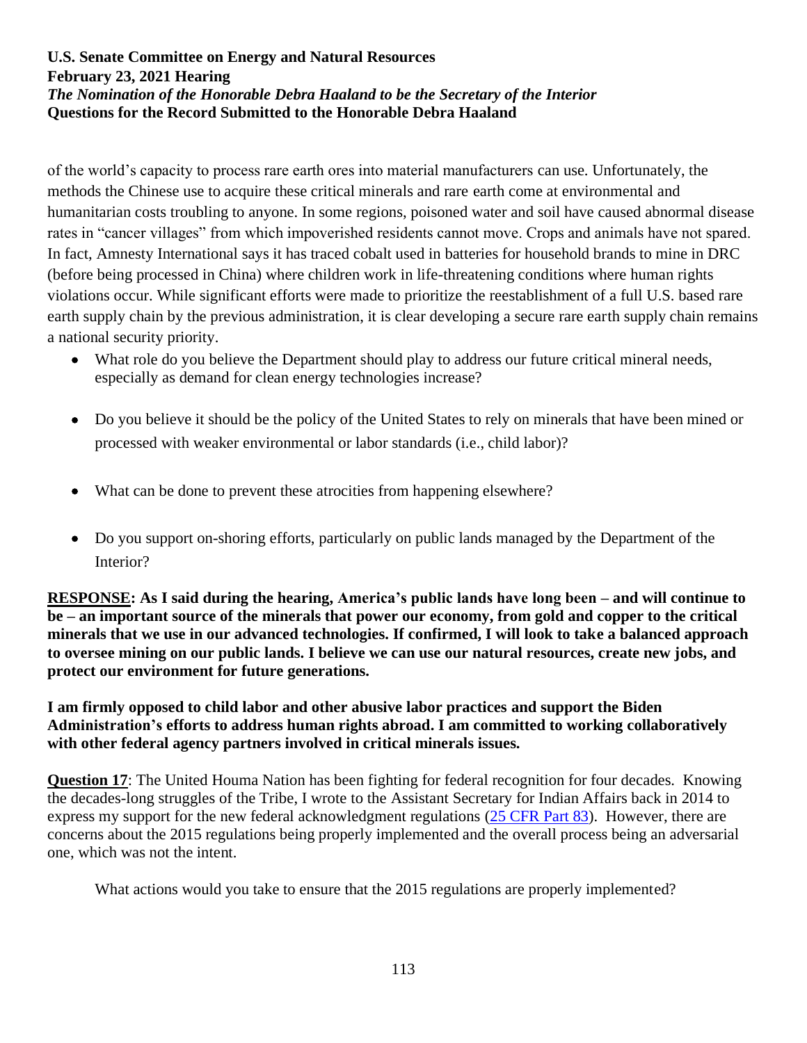of the world's capacity to process rare earth ores into material manufacturers can use. Unfortunately, the methods the Chinese use to acquire these critical minerals and rare earth come at environmental and humanitarian costs troubling to anyone. In some regions, poisoned water and soil have caused abnormal disease rates in "cancer villages" from which impoverished residents cannot move. Crops and animals have not spared. In fact, Amnesty International says it has traced cobalt used in batteries for household brands to mine in DRC (before being processed in China) where children work in life-threatening conditions where human rights violations occur. While significant efforts were made to prioritize the reestablishment of a full U.S. based rare earth supply chain by the previous administration, it is clear developing a secure rare earth supply chain remains a national security priority.

- What role do you believe the Department should play to address our future critical mineral needs, especially as demand for clean energy technologies increase?
- Do you believe it should be the policy of the United States to rely on minerals that have been mined or processed with weaker environmental or labor standards (i.e., child labor)?
- What can be done to prevent these atrocities from happening elsewhere?
- Do you support on-shoring efforts, particularly on public lands managed by the Department of the Interior?

**RESPONSE: As I said during the hearing, America's public lands have long been – and will continue to be – an important source of the minerals that power our economy, from gold and copper to the critical minerals that we use in our advanced technologies. If confirmed, I will look to take a balanced approach to oversee mining on our public lands. I believe we can use our natural resources, create new jobs, and protect our environment for future generations.**

**I am firmly opposed to child labor and other abusive labor practices and support the Biden Administration's efforts to address human rights abroad. I am committed to working collaboratively with other federal agency partners involved in critical minerals issues.**

**Question 17**: The United Houma Nation has been fighting for federal recognition for four decades. Knowing the decades-long struggles of the Tribe, I wrote to the Assistant Secretary for Indian Affairs back in 2014 to express my support for the new federal acknowledgment regulations (25 CFR Part 83). However, there are concerns about the 2015 regulations being properly implemented and the overall process being an adversarial one, which was not the intent.

What actions would you take to ensure that the 2015 regulations are properly implemented?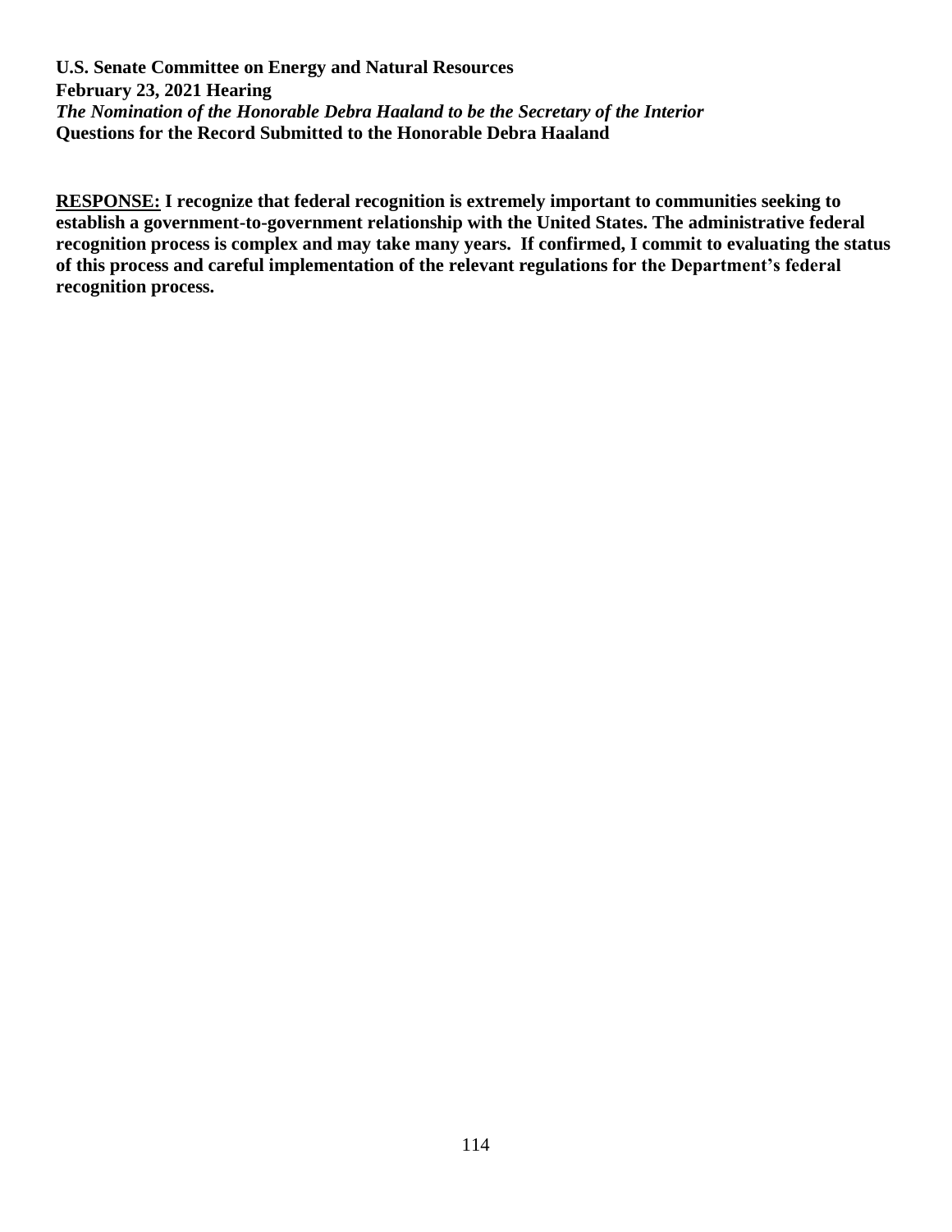**U.S. Senate Committee on Energy and Natural Resources**
**February 23, 2021 Hearing**
***The Nomination of the Honorable Debra Haaland to be the Secretary of the Interior***
**Questions for the Record Submitted to the Honorable Debra Haaland**

**RESPONSE: I recognize that federal recognition is extremely important to communities seeking to establish a government-to-government relationship with the United States. The administrative federal recognition process is complex and may take many years. If confirmed, I commit to evaluating the status of this process and careful implementation of the relevant regulations for the Department's federal recognition process.**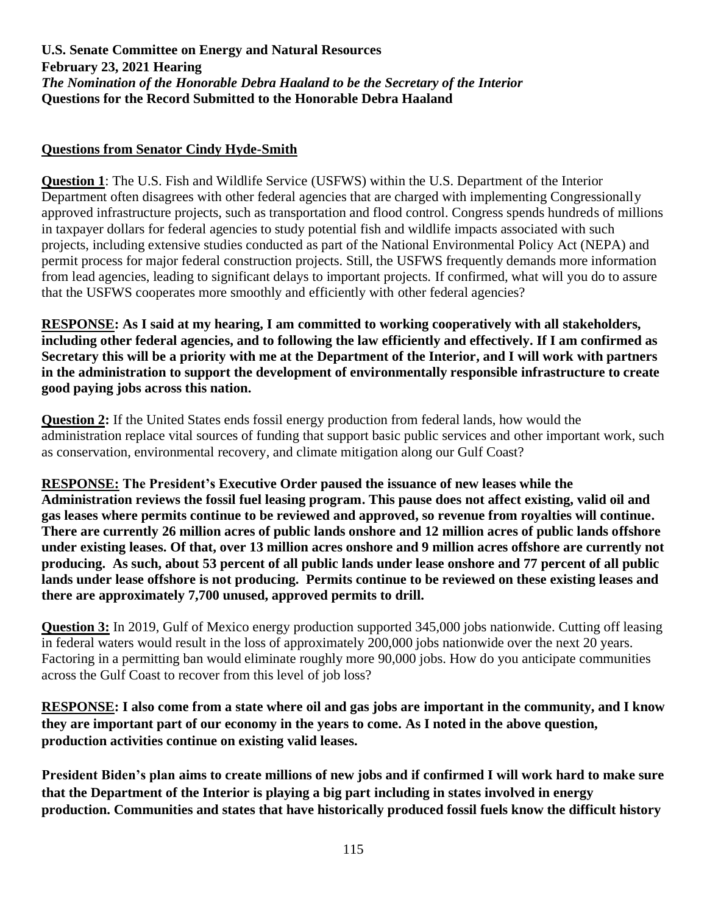**U.S. Senate Committee on Energy and Natural Resources**
**February 23, 2021 Hearing**
***The Nomination of the Honorable Debra Haaland to be the Secretary of the Interior***
**Questions for the Record Submitted to the Honorable Debra Haaland**

## Questions from Senator Cindy Hyde-Smith

**Question 1**: The U.S. Fish and Wildlife Service (USFWS) within the U.S. Department of the Interior Department often disagrees with other federal agencies that are charged with implementing Congressionally approved infrastructure projects, such as transportation and flood control. Congress spends hundreds of millions in taxpayer dollars for federal agencies to study potential fish and wildlife impacts associated with such projects, including extensive studies conducted as part of the National Environmental Policy Act (NEPA) and permit process for major federal construction projects. Still, the USFWS frequently demands more information from lead agencies, leading to significant delays to important projects. If confirmed, what will you do to assure that the USFWS cooperates more smoothly and efficiently with other federal agencies?

**RESPONSE: As I said at my hearing, I am committed to working cooperatively with all stakeholders, including other federal agencies, and to following the law efficiently and effectively. If I am confirmed as Secretary this will be a priority with me at the Department of the Interior, and I will work with partners in the administration to support the development of environmentally responsible infrastructure to create good paying jobs across this nation.**

**Question 2:** If the United States ends fossil energy production from federal lands, how would the administration replace vital sources of funding that support basic public services and other important work, such as conservation, environmental recovery, and climate mitigation along our Gulf Coast?

**RESPONSE: The President's Executive Order paused the issuance of new leases while the Administration reviews the fossil fuel leasing program. This pause does not affect existing, valid oil and gas leases where permits continue to be reviewed and approved, so revenue from royalties will continue. There are currently 26 million acres of public lands onshore and 12 million acres of public lands offshore under existing leases. Of that, over 13 million acres onshore and 9 million acres offshore are currently not producing. As such, about 53 percent of all public lands under lease onshore and 77 percent of all public lands under lease offshore is not producing. Permits continue to be reviewed on these existing leases and there are approximately 7,700 unused, approved permits to drill.**

**Question 3:** In 2019, Gulf of Mexico energy production supported 345,000 jobs nationwide. Cutting off leasing in federal waters would result in the loss of approximately 200,000 jobs nationwide over the next 20 years. Factoring in a permitting ban would eliminate roughly more 90,000 jobs. How do you anticipate communities across the Gulf Coast to recover from this level of job loss?

**RESPONSE: I also come from a state where oil and gas jobs are important in the community, and I know they are important part of our economy in the years to come. As I noted in the above question, production activities continue on existing valid leases.**

**President Biden's plan aims to create millions of new jobs and if confirmed I will work hard to make sure that the Department of the Interior is playing a big part including in states involved in energy production. Communities and states that have historically produced fossil fuels know the difficult history**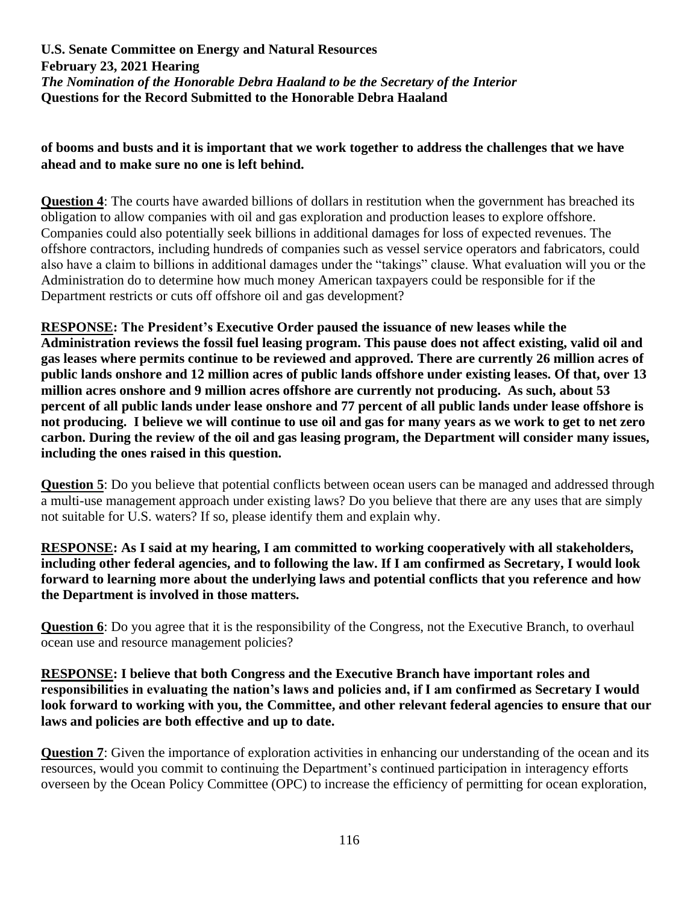**of booms and busts and it is important that we work together to address the challenges that we have ahead and to make sure no one is left behind.**

**Question 4**: The courts have awarded billions of dollars in restitution when the government has breached its obligation to allow companies with oil and gas exploration and production leases to explore offshore. Companies could also potentially seek billions in additional damages for loss of expected revenues. The offshore contractors, including hundreds of companies such as vessel service operators and fabricators, could also have a claim to billions in additional damages under the "takings" clause. What evaluation will you or the Administration do to determine how much money American taxpayers could be responsible for if the Department restricts or cuts off offshore oil and gas development?

**RESPONSE: The President's Executive Order paused the issuance of new leases while the Administration reviews the fossil fuel leasing program. This pause does not affect existing, valid oil and gas leases where permits continue to be reviewed and approved. There are currently 26 million acres of public lands onshore and 12 million acres of public lands offshore under existing leases. Of that, over 13 million acres onshore and 9 million acres offshore are currently not producing. As such, about 53 percent of all public lands under lease onshore and 77 percent of all public lands under lease offshore is not producing. I believe we will continue to use oil and gas for many years as we work to get to net zero carbon. During the review of the oil and gas leasing program, the Department will consider many issues, including the ones raised in this question.**

**Question 5**: Do you believe that potential conflicts between ocean users can be managed and addressed through a multi-use management approach under existing laws? Do you believe that there are any uses that are simply not suitable for U.S. waters? If so, please identify them and explain why.

**RESPONSE: As I said at my hearing, I am committed to working cooperatively with all stakeholders, including other federal agencies, and to following the law. If I am confirmed as Secretary, I would look forward to learning more about the underlying laws and potential conflicts that you reference and how the Department is involved in those matters.**

**Question 6**: Do you agree that it is the responsibility of the Congress, not the Executive Branch, to overhaul ocean use and resource management policies?

**RESPONSE: I believe that both Congress and the Executive Branch have important roles and responsibilities in evaluating the nation's laws and policies and, if I am confirmed as Secretary I would look forward to working with you, the Committee, and other relevant federal agencies to ensure that our laws and policies are both effective and up to date.**

**Question 7**: Given the importance of exploration activities in enhancing our understanding of the ocean and its resources, would you commit to continuing the Department's continued participation in interagency efforts overseen by the Ocean Policy Committee (OPC) to increase the efficiency of permitting for ocean exploration,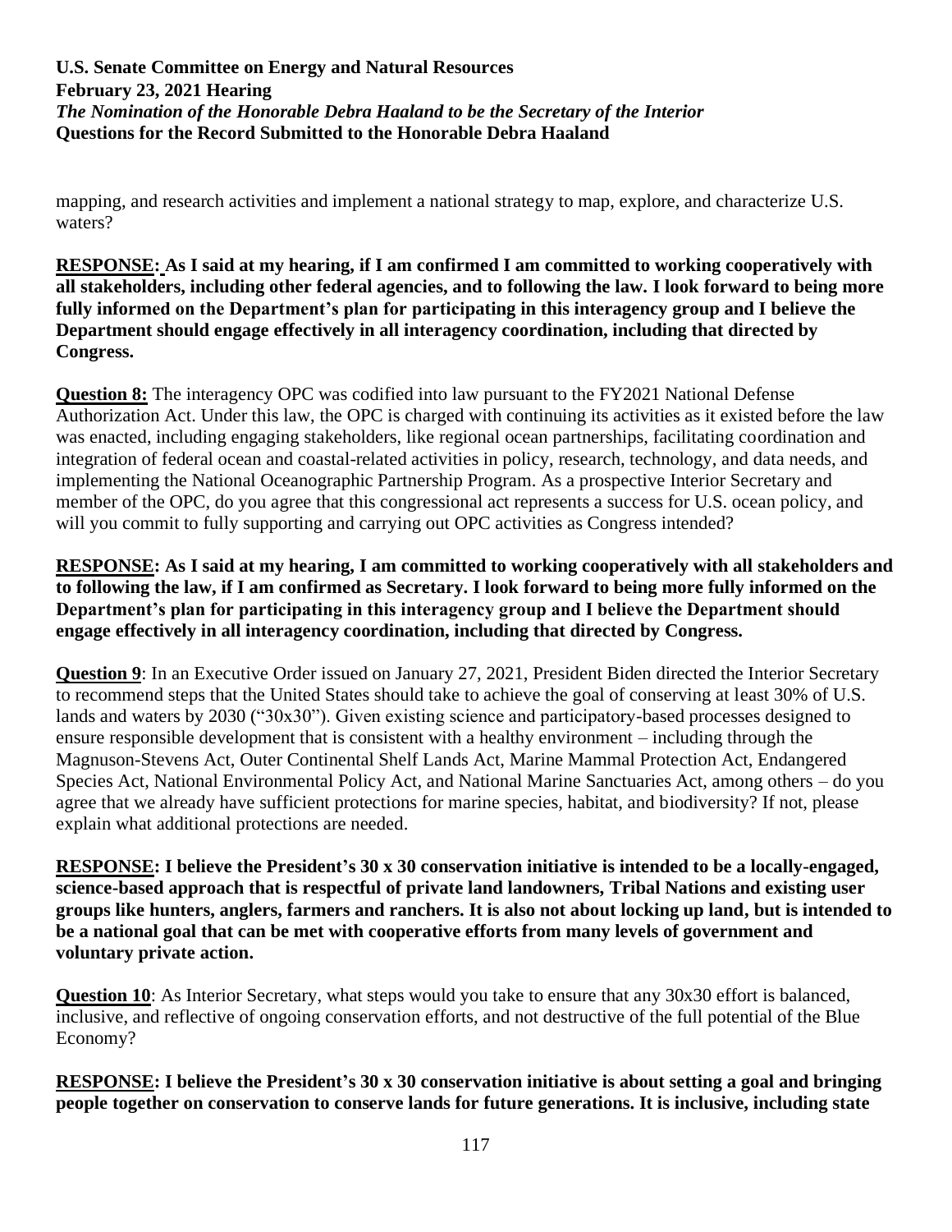mapping, and research activities and implement a national strategy to map, explore, and characterize U.S. waters?

**RESPONSE: As I said at my hearing, if I am confirmed I am committed to working cooperatively with all stakeholders, including other federal agencies, and to following the law. I look forward to being more fully informed on the Department's plan for participating in this interagency group and I believe the Department should engage effectively in all interagency coordination, including that directed by Congress.**

**Question 8:** The interagency OPC was codified into law pursuant to the FY2021 National Defense Authorization Act. Under this law, the OPC is charged with continuing its activities as it existed before the law was enacted, including engaging stakeholders, like regional ocean partnerships, facilitating coordination and integration of federal ocean and coastal-related activities in policy, research, technology, and data needs, and implementing the National Oceanographic Partnership Program. As a prospective Interior Secretary and member of the OPC, do you agree that this congressional act represents a success for U.S. ocean policy, and will you commit to fully supporting and carrying out OPC activities as Congress intended?

**RESPONSE: As I said at my hearing, I am committed to working cooperatively with all stakeholders and to following the law, if I am confirmed as Secretary. I look forward to being more fully informed on the Department's plan for participating in this interagency group and I believe the Department should engage effectively in all interagency coordination, including that directed by Congress.**

**Question 9**: In an Executive Order issued on January 27, 2021, President Biden directed the Interior Secretary to recommend steps that the United States should take to achieve the goal of conserving at least 30% of U.S. lands and waters by 2030 ("30x30"). Given existing science and participatory-based processes designed to ensure responsible development that is consistent with a healthy environment – including through the Magnuson-Stevens Act, Outer Continental Shelf Lands Act, Marine Mammal Protection Act, Endangered Species Act, National Environmental Policy Act, and National Marine Sanctuaries Act, among others – do you agree that we already have sufficient protections for marine species, habitat, and biodiversity? If not, please explain what additional protections are needed.

**RESPONSE: I believe the President's 30 x 30 conservation initiative is intended to be a locally-engaged, science-based approach that is respectful of private land landowners, Tribal Nations and existing user groups like hunters, anglers, farmers and ranchers. It is also not about locking up land, but is intended to be a national goal that can be met with cooperative efforts from many levels of government and voluntary private action.**

**Question 10**: As Interior Secretary, what steps would you take to ensure that any 30x30 effort is balanced, inclusive, and reflective of ongoing conservation efforts, and not destructive of the full potential of the Blue Economy?

**RESPONSE: I believe the President's 30 x 30 conservation initiative is about setting a goal and bringing people together on conservation to conserve lands for future generations. It is inclusive, including state**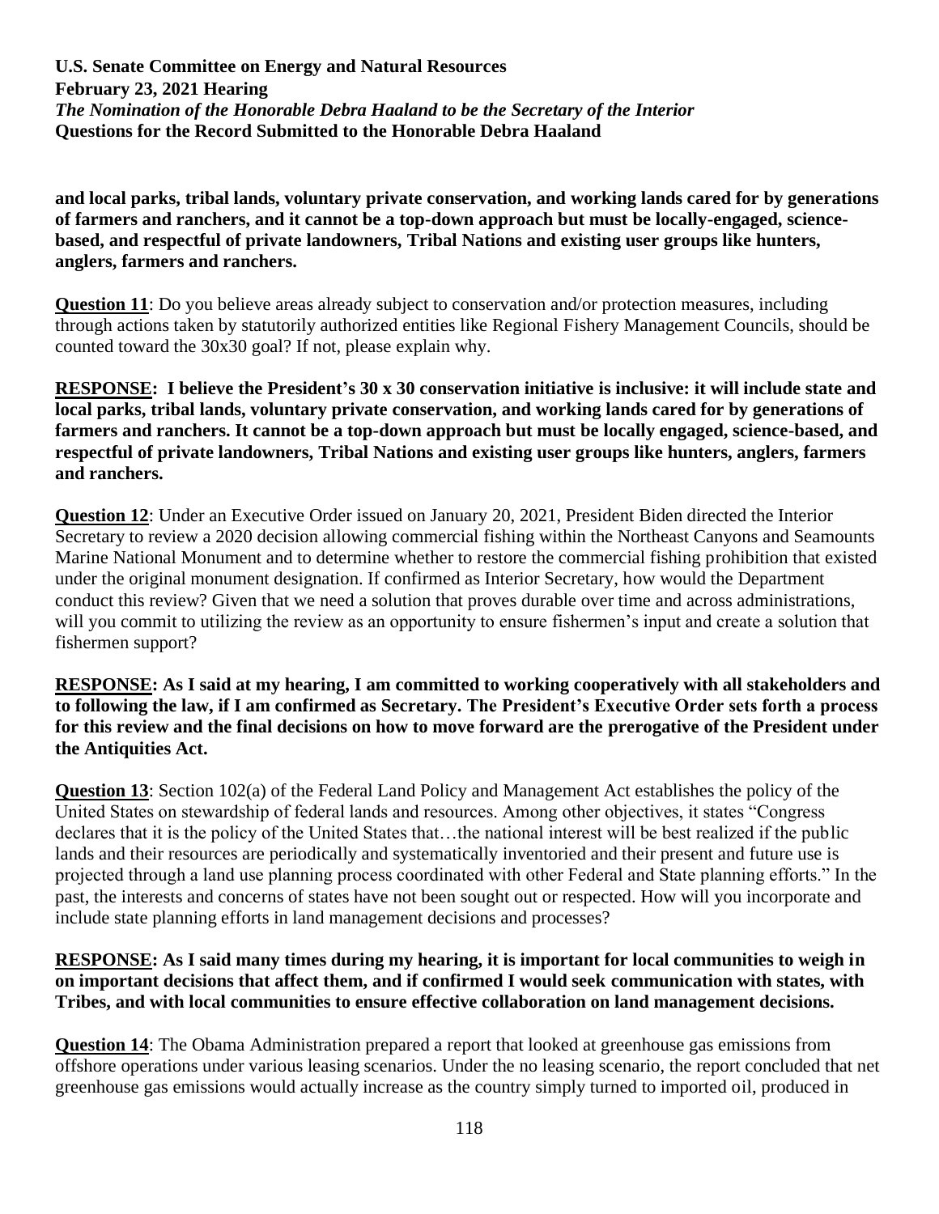**and local parks, tribal lands, voluntary private conservation, and working lands cared for by generations of farmers and ranchers, and it cannot be a top-down approach but must be locally-engaged, science-based, and respectful of private landowners, Tribal Nations and existing user groups like hunters, anglers, farmers and ranchers.**

**Question 11**: Do you believe areas already subject to conservation and/or protection measures, including through actions taken by statutorily authorized entities like Regional Fishery Management Councils, should be counted toward the 30x30 goal? If not, please explain why.

**RESPONSE: I believe the President's 30 x 30 conservation initiative is inclusive: it will include state and local parks, tribal lands, voluntary private conservation, and working lands cared for by generations of farmers and ranchers. It cannot be a top-down approach but must be locally engaged, science-based, and respectful of private landowners, Tribal Nations and existing user groups like hunters, anglers, farmers and ranchers.**

**Question 12**: Under an Executive Order issued on January 20, 2021, President Biden directed the Interior Secretary to review a 2020 decision allowing commercial fishing within the Northeast Canyons and Seamounts Marine National Monument and to determine whether to restore the commercial fishing prohibition that existed under the original monument designation. If confirmed as Interior Secretary, how would the Department conduct this review? Given that we need a solution that proves durable over time and across administrations, will you commit to utilizing the review as an opportunity to ensure fishermen's input and create a solution that fishermen support?

**RESPONSE: As I said at my hearing, I am committed to working cooperatively with all stakeholders and to following the law, if I am confirmed as Secretary. The President's Executive Order sets forth a process for this review and the final decisions on how to move forward are the prerogative of the President under the Antiquities Act.**

**Question 13**: Section 102(a) of the Federal Land Policy and Management Act establishes the policy of the United States on stewardship of federal lands and resources. Among other objectives, it states "Congress declares that it is the policy of the United States that…the national interest will be best realized if the public lands and their resources are periodically and systematically inventoried and their present and future use is projected through a land use planning process coordinated with other Federal and State planning efforts." In the past, the interests and concerns of states have not been sought out or respected. How will you incorporate and include state planning efforts in land management decisions and processes?

**RESPONSE: As I said many times during my hearing, it is important for local communities to weigh in on important decisions that affect them, and if confirmed I would seek communication with states, with Tribes, and with local communities to ensure effective collaboration on land management decisions.**

**Question 14**: The Obama Administration prepared a report that looked at greenhouse gas emissions from offshore operations under various leasing scenarios. Under the no leasing scenario, the report concluded that net greenhouse gas emissions would actually increase as the country simply turned to imported oil, produced in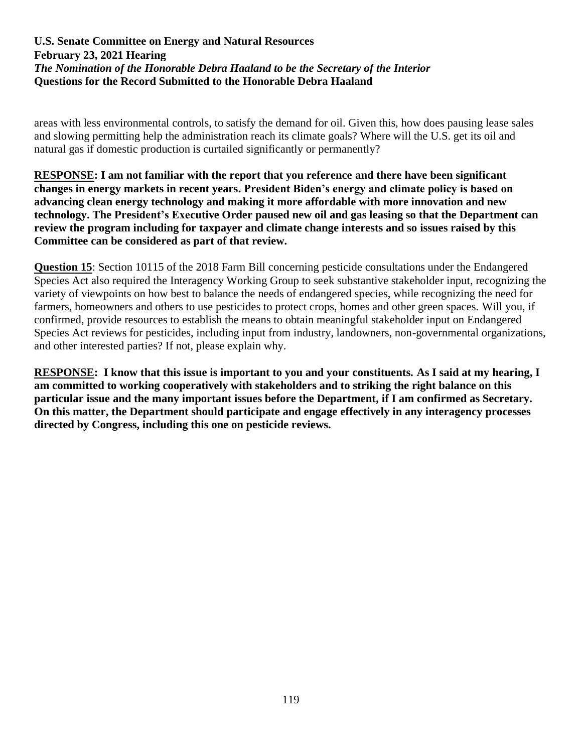areas with less environmental controls, to satisfy the demand for oil. Given this, how does pausing lease sales and slowing permitting help the administration reach its climate goals? Where will the U.S. get its oil and natural gas if domestic production is curtailed significantly or permanently?

**RESPONSE: I am not familiar with the report that you reference and there have been significant changes in energy markets in recent years. President Biden's energy and climate policy is based on advancing clean energy technology and making it more affordable with more innovation and new technology. The President's Executive Order paused new oil and gas leasing so that the Department can review the program including for taxpayer and climate change interests and so issues raised by this Committee can be considered as part of that review.**

**Question 15**: Section 10115 of the 2018 Farm Bill concerning pesticide consultations under the Endangered Species Act also required the Interagency Working Group to seek substantive stakeholder input, recognizing the variety of viewpoints on how best to balance the needs of endangered species, while recognizing the need for farmers, homeowners and others to use pesticides to protect crops, homes and other green spaces. Will you, if confirmed, provide resources to establish the means to obtain meaningful stakeholder input on Endangered Species Act reviews for pesticides, including input from industry, landowners, non-governmental organizations, and other interested parties? If not, please explain why.

**RESPONSE: I know that this issue is important to you and your constituents. As I said at my hearing, I am committed to working cooperatively with stakeholders and to striking the right balance on this particular issue and the many important issues before the Department, if I am confirmed as Secretary. On this matter, the Department should participate and engage effectively in any interagency processes directed by Congress, including this one on pesticide reviews.**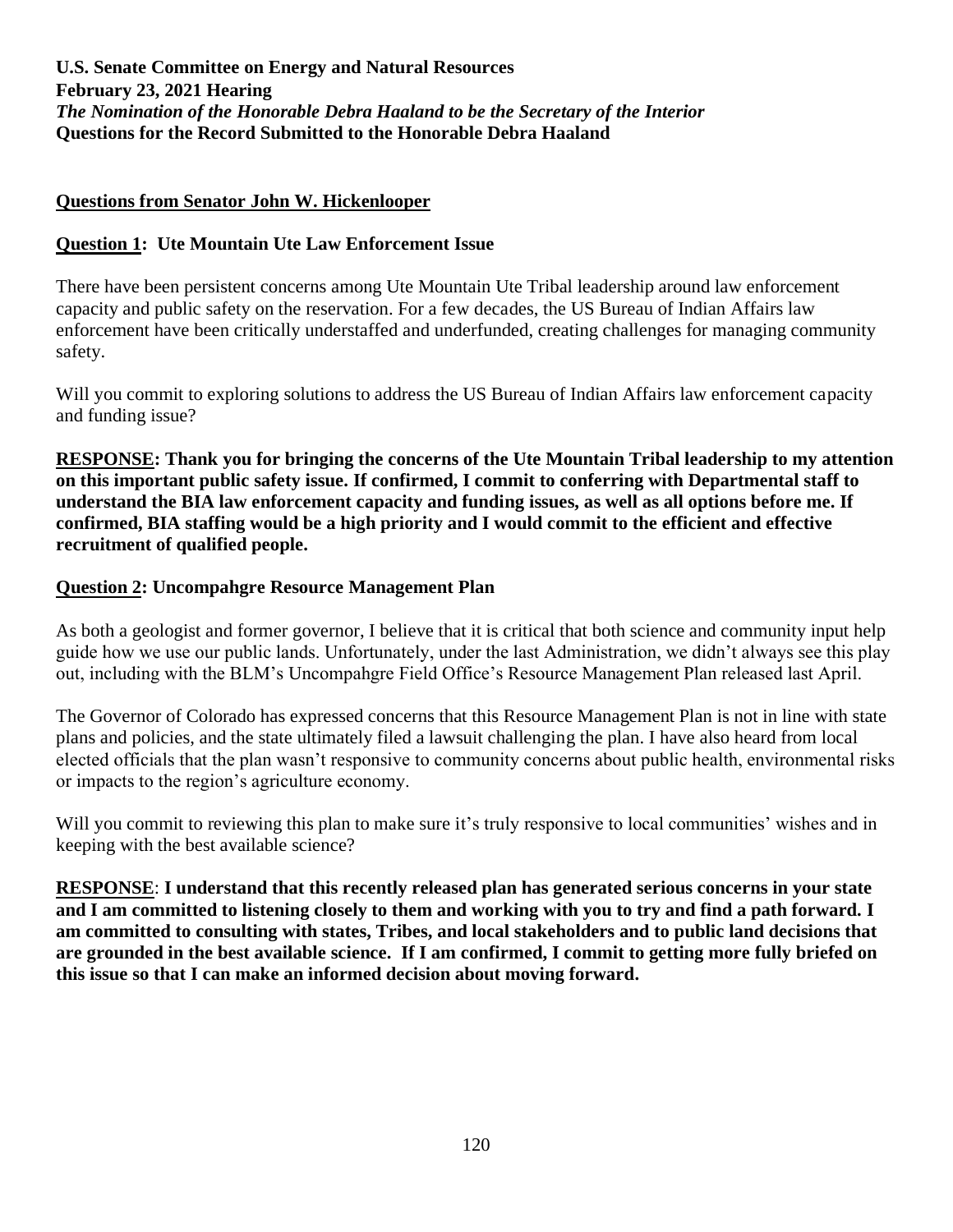**U.S. Senate Committee on Energy and Natural Resources**
**February 23, 2021 Hearing**
***The Nomination of the Honorable Debra Haaland to be the Secretary of the Interior***
**Questions for the Record Submitted to the Honorable Debra Haaland**

## Questions from Senator John W. Hickenlooper

### Question 1: Ute Mountain Ute Law Enforcement Issue

There have been persistent concerns among Ute Mountain Ute Tribal leadership around law enforcement capacity and public safety on the reservation. For a few decades, the US Bureau of Indian Affairs law enforcement have been critically understaffed and underfunded, creating challenges for managing community safety.

Will you commit to exploring solutions to address the US Bureau of Indian Affairs law enforcement capacity and funding issue?

**RESPONSE: Thank you for bringing the concerns of the Ute Mountain Tribal leadership to my attention on this important public safety issue. If confirmed, I commit to conferring with Departmental staff to understand the BIA law enforcement capacity and funding issues, as well as all options before me. If confirmed, BIA staffing would be a high priority and I would commit to the efficient and effective recruitment of qualified people.**

### Question 2: Uncompahgre Resource Management Plan

As both a geologist and former governor, I believe that it is critical that both science and community input help guide how we use our public lands. Unfortunately, under the last Administration, we didn't always see this play out, including with the BLM's Uncompahgre Field Office's Resource Management Plan released last April.

The Governor of Colorado has expressed concerns that this Resource Management Plan is not in line with state plans and policies, and the state ultimately filed a lawsuit challenging the plan. I have also heard from local elected officials that the plan wasn't responsive to community concerns about public health, environmental risks or impacts to the region's agriculture economy.

Will you commit to reviewing this plan to make sure it's truly responsive to local communities' wishes and in keeping with the best available science?

**RESPONSE**: **I understand that this recently released plan has generated serious concerns in your state and I am committed to listening closely to them and working with you to try and find a path forward. I am committed to consulting with states, Tribes, and local stakeholders and to public land decisions that are grounded in the best available science. If I am confirmed, I commit to getting more fully briefed on this issue so that I can make an informed decision about moving forward.**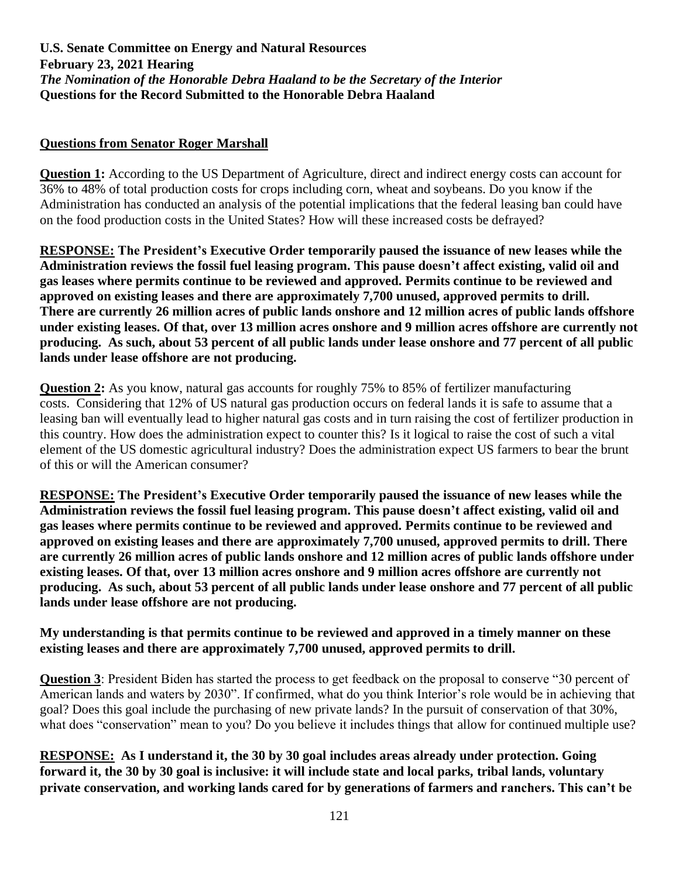**U.S. Senate Committee on Energy and Natural Resources**
**February 23, 2021 Hearing**
***The Nomination of the Honorable Debra Haaland to be the Secretary of the Interior***
**Questions for the Record Submitted to the Honorable Debra Haaland**

**Questions from Senator Roger Marshall**

**Question 1:** According to the US Department of Agriculture, direct and indirect energy costs can account for 36% to 48% of total production costs for crops including corn, wheat and soybeans. Do you know if the Administration has conducted an analysis of the potential implications that the federal leasing ban could have on the food production costs in the United States? How will these increased costs be defrayed?

**RESPONSE: The President's Executive Order temporarily paused the issuance of new leases while the Administration reviews the fossil fuel leasing program. This pause doesn't affect existing, valid oil and gas leases where permits continue to be reviewed and approved. Permits continue to be reviewed and approved on existing leases and there are approximately 7,700 unused, approved permits to drill. There are currently 26 million acres of public lands onshore and 12 million acres of public lands offshore under existing leases. Of that, over 13 million acres onshore and 9 million acres offshore are currently not producing. As such, about 53 percent of all public lands under lease onshore and 77 percent of all public lands under lease offshore are not producing.**

**Question 2:** As you know, natural gas accounts for roughly 75% to 85% of fertilizer manufacturing costs. Considering that 12% of US natural gas production occurs on federal lands it is safe to assume that a leasing ban will eventually lead to higher natural gas costs and in turn raising the cost of fertilizer production in this country. How does the administration expect to counter this? Is it logical to raise the cost of such a vital element of the US domestic agricultural industry? Does the administration expect US farmers to bear the brunt of this or will the American consumer?

**RESPONSE: The President's Executive Order temporarily paused the issuance of new leases while the Administration reviews the fossil fuel leasing program. This pause doesn't affect existing, valid oil and gas leases where permits continue to be reviewed and approved. Permits continue to be reviewed and approved on existing leases and there are approximately 7,700 unused, approved permits to drill. There are currently 26 million acres of public lands onshore and 12 million acres of public lands offshore under existing leases. Of that, over 13 million acres onshore and 9 million acres offshore are currently not producing. As such, about 53 percent of all public lands under lease onshore and 77 percent of all public lands under lease offshore are not producing.**

**My understanding is that permits continue to be reviewed and approved in a timely manner on these existing leases and there are approximately 7,700 unused, approved permits to drill.**

**Question 3**: President Biden has started the process to get feedback on the proposal to conserve "30 percent of American lands and waters by 2030". If confirmed, what do you think Interior's role would be in achieving that goal? Does this goal include the purchasing of new private lands? In the pursuit of conservation of that 30%, what does "conservation" mean to you? Do you believe it includes things that allow for continued multiple use?

**RESPONSE: As I understand it, the 30 by 30 goal includes areas already under protection. Going forward it, the 30 by 30 goal is inclusive: it will include state and local parks, tribal lands, voluntary private conservation, and working lands cared for by generations of farmers and ranchers. This can't be**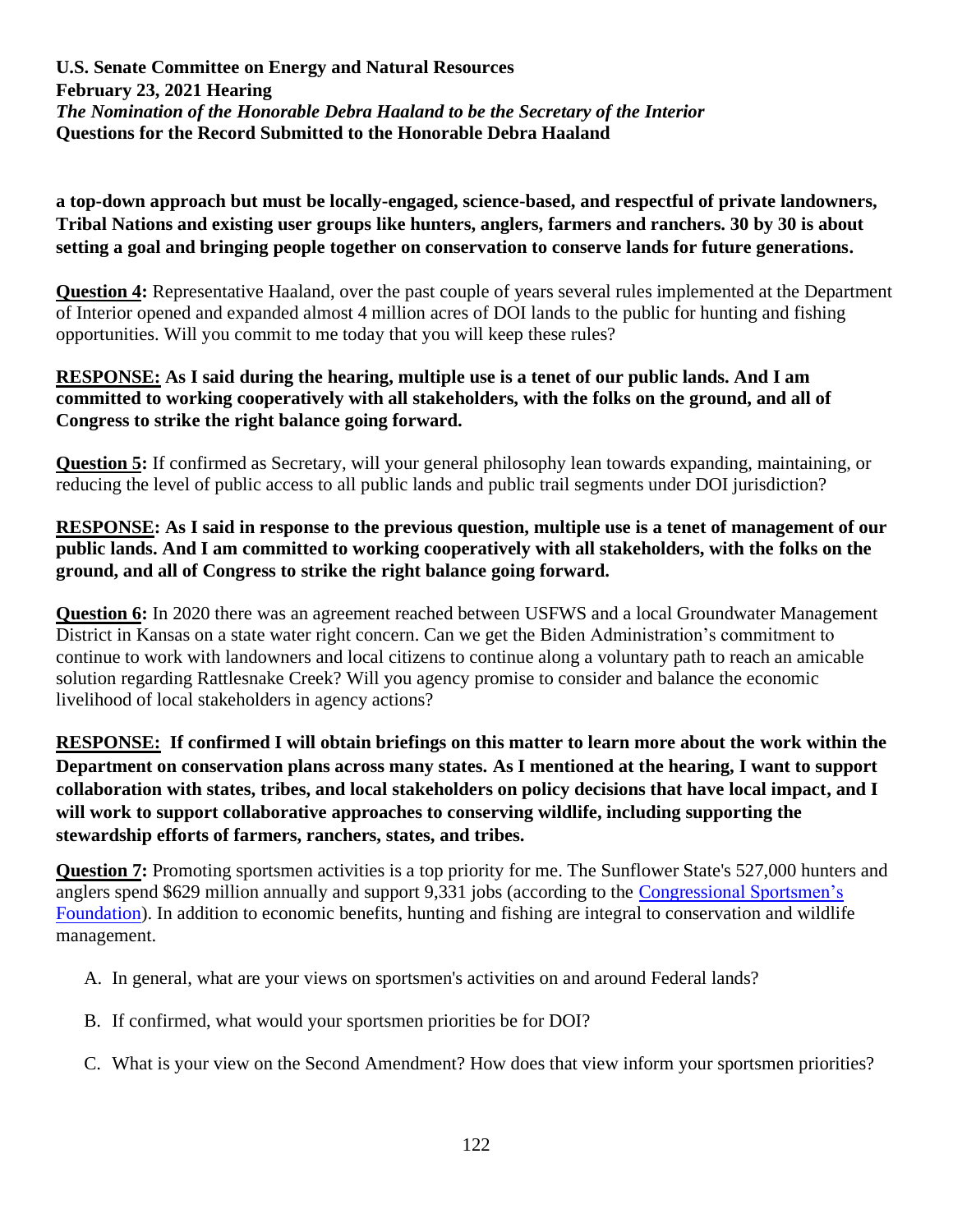**a top-down approach but must be locally-engaged, science-based, and respectful of private landowners, Tribal Nations and existing user groups like hunters, anglers, farmers and ranchers. 30 by 30 is about setting a goal and bringing people together on conservation to conserve lands for future generations.**

**Question 4:** Representative Haaland, over the past couple of years several rules implemented at the Department of Interior opened and expanded almost 4 million acres of DOI lands to the public for hunting and fishing opportunities. Will you commit to me today that you will keep these rules?

**RESPONSE: As I said during the hearing, multiple use is a tenet of our public lands. And I am committed to working cooperatively with all stakeholders, with the folks on the ground, and all of Congress to strike the right balance going forward.**

**Question 5:** If confirmed as Secretary, will your general philosophy lean towards expanding, maintaining, or reducing the level of public access to all public lands and public trail segments under DOI jurisdiction?

**RESPONSE: As I said in response to the previous question, multiple use is a tenet of management of our public lands. And I am committed to working cooperatively with all stakeholders, with the folks on the ground, and all of Congress to strike the right balance going forward.**

**Question 6:** In 2020 there was an agreement reached between USFWS and a local Groundwater Management District in Kansas on a state water right concern. Can we get the Biden Administration's commitment to continue to work with landowners and local citizens to continue along a voluntary path to reach an amicable solution regarding Rattlesnake Creek? Will you agency promise to consider and balance the economic livelihood of local stakeholders in agency actions?

**RESPONSE: If confirmed I will obtain briefings on this matter to learn more about the work within the Department on conservation plans across many states. As I mentioned at the hearing, I want to support collaboration with states, tribes, and local stakeholders on policy decisions that have local impact, and I will work to support collaborative approaches to conserving wildlife, including supporting the stewardship efforts of farmers, ranchers, states, and tribes.**

**Question 7:** Promoting sportsmen activities is a top priority for me. The Sunflower State's 527,000 hunters and anglers spend $629 million annually and support 9,331 jobs (according to the Congressional Sportsmen's Foundation). In addition to economic benefits, hunting and fishing are integral to conservation and wildlife management.

A. In general, what are your views on sportsmen's activities on and around Federal lands?

B. If confirmed, what would your sportsmen priorities be for DOI?

C. What is your view on the Second Amendment? How does that view inform your sportsmen priorities?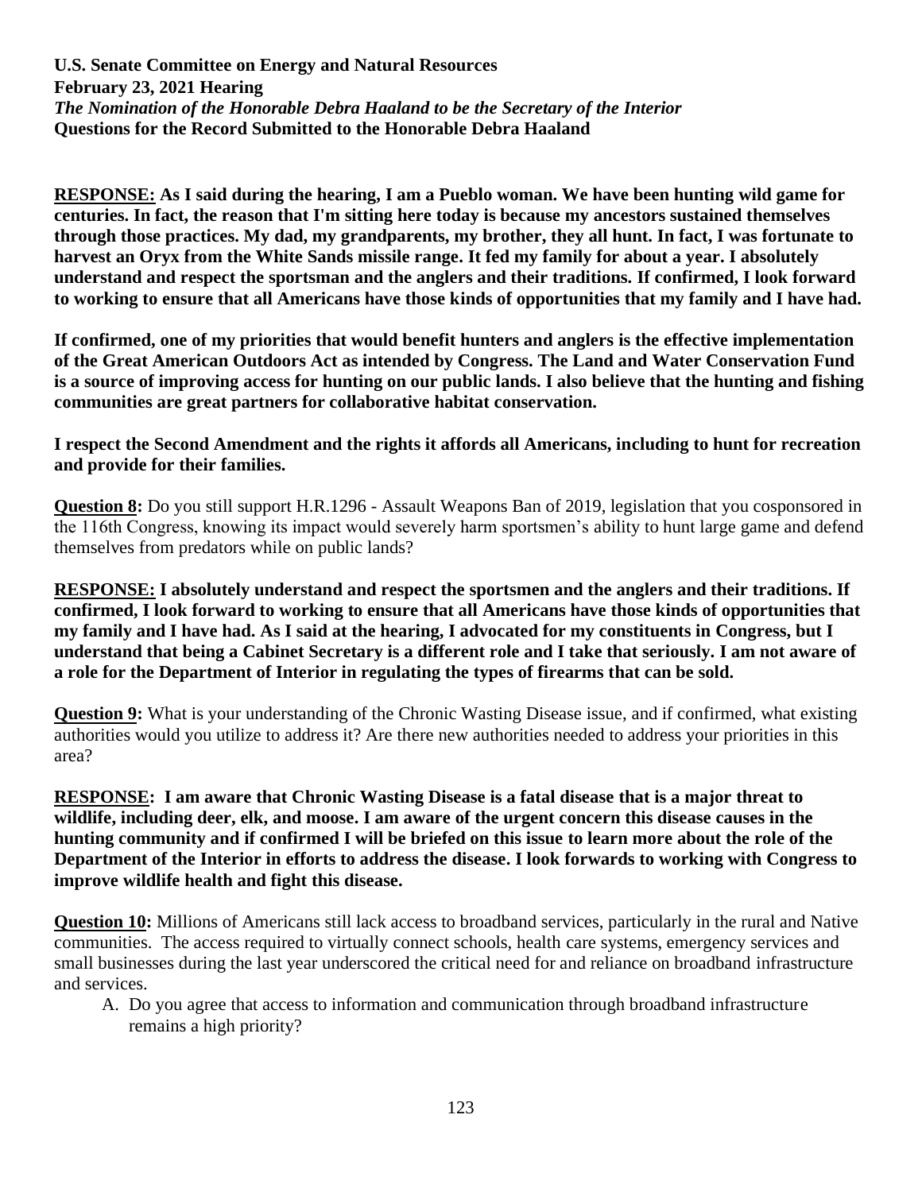**U.S. Senate Committee on Energy and Natural Resources**
**February 23, 2021 Hearing**
***The Nomination of the Honorable Debra Haaland to be the Secretary of the Interior***
**Questions for the Record Submitted to the Honorable Debra Haaland**

**RESPONSE: As I said during the hearing, I am a Pueblo woman. We have been hunting wild game for centuries. In fact, the reason that I'm sitting here today is because my ancestors sustained themselves through those practices. My dad, my grandparents, my brother, they all hunt. In fact, I was fortunate to harvest an Oryx from the White Sands missile range. It fed my family for about a year. I absolutely understand and respect the sportsman and the anglers and their traditions. If confirmed, I look forward to working to ensure that all Americans have those kinds of opportunities that my family and I have had.**

**If confirmed, one of my priorities that would benefit hunters and anglers is the effective implementation of the Great American Outdoors Act as intended by Congress. The Land and Water Conservation Fund is a source of improving access for hunting on our public lands. I also believe that the hunting and fishing communities are great partners for collaborative habitat conservation.**

**I respect the Second Amendment and the rights it affords all Americans, including to hunt for recreation and provide for their families.**

**Question 8:** Do you still support H.R.1296 - Assault Weapons Ban of 2019, legislation that you cosponsored in the 116th Congress, knowing its impact would severely harm sportsmen's ability to hunt large game and defend themselves from predators while on public lands?

**RESPONSE: I absolutely understand and respect the sportsmen and the anglers and their traditions. If confirmed, I look forward to working to ensure that all Americans have those kinds of opportunities that my family and I have had. As I said at the hearing, I advocated for my constituents in Congress, but I understand that being a Cabinet Secretary is a different role and I take that seriously. I am not aware of a role for the Department of Interior in regulating the types of firearms that can be sold.**

**Question 9:** What is your understanding of the Chronic Wasting Disease issue, and if confirmed, what existing authorities would you utilize to address it? Are there new authorities needed to address your priorities in this area?

**RESPONSE: I am aware that Chronic Wasting Disease is a fatal disease that is a major threat to wildlife, including deer, elk, and moose. I am aware of the urgent concern this disease causes in the hunting community and if confirmed I will be briefed on this issue to learn more about the role of the Department of the Interior in efforts to address the disease. I look forwards to working with Congress to improve wildlife health and fight this disease.**

**Question 10:** Millions of Americans still lack access to broadband services, particularly in the rural and Native communities. The access required to virtually connect schools, health care systems, emergency services and small businesses during the last year underscored the critical need for and reliance on broadband infrastructure and services.

A. Do you agree that access to information and communication through broadband infrastructure remains a high priority?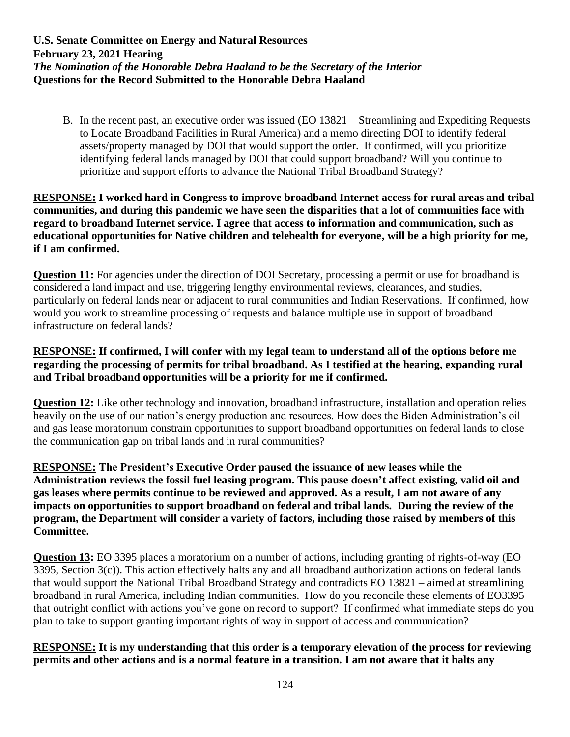B. In the recent past, an executive order was issued (EO 13821 – Streamlining and Expediting Requests to Locate Broadband Facilities in Rural America) and a memo directing DOI to identify federal assets/property managed by DOI that would support the order. If confirmed, will you prioritize identifying federal lands managed by DOI that could support broadband? Will you continue to prioritize and support efforts to advance the National Tribal Broadband Strategy?

**RESPONSE: I worked hard in Congress to improve broadband Internet access for rural areas and tribal communities, and during this pandemic we have seen the disparities that a lot of communities face with regard to broadband Internet service. I agree that access to information and communication, such as educational opportunities for Native children and telehealth for everyone, will be a high priority for me, if I am confirmed.**

**Question 11:** For agencies under the direction of DOI Secretary, processing a permit or use for broadband is considered a land impact and use, triggering lengthy environmental reviews, clearances, and studies, particularly on federal lands near or adjacent to rural communities and Indian Reservations. If confirmed, how would you work to streamline processing of requests and balance multiple use in support of broadband infrastructure on federal lands?

**RESPONSE: If confirmed, I will confer with my legal team to understand all of the options before me regarding the processing of permits for tribal broadband. As I testified at the hearing, expanding rural and Tribal broadband opportunities will be a priority for me if confirmed.**

**Question 12:** Like other technology and innovation, broadband infrastructure, installation and operation relies heavily on the use of our nation's energy production and resources. How does the Biden Administration's oil and gas lease moratorium constrain opportunities to support broadband opportunities on federal lands to close the communication gap on tribal lands and in rural communities?

**RESPONSE: The President's Executive Order paused the issuance of new leases while the Administration reviews the fossil fuel leasing program. This pause doesn't affect existing, valid oil and gas leases where permits continue to be reviewed and approved. As a result, I am not aware of any impacts on opportunities to support broadband on federal and tribal lands. During the review of the program, the Department will consider a variety of factors, including those raised by members of this Committee.**

**Question 13:** EO 3395 places a moratorium on a number of actions, including granting of rights-of-way (EO 3395, Section 3(c)). This action effectively halts any and all broadband authorization actions on federal lands that would support the National Tribal Broadband Strategy and contradicts EO 13821 – aimed at streamlining broadband in rural America, including Indian communities. How do you reconcile these elements of EO3395 that outright conflict with actions you've gone on record to support? If confirmed what immediate steps do you plan to take to support granting important rights of way in support of access and communication?

**RESPONSE: It is my understanding that this order is a temporary elevation of the process for reviewing permits and other actions and is a normal feature in a transition. I am not aware that it halts any**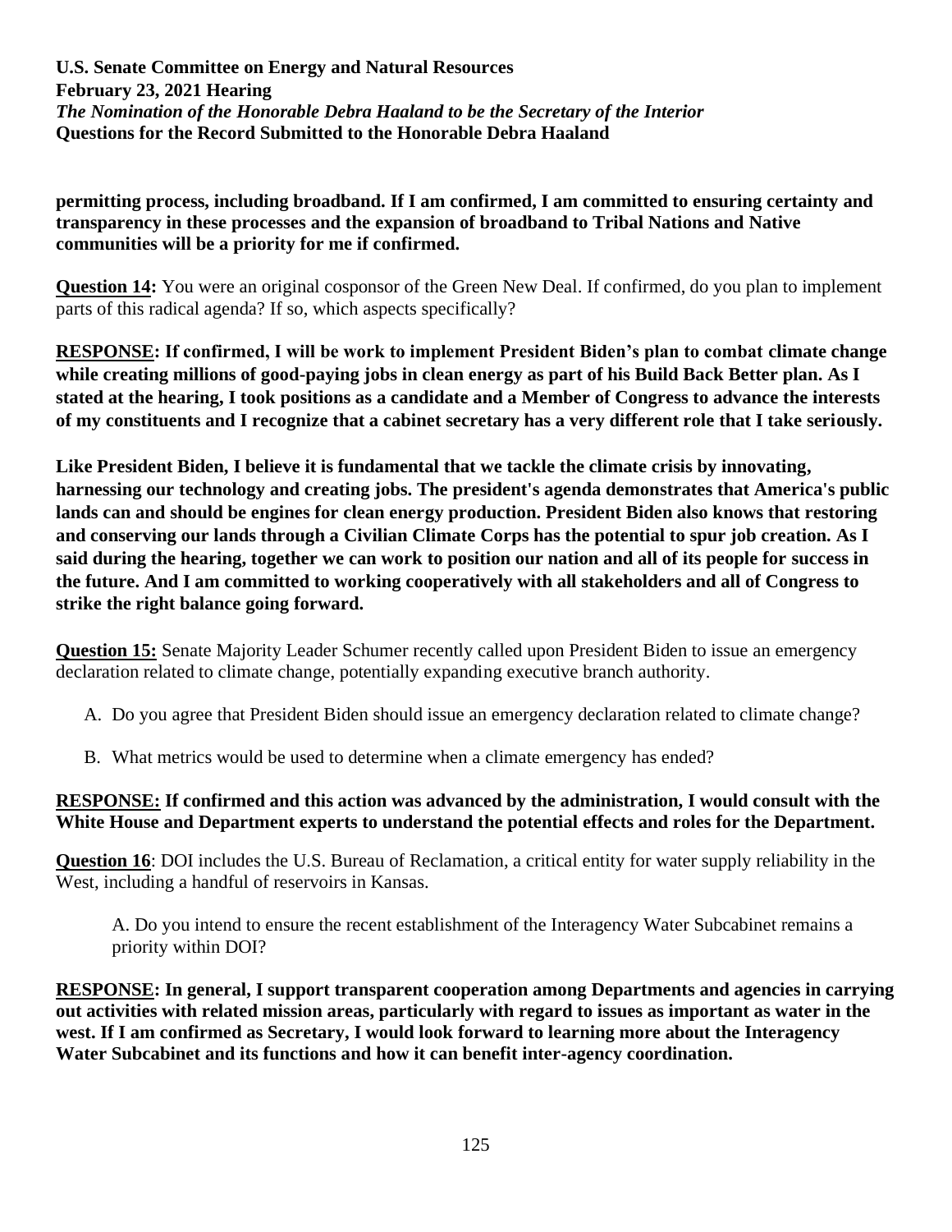**permitting process, including broadband. If I am confirmed, I am committed to ensuring certainty and transparency in these processes and the expansion of broadband to Tribal Nations and Native communities will be a priority for me if confirmed.**

**Question 14:** You were an original cosponsor of the Green New Deal. If confirmed, do you plan to implement parts of this radical agenda? If so, which aspects specifically?

**RESPONSE: If confirmed, I will be work to implement President Biden's plan to combat climate change while creating millions of good-paying jobs in clean energy as part of his Build Back Better plan. As I stated at the hearing, I took positions as a candidate and a Member of Congress to advance the interests of my constituents and I recognize that a cabinet secretary has a very different role that I take seriously.**

**Like President Biden, I believe it is fundamental that we tackle the climate crisis by innovating, harnessing our technology and creating jobs. The president's agenda demonstrates that America's public lands can and should be engines for clean energy production. President Biden also knows that restoring and conserving our lands through a Civilian Climate Corps has the potential to spur job creation. As I said during the hearing, together we can work to position our nation and all of its people for success in the future. And I am committed to working cooperatively with all stakeholders and all of Congress to strike the right balance going forward.**

**Question 15:** Senate Majority Leader Schumer recently called upon President Biden to issue an emergency declaration related to climate change, potentially expanding executive branch authority.

A. Do you agree that President Biden should issue an emergency declaration related to climate change?

B. What metrics would be used to determine when a climate emergency has ended?

**RESPONSE: If confirmed and this action was advanced by the administration, I would consult with the White House and Department experts to understand the potential effects and roles for the Department.**

**Question 16**: DOI includes the U.S. Bureau of Reclamation, a critical entity for water supply reliability in the West, including a handful of reservoirs in Kansas.

A. Do you intend to ensure the recent establishment of the Interagency Water Subcabinet remains a priority within DOI?

**RESPONSE: In general, I support transparent cooperation among Departments and agencies in carrying out activities with related mission areas, particularly with regard to issues as important as water in the west. If I am confirmed as Secretary, I would look forward to learning more about the Interagency Water Subcabinet and its functions and how it can benefit inter-agency coordination.**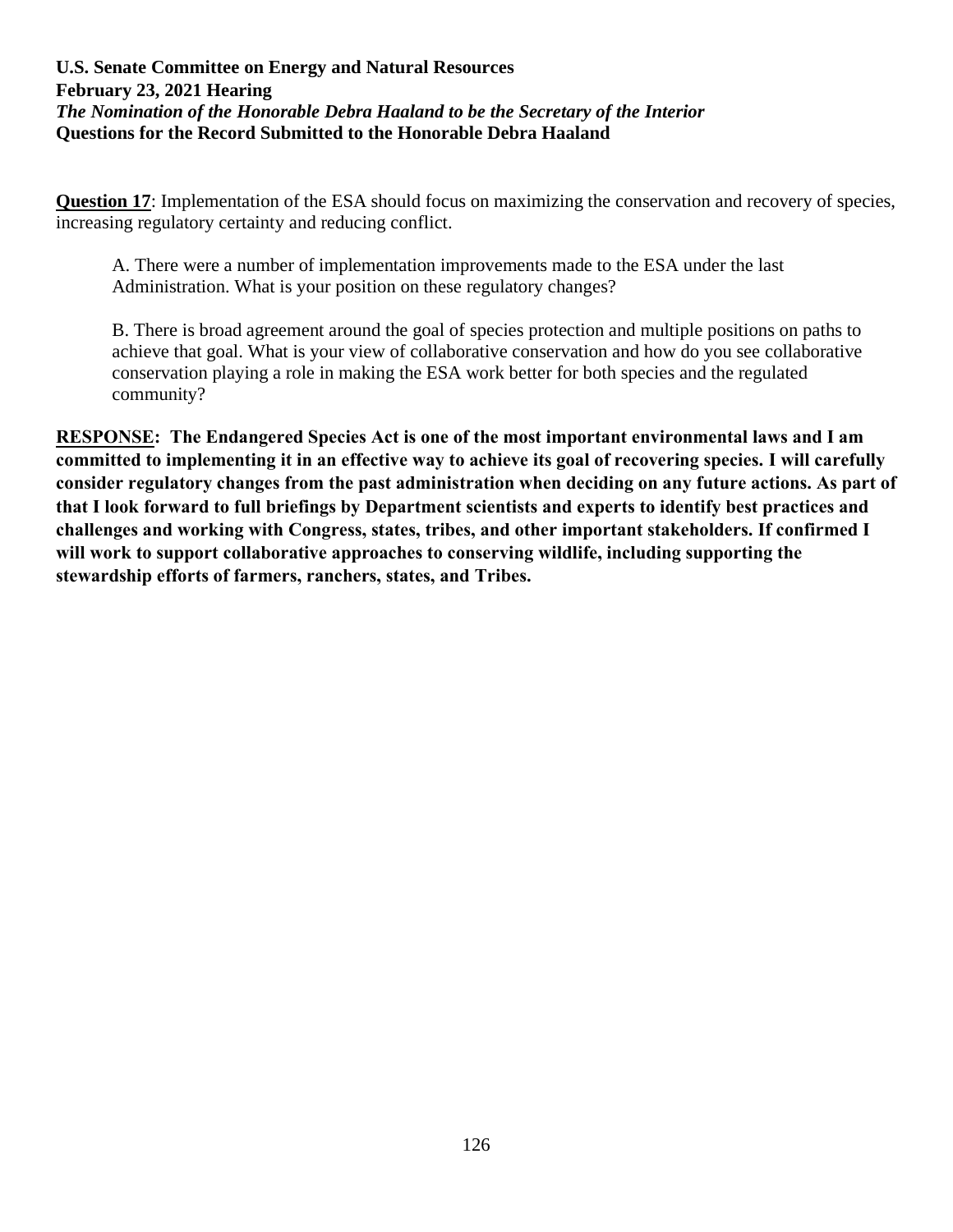**U.S. Senate Committee on Energy and Natural Resources**
**February 23, 2021 Hearing**
***The Nomination of the Honorable Debra Haaland to be the Secretary of the Interior***
**Questions for the Record Submitted to the Honorable Debra Haaland**

**Question 17**: Implementation of the ESA should focus on maximizing the conservation and recovery of species, increasing regulatory certainty and reducing conflict.

A. There were a number of implementation improvements made to the ESA under the last Administration. What is your position on these regulatory changes?

B. There is broad agreement around the goal of species protection and multiple positions on paths to achieve that goal. What is your view of collaborative conservation and how do you see collaborative conservation playing a role in making the ESA work better for both species and the regulated community?

**RESPONSE: The Endangered Species Act is one of the most important environmental laws and I am committed to implementing it in an effective way to achieve its goal of recovering species. I will carefully consider regulatory changes from the past administration when deciding on any future actions. As part of that I look forward to full briefings by Department scientists and experts to identify best practices and challenges and working with Congress, states, tribes, and other important stakeholders. If confirmed I will work to support collaborative approaches to conserving wildlife, including supporting the stewardship efforts of farmers, ranchers, states, and Tribes.**